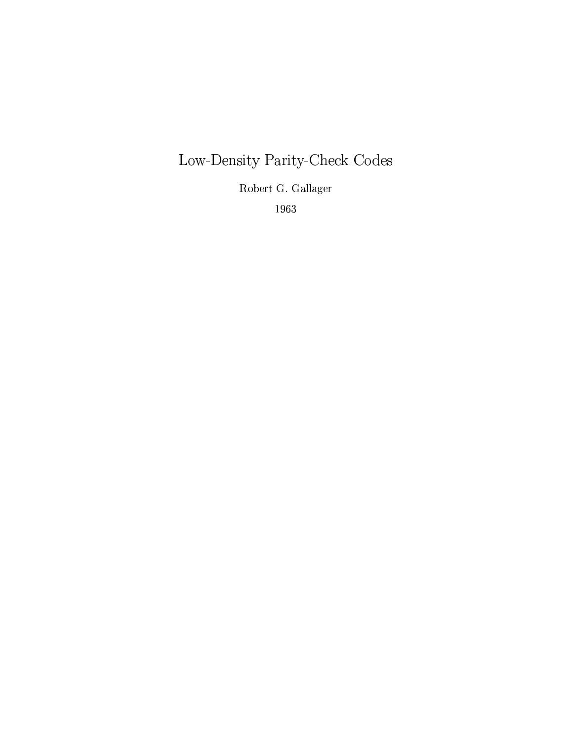# Low-Density Parity-Check Codes

Robert G. Gallager

1963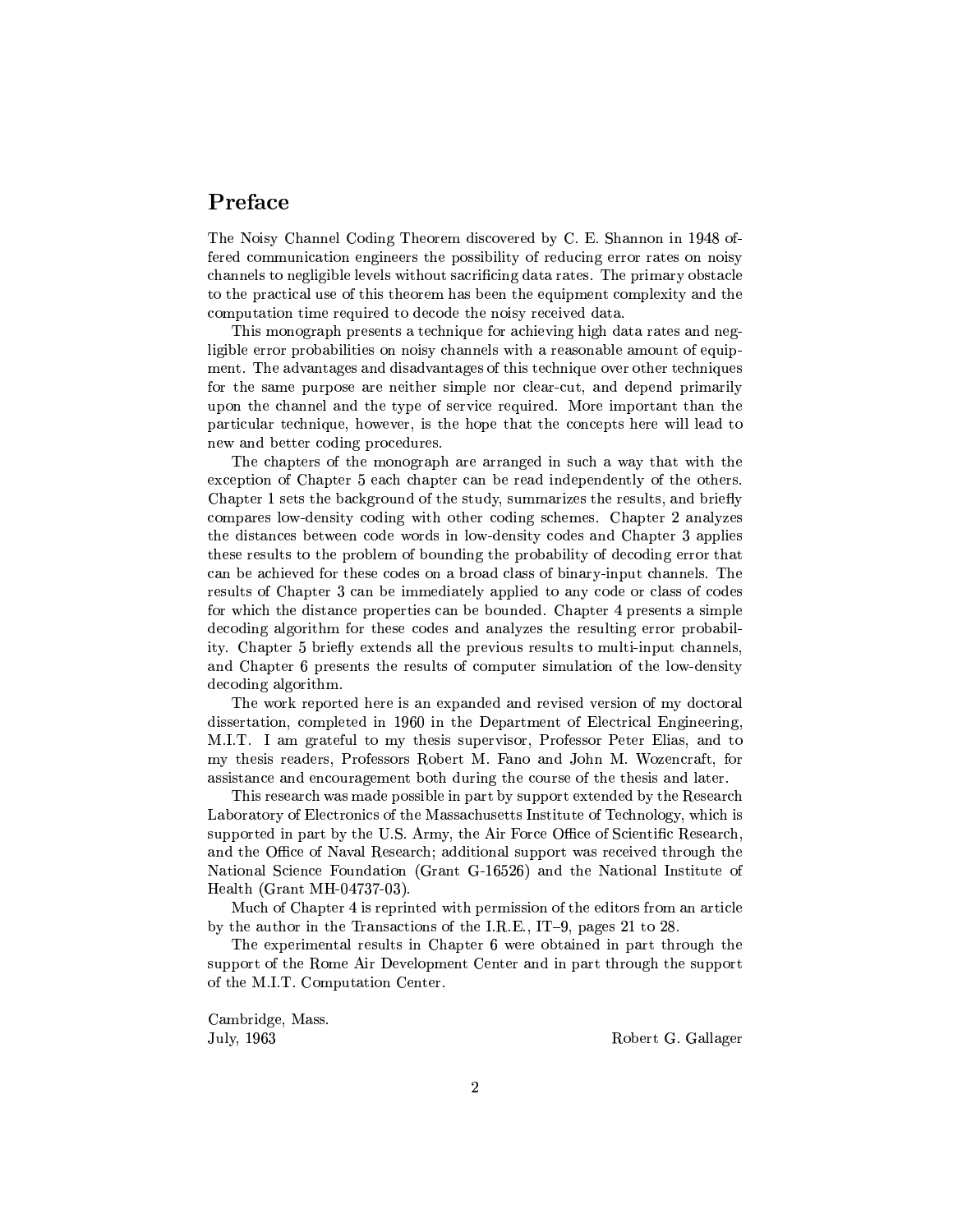# Preface

The Noisy Channel Coding Theorem discovered by C. E. Shannon in 1948 offered communication engineers the possibility of reducing error rates on noisy channels to negligible levels without sacrificing data rates. The primary obstacle to the practical use of this theorem has been the equipment complexity and the computation time required to decode the noisy received data.

This monograph presents a technique for achieving high data rates and negligible error probabilities on noisy channels with a reasonable amount of equipment. The advantages and disadvantages of this technique over other techniques for the same purpose are neither simple nor clear-cut, and depend primarily upon the channel and the type of service required. More important than the particular technique, however, is the hope that the concepts here will lead to new and better coding procedures.

The chapters of the monograph are arranged in such a way that with the exception of Chapter 5 each chapter can be read independently of the others. Chapter 1 sets the background of the study, summarizes the results, and briefly compares low-density coding with other coding schemes. Chapter 2 analyzes the distances between code words in low-density codes and Chapter 3 applies these results to the problem of bounding the probability of decoding error that can be achieved for these codes on a broad class of binary-input channels. The results of Chapter 3 can be immediately applied to any code or class of codes for which the distance properties can be bounded. Chapter 4 presents a simple decoding algorithm for these codes and analyzes the resulting error probability. Chapter 5 briefly extends all the previous results to multi-input channels, and Chapter 6 presents the results of computer simulation of the low-density decoding algorithm.

The work reported here is an expanded and revised version of my doctoral dissertation, completed in 1960 in the Department of Electrical Engineering, M.I.T. I am grateful to my thesis supervisor, Professor Peter Elias, and to my thesis readers, Professors Robert M. Fano and John M. Wozencraft, for assistance and encouragement both during the course of the thesis and later.

This research was made possible in part by support extended by the Research Laboratory of Electronics of the Massachusetts Institute of Technology, which is supported in part by the U.S. Army, the Air Force Office of Scientific Research, and the Office of Naval Research; additional support was received through the National Science Foundation (Grant G-16526) and the National Institute of Health (Grant MH-04737-03).

Much of Chapter 4 is reprinted with permission of the editors from an article by the author in the Transactions of the I.R.E., IT–9, pages 21 to 28.

The experimental results in Chapter 6 were obtained in part through the support of the Rome Air Development Center and in part through the support of the M.I.T. Computation Center.

Cambridge, Mass.
July, 1963

Robert G. Gallager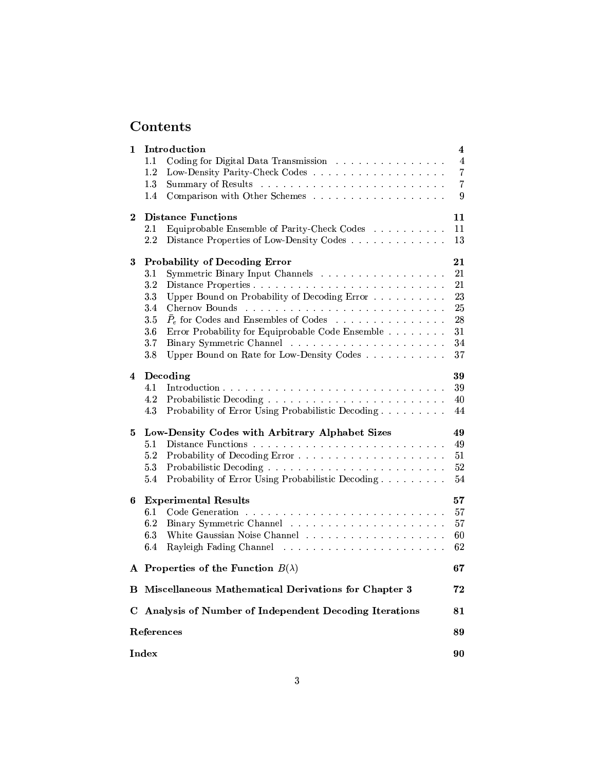# Contents

**1 Introduction** — **4**
- 1.1 Coding for Digital Data Transmission — 4
- 1.2 Low-Density Parity-Check Codes — 7
- 1.3 Summary of Results — 7
- 1.4 Comparison with Other Schemes — 9

**2 Distance Functions** — **11**
- 2.1 Equiprobable Ensemble of Parity-Check Codes — 11
- 2.2 Distance Properties of Low-Density Codes — 13

**3 Probability of Decoding Error** — **21**
- 3.1 Symmetric Binary Input Channels — 21
- 3.2 Distance Properties — 21
- 3.3 Upper Bound on Probability of Decoding Error — 23
- 3.4 Chernov Bounds — 25
- 3.5 $\bar{P}_e$ for Codes and Ensembles of Codes — 28
- 3.6 Error Probability for Equiprobable Code Ensemble — 31
- 3.7 Binary Symmetric Channel — 34
- 3.8 Upper Bound on Rate for Low-Density Codes — 37

**4 Decoding** — **39**
- 4.1 Introduction — 39
- 4.2 Probabilistic Decoding — 40
- 4.3 Probability of Error Using Probabilistic Decoding — 44

**5 Low-Density Codes with Arbitrary Alphabet Sizes** — **49**
- 5.1 Distance Functions — 49
- 5.2 Probability of Decoding Error — 51
- 5.3 Probabilistic Decoding — 52
- 5.4 Probability of Error Using Probabilistic Decoding — 54

**6 Experimental Results** — **57**
- 6.1 Code Generation — 57
- 6.2 Binary Symmetric Channel — 57
- 6.3 White Gaussian Noise Channel — 60
- 6.4 Rayleigh Fading Channel — 62

**A Properties of the Function $B(\lambda)$** — **67**

**B Miscellaneous Mathematical Derivations for Chapter 3** — **72**

**C Analysis of Number of Independent Decoding Iterations** — **81**

**References** — **89**

**Index** — **90**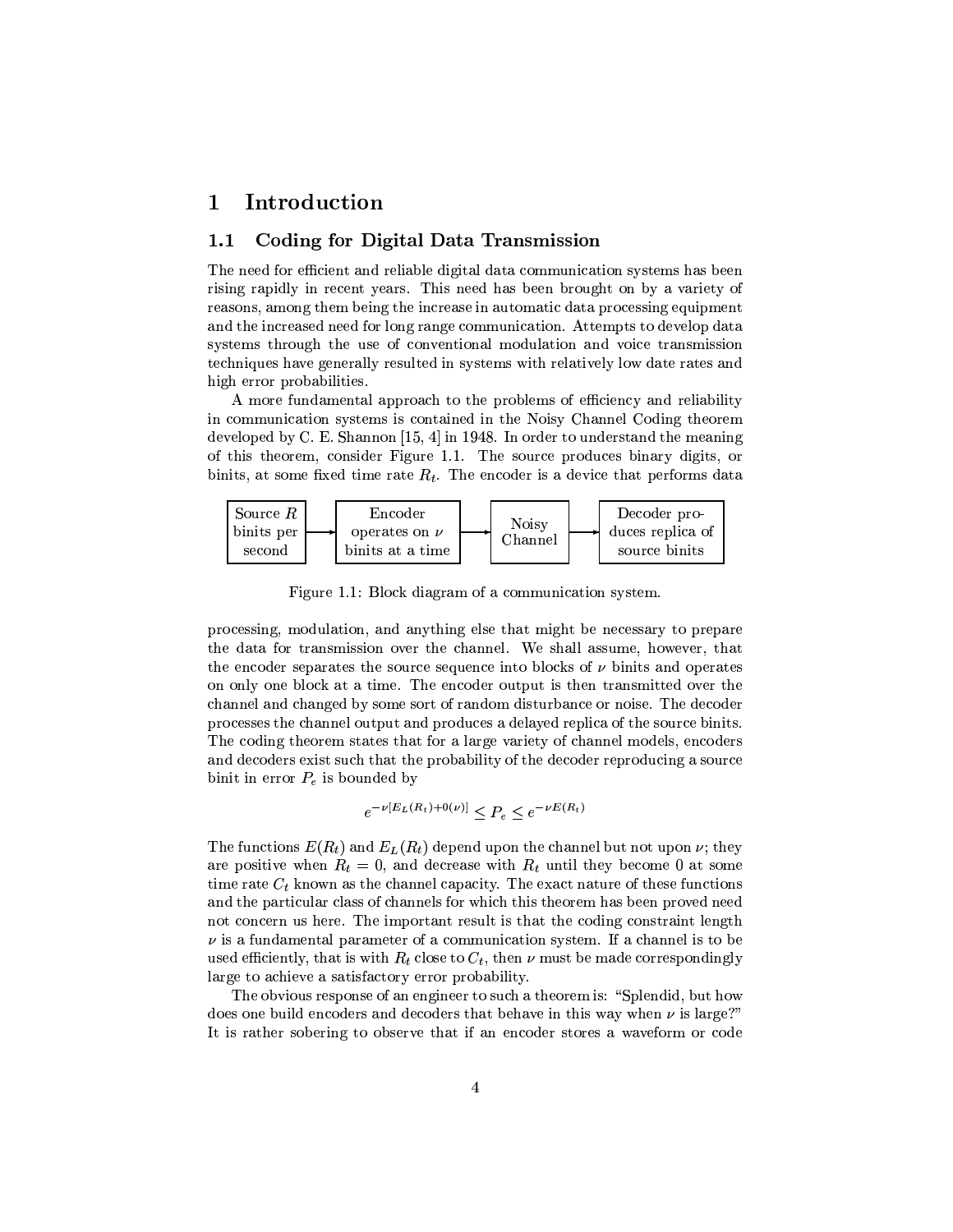# 1 Introduction

## 1.1 Coding for Digital Data Transmission

The need for efficient and reliable digital data communication systems has been rising rapidly in recent years. This need has been brought on by a variety of reasons, among them being the increase in automatic data processing equipment and the increased need for long range communication. Attempts to develop data systems through the use of conventional modulation and voice transmission techniques have generally resulted in systems with relatively low date rates and high error probabilities.

A more fundamental approach to the problems of efficiency and reliability in communication systems is contained in the Noisy Channel Coding theorem developed by C. E. Shannon [15, 4] in 1948. In order to understand the meaning of this theorem, consider Figure 1.1. The source produces binary digits, or binits, at some fixed time rate $R_t$. The encoder is a device that performs data

| Source $R$ binits per second | → | Encoder operates on $\nu$ binits at a time | → | Noisy Channel | → | Decoder produces replica of source binits |
|---|---|---|---|---|---|---|

Figure 1.1: Block diagram of a communication system.

processing, modulation, and anything else that might be necessary to prepare the data for transmission over the channel. We shall assume, however, that the encoder separates the source sequence into blocks of $\nu$ binits and operates on only one block at a time. The encoder output is then transmitted over the channel and changed by some sort of random disturbance or noise. The decoder processes the channel output and produces a delayed replica of the source binits. The coding theorem states that for a large variety of channel models, encoders and decoders exist such that the probability of the decoder reproducing a source binit in error $P_e$ is bounded by

$$e^{-\nu[E_L(R_t)+0(\nu)]} \leq P_e \leq e^{-\nu E(R_t)}$$

The functions $E(R_t)$ and $E_L(R_t)$ depend upon the channel but not upon $\nu$; they are positive when $R_t = 0$, and decrease with $R_t$ until they become 0 at some time rate $C_t$ known as the channel capacity. The exact nature of these functions and the particular class of channels for which this theorem has been proved need not concern us here. The important result is that the coding constraint length $\nu$ is a fundamental parameter of a communication system. If a channel is to be used efficiently, that is with $R_t$ close to $C_t$, then $\nu$ must be made correspondingly large to achieve a satisfactory error probability.

The obvious response of an engineer to such a theorem is: "Splendid, but how does one build encoders and decoders that behave in this way when $\nu$ is large?" It is rather sobering to observe that if an encoder stores a waveform or code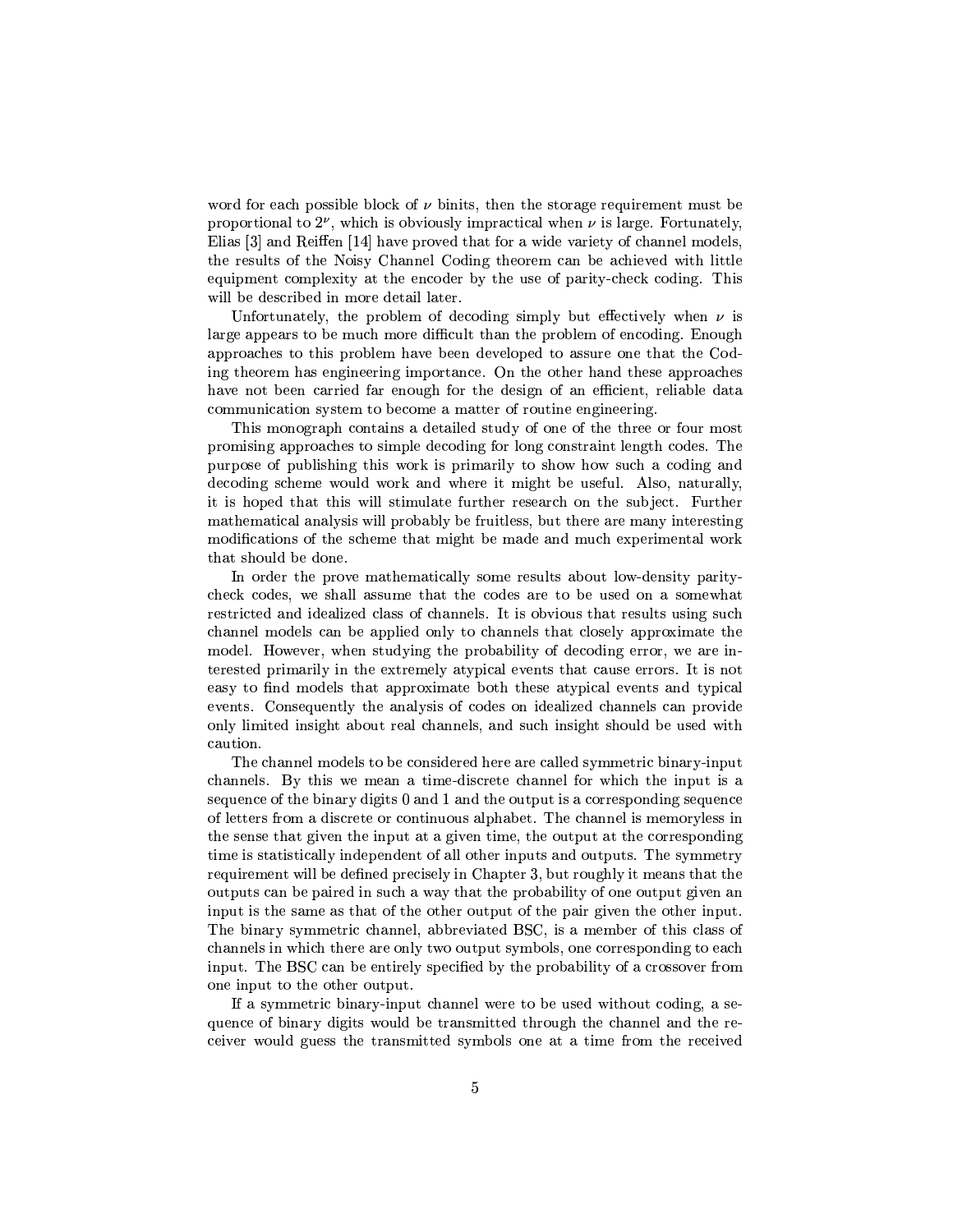word for each possible block of $\nu$ binits, then the storage requirement must be proportional to $2^\nu$, which is obviously impractical when $\nu$ is large. Fortunately, Elias [3] and Reiffen [14] have proved that for a wide variety of channel models, the results of the Noisy Channel Coding theorem can be achieved with little equipment complexity at the encoder by the use of parity-check coding. This will be described in more detail later.

Unfortunately, the problem of decoding simply but effectively when $\nu$ is large appears to be much more difficult than the problem of encoding. Enough approaches to this problem have been developed to assure one that the Coding theorem has engineering importance. On the other hand these approaches have not been carried far enough for the design of an efficient, reliable data communication system to become a matter of routine engineering.

This monograph contains a detailed study of one of the three or four most promising approaches to simple decoding for long constraint length codes. The purpose of publishing this work is primarily to show how such a coding and decoding scheme would work and where it might be useful. Also, naturally, it is hoped that this will stimulate further research on the subject. Further mathematical analysis will probably be fruitless, but there are many interesting modifications of the scheme that might be made and much experimental work that should be done.

In order the prove mathematically some results about low-density parity-check codes, we shall assume that the codes are to be used on a somewhat restricted and idealized class of channels. It is obvious that results using such channel models can be applied only to channels that closely approximate the model. However, when studying the probability of decoding error, we are interested primarily in the extremely atypical events that cause errors. It is not easy to find models that approximate both these atypical events and typical events. Consequently the analysis of codes on idealized channels can provide only limited insight about real channels, and such insight should be used with caution.

The channel models to be considered here are called symmetric binary-input channels. By this we mean a time-discrete channel for which the input is a sequence of the binary digits 0 and 1 and the output is a corresponding sequence of letters from a discrete or continuous alphabet. The channel is memoryless in the sense that given the input at a given time, the output at the corresponding time is statistically independent of all other inputs and outputs. The symmetry requirement will be defined precisely in Chapter 3, but roughly it means that the outputs can be paired in such a way that the probability of one output given an input is the same as that of the other output of the pair given the other input. The binary symmetric channel, abbreviated BSC, is a member of this class of channels in which there are only two output symbols, one corresponding to each input. The BSC can be entirely specified by the probability of a crossover from one input to the other output.

If a symmetric binary-input channel were to be used without coding, a sequence of binary digits would be transmitted through the channel and the receiver would guess the transmitted symbols one at a time from the received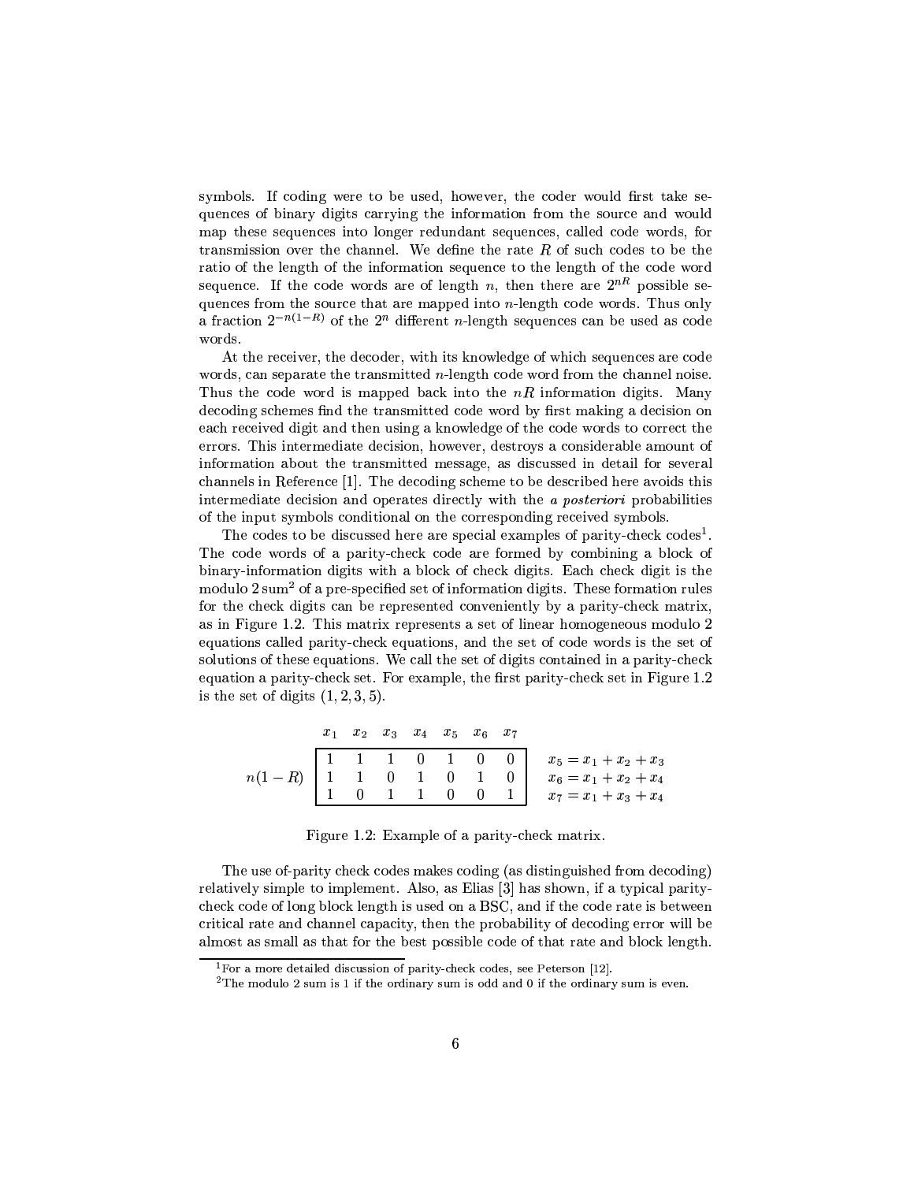symbols. If coding were to be used, however, the coder would first take sequences of binary digits carrying the information from the source and would map these sequences into longer redundant sequences, called code words, for transmission over the channel. We define the rate $R$ of such codes to be the ratio of the length of the information sequence to the length of the code word sequence. If the code words are of length $n$, then there are $2^{nR}$ possible sequences from the source that are mapped into $n$-length code words. Thus only a fraction $2^{-n(1-R)}$ of the $2^n$ different $n$-length sequences can be used as code words.

At the receiver, the decoder, with its knowledge of which sequences are code words, can separate the transmitted $n$-length code word from the channel noise. Thus the code word is mapped back into the $nR$ information digits. Many decoding schemes find the transmitted code word by first making a decision on each received digit and then using a knowledge of the code words to correct the errors. This intermediate decision, however, destroys a considerable amount of information about the transmitted message, as discussed in detail for several channels in Reference [1]. The decoding scheme to be described here avoids this intermediate decision and operates directly with the *a posteriori* probabilities of the input symbols conditional on the corresponding received symbols.

The codes to be discussed here are special examples of parity-check codes[1]. The code words of a parity-check code are formed by combining a block of binary-information digits with a block of check digits. Each check digit is the modulo 2 sum[2] of a pre-specified set of information digits. These formation rules for the check digits can be represented conveniently by a parity-check matrix, as in Figure 1.2. This matrix represents a set of linear homogeneous modulo 2 equations called parity-check equations, and the set of code words is the set of solutions of these equations. We call the set of digits contained in a parity-check equation a parity-check set. For example, the first parity-check set in Figure 1.2 is the set of digits $(1, 2, 3, 5)$.

$$
n(1-R)\;\begin{array}{c} \begin{array}{ccccccc} x_1 & x_2 & x_3 & x_4 & x_5 & x_6 & x_7 \end{array} \\ \left[\begin{array}{ccccccc} 1 & 1 & 1 & 0 & 1 & 0 & 0 \\ 1 & 1 & 0 & 1 & 0 & 1 & 0 \\ 1 & 0 & 1 & 1 & 0 & 0 & 1 \end{array}\right] \end{array}
\qquad
\begin{array}{l} x_5 = x_1 + x_2 + x_3 \\ x_6 = x_1 + x_2 + x_4 \\ x_7 = x_1 + x_3 + x_4 \end{array}
$$

Figure 1.2: Example of a parity-check matrix.

The use of-parity check codes makes coding (as distinguished from decoding) relatively simple to implement. Also, as Elias [3] has shown, if a typical parity-check code of long block length is used on a BSC, and if the code rate is between critical rate and channel capacity, then the probability of decoding error will be almost as small as that for the best possible code of that rate and block length.

[1] For a more detailed discussion of parity-check codes, see Peterson [12].

[2] The modulo 2 sum is 1 if the ordinary sum is odd and 0 if the ordinary sum is even.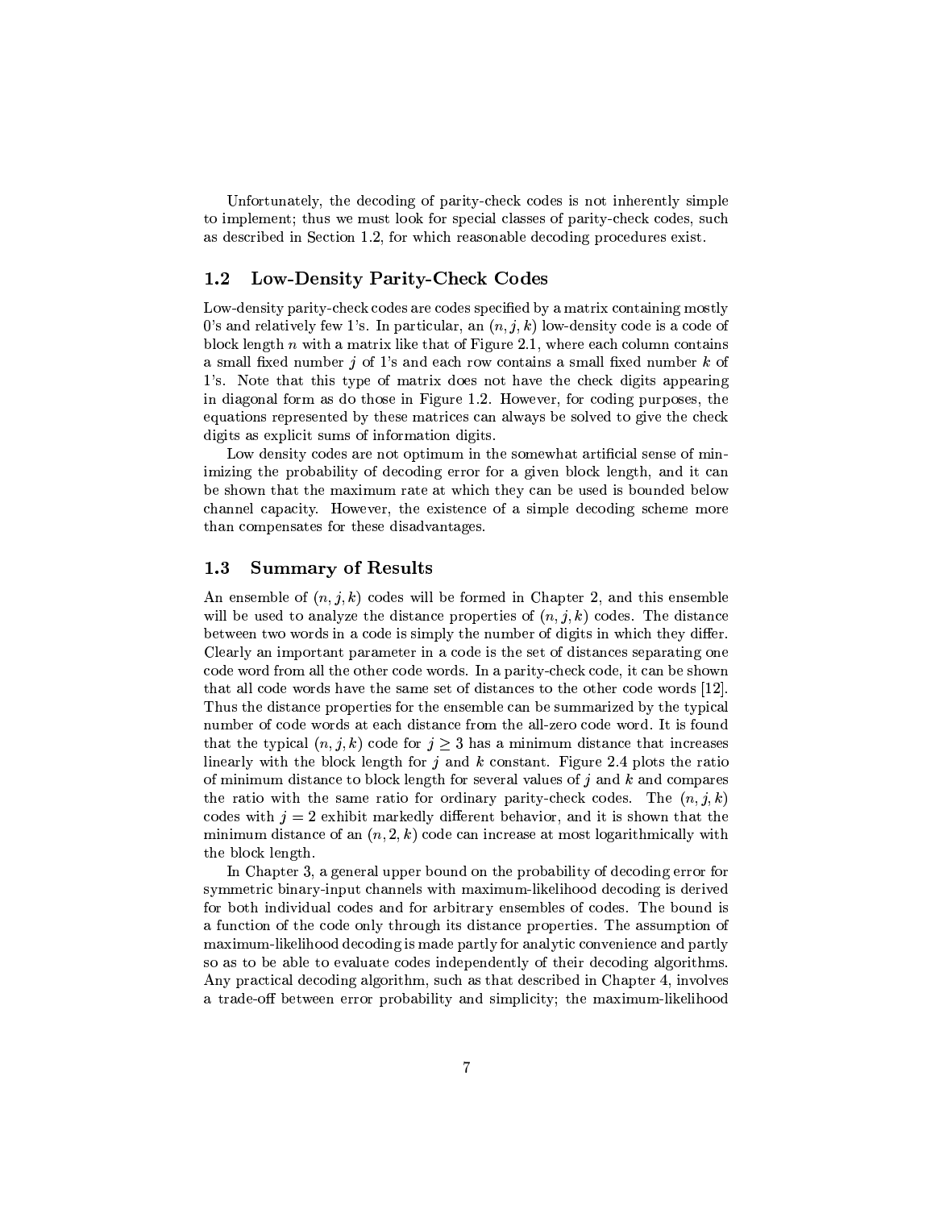Unfortunately, the decoding of parity-check codes is not inherently simple to implement; thus we must look for special classes of parity-check codes, such as described in Section 1.2, for which reasonable decoding procedures exist.

## 1.2 Low-Density Parity-Check Codes

Low-density parity-check codes are codes specified by a matrix containing mostly 0's and relatively few 1's. In particular, an $(n, j, k)$ low-density code is a code of block length $n$ with a matrix like that of Figure 2.1, where each column contains a small fixed number $j$ of 1's and each row contains a small fixed number $k$ of 1's. Note that this type of matrix does not have the check digits appearing in diagonal form as do those in Figure 1.2. However, for coding purposes, the equations represented by these matrices can always be solved to give the check digits as explicit sums of information digits.

Low density codes are not optimum in the somewhat artificial sense of minimizing the probability of decoding error for a given block length, and it can be shown that the maximum rate at which they can be used is bounded below channel capacity. However, the existence of a simple decoding scheme more than compensates for these disadvantages.

## 1.3 Summary of Results

An ensemble of $(n, j, k)$ codes will be formed in Chapter 2, and this ensemble will be used to analyze the distance properties of $(n, j, k)$ codes. The distance between two words in a code is simply the number of digits in which they differ. Clearly an important parameter in a code is the set of distances separating one code word from all the other code words. In a parity-check code, it can be shown that all code words have the same set of distances to the other code words [12]. Thus the distance properties for the ensemble can be summarized by the typical number of code words at each distance from the all-zero code word. It is found that the typical $(n, j, k)$ code for $j \geq 3$ has a minimum distance that increases linearly with the block length for $j$ and $k$ constant. Figure 2.4 plots the ratio of minimum distance to block length for several values of $j$ and $k$ and compares the ratio with the same ratio for ordinary parity-check codes. The $(n, j, k)$ codes with $j = 2$ exhibit markedly different behavior, and it is shown that the minimum distance of an $(n, 2, k)$ code can increase at most logarithmically with the block length.

In Chapter 3, a general upper bound on the probability of decoding error for symmetric binary-input channels with maximum-likelihood decoding is derived for both individual codes and for arbitrary ensembles of codes. The bound is a function of the code only through its distance properties. The assumption of maximum-likelihood decoding is made partly for analytic convenience and partly so as to be able to evaluate codes independently of their decoding algorithms. Any practical decoding algorithm, such as that described in Chapter 4, involves a trade-off between error probability and simplicity; the maximum-likelihood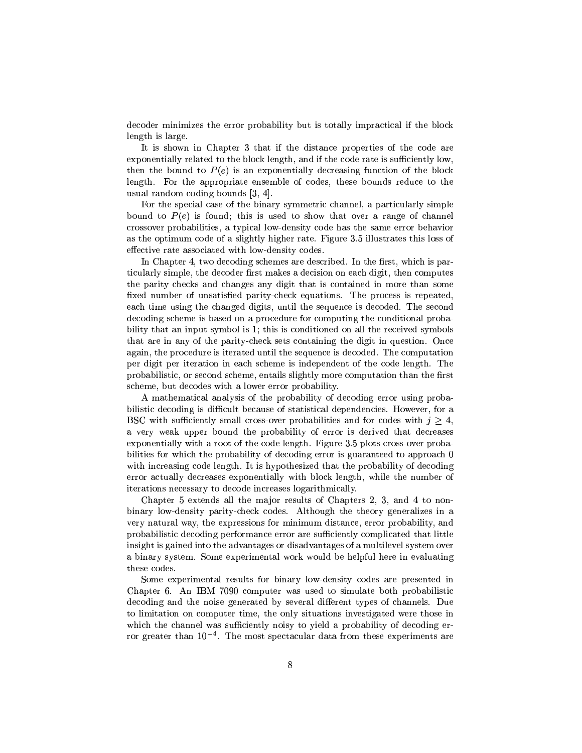decoder minimizes the error probability but is totally impractical if the block length is large.

It is shown in Chapter 3 that if the distance properties of the code are exponentially related to the block length, and if the code rate is sufficiently low, then the bound to $P(e)$ is an exponentially decreasing function of the block length. For the appropriate ensemble of codes, these bounds reduce to the usual random coding bounds [3, 4].

For the special case of the binary symmetric channel, a particularly simple bound to $P(e)$ is found; this is used to show that over a range of channel crossover probabilities, a typical low-density code has the same error behavior as the optimum code of a slightly higher rate. Figure 3.5 illustrates this loss of effective rate associated with low-density codes.

In Chapter 4, two decoding schemes are described. In the first, which is particularly simple, the decoder first makes a decision on each digit, then computes the parity checks and changes any digit that is contained in more than some fixed number of unsatisfied parity-check equations. The process is repeated, each time using the changed digits, until the sequence is decoded. The second decoding scheme is based on a procedure for computing the conditional probability that an input symbol is 1; this is conditioned on all the received symbols that are in any of the parity-check sets containing the digit in question. Once again, the procedure is iterated until the sequence is decoded. The computation per digit per iteration in each scheme is independent of the code length. The probabilistic, or second scheme, entails slightly more computation than the first scheme, but decodes with a lower error probability.

A mathematical analysis of the probability of decoding error using probabilistic decoding is difficult because of statistical dependencies. However, for a BSC with sufficiently small cross-over probabilities and for codes with $j \geq 4$, a very weak upper bound the probability of error is derived that decreases exponentially with a root of the code length. Figure 3.5 plots cross-over probabilities for which the probability of decoding error is guaranteed to approach 0 with increasing code length. It is hypothesized that the probability of decoding error actually decreases exponentially with block length, while the number of iterations necessary to decode increases logarithmically.

Chapter 5 extends all the major results of Chapters 2, 3, and 4 to non-binary low-density parity-check codes. Although the theory generalizes in a very natural way, the expressions for minimum distance, error probability, and probabilistic decoding performance error are sufficiently complicated that little insight is gained into the advantages or disadvantages of a multilevel system over a binary system. Some experimental work would be helpful here in evaluating these codes.

Some experimental results for binary low-density codes are presented in Chapter 6. An IBM 7090 computer was used to simulate both probabilistic decoding and the noise generated by several different types of channels. Due to limitation on computer time, the only situations investigated were those in which the channel was sufficiently noisy to yield a probability of decoding error greater than $10^{-4}$. The most spectacular data from these experiments are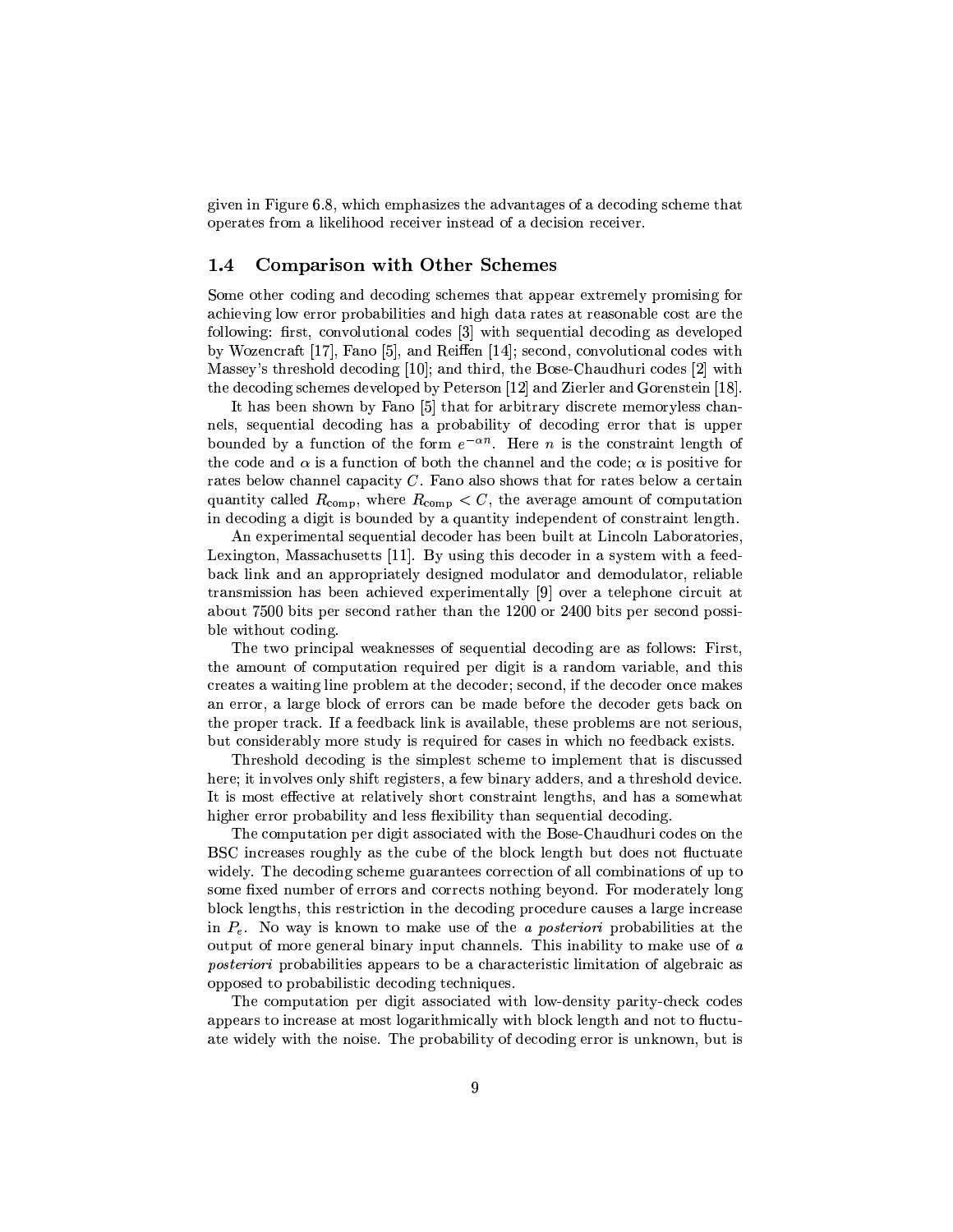given in Figure 6.8, which emphasizes the advantages of a decoding scheme that operates from a likelihood receiver instead of a decision receiver.

## 1.4 Comparison with Other Schemes

Some other coding and decoding schemes that appear extremely promising for achieving low error probabilities and high data rates at reasonable cost are the following: first, convolutional codes [3] with sequential decoding as developed by Wozencraft [17], Fano [5], and Reiffen [14]; second, convolutional codes with Massey's threshold decoding [10]; and third, the Bose-Chaudhuri codes [2] with the decoding schemes developed by Peterson [12] and Zierler and Gorenstein [18].

It has been shown by Fano [5] that for arbitrary discrete memoryless channels, sequential decoding has a probability of decoding error that is upper bounded by a function of the form $e^{-\alpha n}$. Here $n$ is the constraint length of the code and $\alpha$ is a function of both the channel and the code; $\alpha$ is positive for rates below channel capacity $C$. Fano also shows that for rates below a certain quantity called $R_{\text{comp}}$, where $R_{\text{comp}} < C$, the average amount of computation in decoding a digit is bounded by a quantity independent of constraint length.

An experimental sequential decoder has been built at Lincoln Laboratories, Lexington, Massachusetts [11]. By using this decoder in a system with a feedback link and an appropriately designed modulator and demodulator, reliable transmission has been achieved experimentally [9] over a telephone circuit at about 7500 bits per second rather than the 1200 or 2400 bits per second possible without coding.

The two principal weaknesses of sequential decoding are as follows: First, the amount of computation required per digit is a random variable, and this creates a waiting line problem at the decoder; second, if the decoder once makes an error, a large block of errors can be made before the decoder gets back on the proper track. If a feedback link is available, these problems are not serious, but considerably more study is required for cases in which no feedback exists.

Threshold decoding is the simplest scheme to implement that is discussed here; it involves only shift registers, a few binary adders, and a threshold device. It is most effective at relatively short constraint lengths, and has a somewhat higher error probability and less flexibility than sequential decoding.

The computation per digit associated with the Bose-Chaudhuri codes on the BSC increases roughly as the cube of the block length but does not fluctuate widely. The decoding scheme guarantees correction of all combinations of up to some fixed number of errors and corrects nothing beyond. For moderately long block lengths, this restriction in the decoding procedure causes a large increase in $P_e$. No way is known to make use of the *a posteriori* probabilities at the output of more general binary input channels. This inability to make use of *a posteriori* probabilities appears to be a characteristic limitation of algebraic as opposed to probabilistic decoding techniques.

The computation per digit associated with low-density parity-check codes appears to increase at most logarithmically with block length and not to fluctuate widely with the noise. The probability of decoding error is unknown, but is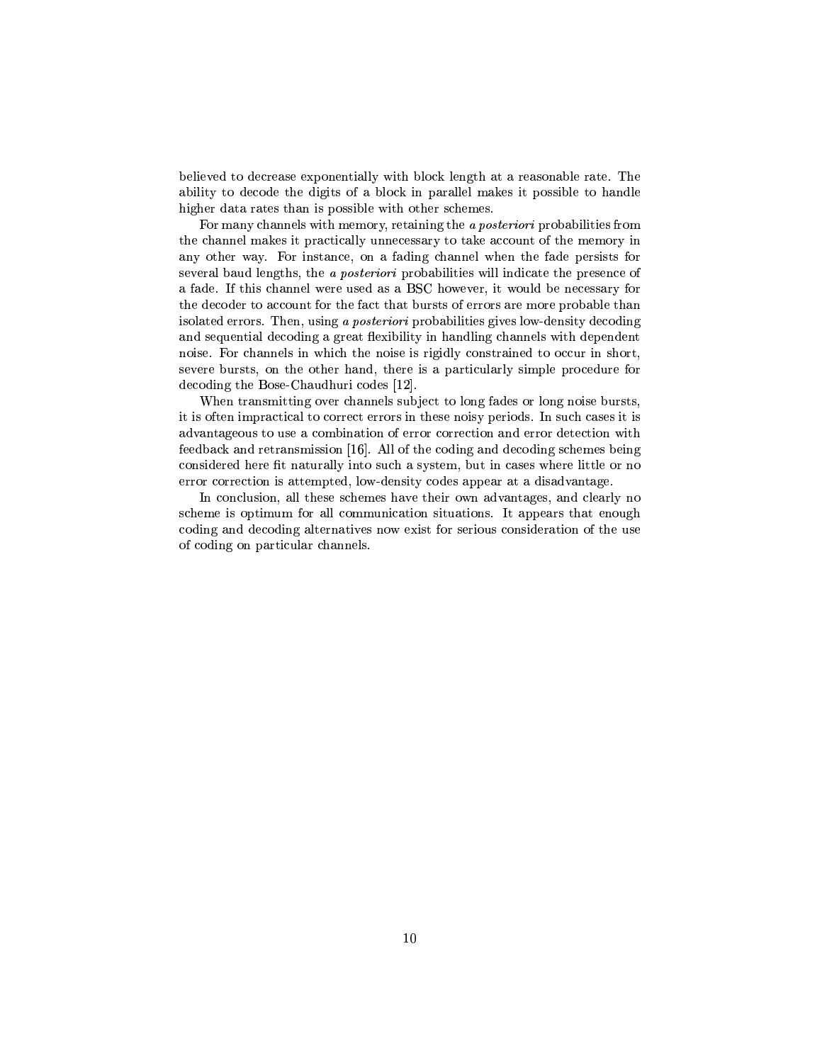believed to decrease exponentially with block length at a reasonable rate. The ability to decode the digits of a block in parallel makes it possible to handle higher data rates than is possible with other schemes.

For many channels with memory, retaining the *a posteriori* probabilities from the channel makes it practically unnecessary to take account of the memory in any other way. For instance, on a fading channel when the fade persists for several baud lengths, the *a posteriori* probabilities will indicate the presence of a fade. If this channel were used as a BSC however, it would be necessary for the decoder to account for the fact that bursts of errors are more probable than isolated errors. Then, using *a posteriori* probabilities gives low-density decoding and sequential decoding a great flexibility in handling channels with dependent noise. For channels in which the noise is rigidly constrained to occur in short, severe bursts, on the other hand, there is a particularly simple procedure for decoding the Bose-Chaudhuri codes [12].

When transmitting over channels subject to long fades or long noise bursts, it is often impractical to correct errors in these noisy periods. In such cases it is advantageous to use a combination of error correction and error detection with feedback and retransmission [16]. All of the coding and decoding schemes being considered here fit naturally into such a system, but in cases where little or no error correction is attempted, low-density codes appear at a disadvantage.

In conclusion, all these schemes have their own advantages, and clearly no scheme is optimum for all communication situations. It appears that enough coding and decoding alternatives now exist for serious consideration of the use of coding on particular channels.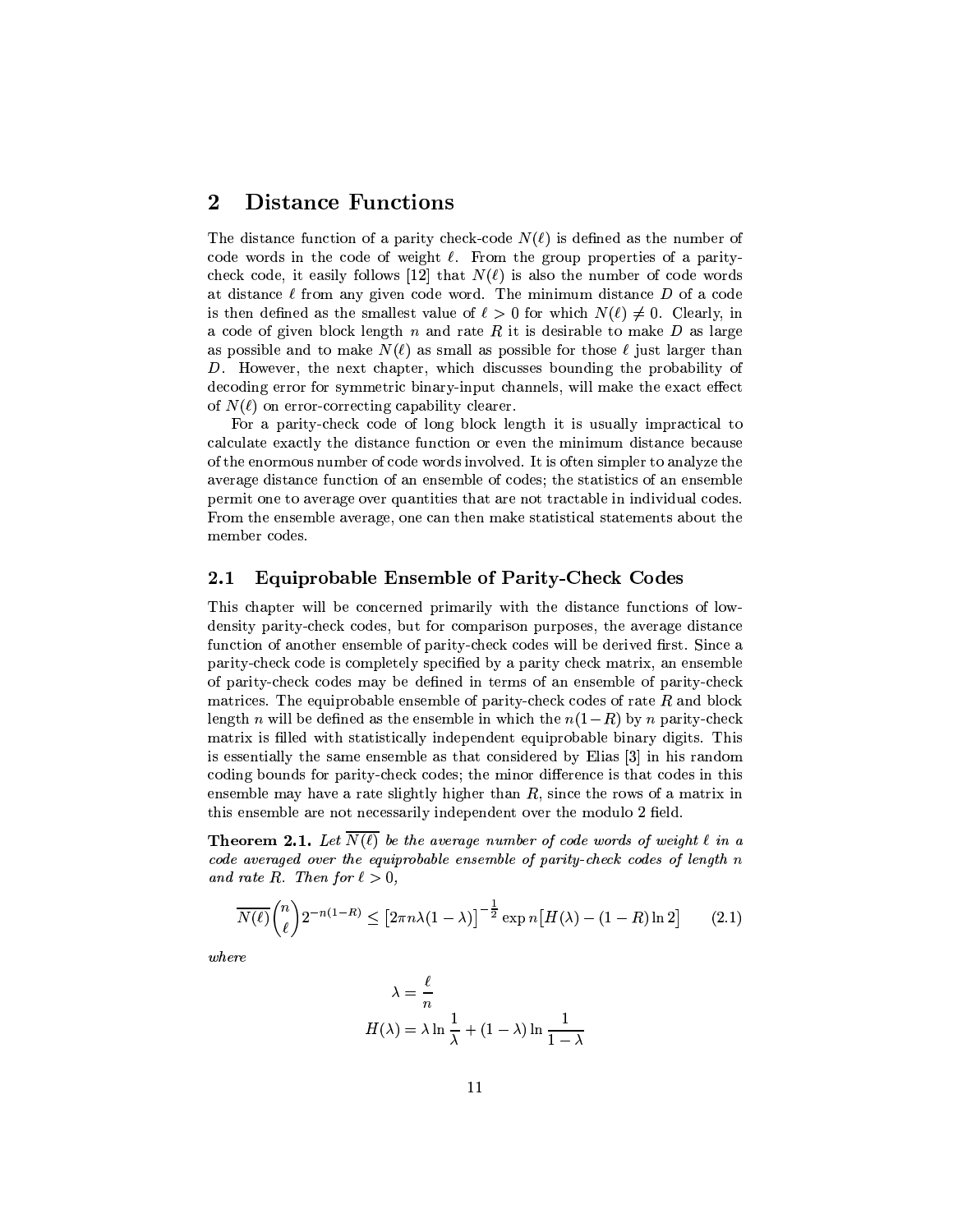# 2 Distance Functions

The distance function of a parity check-code $N(\ell)$ is defined as the number of code words in the code of weight $\ell$. From the group properties of a parity-check code, it easily follows [12] that $N(\ell)$ is also the number of code words at distance $\ell$ from any given code word. The minimum distance $D$ of a code is then defined as the smallest value of $\ell > 0$ for which $N(\ell) \neq 0$. Clearly, in a code of given block length $n$ and rate $R$ it is desirable to make $D$ as large as possible and to make $N(\ell)$ as small as possible for those $\ell$ just larger than $D$. However, the next chapter, which discusses bounding the probability of decoding error for symmetric binary-input channels, will make the exact effect of $N(\ell)$ on error-correcting capability clearer.

For a parity-check code of long block length it is usually impractical to calculate exactly the distance function or even the minimum distance because of the enormous number of code words involved. It is often simpler to analyze the average distance function of an ensemble of codes; the statistics of an ensemble permit one to average over quantities that are not tractable in individual codes. From the ensemble average, one can then make statistical statements about the member codes.

## 2.1 Equiprobable Ensemble of Parity-Check Codes

This chapter will be concerned primarily with the distance functions of low-density parity-check codes, but for comparison purposes, the average distance function of another ensemble of parity-check codes will be derived first. Since a parity-check code is completely specified by a parity check matrix, an ensemble of parity-check codes may be defined in terms of an ensemble of parity-check matrices. The equiprobable ensemble of parity-check codes of rate $R$ and block length $n$ will be defined as the ensemble in which the $n(1-R)$ by $n$ parity-check matrix is filled with statistically independent equiprobable binary digits. This is essentially the same ensemble as that considered by Elias [3] in his random coding bounds for parity-check codes; the minor difference is that codes in this ensemble may have a rate slightly higher than $R$, since the rows of a matrix in this ensemble are not necessarily independent over the modulo 2 field.

**Theorem 2.1.** *Let $\overline{N(\ell)}$ be the average number of code words of weight $\ell$ in a code averaged over the equiprobable ensemble of parity-check codes of length $n$ and rate $R$. Then for $\ell > 0$,*

$$\overline{N(\ell)} \binom{n}{\ell} 2^{-n(1-R)} \leq \left[2\pi n\lambda(1-\lambda)\right]^{-\frac{1}{2}} \exp n\left[H(\lambda) - (1-R)\ln 2\right] \tag{2.1}$$

*where*

$$\lambda = \frac{\ell}{n}$$
$$H(\lambda) = \lambda \ln \frac{1}{\lambda} + (1-\lambda) \ln \frac{1}{1-\lambda}$$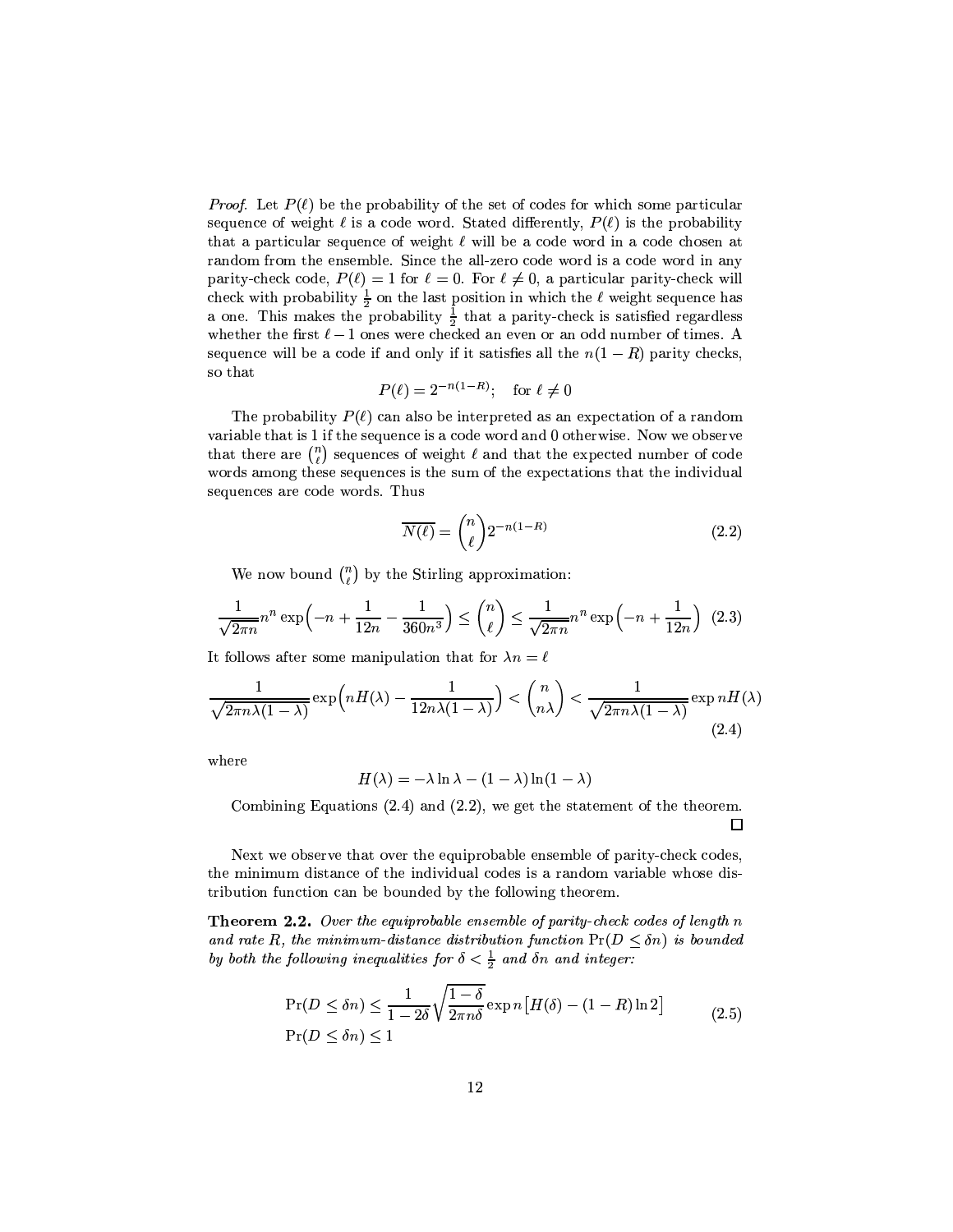*Proof.* Let $P(\ell)$ be the probability of the set of codes for which some particular sequence of weight $\ell$ is a code word. Stated differently, $P(\ell)$ is the probability that a particular sequence of weight $\ell$ will be a code word in a code chosen at random from the ensemble. Since the all-zero code word is a code word in any parity-check code, $P(\ell) = 1$ for $\ell = 0$. For $\ell \neq 0$, a particular parity-check will check with probability $\frac{1}{2}$ on the last position in which the $\ell$ weight sequence has a one. This makes the probability $\frac{1}{2}$ that a parity-check is satisfied regardless whether the first $\ell - 1$ ones were checked an even or an odd number of times. A sequence will be a code if and only if it satisfies all the $n(1-R)$ parity checks, so that

$$P(\ell) = 2^{-n(1-R)}; \quad \text{for } \ell \neq 0$$

The probability $P(\ell)$ can also be interpreted as an expectation of a random variable that is 1 if the sequence is a code word and 0 otherwise. Now we observe that there are $\binom{n}{\ell}$ sequences of weight $\ell$ and that the expected number of code words among these sequences is the sum of the expectations that the individual sequences are code words. Thus

$$\overline{N(\ell)} = \binom{n}{\ell} 2^{-n(1-R)} \tag{2.2}$$

We now bound $\binom{n}{\ell}$ by the Stirling approximation:

$$\frac{1}{\sqrt{2\pi n}} n^n \exp\Big(-n + \frac{1}{12n} - \frac{1}{360n^3}\Big) \leq \binom{n}{\ell} \leq \frac{1}{\sqrt{2\pi n}} n^n \exp\Big(-n + \frac{1}{12n}\Big) \tag{2.3}$$

It follows after some manipulation that for $\lambda n = \ell$

$$\frac{1}{\sqrt{2\pi n\lambda(1-\lambda)}} \exp\Big(nH(\lambda) - \frac{1}{12n\lambda(1-\lambda)}\Big) < \binom{n}{n\lambda} < \frac{1}{\sqrt{2\pi n\lambda(1-\lambda)}} \exp nH(\lambda) \tag{2.4}$$

where

$$H(\lambda) = -\lambda \ln \lambda - (1-\lambda)\ln(1-\lambda)$$

Combining Equations (2.4) and (2.2), we get the statement of the theorem. □

Next we observe that over the equiprobable ensemble of parity-check codes, the minimum distance of the individual codes is a random variable whose distribution function can be bounded by the following theorem.

**Theorem 2.2.** *Over the equiprobable ensemble of parity-check codes of length $n$ and rate $R$, the minimum-distance distribution function $\Pr(D \leq \delta n)$ is bounded by both the following inequalities for $\delta < \frac{1}{2}$ and $\delta n$ and integer:*

$$\begin{aligned} \Pr(D \leq \delta n) &\leq \frac{1}{1-2\delta}\sqrt{\frac{1-\delta}{2\pi n\delta}} \exp n\big[H(\delta) - (1-R)\ln 2\big] \\ \Pr(D \leq \delta n) &\leq 1 \end{aligned} \tag{2.5}$$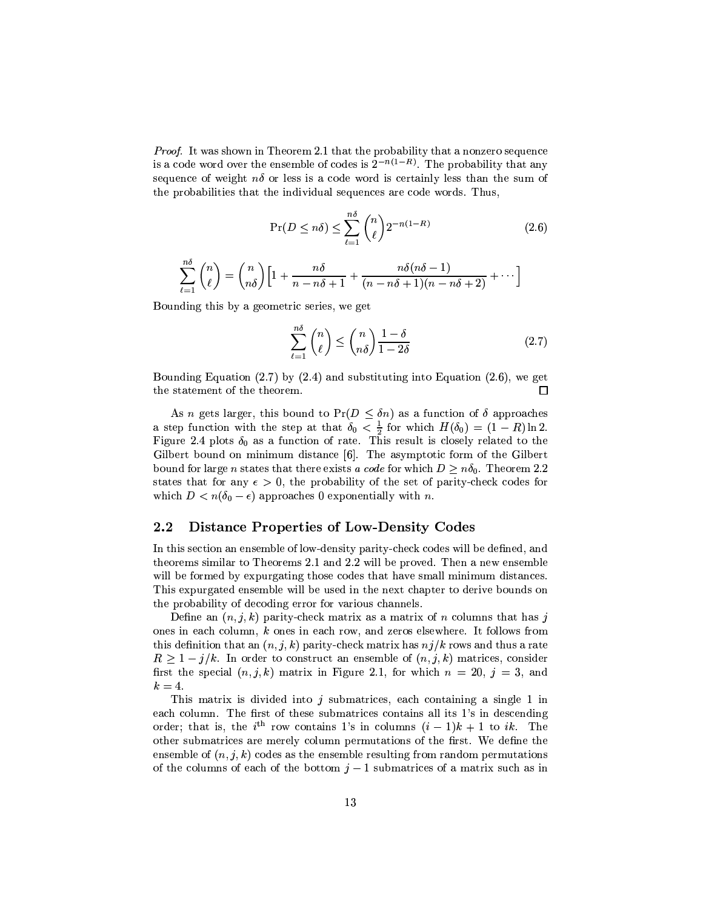*Proof.* It was shown in Theorem 2.1 that the probability that a nonzero sequence is a code word over the ensemble of codes is $2^{-n(1-R)}$. The probability that any sequence of weight $n\delta$ or less is a code word is certainly less than the sum of the probabilities that the individual sequences are code words. Thus,

$$\Pr(D \leq n\delta) \leq \sum_{\ell=1}^{n\delta} \binom{n}{\ell} 2^{-n(1-R)} \tag{2.6}$$

$$\sum_{\ell=1}^{n\delta} \binom{n}{\ell} = \binom{n}{n\delta} \left[ 1 + \frac{n\delta}{n - n\delta + 1} + \frac{n\delta(n\delta - 1)}{(n - n\delta + 1)(n - n\delta + 2)} + \cdots \right]$$

Bounding this by a geometric series, we get

$$\sum_{\ell=1}^{n\delta} \binom{n}{\ell} \leq \binom{n}{n\delta} \frac{1-\delta}{1-2\delta} \tag{2.7}$$

Bounding Equation (2.7) by (2.4) and substituting into Equation (2.6), we get the statement of the theorem. □

As $n$ gets larger, this bound to $\Pr(D \leq \delta n)$ as a function of $\delta$ approaches a step function with the step at that $\delta_0 < \frac{1}{2}$ for which $H(\delta_0) = (1-R)\ln 2$. Figure 2.4 plots $\delta_0$ as a function of rate. This result is closely related to the Gilbert bound on minimum distance [6]. The asymptotic form of the Gilbert bound for large $n$ states that there exists *a code* for which $D \geq n\delta_0$. Theorem 2.2 states that for any $\epsilon > 0$, the probability of the set of parity-check codes for which $D < n(\delta_0 - \epsilon)$ approaches 0 exponentially with $n$.

## 2.2 Distance Properties of Low-Density Codes

In this section an ensemble of low-density parity-check codes will be defined, and theorems similar to Theorems 2.1 and 2.2 will be proved. Then a new ensemble will be formed by expurgating those codes that have small minimum distances. This expurgated ensemble will be used in the next chapter to derive bounds on the probability of decoding error for various channels.

Define an $(n, j, k)$ parity-check matrix as a matrix of $n$ columns that has $j$ ones in each column, $k$ ones in each row, and zeros elsewhere. It follows from this definition that an $(n, j, k)$ parity-check matrix has $nj/k$ rows and thus a rate $R \geq 1 - j/k$. In order to construct an ensemble of $(n, j, k)$ matrices, consider first the special $(n, j, k)$ matrix in Figure 2.1, for which $n = 20$, $j = 3$, and $k = 4$.

This matrix is divided into $j$ submatrices, each containing a single 1 in each column. The first of these submatrices contains all its 1's in descending order; that is, the $i^{\text{th}}$ row contains 1's in columns $(i-1)k + 1$ to $ik$. The other submatrices are merely column permutations of the first. We define the ensemble of $(n, j, k)$ codes as the ensemble resulting from random permutations of the columns of each of the bottom $j - 1$ submatrices of a matrix such as in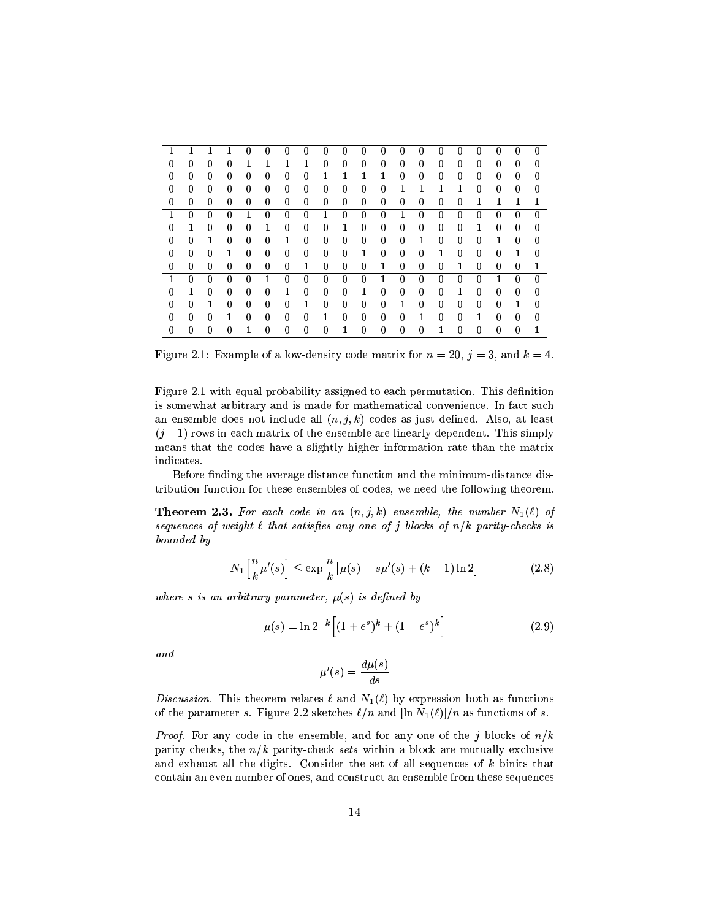$$
\begin{array}{cccccccccccccccccccc}
\hline
1 & 1 & 1 & 1 & 0 & 0 & 0 & 0 & 0 & 0 & 0 & 0 & 0 & 0 & 0 & 0 & 0 & 0 & 0 & 0 \\
0 & 0 & 0 & 0 & 1 & 1 & 1 & 1 & 0 & 0 & 0 & 0 & 0 & 0 & 0 & 0 & 0 & 0 & 0 & 0 \\
0 & 0 & 0 & 0 & 0 & 0 & 0 & 0 & 1 & 1 & 1 & 1 & 0 & 0 & 0 & 0 & 0 & 0 & 0 & 0 \\
0 & 0 & 0 & 0 & 0 & 0 & 0 & 0 & 0 & 0 & 0 & 0 & 1 & 1 & 1 & 1 & 0 & 0 & 0 & 0 \\
0 & 0 & 0 & 0 & 0 & 0 & 0 & 0 & 0 & 0 & 0 & 0 & 0 & 0 & 0 & 0 & 1 & 1 & 1 & 1 \\
\hline
1 & 0 & 0 & 0 & 1 & 0 & 0 & 0 & 1 & 0 & 0 & 0 & 1 & 0 & 0 & 0 & 0 & 0 & 0 & 0 \\
0 & 1 & 0 & 0 & 0 & 1 & 0 & 0 & 0 & 1 & 0 & 0 & 0 & 0 & 0 & 0 & 1 & 0 & 0 & 0 \\
0 & 0 & 1 & 0 & 0 & 0 & 1 & 0 & 0 & 0 & 0 & 0 & 0 & 1 & 0 & 0 & 0 & 1 & 0 & 0 \\
0 & 0 & 0 & 1 & 0 & 0 & 0 & 0 & 0 & 0 & 1 & 0 & 0 & 0 & 1 & 0 & 0 & 0 & 1 & 0 \\
0 & 0 & 0 & 0 & 0 & 0 & 0 & 1 & 0 & 0 & 0 & 1 & 0 & 0 & 0 & 1 & 0 & 0 & 0 & 1 \\
\hline
1 & 0 & 0 & 0 & 0 & 1 & 0 & 0 & 0 & 0 & 0 & 1 & 0 & 0 & 0 & 0 & 0 & 1 & 0 & 0 \\
0 & 1 & 0 & 0 & 0 & 0 & 1 & 0 & 0 & 0 & 1 & 0 & 0 & 0 & 0 & 1 & 0 & 0 & 0 & 0 \\
0 & 0 & 1 & 0 & 0 & 0 & 0 & 1 & 0 & 0 & 0 & 0 & 1 & 0 & 0 & 0 & 0 & 0 & 1 & 0 \\
0 & 0 & 0 & 1 & 0 & 0 & 0 & 0 & 1 & 0 & 0 & 0 & 0 & 1 & 0 & 0 & 1 & 0 & 0 & 0 \\
0 & 0 & 0 & 0 & 1 & 0 & 0 & 0 & 0 & 1 & 0 & 0 & 0 & 0 & 1 & 0 & 0 & 0 & 0 & 1 \\
\hline
\end{array}
$$

Figure 2.1: Example of a low-density code matrix for $n = 20$, $j = 3$, and $k = 4$.

Figure 2.1 with equal probability assigned to each permutation. This definition is somewhat arbitrary and is made for mathematical convenience. In fact such an ensemble does not include all $(n, j, k)$ codes as just defined. Also, at least $(j-1)$ rows in each matrix of the ensemble are linearly dependent. This simply means that the codes have a slightly higher information rate than the matrix indicates.

Before finding the average distance function and the minimum-distance distribution function for these ensembles of codes, we need the following theorem.

**Theorem 2.3.** *For each code in an $(n, j, k)$ ensemble, the number $N_1(\ell)$ of sequences of weight $\ell$ that satisfies any one of $j$ blocks of $n/k$ parity-checks is bounded by*

$$N_1\left[\frac{n}{k}\mu'(s)\right] \leq \exp \frac{n}{k}\left[\mu(s) - s\mu'(s) + (k-1)\ln 2\right] \tag{2.8}$$

*where $s$ is an arbitrary parameter, $\mu(s)$ is defined by*

$$\mu(s) = \ln 2^{-k}\left[(1+e^s)^k + (1-e^s)^k\right] \tag{2.9}$$

*and*

$$\mu'(s) = \frac{d\mu(s)}{ds}$$

*Discussion.* This theorem relates $\ell$ and $N_1(\ell)$ by expression both as functions of the parameter $s$. Figure 2.2 sketches $\ell/n$ and $[\ln N_1(\ell)]/n$ as functions of $s$.

*Proof.* For any code in the ensemble, and for any one of the $j$ blocks of $n/k$ parity checks, the $n/k$ parity-check *sets* within a block are mutually exclusive and exhaust all the digits. Consider the set of all sequences of $k$ binits that contain an even number of ones, and construct an ensemble from these sequences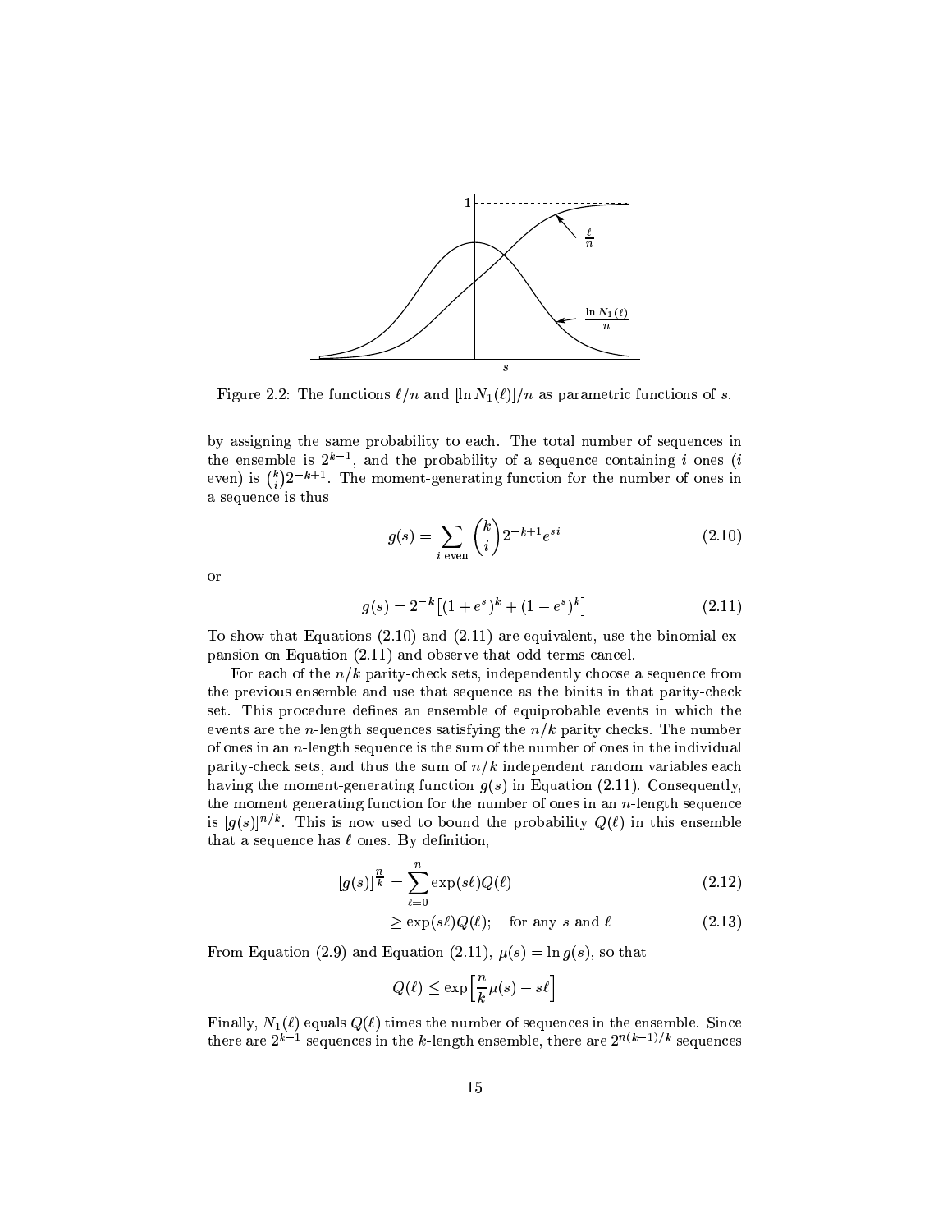Figure 2.2: The functions $\ell/n$ and $[\ln N_1(\ell)]/n$ as parametric functions of $s$.

by assigning the same probability to each. The total number of sequences in the ensemble is $2^{k-1}$, and the probability of a sequence containing $i$ ones ($i$ even) is $\binom{k}{i}2^{-k+1}$. The moment-generating function for the number of ones in a sequence is thus

$$g(s) = \sum_{i \text{ even}} \binom{k}{i} 2^{-k+1} e^{si} \tag{2.10}$$

or

$$g(s) = 2^{-k}\left[(1+e^s)^k + (1-e^s)^k\right] \tag{2.11}$$

To show that Equations (2.10) and (2.11) are equivalent, use the binomial expansion on Equation (2.11) and observe that odd terms cancel.

For each of the $n/k$ parity-check sets, independently choose a sequence from the previous ensemble and use that sequence as the binits in that parity-check set. This procedure defines an ensemble of equiprobable events in which the events are the $n$-length sequences satisfying the $n/k$ parity checks. The number of ones in an $n$-length sequence is the sum of the number of ones in the individual parity-check sets, and thus the sum of $n/k$ independent random variables each having the moment-generating function $g(s)$ in Equation (2.11). Consequently, the moment generating function for the number of ones in an $n$-length sequence is $[g(s)]^{n/k}$. This is now used to bound the probability $Q(\ell)$ in this ensemble that a sequence has $\ell$ ones. By definition,

$$[g(s)]^{\frac{n}{k}} = \sum_{\ell=0}^{n} \exp(s\ell)Q(\ell) \tag{2.12}$$

$$\geq \exp(s\ell)Q(\ell); \quad \text{for any } s \text{ and } \ell \tag{2.13}$$

From Equation (2.9) and Equation (2.11), $\mu(s) = \ln g(s)$, so that

$$Q(\ell) \leq \exp\left[\frac{n}{k}\mu(s) - s\ell\right]$$

Finally, $N_1(\ell)$ equals $Q(\ell)$ times the number of sequences in the ensemble. Since there are $2^{k-1}$ sequences in the $k$-length ensemble, there are $2^{n(k-1)/k}$ sequences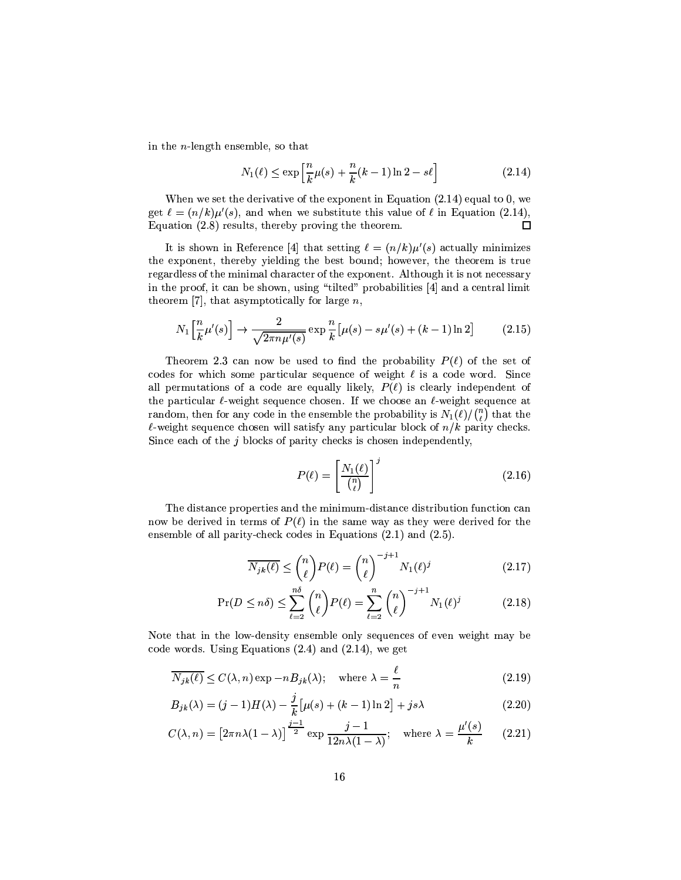in the $n$-length ensemble, so that

$$N_1(\ell) \leq \exp\left[\frac{n}{k}\mu(s) + \frac{n}{k}(k-1)\ln 2 - s\ell\right] \tag{2.14}$$

When we set the derivative of the exponent in Equation (2.14) equal to 0, we get $\ell = (n/k)\mu'(s)$, and when we substitute this value of $\ell$ in Equation (2.14), Equation (2.8) results, thereby proving the theorem. □

It is shown in Reference [4] that setting $\ell = (n/k)\mu'(s)$ actually minimizes the exponent, thereby yielding the best bound; however, the theorem is true regardless of the minimal character of the exponent. Although it is not necessary in the proof, it can be shown, using "tilted" probabilities [4] and a central limit theorem [7], that asymptotically for large $n$,

$$N_1\left[\frac{n}{k}\mu'(s)\right] \to \frac{2}{\sqrt{2\pi n\mu''(s)}} \exp\frac{n}{k}\left[\mu(s) - s\mu'(s) + (k-1)\ln 2\right] \tag{2.15}$$

Theorem 2.3 can now be used to find the probability $P(\ell)$ of the set of codes for which some particular sequence of weight $\ell$ is a code word. Since all permutations of a code are equally likely, $P(\ell)$ is clearly independent of the particular $\ell$-weight sequence chosen. If we choose an $\ell$-weight sequence at random, then for any code in the ensemble the probability is $N_1(\ell)/\binom{n}{\ell}$ that the $\ell$-weight sequence chosen will satisfy any particular block of $n/k$ parity checks. Since each of the $j$ blocks of parity checks is chosen independently,

$$P(\ell) = \left[\frac{N_1(\ell)}{\binom{n}{\ell}}\right]^j \tag{2.16}$$

The distance properties and the minimum-distance distribution function can now be derived in terms of $P(\ell)$ in the same way as they were derived for the ensemble of all parity-check codes in Equations (2.1) and (2.5).

$$\overline{N_{jk}(\ell)} \leq \binom{n}{\ell}P(\ell) = \binom{n}{\ell}^{-j+1} N_1(\ell)^j \tag{2.17}$$

$$\Pr(D \leq n\delta) \leq \sum_{\ell=2}^{n\delta}\binom{n}{\ell}P(\ell) = \sum_{\ell=2}^{n}\binom{n}{\ell}^{-j+1} N_1(\ell)^j \tag{2.18}$$

Note that in the low-density ensemble only sequences of even weight may be code words. Using Equations (2.4) and (2.14), we get

$$\overline{N_{jk}(\ell)} \leq C(\lambda, n)\exp -nB_{jk}(\lambda); \quad \text{where } \lambda = \frac{\ell}{n} \tag{2.19}$$

$$B_{jk}(\lambda) = (j-1)H(\lambda) - \frac{j}{k}\left[\mu(s) + (k-1)\ln 2\right] + js\lambda \tag{2.20}$$

$$C(\lambda, n) = \left[2\pi n\lambda(1-\lambda)\right]^{\frac{j-1}{2}} \exp\frac{j-1}{12n\lambda(1-\lambda)}; \quad \text{where } \lambda = \frac{\mu'(s)}{k} \tag{2.21}$$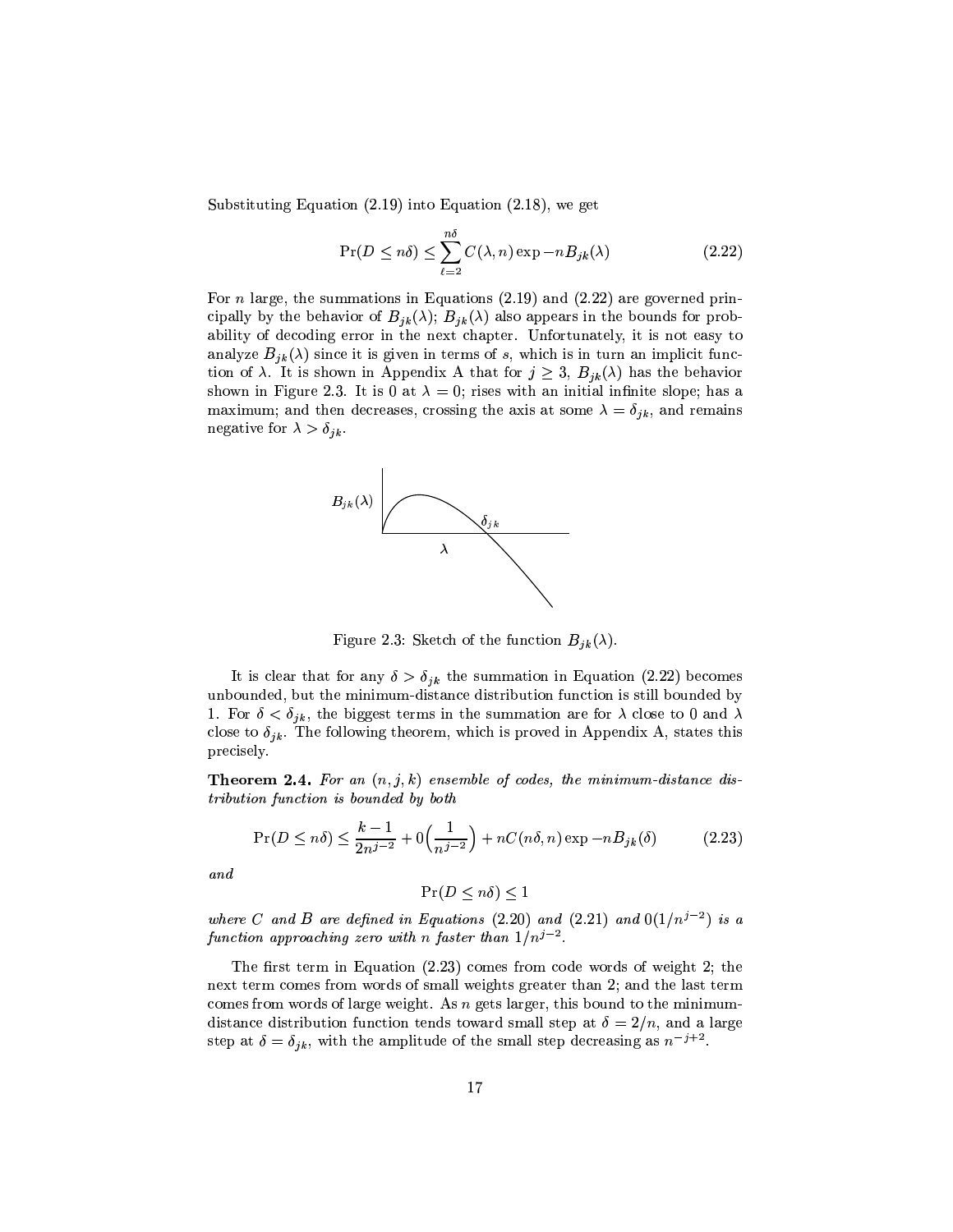Substituting Equation (2.19) into Equation (2.18), we get

$$\Pr(D \leq n\delta) \leq \sum_{\ell=2}^{n\delta} C(\lambda, n) \exp -nB_{jk}(\lambda) \tag{2.22}$$

For $n$ large, the summations in Equations (2.19) and (2.22) are governed principally by the behavior of $B_{jk}(\lambda)$; $B_{jk}(\lambda)$ also appears in the bounds for probability of decoding error in the next chapter. Unfortunately, it is not easy to analyze $B_{jk}(\lambda)$ since it is given in terms of $s$, which is in turn an implicit function of $\lambda$. It is shown in Appendix A that for $j \geq 3$, $B_{jk}(\lambda)$ has the behavior shown in Figure 2.3. It is 0 at $\lambda = 0$; rises with an initial infinite slope; has a maximum; and then decreases, crossing the axis at some $\lambda = \delta_{jk}$, and remains negative for $\lambda > \delta_{jk}$.

Figure 2.3: Sketch of the function $B_{jk}(\lambda)$.

It is clear that for any $\delta > \delta_{jk}$ the summation in Equation (2.22) becomes unbounded, but the minimum-distance distribution function is still bounded by 1. For $\delta < \delta_{jk}$, the biggest terms in the summation are for $\lambda$ close to 0 and $\lambda$ close to $\delta_{jk}$. The following theorem, which is proved in Appendix A, states this precisely.

**Theorem 2.4.** *For an $(n, j, k)$ ensemble of codes, the minimum-distance distribution function is bounded by both*

$$\Pr(D \leq n\delta) \leq \frac{k-1}{2n^{j-2}} + 0\Big(\frac{1}{n^{j-2}}\Big) + nC(n\delta, n) \exp -nB_{jk}(\delta) \tag{2.23}$$

*and*

$$\Pr(D \leq n\delta) \leq 1$$

*where $C$ and $B$ are defined in Equations (2.20) and (2.21) and $0(1/n^{j-2})$ is a function approaching zero with $n$ faster than $1/n^{j-2}$.*

The first term in Equation (2.23) comes from code words of weight 2; the next term comes from words of small weights greater than 2; and the last term comes from words of large weight. As $n$ gets larger, this bound to the minimum-distance distribution function tends toward small step at $\delta = 2/n$, and a large step at $\delta = \delta_{jk}$, with the amplitude of the small step decreasing as $n^{-j+2}$.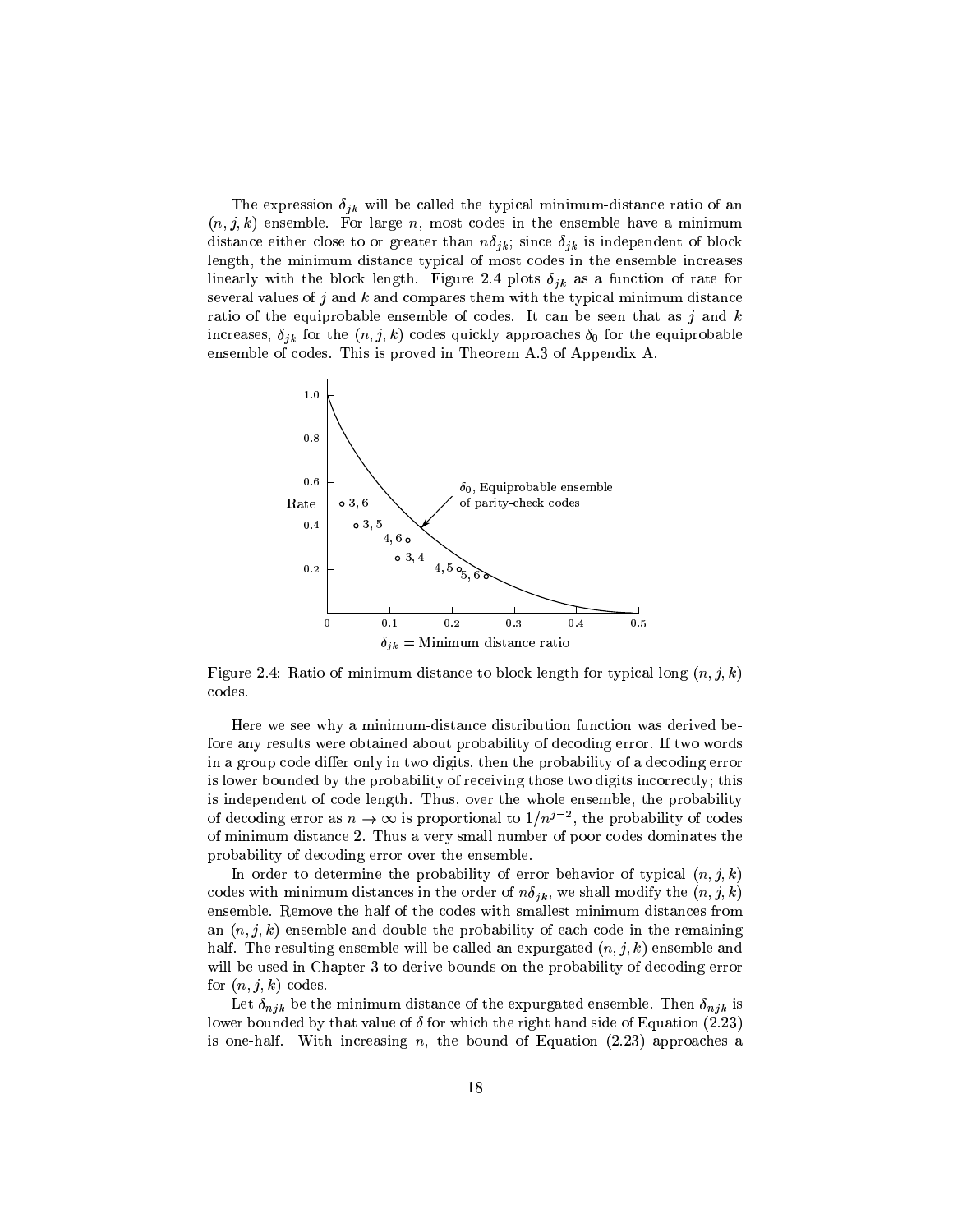The expression $\delta_{jk}$ will be called the typical minimum-distance ratio of an $(n, j, k)$ ensemble. For large $n$, most codes in the ensemble have a minimum distance either close to or greater than $n\delta_{jk}$; since $\delta_{jk}$ is independent of block length, the minimum distance typical of most codes in the ensemble increases linearly with the block length. Figure 2.4 plots $\delta_{jk}$ as a function of rate for several values of $j$ and $k$ and compares them with the typical minimum distance ratio of the equiprobable ensemble of codes. It can be seen that as $j$ and $k$ increases, $\delta_{jk}$ for the $(n, j, k)$ codes quickly approaches $\delta_0$ for the equiprobable ensemble of codes. This is proved in Theorem A.3 of Appendix A.

Figure 2.4: Ratio of minimum distance to block length for typical long $(n, j, k)$ codes.

Here we see why a minimum-distance distribution function was derived before any results were obtained about probability of decoding error. If two words in a group code differ only in two digits, then the probability of a decoding error is lower bounded by the probability of receiving those two digits incorrectly; this is independent of code length. Thus, over the whole ensemble, the probability of decoding error as $n \to \infty$ is proportional to $1/n^{j-2}$, the probability of codes of minimum distance 2. Thus a very small number of poor codes dominates the probability of decoding error over the ensemble.

In order to determine the probability of error behavior of typical $(n, j, k)$ codes with minimum distances in the order of $n\delta_{jk}$, we shall modify the $(n, j, k)$ ensemble. Remove the half of the codes with smallest minimum distances from an $(n, j, k)$ ensemble and double the probability of each code in the remaining half. The resulting ensemble will be called an expurgated $(n, j, k)$ ensemble and will be used in Chapter 3 to derive bounds on the probability of decoding error for $(n, j, k)$ codes.

Let $\delta_{njk}$ be the minimum distance of the expurgated ensemble. Then $\delta_{njk}$ is lower bounded by that value of $\delta$ for which the right hand side of Equation (2.23) is one-half. With increasing $n$, the bound of Equation (2.23) approaches a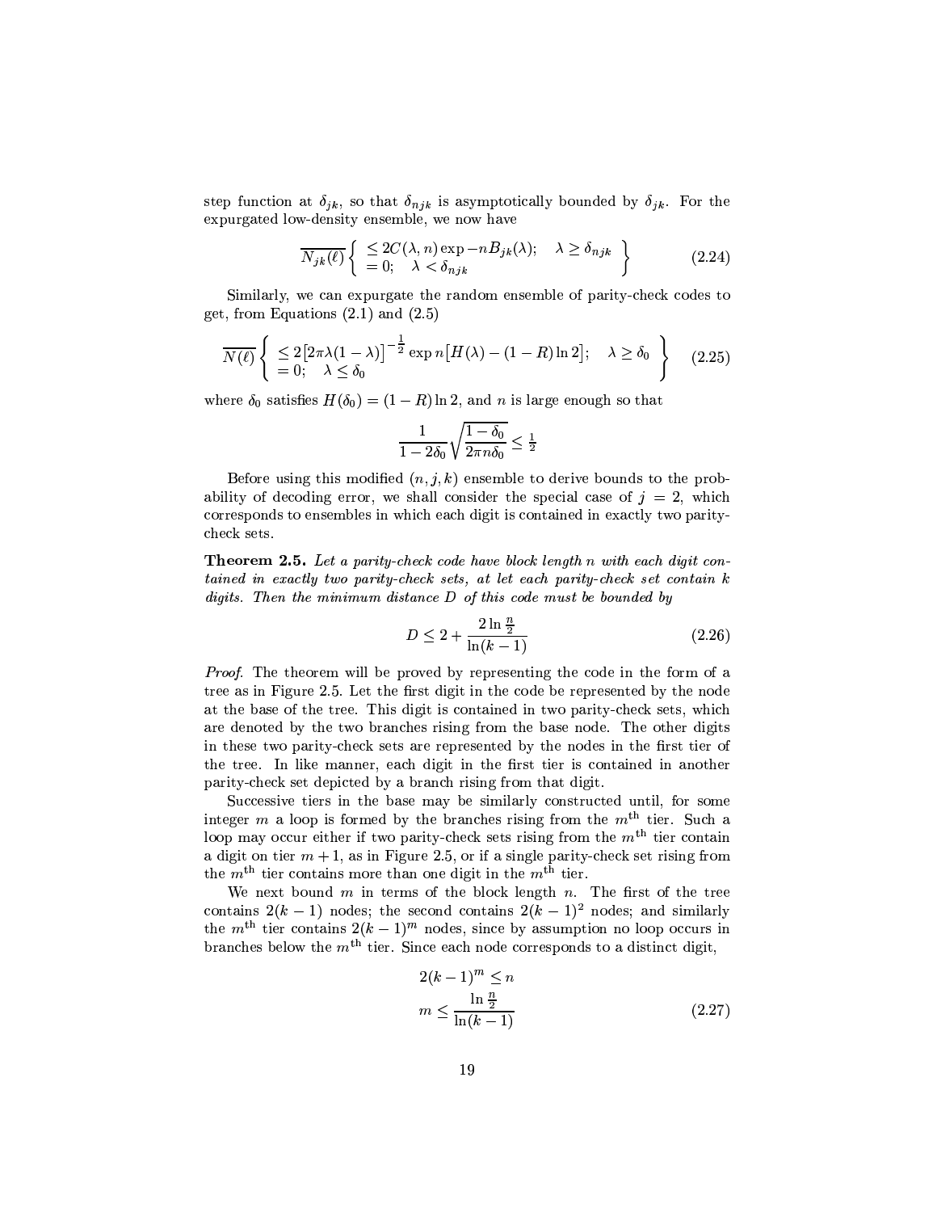step function at $\delta_{jk}$, so that $\delta_{njk}$ is asymptotically bounded by $\delta_{jk}$. For the expurgated low-density ensemble, we now have

$$\overline{N_{jk}(\ell)} \left\{ \begin{array}{ll} \leq 2C(\lambda, n) \exp -nB_{jk}(\lambda); & \lambda \geq \delta_{njk} \\ = 0; \quad \lambda < \delta_{njk} & \end{array} \right\} \tag{2.24}$$

Similarly, we can expurgate the random ensemble of parity-check codes to get, from Equations (2.1) and (2.5)

$$\overline{N(\ell)} \left\{ \begin{array}{ll} \leq 2\left[2\pi\lambda(1-\lambda)\right]^{-\frac{1}{2}} \exp n\left[H(\lambda) - (1-R)\ln 2\right]; & \lambda \geq \delta_0 \\ = 0; \quad \lambda \leq \delta_0 & \end{array} \right\} \tag{2.25}$$

where $\delta_0$ satisfies $H(\delta_0) = (1-R)\ln 2$, and $n$ is large enough so that

$$\frac{1}{1-2\delta_0}\sqrt{\frac{1-\delta_0}{2\pi n \delta_0}} \leq \tfrac{1}{2}$$

Before using this modified $(n, j, k)$ ensemble to derive bounds to the probability of decoding error, we shall consider the special case of $j = 2$, which corresponds to ensembles in which each digit is contained in exactly two parity-check sets.

**Theorem 2.5.** *Let a parity-check code have block length $n$ with each digit contained in exactly two parity-check sets, at let each parity-check set contain $k$ digits. Then the minimum distance $D$ of this code must be bounded by*

$$D \leq 2 + \frac{2\ln\frac{n}{2}}{\ln(k-1)} \tag{2.26}$$

*Proof.* The theorem will be proved by representing the code in the form of a tree as in Figure 2.5. Let the first digit in the code be represented by the node at the base of the tree. This digit is contained in two parity-check sets, which are denoted by the two branches rising from the base node. The other digits in these two parity-check sets are represented by the nodes in the first tier of the tree. In like manner, each digit in the first tier is contained in another parity-check set depicted by a branch rising from that digit.

Successive tiers in the base may be similarly constructed until, for some integer $m$ a loop is formed by the branches rising from the $m^{\text{th}}$ tier. Such a loop may occur either if two parity-check sets rising from the $m^{\text{th}}$ tier contain a digit on tier $m+1$, as in Figure 2.5, or if a single parity-check set rising from the $m^{\text{th}}$ tier contains more than one digit in the $m^{\text{th}}$ tier.

We next bound $m$ in terms of the block length $n$. The first of the tree contains $2(k-1)$ nodes; the second contains $2(k-1)^2$ nodes; and similarly the $m^{\text{th}}$ tier contains $2(k-1)^m$ nodes, since by assumption no loop occurs in branches below the $m^{\text{th}}$ tier. Since each node corresponds to a distinct digit,

$$\begin{aligned} 2(k-1)^m &\leq n \\ m &\leq \frac{\ln\frac{n}{2}}{\ln(k-1)} \end{aligned} \tag{2.27}$$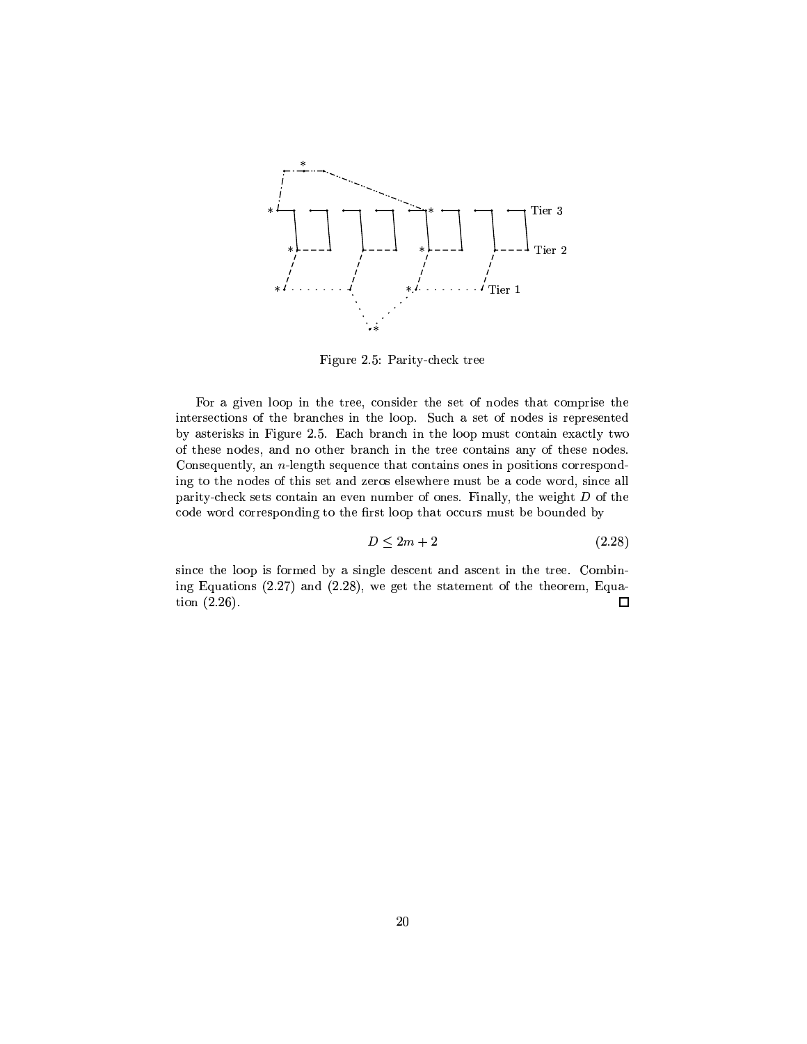Tier 3

Tier 2

Tier 1

Figure 2.5: Parity-check tree

For a given loop in the tree, consider the set of nodes that comprise the intersections of the branches in the loop. Such a set of nodes is represented by asterisks in Figure 2.5. Each branch in the loop must contain exactly two of these nodes, and no other branch in the tree contains any of these nodes. Consequently, an $n$-length sequence that contains ones in positions corresponding to the nodes of this set and zeros elsewhere must be a code word, since all parity-check sets contain an even number of ones. Finally, the weight $D$ of the code word corresponding to the first loop that occurs must be bounded by

$$D \leq 2m + 2 \tag{2.28}$$

since the loop is formed by a single descent and ascent in the tree. Combining Equations (2.27) and (2.28), we get the statement of the theorem, Equation (2.26). □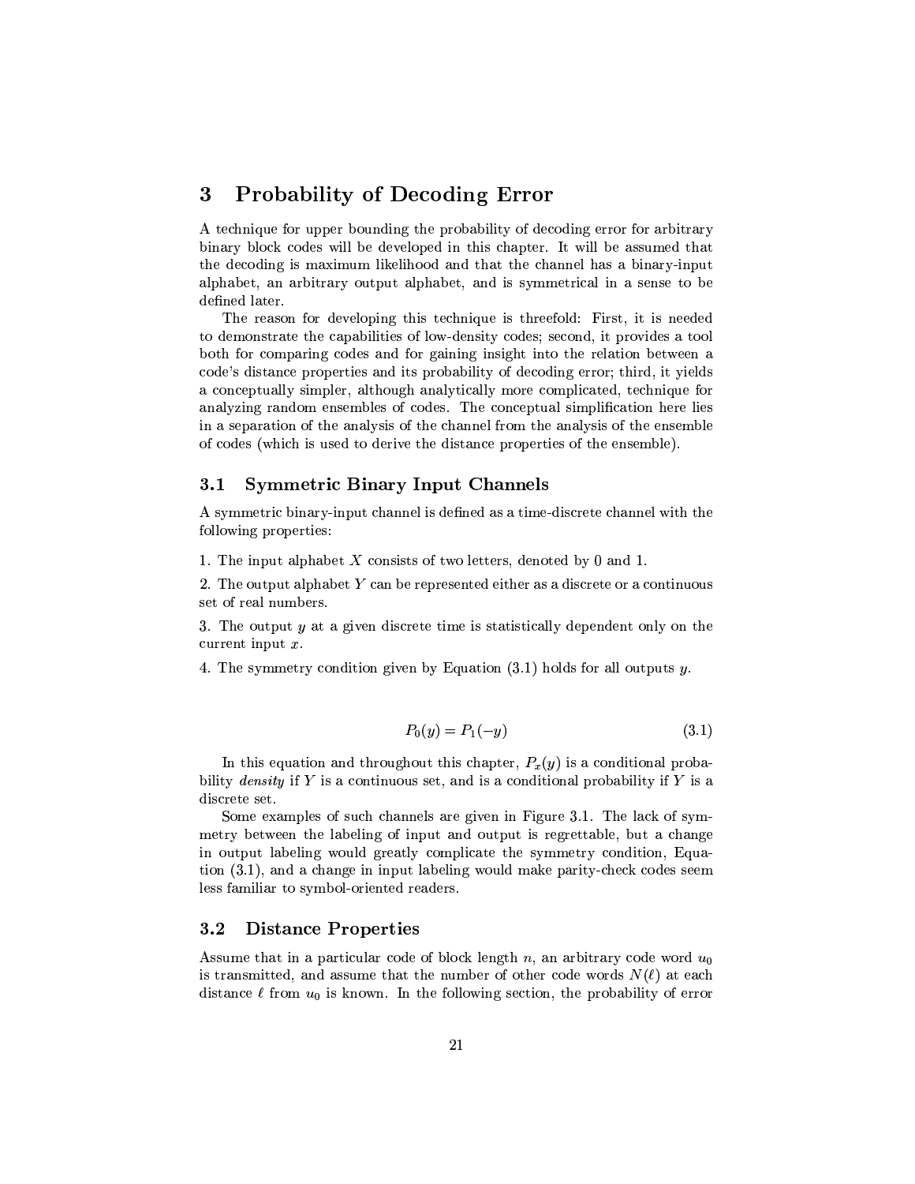# 3 Probability of Decoding Error

A technique for upper bounding the probability of decoding error for arbitrary binary block codes will be developed in this chapter. It will be assumed that the decoding is maximum likelihood and that the channel has a binary-input alphabet, an arbitrary output alphabet, and is symmetrical in a sense to be defined later.

The reason for developing this technique is threefold: First, it is needed to demonstrate the capabilities of low-density codes; second, it provides a tool both for comparing codes and for gaining insight into the relation between a code's distance properties and its probability of decoding error; third, it yields a conceptually simpler, although analytically more complicated, technique for analyzing random ensembles of codes. The conceptual simplification here lies in a separation of the analysis of the channel from the analysis of the ensemble of codes (which is used to derive the distance properties of the ensemble).

## 3.1 Symmetric Binary Input Channels

A symmetric binary-input channel is defined as a time-discrete channel with the following properties:

1. The input alphabet $X$ consists of two letters, denoted by 0 and 1.

2. The output alphabet $Y$ can be represented either as a discrete or a continuous set of real numbers.

3. The output $y$ at a given discrete time is statistically dependent only on the current input $x$.

4. The symmetry condition given by Equation (3.1) holds for all outputs $y$.

$$P_0(y) = P_1(-y) \tag{3.1}$$

In this equation and throughout this chapter, $P_x(y)$ is a conditional probability *density* if $Y$ is a continuous set, and is a conditional probability if $Y$ is a discrete set.

Some examples of such channels are given in Figure 3.1. The lack of symmetry between the labeling of input and output is regrettable, but a change in output labeling would greatly complicate the symmetry condition, Equation (3.1), and a change in input labeling would make parity-check codes seem less familiar to symbol-oriented readers.

## 3.2 Distance Properties

Assume that in a particular code of block length $n$, an arbitrary code word $u_0$ is transmitted, and assume that the number of other code words $N(\ell)$ at each distance $\ell$ from $u_0$ is known. In the following section, the probability of error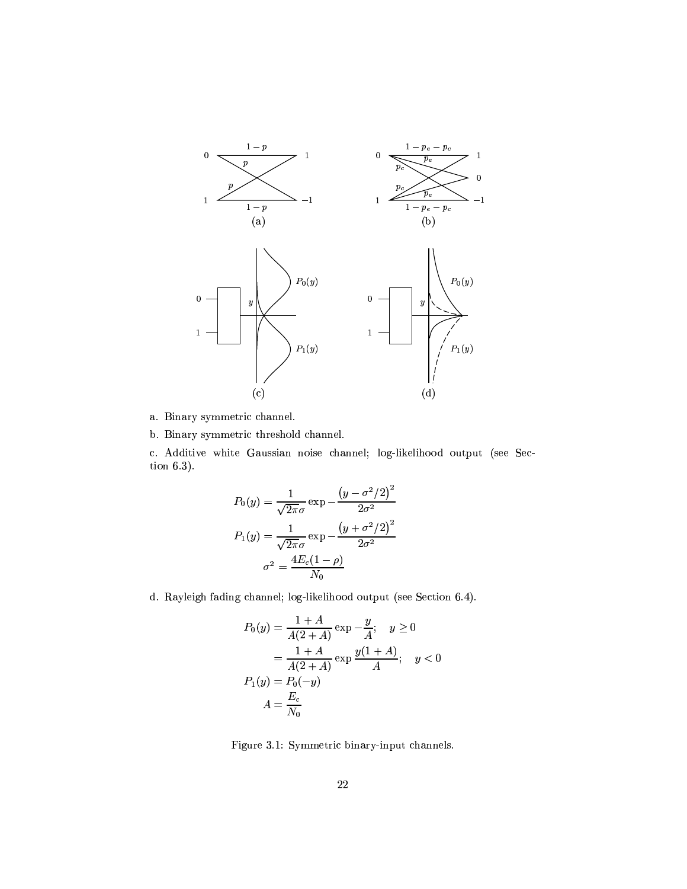a. Binary symmetric channel.

b. Binary symmetric threshold channel.

c. Additive white Gaussian noise channel; log-likelihood output (see Section 6.3).

$$
\begin{aligned}
P_0(y) &= \frac{1}{\sqrt{2\pi}\sigma} \exp -\frac{\left(y - \sigma^2/2\right)^2}{2\sigma^2} \\
P_1(y) &= \frac{1}{\sqrt{2\pi}\sigma} \exp -\frac{\left(y + \sigma^2/2\right)^2}{2\sigma^2} \\
\sigma^2 &= \frac{4E_c(1-\rho)}{N_0}
\end{aligned}
$$

d. Rayleigh fading channel; log-likelihood output (see Section 6.4).

$$
\begin{aligned}
P_0(y) &= \frac{1+A}{A(2+A)} \exp -\frac{y}{A}; \quad y \geq 0 \\
&= \frac{1+A}{A(2+A)} \exp \frac{y(1+A)}{A}; \quad y < 0 \\
P_1(y) &= P_0(-y) \\
A &= \frac{E_c}{N_0}
\end{aligned}
$$

Figure 3.1: Symmetric binary-input channels.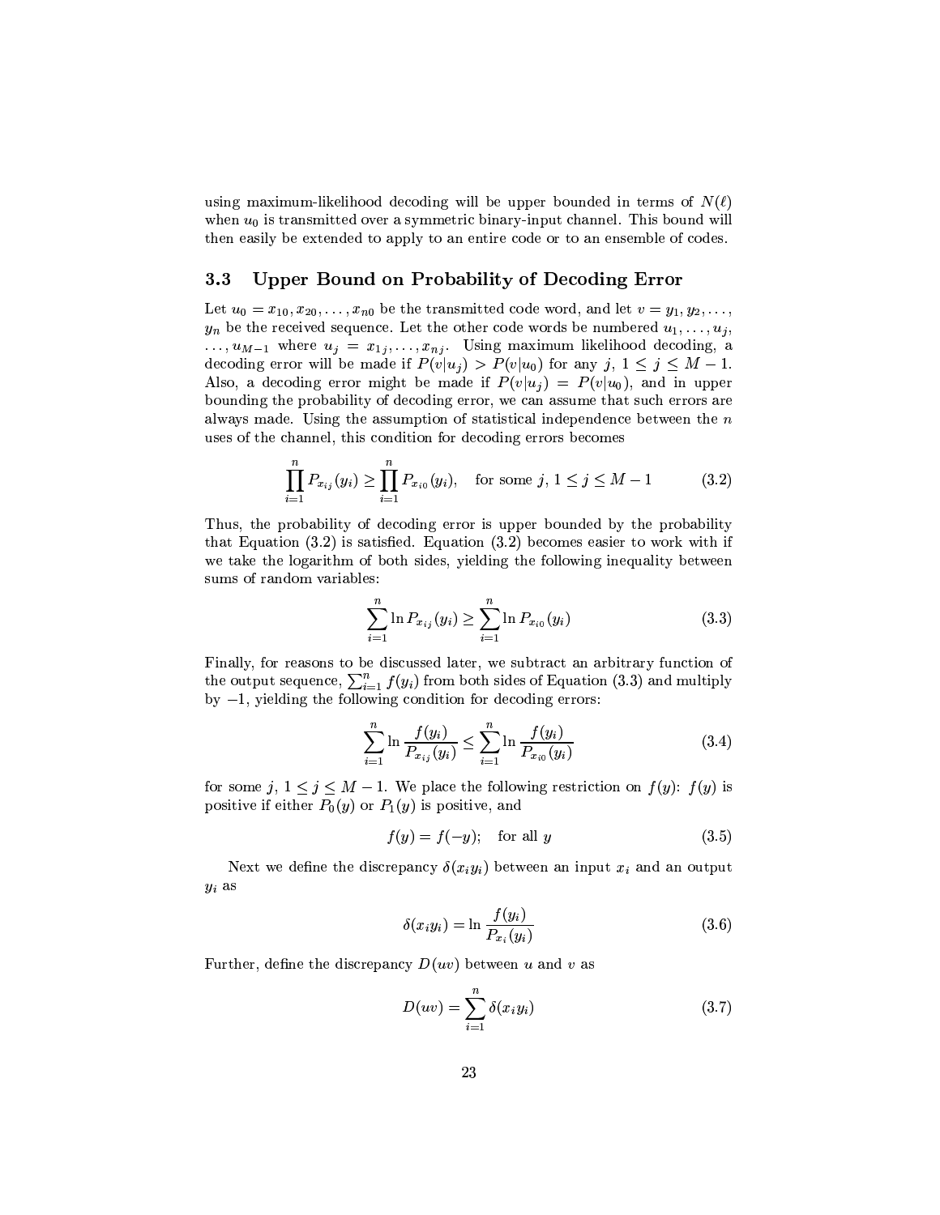using maximum-likelihood decoding will be upper bounded in terms of $N(\ell)$ when $u_0$ is transmitted over a symmetric binary-input channel. This bound will then easily be extended to apply to an entire code or to an ensemble of codes.

## 3.3 Upper Bound on Probability of Decoding Error

Let $u_0 = x_{10}, x_{20}, \ldots, x_{n0}$ be the transmitted code word, and let $v = y_1, y_2, \ldots, y_n$ be the received sequence. Let the other code words be numbered $u_1, \ldots, u_j, \ldots, u_{M-1}$ where $u_j = x_{1j}, \ldots, x_{nj}$. Using maximum likelihood decoding, a decoding error will be made if $P(v|u_j) > P(v|u_0)$ for any $j$, $1 \le j \le M-1$. Also, a decoding error might be made if $P(v|u_j) = P(v|u_0)$, and in upper bounding the probability of decoding error, we can assume that such errors are always made. Using the assumption of statistical independence between the $n$ uses of the channel, this condition for decoding errors becomes

$$\prod_{i=1}^{n} P_{x_{ij}}(y_i) \ge \prod_{i=1}^{n} P_{x_{i0}}(y_i), \quad \text{for some } j,\, 1 \le j \le M-1 \tag{3.2}$$

Thus, the probability of decoding error is upper bounded by the probability that Equation (3.2) is satisfied. Equation (3.2) becomes easier to work with if we take the logarithm of both sides, yielding the following inequality between sums of random variables:

$$\sum_{i=1}^{n} \ln P_{x_{ij}}(y_i) \ge \sum_{i=1}^{n} \ln P_{x_{i0}}(y_i) \tag{3.3}$$

Finally, for reasons to be discussed later, we subtract an arbitrary function of the output sequence, $\sum_{i=1}^{n} f(y_i)$ from both sides of Equation (3.3) and multiply by $-1$, yielding the following condition for decoding errors:

$$\sum_{i=1}^{n} \ln \frac{f(y_i)}{P_{x_{ij}}(y_i)} \le \sum_{i=1}^{n} \ln \frac{f(y_i)}{P_{x_{i0}}(y_i)} \tag{3.4}$$

for some $j$, $1 \le j \le M-1$. We place the following restriction on $f(y)$: $f(y)$ is positive if either $P_0(y)$ or $P_1(y)$ is positive, and

$$f(y) = f(-y); \quad \text{for all } y \tag{3.5}$$

Next we define the discrepancy $\delta(x_i y_i)$ between an input $x_i$ and an output $y_i$ as

$$\delta(x_i y_i) = \ln \frac{f(y_i)}{P_{x_i}(y_i)} \tag{3.6}$$

Further, define the discrepancy $D(uv)$ between $u$ and $v$ as

$$D(uv) = \sum_{i=1}^{n} \delta(x_i y_i) \tag{3.7}$$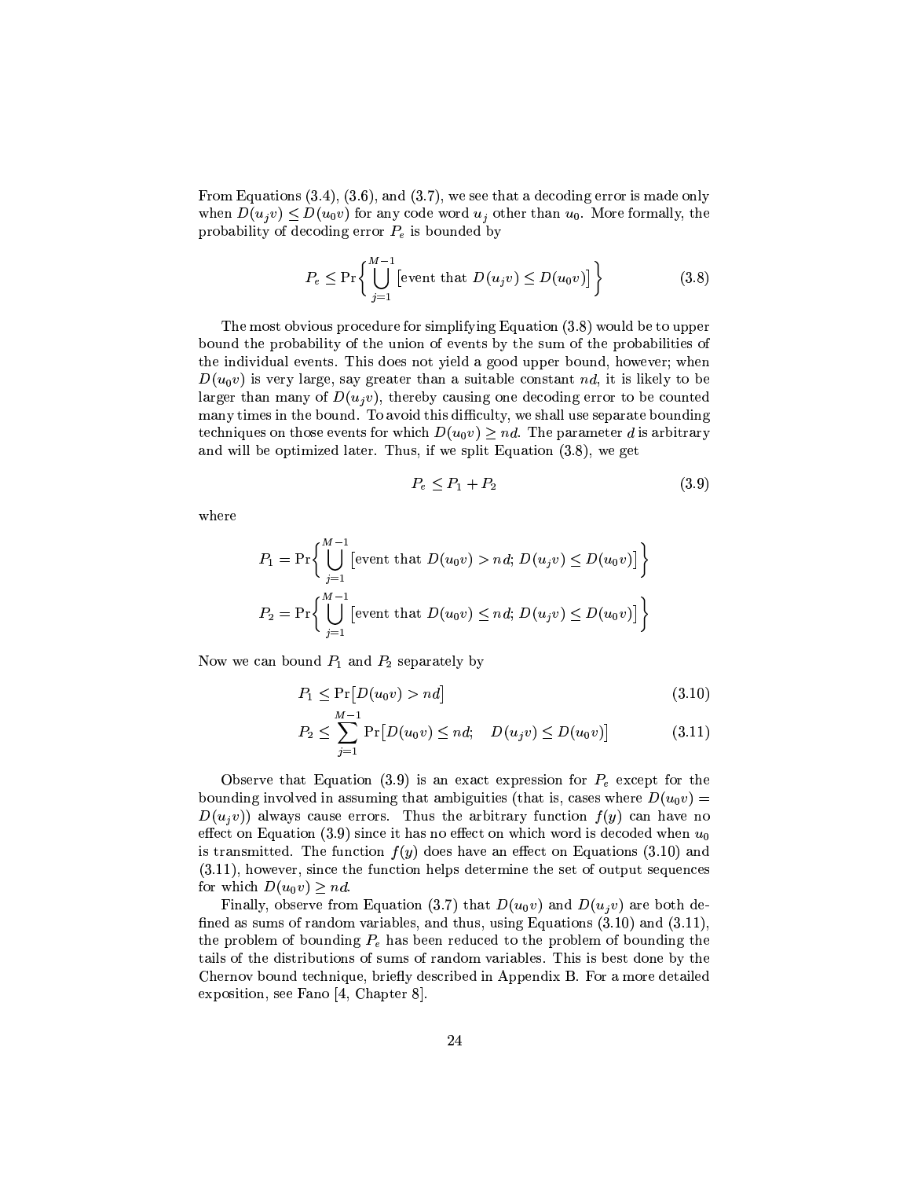From Equations (3.4), (3.6), and (3.7), we see that a decoding error is made only when $D(u_j v) \leq D(u_0 v)$ for any code word $u_j$ other than $u_0$. More formally, the probability of decoding error $P_e$ is bounded by

$$P_e \leq \Pr\left\{ \bigcup_{j=1}^{M-1} \left[ \text{event that } D(u_j v) \leq D(u_0 v) \right] \right\} \tag{3.8}$$

The most obvious procedure for simplifying Equation (3.8) would be to upper bound the probability of the union of events by the sum of the probabilities of the individual events. This does not yield a good upper bound, however; when $D(u_0 v)$ is very large, say greater than a suitable constant $nd$, it is likely to be larger than many of $D(u_j v)$, thereby causing one decoding error to be counted many times in the bound. To avoid this difficulty, we shall use separate bounding techniques on those events for which $D(u_0 v) \geq nd$. The parameter $d$ is arbitrary and will be optimized later. Thus, if we split Equation (3.8), we get

$$P_e \leq P_1 + P_2 \tag{3.9}$$

where

$$P_1 = \Pr\left\{ \bigcup_{j=1}^{M-1} \left[ \text{event that } D(u_0 v) > nd;\ D(u_j v) \leq D(u_0 v) \right] \right\}$$

$$P_2 = \Pr\left\{ \bigcup_{j=1}^{M-1} \left[ \text{event that } D(u_0 v) \leq nd;\ D(u_j v) \leq D(u_0 v) \right] \right\}$$

Now we can bound $P_1$ and $P_2$ separately by

$$P_1 \leq \Pr\left[ D(u_0 v) > nd \right] \tag{3.10}$$

$$P_2 \leq \sum_{j=1}^{M-1} \Pr\left[ D(u_0 v) \leq nd; \quad D(u_j v) \leq D(u_0 v) \right] \tag{3.11}$$

Observe that Equation (3.9) is an exact expression for $P_e$ except for the bounding involved in assuming that ambiguities (that is, cases where $D(u_0 v) = D(u_j v)$) always cause errors. Thus the arbitrary function $f(y)$ can have no effect on Equation (3.9) since it has no effect on which word is decoded when $u_0$ is transmitted. The function $f(y)$ does have an effect on Equations (3.10) and (3.11), however, since the function helps determine the set of output sequences for which $D(u_0 v) \geq nd$.

Finally, observe from Equation (3.7) that $D(u_0 v)$ and $D(u_j v)$ are both defined as sums of random variables, and thus, using Equations (3.10) and (3.11), the problem of bounding $P_e$ has been reduced to the problem of bounding the tails of the distributions of sums of random variables. This is best done by the Chernov bound technique, briefly described in Appendix B. For a more detailed exposition, see Fano [4, Chapter 8].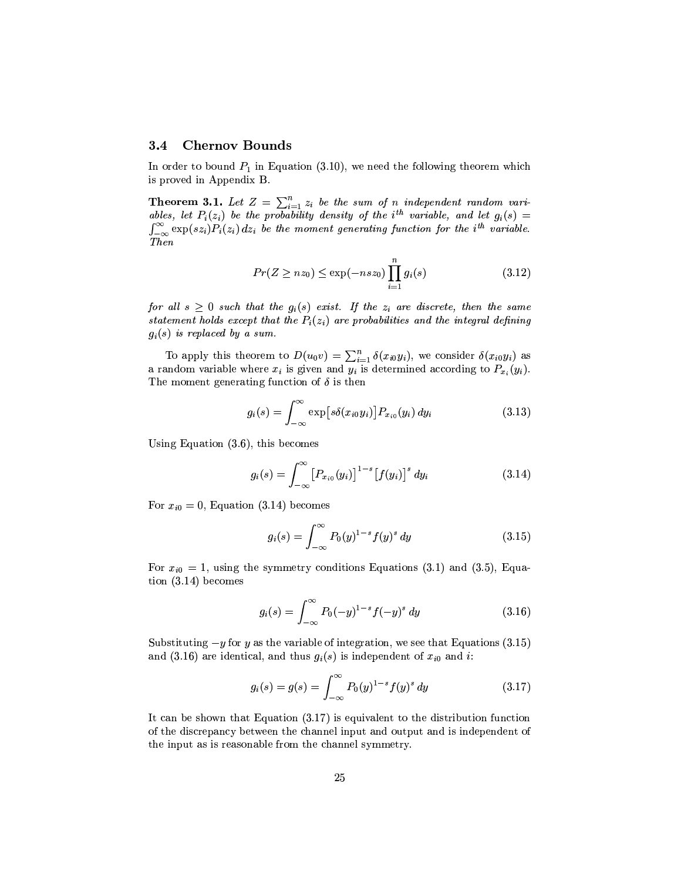### 3.4 Chernov Bounds

In order to bound $P_1$ in Equation (3.10), we need the following theorem which is proved in Appendix B.

**Theorem 3.1.** *Let $Z = \sum_{i=1}^{n} z_i$ be the sum of $n$ independent random variables, let $P_i(z_i)$ be the probability density of the $i^{th}$ variable, and let $g_i(s) = \int_{-\infty}^{\infty} \exp(sz_i)P_i(z_i)\,dz_i$ be the moment generating function for the $i^{th}$ variable. Then*

$$Pr(Z \geq nz_0) \leq \exp(-nsz_0) \prod_{i=1}^{n} g_i(s) \tag{3.12}$$

*for all $s \geq 0$ such that the $g_i(s)$ exist. If the $z_i$ are discrete, then the same statement holds except that the $P_i(z_i)$ are probabilities and the integral defining $g_i(s)$ is replaced by a sum.*

To apply this theorem to $D(u_0 v) = \sum_{i=1}^{n} \delta(x_{i0} y_i)$, we consider $\delta(x_{i0} y_i)$ as a random variable where $x_i$ is given and $y_i$ is determined according to $P_{x_i}(y_i)$. The moment generating function of $\delta$ is then

$$g_i(s) = \int_{-\infty}^{\infty} \exp\bigl[s\delta(x_{i0} y_i)\bigr] P_{x_{i0}}(y_i)\,dy_i \tag{3.13}$$

Using Equation (3.6), this becomes

$$g_i(s) = \int_{-\infty}^{\infty} \bigl[P_{x_{i0}}(y_i)\bigr]^{1-s} \bigl[f(y_i)\bigr]^{s}\,dy_i \tag{3.14}$$

For $x_{i0} = 0$, Equation (3.14) becomes

$$g_i(s) = \int_{-\infty}^{\infty} P_0(y)^{1-s} f(y)^s\,dy \tag{3.15}$$

For $x_{i0} = 1$, using the symmetry conditions Equations (3.1) and (3.5), Equation (3.14) becomes

$$g_i(s) = \int_{-\infty}^{\infty} P_0(-y)^{1-s} f(-y)^s\,dy \tag{3.16}$$

Substituting $-y$ for $y$ as the variable of integration, we see that Equations (3.15) and (3.16) are identical, and thus $g_i(s)$ is independent of $x_{i0}$ and $i$:

$$g_i(s) = g(s) = \int_{-\infty}^{\infty} P_0(y)^{1-s} f(y)^s\,dy \tag{3.17}$$

It can be shown that Equation (3.17) is equivalent to the distribution function of the discrepancy between the channel input and output and is independent of the input as is reasonable from the channel symmetry.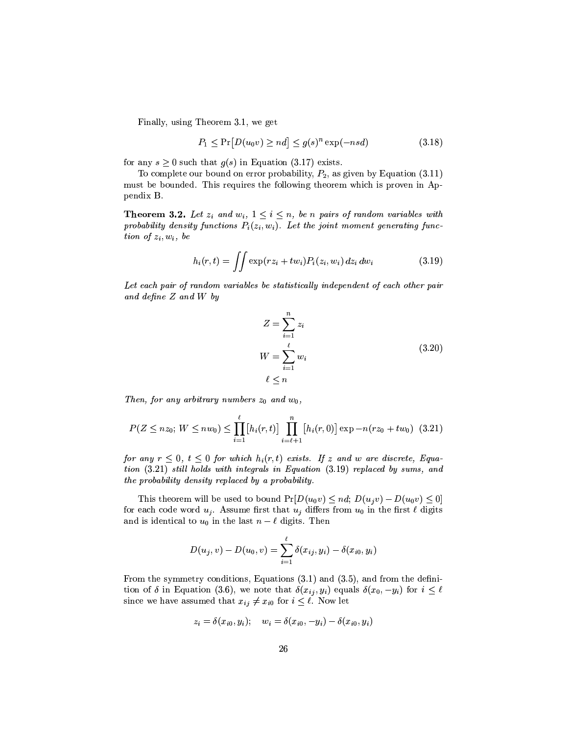Finally, using Theorem 3.1, we get

$$P_1 \le \Pr\big[D(u_0 v) \ge nd\big] \le g(s)^n \exp(-nsd) \tag{3.18}$$

for any $s \ge 0$ such that $g(s)$ in Equation (3.17) exists.

To complete our bound on error probability, $P_2$, as given by Equation (3.11) must be bounded. This requires the following theorem which is proven in Appendix B.

**Theorem 3.2.** *Let $z_i$ and $w_i$, $1 \le i \le n$, be $n$ pairs of random variables with probability density functions $P_i(z_i, w_i)$. Let the joint moment generating function of $z_i, w_i$, be*

$$h_i(r,t) = \iint \exp(rz_i + tw_i) P_i(z_i, w_i)\, dz_i\, dw_i \tag{3.19}$$

*Let each pair of random variables be statistically independent of each other pair and define $Z$ and $W$ by*

$$\begin{aligned} Z &= \sum_{i=1}^{n} z_i \\ W &= \sum_{i=1}^{\ell} w_i \\ \ell &\le n \end{aligned} \tag{3.20}$$

*Then, for any arbitrary numbers $z_0$ and $w_0$,*

$$P(Z \le nz_0;\, W \le nw_0) \le \prod_{i=1}^{\ell} \big[h_i(r,t)\big] \prod_{i=\ell+1}^{n} \big[h_i(r,0)\big] \exp -n(rz_0 + tw_0) \tag{3.21}$$

*for any $r \le 0$, $t \le 0$ for which $h_i(r,t)$ exists. If $z$ and $w$ are discrete, Equation (3.21) still holds with integrals in Equation (3.19) replaced by sums, and the probability density replaced by a probability.*

This theorem will be used to bound $\Pr[D(u_0 v) \le nd;\, D(u_j v) - D(u_0 v) \le 0]$ for each code word $u_j$. Assume first that $u_j$ differs from $u_0$ in the first $\ell$ digits and is identical to $u_0$ in the last $n - \ell$ digits. Then

$$D(u_j, v) - D(u_0, v) = \sum_{i=1}^{\ell} \delta(x_{ij}, y_i) - \delta(x_{i0}, y_i)$$

From the symmetry conditions, Equations (3.1) and (3.5), and from the definition of $\delta$ in Equation (3.6), we note that $\delta(x_{ij}, y_i)$ equals $\delta(x_0, -y_i)$ for $i \le \ell$ since we have assumed that $x_{ij} \ne x_{i0}$ for $i \le \ell$. Now let

$$z_i = \delta(x_{i0}, y_i); \quad w_i = \delta(x_{i0}, -y_i) - \delta(x_{i0}, y_i)$$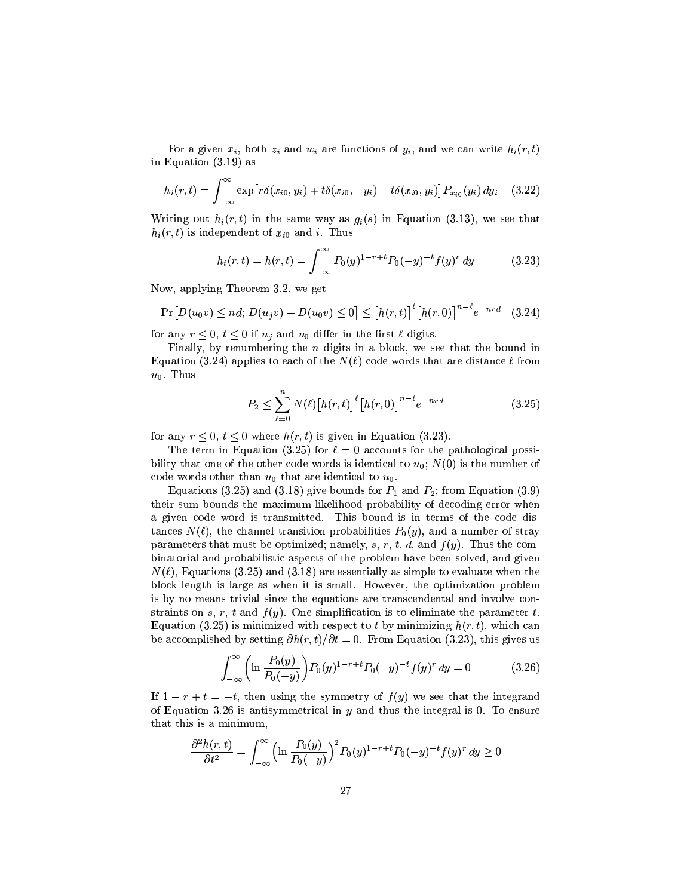For a given $x_i$, both $z_i$ and $w_i$ are functions of $y_i$, and we can write $h_i(r,t)$ in Equation (3.19) as

$$h_i(r,t) = \int_{-\infty}^{\infty} \exp\bigl[r\delta(x_{i0}, y_i) + t\delta(x_{i0}, -y_i) - t\delta(x_{i0}, y_i)\bigr] P_{x_{i0}}(y_i)\, dy_i \quad (3.22)$$

Writing out $h_i(r,t)$ in the same way as $g_i(s)$ in Equation (3.13), we see that $h_i(r,t)$ is independent of $x_{i0}$ and $i$. Thus

$$h_i(r,t) = h(r,t) = \int_{-\infty}^{\infty} P_0(y)^{1-r+t} P_0(-y)^{-t} f(y)^r\, dy \quad (3.23)$$

Now, applying Theorem 3.2, we get

$$\Pr\bigl[D(u_0 v) \le nd;\, D(u_j v) - D(u_0 v) \le 0\bigr] \le \bigl[h(r,t)\bigr]^{\ell} \bigl[h(r,0)\bigr]^{n-\ell} e^{-nrd} \quad (3.24)$$

for any $r \le 0$, $t \le 0$ if $u_j$ and $u_0$ differ in the first $\ell$ digits.

Finally, by renumbering the $n$ digits in a block, we see that the bound in Equation (3.24) applies to each of the $N(\ell)$ code words that are distance $\ell$ from $u_0$. Thus

$$P_2 \le \sum_{\ell=0}^{n} N(\ell) \bigl[h(r,t)\bigr]^{\ell} \bigl[h(r,0)\bigr]^{n-\ell} e^{-nrd} \quad (3.25)$$

for any $r \le 0$, $t \le 0$ where $h(r,t)$ is given in Equation (3.23).

The term in Equation (3.25) for $\ell = 0$ accounts for the pathological possibility that one of the other code words is identical to $u_0$; $N(0)$ is the number of code words other than $u_0$ that are identical to $u_0$.

Equations (3.25) and (3.18) give bounds for $P_1$ and $P_2$; from Equation (3.9) their sum bounds the maximum-likelihood probability of decoding error when a given code word is transmitted. This bound is in terms of the code distances $N(\ell)$, the channel transition probabilities $P_0(y)$, and a number of stray parameters that must be optimized; namely, $s$, $r$, $t$, $d$, and $f(y)$. Thus the combinatorial and probabilistic aspects of the problem have been solved, and given $N(\ell)$, Equations (3.25) and (3.18) are essentially as simple to evaluate when the block length is large as when it is small. However, the optimization problem is by no means trivial since the equations are transcendental and involve constraints on $s$, $r$, $t$ and $f(y)$. One simplification is to eliminate the parameter $t$. Equation (3.25) is minimized with respect to $t$ by minimizing $h(r,t)$, which can be accomplished by setting $\partial h(r,t)/\partial t = 0$. From Equation (3.23), this gives us

$$\int_{-\infty}^{\infty} \left(\ln \frac{P_0(y)}{P_0(-y)}\right) P_0(y)^{1-r+t} P_0(-y)^{-t} f(y)^r\, dy = 0 \quad (3.26)$$

If $1 - r + t = -t$, then using the symmetry of $f(y)$ we see that the integrand of Equation 3.26 is antisymmetrical in $y$ and thus the integral is 0. To ensure that this is a minimum,

$$\frac{\partial^2 h(r,t)}{\partial t^2} = \int_{-\infty}^{\infty} \left(\ln \frac{P_0(y)}{P_0(-y)}\right)^2 P_0(y)^{1-r+t} P_0(-y)^{-t} f(y)^r\, dy \ge 0$$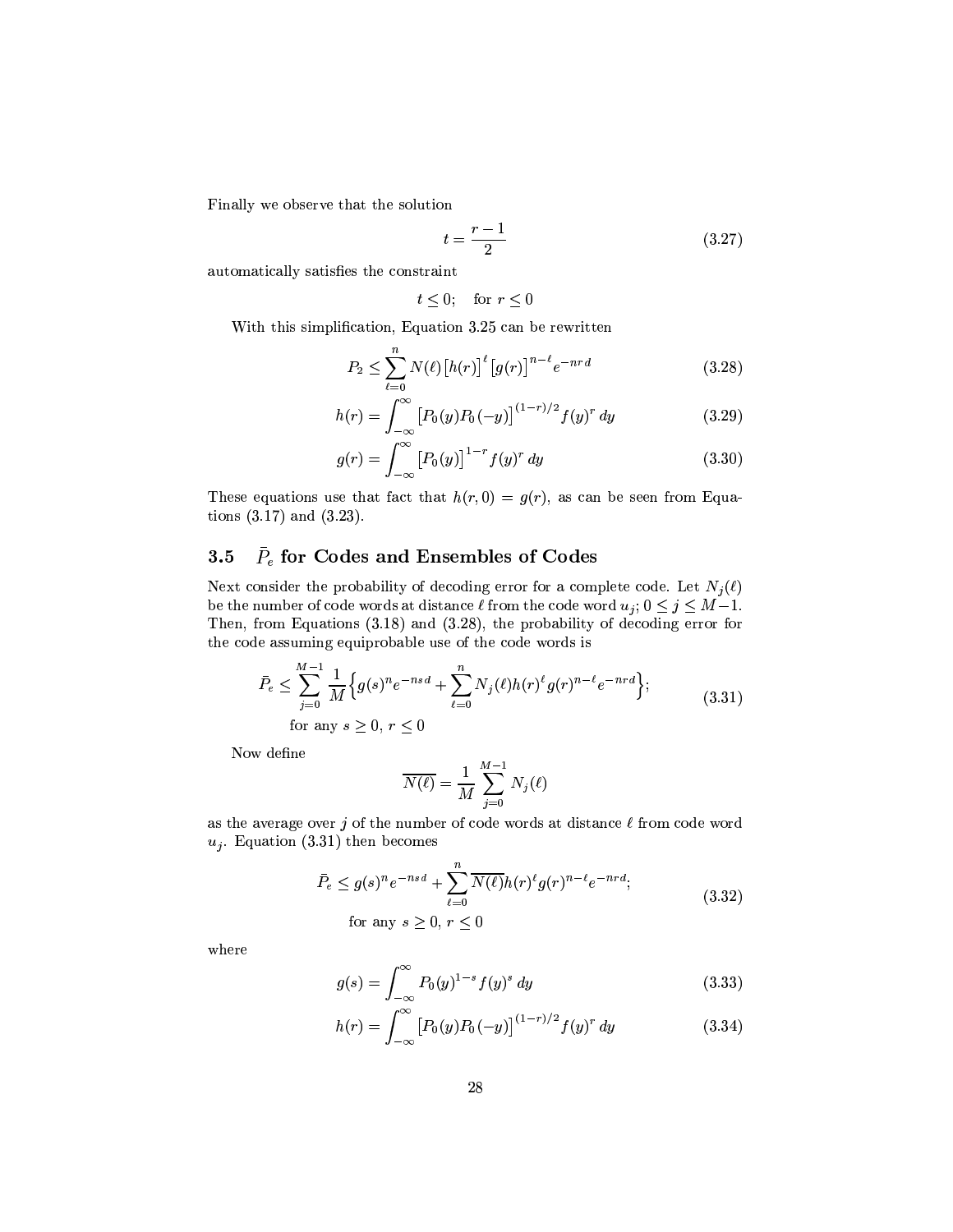Finally we observe that the solution

$$t = \frac{r-1}{2} \tag{3.27}$$

automatically satisfies the constraint

$$t \leq 0; \quad \text{for } r \leq 0$$

With this simplification, Equation 3.25 can be rewritten

$$P_2 \leq \sum_{\ell=0}^{n} N(\ell) \left[h(r)\right]^{\ell} \left[g(r)\right]^{n-\ell} e^{-nrd} \tag{3.28}$$

$$h(r) = \int_{-\infty}^{\infty} \left[P_0(y) P_0(-y)\right]^{(1-r)/2} f(y)^r \, dy \tag{3.29}$$

$$g(r) = \int_{-\infty}^{\infty} \left[P_0(y)\right]^{1-r} f(y)^r \, dy \tag{3.30}$$

These equations use that fact that $h(r, 0) = g(r)$, as can be seen from Equations (3.17) and (3.23).

## 3.5 $\bar{P}_e$ for Codes and Ensembles of Codes

Next consider the probability of decoding error for a complete code. Let $N_j(\ell)$ be the number of code words at distance $\ell$ from the code word $u_j$; $0 \leq j \leq M-1$. Then, from Equations (3.18) and (3.28), the probability of decoding error for the code assuming equiprobable use of the code words is

$$\bar{P}_e \leq \sum_{j=0}^{M-1} \frac{1}{M} \Big\{ g(s)^n e^{-nsd} + \sum_{\ell=0}^{n} N_j(\ell) h(r)^{\ell} g(r)^{n-\ell} e^{-nrd} \Big\}; \quad \text{for any } s \geq 0,\ r \leq 0 \tag{3.31}$$

Now define

$$\overline{N(\ell)} = \frac{1}{M} \sum_{j=0}^{M-1} N_j(\ell)$$

as the average over $j$ of the number of code words at distance $\ell$ from code word $u_j$. Equation (3.31) then becomes

$$\bar{P}_e \leq g(s)^n e^{-nsd} + \sum_{\ell=0}^{n} \overline{N(\ell)} h(r)^{\ell} g(r)^{n-\ell} e^{-nrd}; \quad \text{for any } s \geq 0,\ r \leq 0 \tag{3.32}$$

where

$$g(s) = \int_{-\infty}^{\infty} P_0(y)^{1-s} f(y)^s \, dy \tag{3.33}$$

$$h(r) = \int_{-\infty}^{\infty} \left[P_0(y) P_0(-y)\right]^{(1-r)/2} f(y)^r \, dy \tag{3.34}$$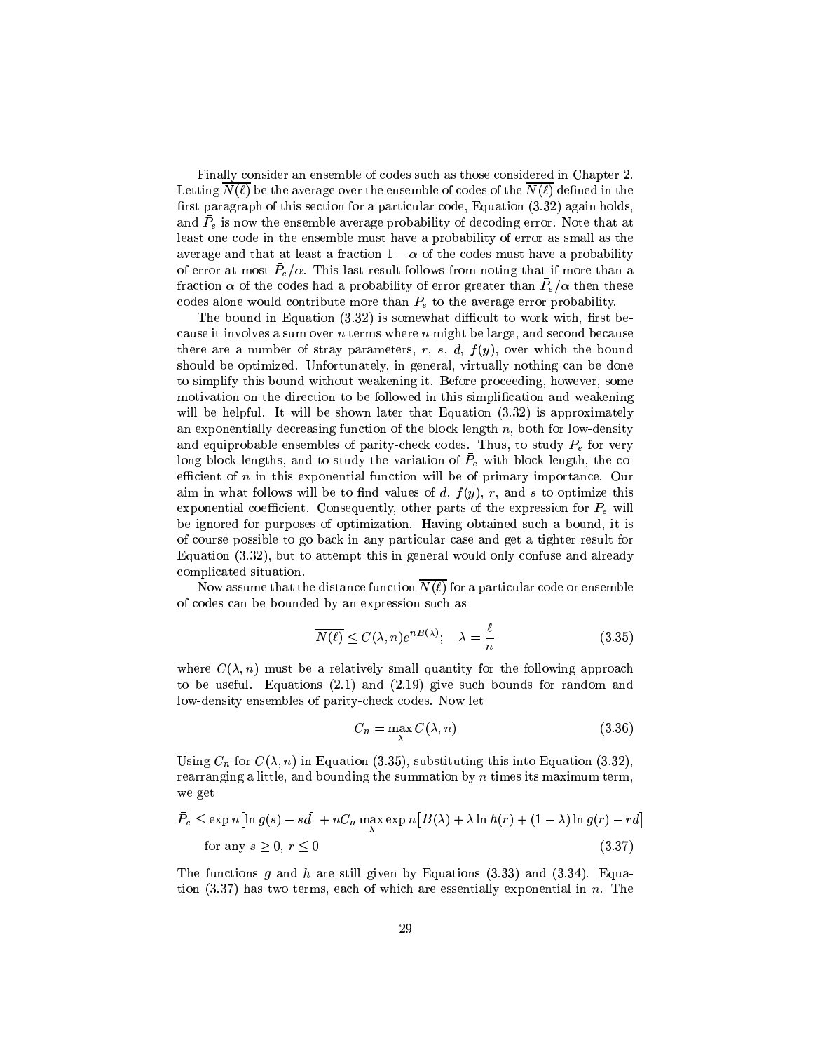Finally consider an ensemble of codes such as those considered in Chapter 2. Letting $\overline{N(\ell)}$ be the average over the ensemble of codes of the $\overline{N(\ell)}$ defined in the first paragraph of this section for a particular code, Equation (3.32) again holds, and $\bar{P}_e$ is now the ensemble average probability of decoding error. Note that at least one code in the ensemble must have a probability of error as small as the average and that at least a fraction $1-\alpha$ of the codes must have a probability of error at most $\bar{P}_e/\alpha$. This last result follows from noting that if more than a fraction $\alpha$ of the codes had a probability of error greater than $\bar{P}_e/\alpha$ then these codes alone would contribute more than $\bar{P}_e$ to the average error probability.

The bound in Equation (3.32) is somewhat difficult to work with, first because it involves a sum over $n$ terms where $n$ might be large, and second because there are a number of stray parameters, $r$, $s$, $d$, $f(y)$, over which the bound should be optimized. Unfortunately, in general, virtually nothing can be done to simplify this bound without weakening it. Before proceeding, however, some motivation on the direction to be followed in this simplification and weakening will be helpful. It will be shown later that Equation (3.32) is approximately an exponentially decreasing function of the block length $n$, both for low-density and equiprobable ensembles of parity-check codes. Thus, to study $\bar{P}_e$ for very long block lengths, and to study the variation of $\bar{P}_e$ with block length, the coefficient of $n$ in this exponential function will be of primary importance. Our aim in what follows will be to find values of $d$, $f(y)$, $r$, and $s$ to optimize this exponential coefficient. Consequently, other parts of the expression for $\bar{P}_e$ will be ignored for purposes of optimization. Having obtained such a bound, it is of course possible to go back in any particular case and get a tighter result for Equation (3.32), but to attempt this in general would only confuse and already complicated situation.

Now assume that the distance function $\overline{N(\ell)}$ for a particular code or ensemble of codes can be bounded by an expression such as

$$\overline{N(\ell)} \leq C(\lambda, n)e^{nB(\lambda)}; \quad \lambda = \frac{\ell}{n} \tag{3.35}$$

where $C(\lambda, n)$ must be a relatively small quantity for the following approach to be useful. Equations (2.1) and (2.19) give such bounds for random and low-density ensembles of parity-check codes. Now let

$$C_n = \max_{\lambda} C(\lambda, n) \tag{3.36}$$

Using $C_n$ for $C(\lambda, n)$ in Equation (3.35), substituting this into Equation (3.32), rearranging a little, and bounding the summation by $n$ times its maximum term, we get

$$\bar{P}_e \leq \exp n\big[\ln g(s) - sd\big] + nC_n \max_{\lambda} \exp n\big[B(\lambda) + \lambda \ln h(r) + (1-\lambda)\ln g(r) - rd\big]$$
$$\text{for any } s \geq 0,\ r \leq 0 \tag{3.37}$$

The functions $g$ and $h$ are still given by Equations (3.33) and (3.34). Equation (3.37) has two terms, each of which are essentially exponential in $n$. The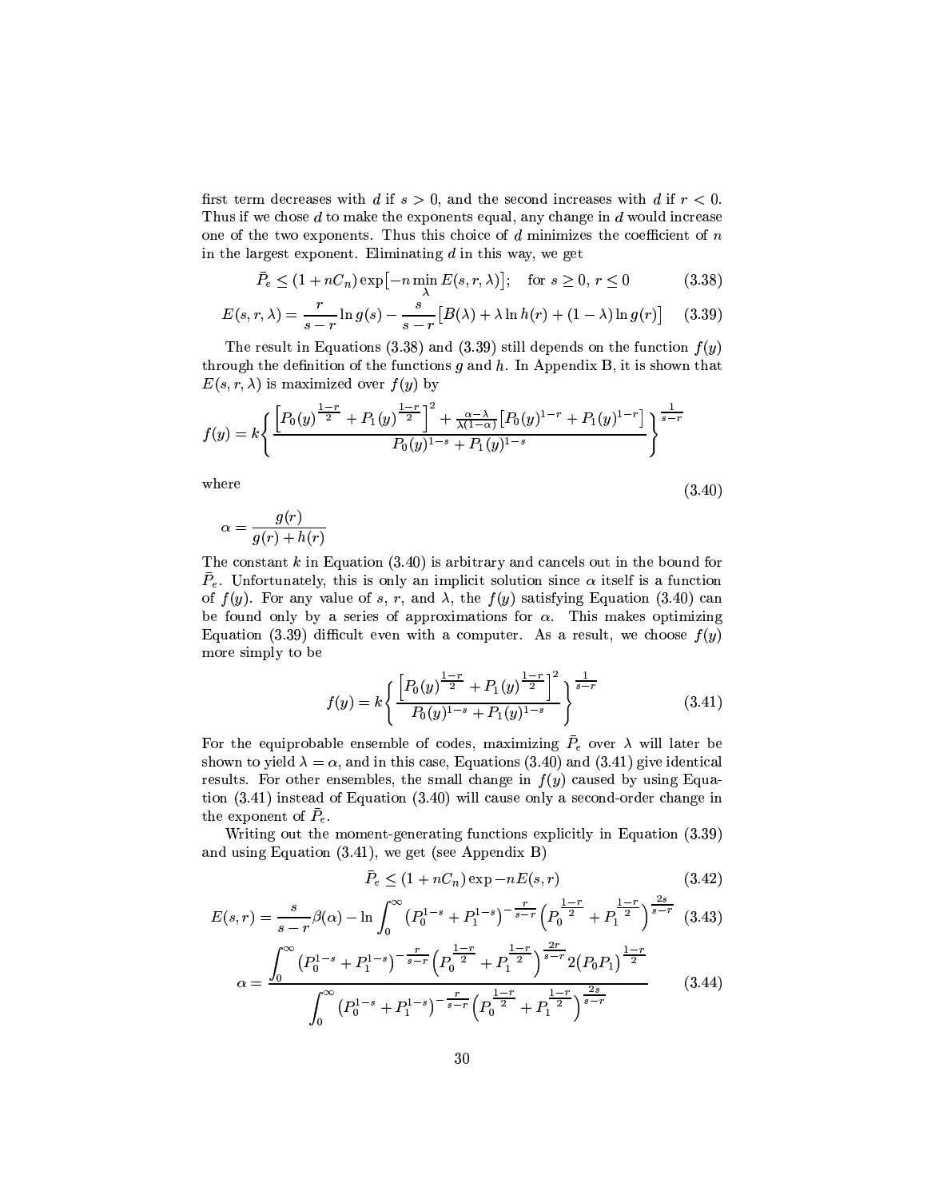first term decreases with $d$ if $s > 0$, and the second increases with $d$ if $r < 0$. Thus if we chose $d$ to make the exponents equal, any change in $d$ would increase one of the two exponents. Thus this choice of $d$ minimizes the coefficient of $n$ in the largest exponent. Eliminating $d$ in this way, we get

$$\bar{P}_e \leq (1 + nC_n)\exp\big[-n \min_{\lambda} E(s, r, \lambda)\big]; \quad \text{for } s \geq 0,\ r \leq 0 \tag{3.38}$$

$$E(s, r, \lambda) = \frac{r}{s-r}\ln g(s) - \frac{s}{s-r}\big[B(\lambda) + \lambda \ln h(r) + (1-\lambda)\ln g(r)\big] \tag{3.39}$$

The result in Equations (3.38) and (3.39) still depends on the function $f(y)$ through the definition of the functions $g$ and $h$. In Appendix B, it is shown that $E(s, r, \lambda)$ is maximized over $f(y)$ by

$$f(y) = k\left\{\frac{\left[P_0(y)^{\frac{1-r}{2}} + P_1(y)^{\frac{1-r}{2}}\right]^2 + \frac{\alpha-\lambda}{\lambda(1-\alpha)}\left[P_0(y)^{1-r} + P_1(y)^{1-r}\right]}{P_0(y)^{1-s} + P_1(y)^{1-s}}\right\}^{\frac{1}{s-r}}$$

where

$$\alpha = \frac{g(r)}{g(r) + h(r)} \tag{3.40}$$

The constant $k$ in Equation (3.40) is arbitrary and cancels out in the bound for $\bar{P}_e$. Unfortunately, this is only an implicit solution since $\alpha$ itself is a function of $f(y)$. For any value of $s$, $r$, and $\lambda$, the $f(y)$ satisfying Equation (3.40) can be found only by a series of approximations for $\alpha$. This makes optimizing Equation (3.39) difficult even with a computer. As a result, we choose $f(y)$ more simply to be

$$f(y) = k\left\{\frac{\left[P_0(y)^{\frac{1-r}{2}} + P_1(y)^{\frac{1-r}{2}}\right]^2}{P_0(y)^{1-s} + P_1(y)^{1-s}}\right\}^{\frac{1}{s-r}} \tag{3.41}$$

For the equiprobable ensemble of codes, maximizing $\bar{P}_e$ over $\lambda$ will later be shown to yield $\lambda = \alpha$, and in this case, Equations (3.40) and (3.41) give identical results. For other ensembles, the small change in $f(y)$ caused by using Equation (3.41) instead of Equation (3.40) will cause only a second-order change in the exponent of $\bar{P}_e$.

Writing out the moment-generating functions explicitly in Equation (3.39) and using Equation (3.41), we get (see Appendix B)

$$\bar{P}_e \leq (1 + nC_n)\exp -nE(s, r) \tag{3.42}$$

$$E(s, r) = \frac{s}{s-r}\beta(\alpha) - \ln \int_0^\infty \left(P_0^{1-s} + P_1^{1-s}\right)^{-\frac{r}{s-r}}\left(P_0^{\frac{1-r}{2}} + P_1^{\frac{1-r}{2}}\right)^{\frac{2s}{s-r}} \tag{3.43}$$

$$\alpha = \frac{\displaystyle\int_0^\infty \left(P_0^{1-s} + P_1^{1-s}\right)^{-\frac{r}{s-r}}\left(P_0^{\frac{1-r}{2}} + P_1^{\frac{1-r}{2}}\right)^{\frac{2r}{s-r}} 2\left(P_0 P_1\right)^{\frac{1-r}{2}}}{\displaystyle\int_0^\infty \left(P_0^{1-s} + P_1^{1-s}\right)^{-\frac{r}{s-r}}\left(P_0^{\frac{1-r}{2}} + P_1^{\frac{1-r}{2}}\right)^{\frac{2s}{s-r}}} \tag{3.44}$$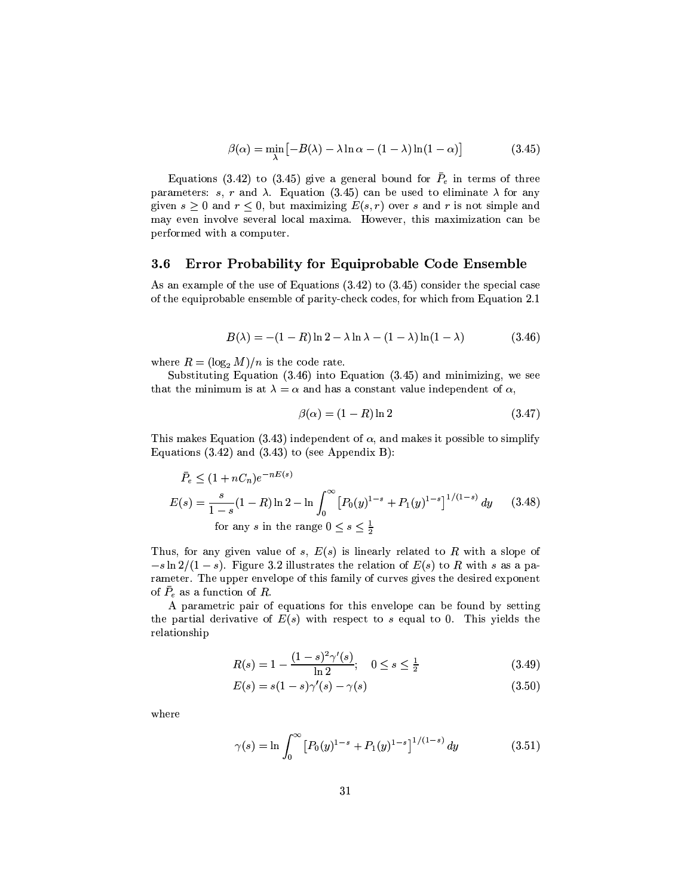$$\beta(\alpha) = \min_{\lambda}\left[-B(\lambda) - \lambda \ln \alpha - (1-\lambda)\ln(1-\alpha)\right] \tag{3.45}$$

Equations (3.42) to (3.45) give a general bound for $\bar{P}_e$ in terms of three parameters: $s$, $r$ and $\lambda$. Equation (3.45) can be used to eliminate $\lambda$ for any given $s \geq 0$ and $r \leq 0$, but maximizing $E(s,r)$ over $s$ and $r$ is not simple and may even involve several local maxima. However, this maximization can be performed with a computer.

## 3.6 Error Probability for Equiprobable Code Ensemble

As an example of the use of Equations (3.42) to (3.45) consider the special case of the equiprobable ensemble of parity-check codes, for which from Equation 2.1

$$B(\lambda) = -(1-R)\ln 2 - \lambda \ln \lambda - (1-\lambda)\ln(1-\lambda) \tag{3.46}$$

where $R = (\log_2 M)/n$ is the code rate.

Substituting Equation (3.46) into Equation (3.45) and minimizing, we see that the minimum is at $\lambda = \alpha$ and has a constant value independent of $\alpha$,

$$\beta(\alpha) = (1-R)\ln 2 \tag{3.47}$$

This makes Equation (3.43) independent of $\alpha$, and makes it possible to simplify Equations (3.42) and (3.43) to (see Appendix B):

$$\begin{aligned} \bar{P}_e &\leq (1 + nC_n)e^{-nE(s)} \\ E(s) &= \frac{s}{1-s}(1-R)\ln 2 - \ln \int_0^\infty \left[P_0(y)^{1-s} + P_1(y)^{1-s}\right]^{1/(1-s)} dy \\ &\quad \text{for any } s \text{ in the range } 0 \leq s \leq \tfrac{1}{2} \end{aligned} \tag{3.48}$$

Thus, for any given value of $s$, $E(s)$ is linearly related to $R$ with a slope of $-s\ln 2/(1-s)$. Figure 3.2 illustrates the relation of $E(s)$ to $R$ with $s$ as a parameter. The upper envelope of this family of curves gives the desired exponent of $\bar{P}_e$ as a function of $R$.

A parametric pair of equations for this envelope can be found by setting the partial derivative of $E(s)$ with respect to $s$ equal to 0. This yields the relationship

$$R(s) = 1 - \frac{(1-s)^2\gamma'(s)}{\ln 2}; \quad 0 \leq s \leq \tfrac{1}{2} \tag{3.49}$$

$$E(s) = s(1-s)\gamma'(s) - \gamma(s) \tag{3.50}$$

where

$$\gamma(s) = \ln \int_0^\infty \left[P_0(y)^{1-s} + P_1(y)^{1-s}\right]^{1/(1-s)} dy \tag{3.51}$$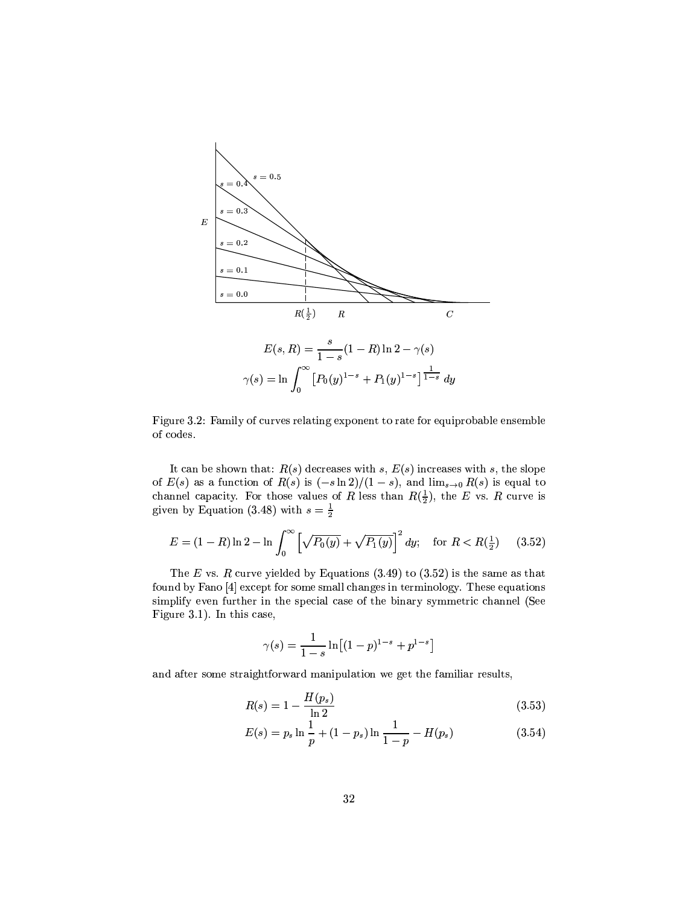$$E(s,R) = \frac{s}{1-s}(1-R)\ln 2 - \gamma(s)$$

$$\gamma(s) = \ln \int_0^\infty \left[P_0(y)^{1-s} + P_1(y)^{1-s}\right]^{\frac{1}{1-s}} dy$$

Figure 3.2: Family of curves relating exponent to rate for equiprobable ensemble of codes.

It can be shown that: $R(s)$ decreases with $s$, $E(s)$ increases with $s$, the slope of $E(s)$ as a function of $R(s)$ is $(-s\ln 2)/(1-s)$, and $\lim_{s\to 0} R(s)$ is equal to channel capacity. For those values of $R$ less than $R(\frac{1}{2})$, the $E$ vs. $R$ curve is given by Equation (3.48) with $s = \frac{1}{2}$

$$E = (1-R)\ln 2 - \ln \int_0^\infty \left[\sqrt{P_0(y)} + \sqrt{P_1(y)}\right]^2 dy; \quad \text{for } R < R(\tfrac{1}{2}) \qquad (3.52)$$

The $E$ vs. $R$ curve yielded by Equations (3.49) to (3.52) is the same as that found by Fano [4] except for some small changes in terminology. These equations simplify even further in the special case of the binary symmetric channel (See Figure 3.1). In this case,

$$\gamma(s) = \frac{1}{1-s}\ln\left[(1-p)^{1-s} + p^{1-s}\right]$$

and after some straightforward manipulation we get the familiar results,

$$R(s) = 1 - \frac{H(p_s)}{\ln 2} \qquad (3.53)$$

$$E(s) = p_s \ln\frac{1}{p} + (1-p_s)\ln\frac{1}{1-p} - H(p_s) \qquad (3.54)$$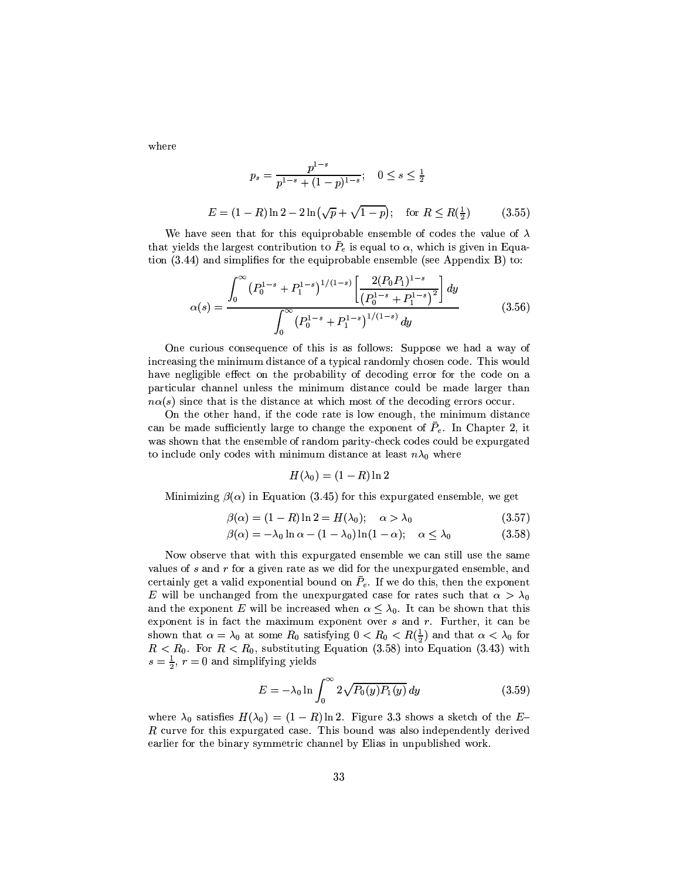where

$$p_s = \frac{p^{1-s}}{p^{1-s} + (1-p)^{1-s}}; \quad 0 \le s \le \tfrac{1}{2}$$

$$E = (1-R)\ln 2 - 2\ln\left(\sqrt{p} + \sqrt{1-p}\right); \quad \text{for } R \le R(\tfrac{1}{2}) \tag{3.55}$$

We have seen that for this equiprobable ensemble of codes the value of $\lambda$ that yields the largest contribution to $\bar{P}_e$ is equal to $\alpha$, which is given in Equation (3.44) and simplifies for the equiprobable ensemble (see Appendix B) to:

$$\alpha(s) = \frac{\displaystyle\int_0^\infty \left(P_0^{1-s} + P_1^{1-s}\right)^{1/(1-s)} \left[\frac{2(P_0 P_1)^{1-s}}{\left(P_0^{1-s} + P_1^{1-s}\right)^2}\right] dy}{\displaystyle\int_0^\infty \left(P_0^{1-s} + P_1^{1-s}\right)^{1/(1-s)} dy} \tag{3.56}$$

One curious consequence of this is as follows: Suppose we had a way of increasing the minimum distance of a typical randomly chosen code. This would have negligible effect on the probability of decoding error for the code on a particular channel unless the minimum distance could be made larger than $n\alpha(s)$ since that is the distance at which most of the decoding errors occur.

On the other hand, if the code rate is low enough, the minimum distance can be made sufficiently large to change the exponent of $\bar{P}_e$. In Chapter 2, it was shown that the ensemble of random parity-check codes could be expurgated to include only codes with minimum distance at least $n\lambda_0$ where

$$H(\lambda_0) = (1-R)\ln 2$$

Minimizing $\beta(\alpha)$ in Equation (3.45) for this expurgated ensemble, we get

$$\beta(\alpha) = (1-R)\ln 2 = H(\lambda_0); \quad \alpha > \lambda_0 \tag{3.57}$$

$$\beta(\alpha) = -\lambda_0 \ln \alpha - (1-\lambda_0)\ln(1-\alpha); \quad \alpha \le \lambda_0 \tag{3.58}$$

Now observe that with this expurgated ensemble we can still use the same values of $s$ and $r$ for a given rate as we did for the unexpurgated ensemble, and certainly get a valid exponential bound on $\bar{P}_e$. If we do this, then the exponent $E$ will be unchanged from the unexpurgated case for rates such that $\alpha > \lambda_0$ and the exponent $E$ will be increased when $\alpha \le \lambda_0$. It can be shown that this exponent is in fact the maximum exponent over $s$ and $r$. Further, it can be shown that $\alpha = \lambda_0$ at some $R_0$ satisfying $0 < R_0 < R(\frac{1}{2})$ and that $\alpha < \lambda_0$ for $R < R_0$. For $R < R_0$, substituting Equation (3.58) into Equation (3.43) with $s = \frac{1}{2}$, $r = 0$ and simplifying yields

$$E = -\lambda_0 \ln \int_0^\infty 2\sqrt{P_0(y)P_1(y)}\, dy \tag{3.59}$$

where $\lambda_0$ satisfies $H(\lambda_0) = (1-R)\ln 2$. Figure 3.3 shows a sketch of the $E$–$R$ curve for this expurgated case. This bound was also independently derived earlier for the binary symmetric channel by Elias in unpublished work.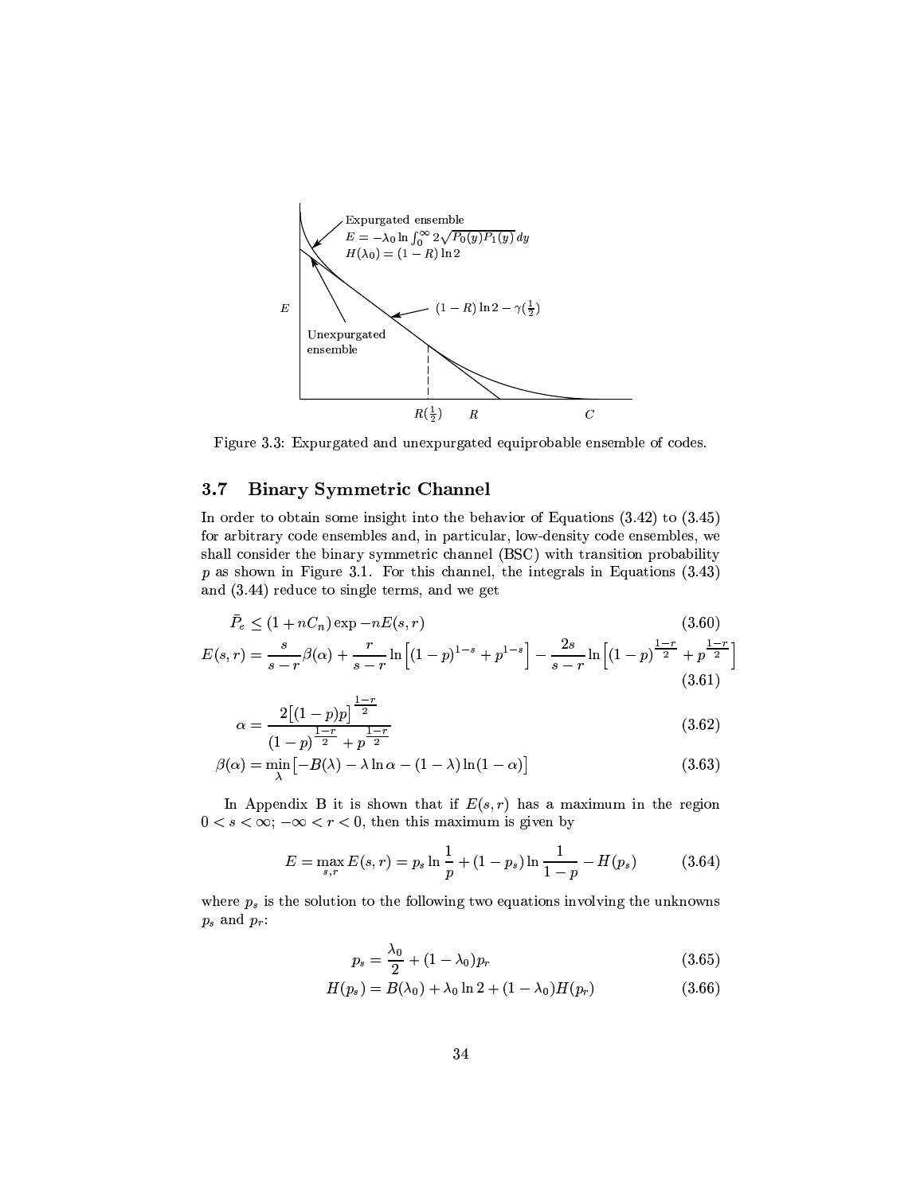Figure 3.3: Expurgated and unexpurgated equiprobable ensemble of codes.

## 3.7 Binary Symmetric Channel

In order to obtain some insight into the behavior of Equations (3.42) to (3.45) for arbitrary code ensembles and, in particular, low-density code ensembles, we shall consider the binary symmetric channel (BSC) with transition probability $p$ as shown in Figure 3.1. For this channel, the integrals in Equations (3.43) and (3.44) reduce to single terms, and we get

$$\bar{P}_e \leq (1 + nC_n) \exp -nE(s, r) \tag{3.60}$$

$$E(s,r) = \frac{s}{s-r}\beta(\alpha) + \frac{r}{s-r}\ln\left[(1-p)^{1-s} + p^{1-s}\right] - \frac{2s}{s-r}\ln\left[(1-p)^{\frac{1-r}{2}} + p^{\frac{1-r}{2}}\right] \tag{3.61}$$

$$\alpha = \frac{2\left[(1-p)p\right]^{\frac{1-r}{2}}}{(1-p)^{\frac{1-r}{2}} + p^{\frac{1-r}{2}}} \tag{3.62}$$

$$\beta(\alpha) = \min_{\lambda}\left[-B(\lambda) - \lambda \ln \alpha - (1-\lambda)\ln(1-\alpha)\right] \tag{3.63}$$

In Appendix B it is shown that if $E(s,r)$ has a maximum in the region $0 < s < \infty$; $-\infty < r < 0$, then this maximum is given by

$$E = \max_{s,r} E(s,r) = p_s \ln \frac{1}{p} + (1-p_s)\ln\frac{1}{1-p} - H(p_s) \tag{3.64}$$

where $p_s$ is the solution to the following two equations involving the unknowns $p_s$ and $p_r$:

$$p_s = \frac{\lambda_0}{2} + (1-\lambda_0)p_r \tag{3.65}$$

$$H(p_s) = B(\lambda_0) + \lambda_0 \ln 2 + (1-\lambda_0)H(p_r) \tag{3.66}$$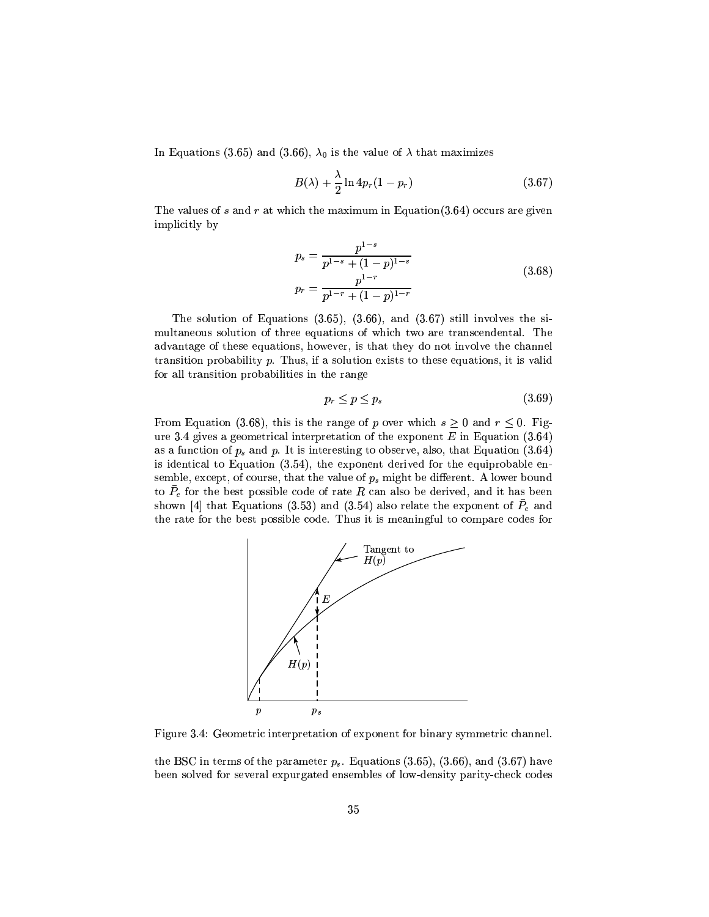In Equations (3.65) and (3.66), $\lambda_0$ is the value of $\lambda$ that maximizes

$$B(\lambda) + \frac{\lambda}{2} \ln 4p_r(1 - p_r) \tag{3.67}$$

The values of $s$ and $r$ at which the maximum in Equation(3.64) occurs are given implicitly by

$$\begin{aligned} p_s &= \frac{p^{1-s}}{p^{1-s} + (1-p)^{1-s}} \\ p_r &= \frac{p^{1-r}}{p^{1-r} + (1-p)^{1-r}} \end{aligned} \tag{3.68}$$

The solution of Equations (3.65), (3.66), and (3.67) still involves the simultaneous solution of three equations of which two are transcendental. The advantage of these equations, however, is that they do not involve the channel transition probability $p$. Thus, if a solution exists to these equations, it is valid for all transition probabilities in the range

$$p_r \leq p \leq p_s \tag{3.69}$$

From Equation (3.68), this is the range of $p$ over which $s \geq 0$ and $r \leq 0$. Figure 3.4 gives a geometrical interpretation of the exponent $E$ in Equation (3.64) as a function of $p_s$ and $p$. It is interesting to observe, also, that Equation (3.64) is identical to Equation (3.54), the exponent derived for the equiprobable ensemble, except, of course, that the value of $p_s$ might be different. A lower bound to $\bar{P}_e$ for the best possible code of rate $R$ can also be derived, and it has been shown [4] that Equations (3.53) and (3.54) also relate the exponent of $\bar{P}_e$ and the rate for the best possible code. Thus it is meaningful to compare codes for

Figure 3.4: Geometric interpretation of exponent for binary symmetric channel.

the BSC in terms of the parameter $p_s$. Equations (3.65), (3.66), and (3.67) have been solved for several expurgated ensembles of low-density parity-check codes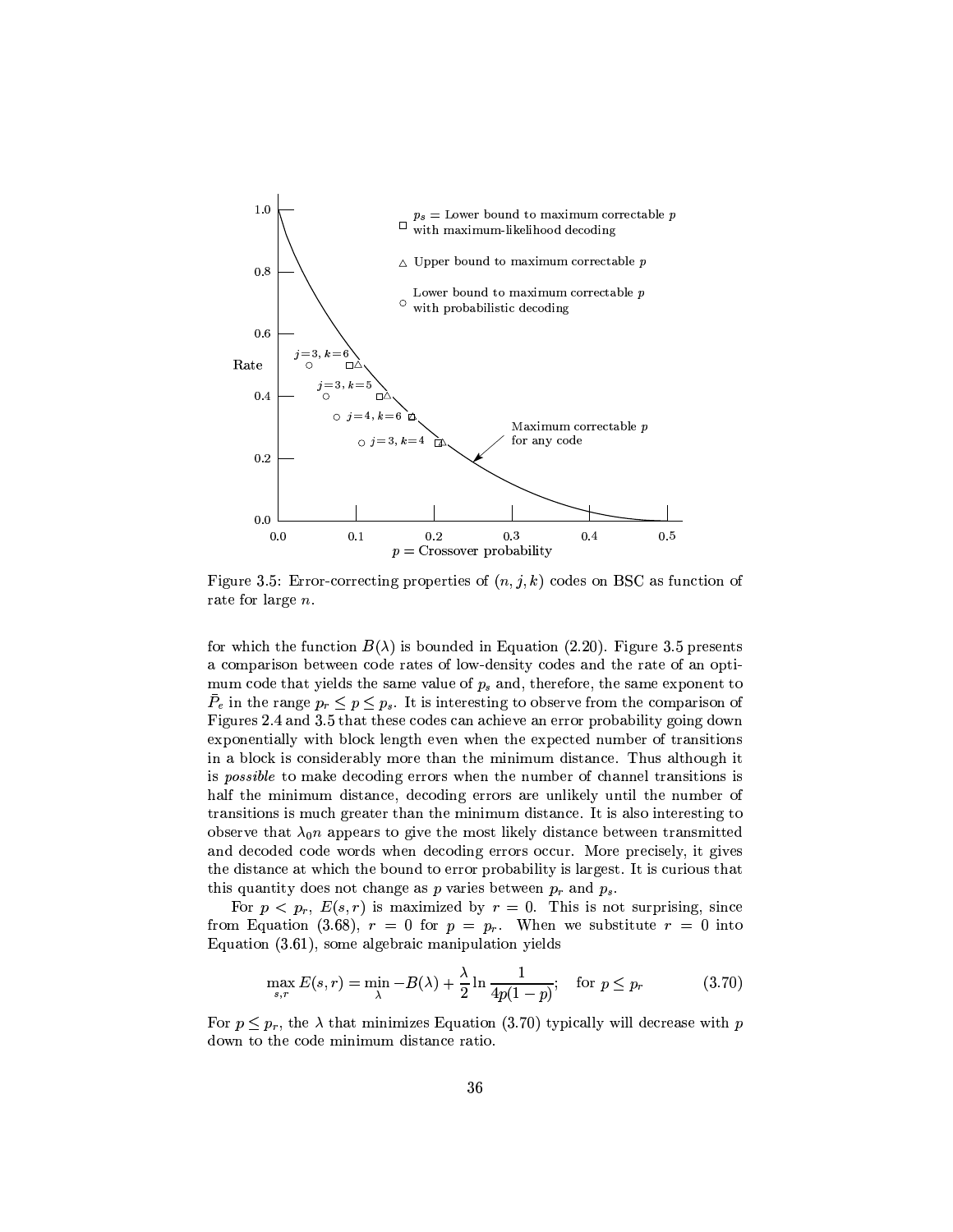Figure 3.5: Error-correcting properties of $(n, j, k)$ codes on BSC as function of rate for large $n$.

for which the function $B(\lambda)$ is bounded in Equation (2.20). Figure 3.5 presents a comparison between code rates of low-density codes and the rate of an optimum code that yields the same value of $p_s$ and, therefore, the same exponent to $\bar{P}_e$ in the range $p_r \leq p \leq p_s$. It is interesting to observe from the comparison of Figures 2.4 and 3.5 that these codes can achieve an error probability going down exponentially with block length even when the expected number of transitions in a block is considerably more than the minimum distance. Thus although it is *possible* to make decoding errors when the number of channel transitions is half the minimum distance, decoding errors are unlikely until the number of transitions is much greater than the minimum distance. It is also interesting to observe that $\lambda_0 n$ appears to give the most likely distance between transmitted and decoded code words when decoding errors occur. More precisely, it gives the distance at which the bound to error probability is largest. It is curious that this quantity does not change as $p$ varies between $p_r$ and $p_s$.

For $p < p_r$, $E(s, r)$ is maximized by $r = 0$. This is not surprising, since from Equation (3.68), $r = 0$ for $p = p_r$. When we substitute $r = 0$ into Equation (3.61), some algebraic manipulation yields

$$\max_{s,r} E(s, r) = \min_{\lambda} -B(\lambda) + \frac{\lambda}{2} \ln \frac{1}{4p(1-p)}; \quad \text{for } p \leq p_r \tag{3.70}$$

For $p \leq p_r$, the $\lambda$ that minimizes Equation (3.70) typically will decrease with $p$ down to the code minimum distance ratio.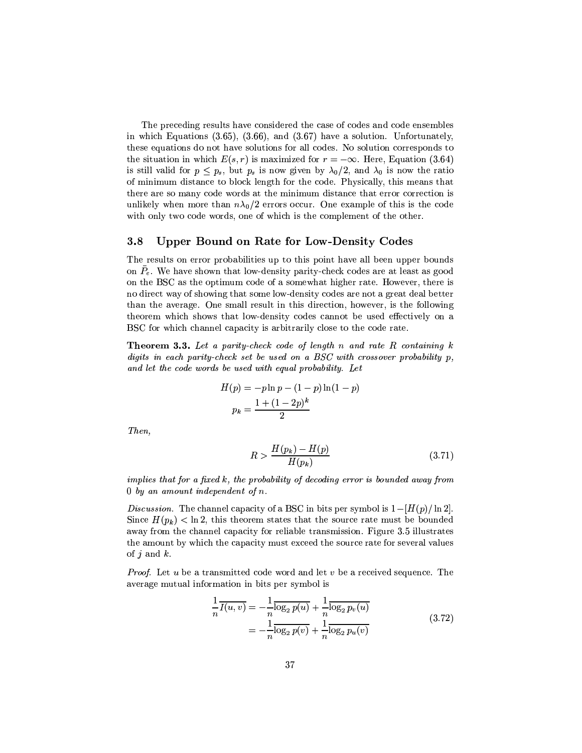The preceding results have considered the case of codes and code ensembles in which Equations (3.65), (3.66), and (3.67) have a solution. Unfortunately, these equations do not have solutions for all codes. No solution corresponds to the situation in which $E(s,r)$ is maximized for $r = -\infty$. Here, Equation (3.64) is still valid for $p \leq p_s$, but $p_s$ is now given by $\lambda_0/2$, and $\lambda_0$ is now the ratio of minimum distance to block length for the code. Physically, this means that there are so many code words at the minimum distance that error correction is unlikely when more than $n\lambda_0/2$ errors occur. One example of this is the code with only two code words, one of which is the complement of the other.

## 3.8 Upper Bound on Rate for Low-Density Codes

The results on error probabilities up to this point have all been upper bounds on $\bar{P}_e$. We have shown that low-density parity-check codes are at least as good on the BSC as the optimum code of a somewhat higher rate. However, there is no direct way of showing that some low-density codes are not a great deal better than the average. One small result in this direction, however, is the following theorem which shows that low-density codes cannot be used effectively on a BSC for which channel capacity is arbitrarily close to the code rate.

**Theorem 3.3.** *Let a parity-check code of length $n$ and rate $R$ containing $k$ digits in each parity-check set be used on a BSC with crossover probability $p$, and let the code words be used with equal probability. Let*

$$H(p) = -p \ln p - (1-p)\ln(1-p)$$
$$p_k = \frac{1 + (1-2p)^k}{2}$$

*Then,*

$$R > \frac{H(p_k) - H(p)}{H(p_k)} \tag{3.71}$$

*implies that for a fixed $k$, the probability of decoding error is bounded away from 0 by an amount independent of $n$.*

*Discussion.* The channel capacity of a BSC in bits per symbol is $1 - [H(p)/\ln 2]$. Since $H(p_k) < \ln 2$, this theorem states that the source rate must be bounded away from the channel capacity for reliable transmission. Figure 3.5 illustrates the amount by which the capacity must exceed the source rate for several values of $j$ and $k$.

*Proof.* Let $u$ be a transmitted code word and let $v$ be a received sequence. The average mutual information in bits per symbol is

$$\begin{aligned} \frac{1}{n}\overline{I(u,v)} &= -\frac{1}{n}\overline{\log_2 p(u)} + \frac{1}{n}\overline{\log_2 p_v(u)} \\ &= -\frac{1}{n}\overline{\log_2 p(v)} + \frac{1}{n}\overline{\log_2 p_u(v)} \end{aligned} \tag{3.72}$$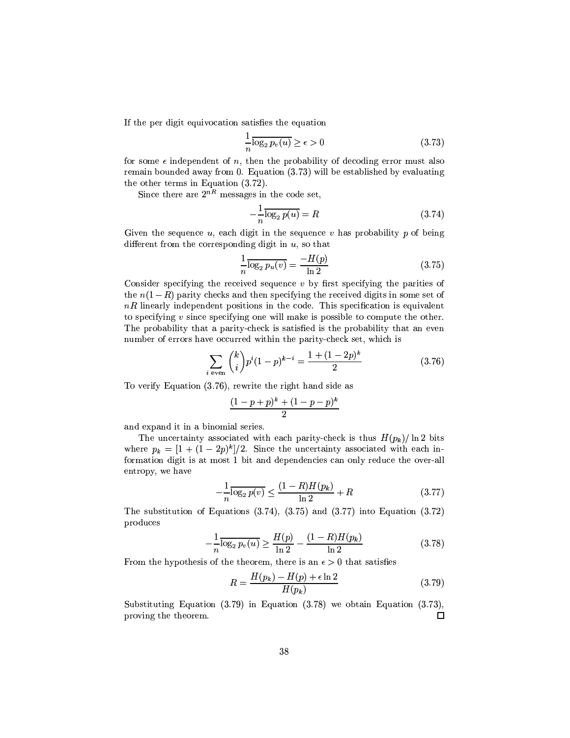If the per digit equivocation satisfies the equation

$$\frac{1}{n}\overline{\log_2 p_v(u)} \geq \epsilon > 0 \tag{3.73}$$

for some $\epsilon$ independent of $n$, then the probability of decoding error must also remain bounded away from 0. Equation (3.73) will be established by evaluating the other terms in Equation (3.72).

Since there are $2^{nR}$ messages in the code set,

$$-\frac{1}{n}\overline{\log_2 p(u)} = R \tag{3.74}$$

Given the sequence $u$, each digit in the sequence $v$ has probability $p$ of being different from the corresponding digit in $u$, so that

$$\frac{1}{n}\overline{\log_2 p_u(v)} = \frac{-H(p)}{\ln 2} \tag{3.75}$$

Consider specifying the received sequence $v$ by first specifying the parities of the $n(1-R)$ parity checks and then specifying the received digits in some set of $nR$ linearly independent positions in the code. This specification is equivalent to specifying $v$ since specifying one will make is possible to compute the other. The probability that a parity-check is satisfied is the probability that an even number of errors have occurred within the parity-check set, which is

$$\sum_{i \text{ even}} \binom{k}{i} p^i (1-p)^{k-i} = \frac{1+(1-2p)^k}{2} \tag{3.76}$$

To verify Equation (3.76), rewrite the right hand side as

$$\frac{(1-p+p)^k + (1-p-p)^k}{2}$$

and expand it in a binomial series.

The uncertainty associated with each parity-check is thus $H(p_k)/\ln 2$ bits where $p_k = [1+(1-2p)^k]/2$. Since the uncertainty associated with each information digit is at most 1 bit and dependencies can only reduce the over-all entropy, we have

$$-\frac{1}{n}\overline{\log_2 p(v)} \leq \frac{(1-R)H(p_k)}{\ln 2} + R \tag{3.77}$$

The substitution of Equations (3.74), (3.75) and (3.77) into Equation (3.72) produces

$$-\frac{1}{n}\overline{\log_2 p_v(u)} \geq \frac{H(p)}{\ln 2} - \frac{(1-R)H(p_k)}{\ln 2} \tag{3.78}$$

From the hypothesis of the theorem, there is an $\epsilon > 0$ that satisfies

$$R = \frac{H(p_k) - H(p) + \epsilon \ln 2}{H(p_k)} \tag{3.79}$$

Substituting Equation (3.79) in Equation (3.78) we obtain Equation (3.73), proving the theorem. □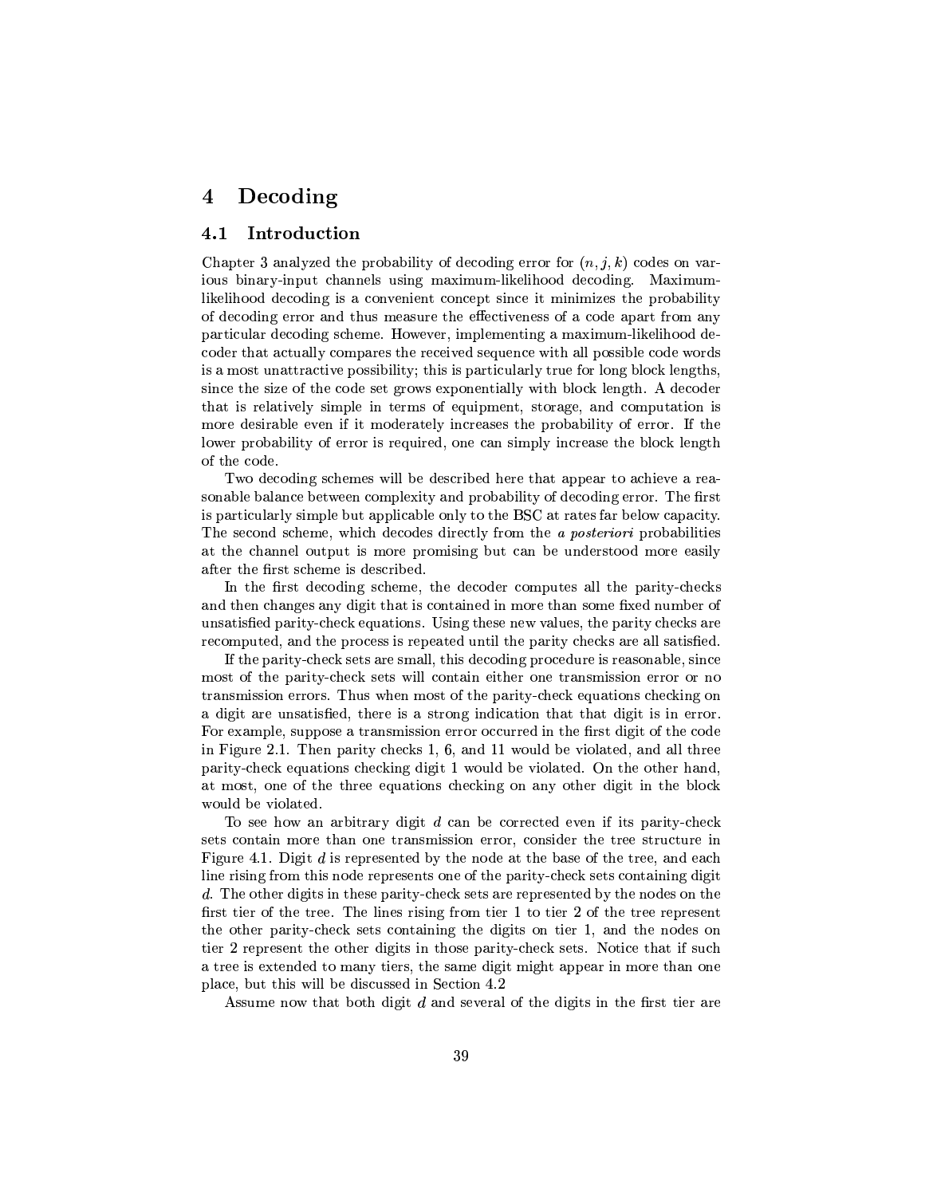# 4 Decoding

## 4.1 Introduction

Chapter 3 analyzed the probability of decoding error for $(n, j, k)$ codes on various binary-input channels using maximum-likelihood decoding. Maximum-likelihood decoding is a convenient concept since it minimizes the probability of decoding error and thus measure the effectiveness of a code apart from any particular decoding scheme. However, implementing a maximum-likelihood decoder that actually compares the received sequence with all possible code words is a most unattractive possibility; this is particularly true for long block lengths, since the size of the code set grows exponentially with block length. A decoder that is relatively simple in terms of equipment, storage, and computation is more desirable even if it moderately increases the probability of error. If the lower probability of error is required, one can simply increase the block length of the code.

Two decoding schemes will be described here that appear to achieve a reasonable balance between complexity and probability of decoding error. The first is particularly simple but applicable only to the BSC at rates far below capacity. The second scheme, which decodes directly from the *a posteriori* probabilities at the channel output is more promising but can be understood more easily after the first scheme is described.

In the first decoding scheme, the decoder computes all the parity-checks and then changes any digit that is contained in more than some fixed number of unsatisfied parity-check equations. Using these new values, the parity checks are recomputed, and the process is repeated until the parity checks are all satisfied.

If the parity-check sets are small, this decoding procedure is reasonable, since most of the parity-check sets will contain either one transmission error or no transmission errors. Thus when most of the parity-check equations checking on a digit are unsatisfied, there is a strong indication that that digit is in error. For example, suppose a transmission error occurred in the first digit of the code in Figure 2.1. Then parity checks 1, 6, and 11 would be violated, and all three parity-check equations checking digit 1 would be violated. On the other hand, at most, one of the three equations checking on any other digit in the block would be violated.

To see how an arbitrary digit $d$ can be corrected even if its parity-check sets contain more than one transmission error, consider the tree structure in Figure 4.1. Digit $d$ is represented by the node at the base of the tree, and each line rising from this node represents one of the parity-check sets containing digit $d$. The other digits in these parity-check sets are represented by the nodes on the first tier of the tree. The lines rising from tier 1 to tier 2 of the tree represent the other parity-check sets containing the digits on tier 1, and the nodes on tier 2 represent the other digits in those parity-check sets. Notice that if such a tree is extended to many tiers, the same digit might appear in more than one place, but this will be discussed in Section 4.2

Assume now that both digit $d$ and several of the digits in the first tier are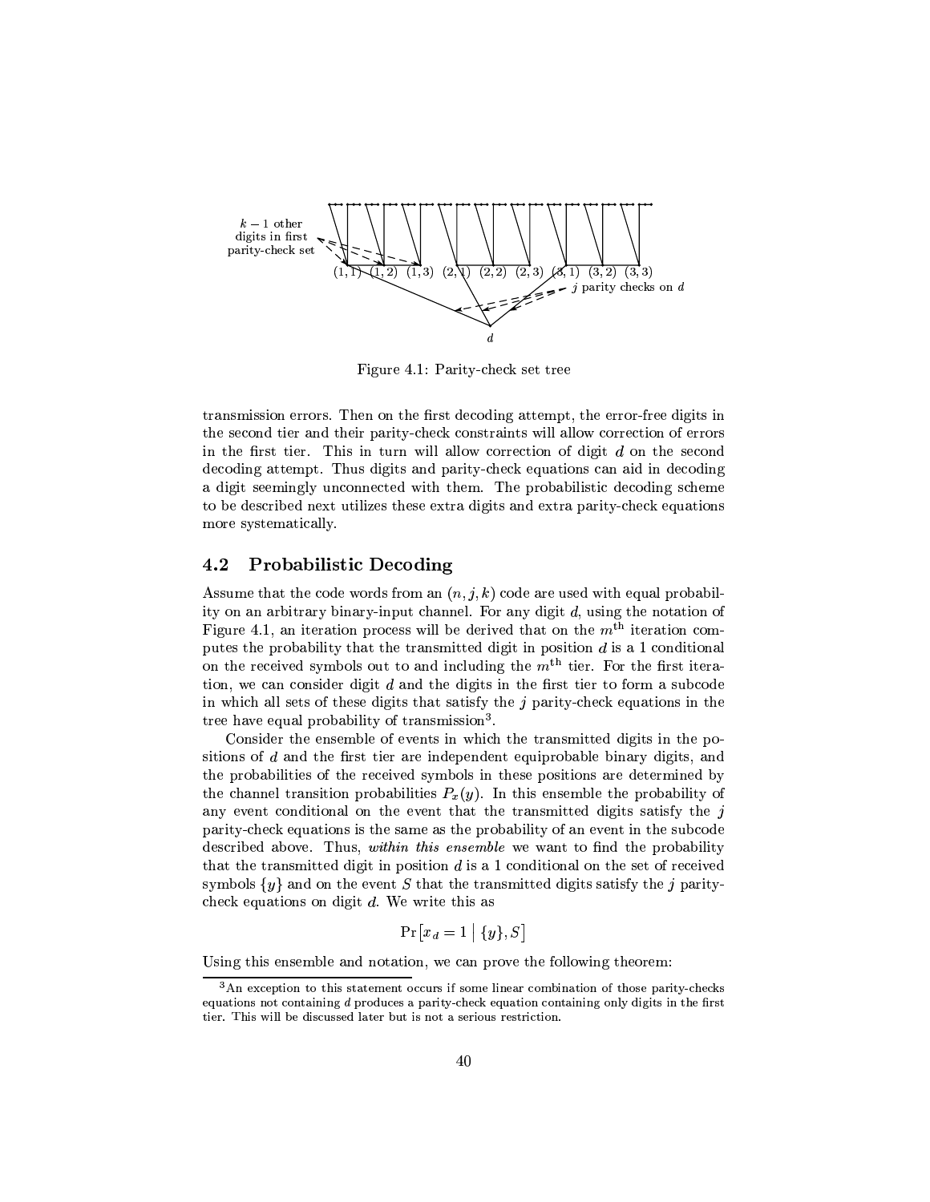Figure 4.1: Parity-check set tree

transmission errors. Then on the first decoding attempt, the error-free digits in the second tier and their parity-check constraints will allow correction of errors in the first tier. This in turn will allow correction of digit $d$ on the second decoding attempt. Thus digits and parity-check equations can aid in decoding a digit seemingly unconnected with them. The probabilistic decoding scheme to be described next utilizes these extra digits and extra parity-check equations more systematically.

## 4.2 Probabilistic Decoding

Assume that the code words from an $(n, j, k)$ code are used with equal probability on an arbitrary binary-input channel. For any digit $d$, using the notation of Figure 4.1, an iteration process will be derived that on the $m^{\text{th}}$ iteration computes the probability that the transmitted digit in position $d$ is a 1 conditional on the received symbols out to and including the $m^{\text{th}}$ tier. For the first iteration, we can consider digit $d$ and the digits in the first tier to form a subcode in which all sets of these digits that satisfy the $j$ parity-check equations in the tree have equal probability of transmission[3].

Consider the ensemble of events in which the transmitted digits in the positions of $d$ and the first tier are independent equiprobable binary digits, and the probabilities of the received symbols in these positions are determined by the channel transition probabilities $P_x(y)$. In this ensemble the probability of any event conditional on the event that the transmitted digits satisfy the $j$ parity-check equations is the same as the probability of an event in the subcode described above. Thus, *within this ensemble* we want to find the probability that the transmitted digit in position $d$ is a 1 conditional on the set of received symbols $\{y\}$ and on the event $S$ that the transmitted digits satisfy the $j$ parity-check equations on digit $d$. We write this as

$$\Pr\left[x_d = 1 \;\middle|\; \{y\}, S\right]$$

Using this ensemble and notation, we can prove the following theorem:

[3]An exception to this statement occurs if some linear combination of those parity-checks equations not containing $d$ produces a parity-check equation containing only digits in the first tier. This will be discussed later but is not a serious restriction.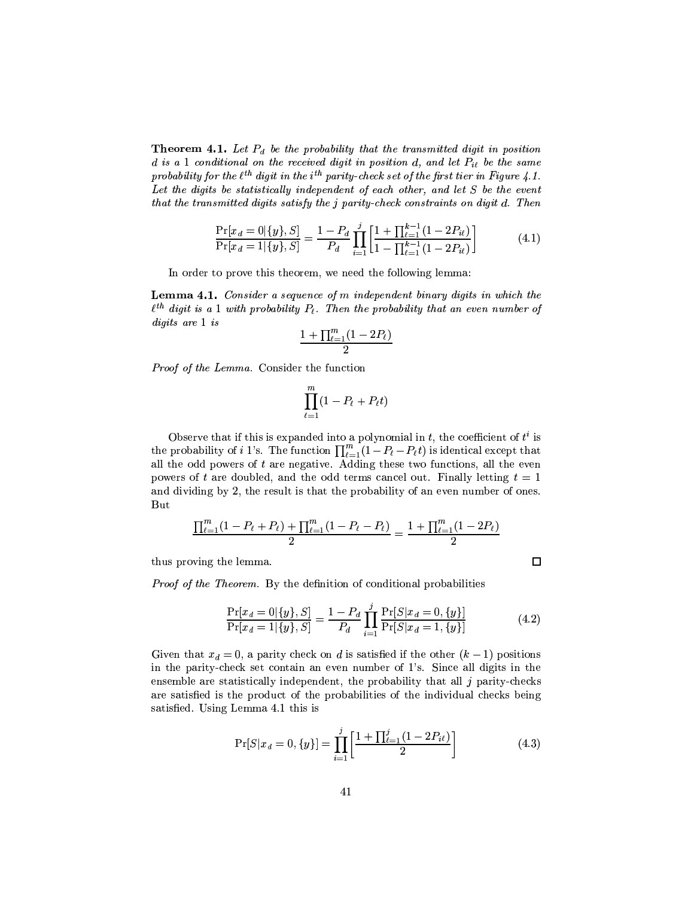**Theorem 4.1.** *Let $P_d$ be the probability that the transmitted digit in position $d$ is a 1 conditional on the received digit in position $d$, and let $P_{i\ell}$ be the same probability for the $\ell^{th}$ digit in the $i^{th}$ parity-check set of the first tier in Figure 4.1. Let the digits be statistically independent of each other, and let $S$ be the event that the transmitted digits satisfy the $j$ parity-check constraints on digit $d$. Then*

$$\frac{\Pr[x_d = 0|\{y\}, S]}{\Pr[x_d = 1|\{y\}, S]} = \frac{1 - P_d}{P_d} \prod_{i=1}^{j} \left[ \frac{1 + \prod_{\ell=1}^{k-1}(1 - 2P_{i\ell})}{1 - \prod_{\ell=1}^{k-1}(1 - 2P_{i\ell})} \right] \tag{4.1}$$

In order to prove this theorem, we need the following lemma:

**Lemma 4.1.** *Consider a sequence of $m$ independent binary digits in which the $\ell^{th}$ digit is a 1 with probability $P_\ell$. Then the probability that an even number of digits are 1 is*

$$\frac{1 + \prod_{\ell=1}^{m}(1 - 2P_\ell)}{2}$$

*Proof of the Lemma.* Consider the function

$$\prod_{\ell=1}^{m}(1 - P_\ell + P_\ell t)$$

Observe that if this is expanded into a polynomial in $t$, the coefficient of $t^i$ is the probability of $i$ 1's. The function $\prod_{\ell=1}^{m}(1 - P_\ell - P_\ell t)$ is identical except that all the odd powers of $t$ are negative. Adding these two functions, all the even powers of $t$ are doubled, and the odd terms cancel out. Finally letting $t = 1$ and dividing by 2, the result is that the probability of an even number of ones. But

$$\frac{\prod_{\ell=1}^{m}(1 - P_\ell + P_\ell) + \prod_{\ell=1}^{m}(1 - P_\ell - P_\ell)}{2} = \frac{1 + \prod_{\ell=1}^{m}(1 - 2P_\ell)}{2}$$

thus proving the lemma. □

*Proof of the Theorem.* By the definition of conditional probabilities

$$\frac{\Pr[x_d = 0|\{y\}, S]}{\Pr[x_d = 1|\{y\}, S]} = \frac{1 - P_d}{P_d} \prod_{i=1}^{j} \frac{\Pr[S|x_d = 0, \{y\}]}{\Pr[S|x_d = 1, \{y\}]} \tag{4.2}$$

Given that $x_d = 0$, a parity check on $d$ is satisfied if the other $(k-1)$ positions in the parity-check set contain an even number of 1's. Since all digits in the ensemble are statistically independent, the probability that all $j$ parity-checks are satisfied is the product of the probabilities of the individual checks being satisfied. Using Lemma 4.1 this is

$$\Pr[S|x_d = 0, \{y\}] = \prod_{i=1}^{j} \left[ \frac{1 + \prod_{\ell=1}^{j}(1 - 2P_{i\ell})}{2} \right] \tag{4.3}$$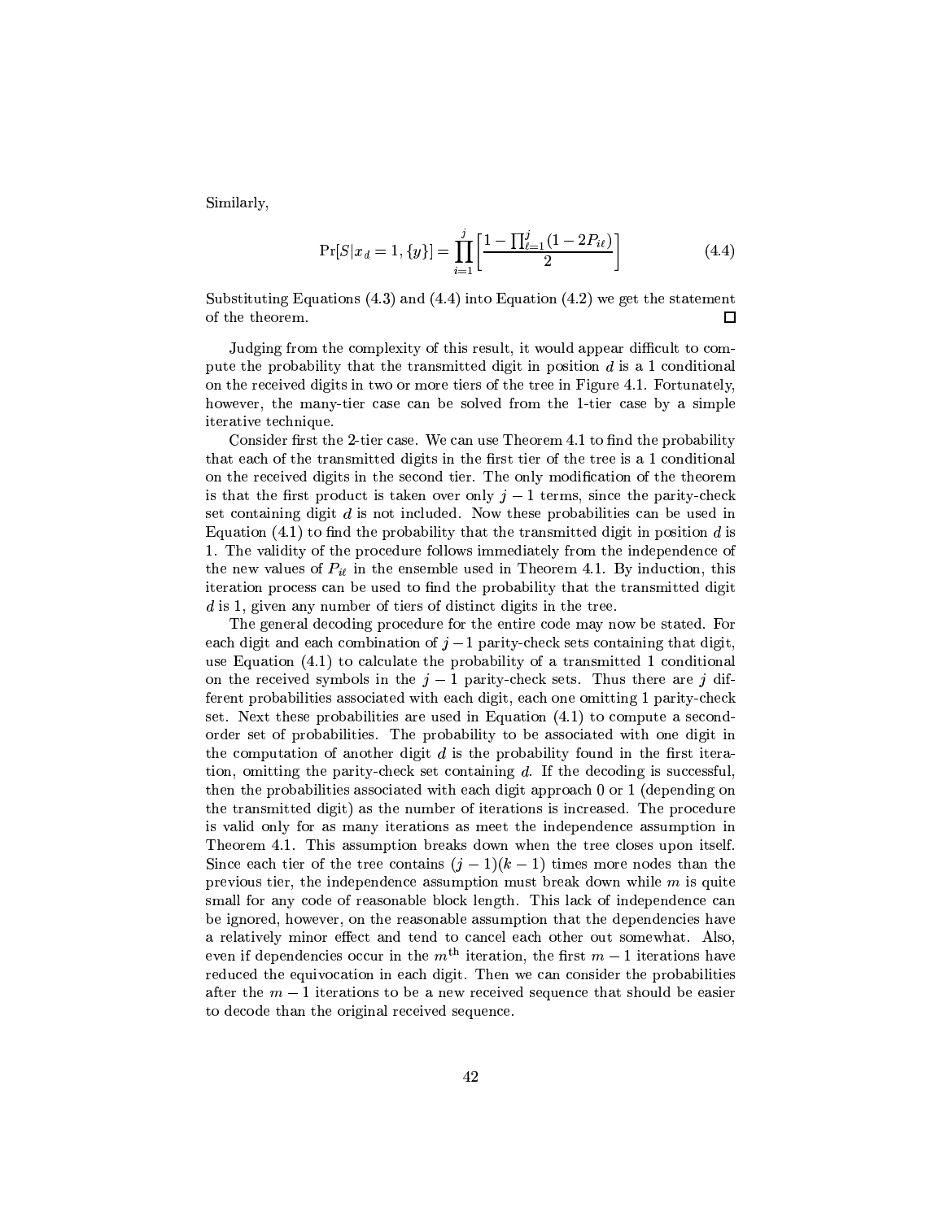Similarly,

$$\Pr[S|x_d = 1, \{y\}] = \prod_{i=1}^{j} \left[ \frac{1 - \prod_{\ell=1}^{j}(1 - 2P_{i\ell})}{2} \right] \tag{4.4}$$

Substituting Equations (4.3) and (4.4) into Equation (4.2) we get the statement of the theorem. □

Judging from the complexity of this result, it would appear difficult to compute the probability that the transmitted digit in position $d$ is a 1 conditional on the received digits in two or more tiers of the tree in Figure 4.1. Fortunately, however, the many-tier case can be solved from the 1-tier case by a simple iterative technique.

Consider first the 2-tier case. We can use Theorem 4.1 to find the probability that each of the transmitted digits in the first tier of the tree is a 1 conditional on the received digits in the second tier. The only modification of the theorem is that the first product is taken over only $j - 1$ terms, since the parity-check set containing digit $d$ is not included. Now these probabilities can be used in Equation (4.1) to find the probability that the transmitted digit in position $d$ is 1. The validity of the procedure follows immediately from the independence of the new values of $P_{i\ell}$ in the ensemble used in Theorem 4.1. By induction, this iteration process can be used to find the probability that the transmitted digit $d$ is 1, given any number of tiers of distinct digits in the tree.

The general decoding procedure for the entire code may now be stated. For each digit and each combination of $j-1$ parity-check sets containing that digit, use Equation (4.1) to calculate the probability of a transmitted 1 conditional on the received symbols in the $j - 1$ parity-check sets. Thus there are $j$ different probabilities associated with each digit, each one omitting 1 parity-check set. Next these probabilities are used in Equation (4.1) to compute a second-order set of probabilities. The probability to be associated with one digit in the computation of another digit $d$ is the probability found in the first iteration, omitting the parity-check set containing $d$. If the decoding is successful, then the probabilities associated with each digit approach 0 or 1 (depending on the transmitted digit) as the number of iterations is increased. The procedure is valid only for as many iterations as meet the independence assumption in Theorem 4.1. This assumption breaks down when the tree closes upon itself. Since each tier of the tree contains $(j - 1)(k - 1)$ times more nodes than the previous tier, the independence assumption must break down while $m$ is quite small for any code of reasonable block length. This lack of independence can be ignored, however, on the reasonable assumption that the dependencies have a relatively minor effect and tend to cancel each other out somewhat. Also, even if dependencies occur in the $m^{\text{th}}$ iteration, the first $m - 1$ iterations have reduced the equivocation in each digit. Then we can consider the probabilities after the $m - 1$ iterations to be a new received sequence that should be easier to decode than the original received sequence.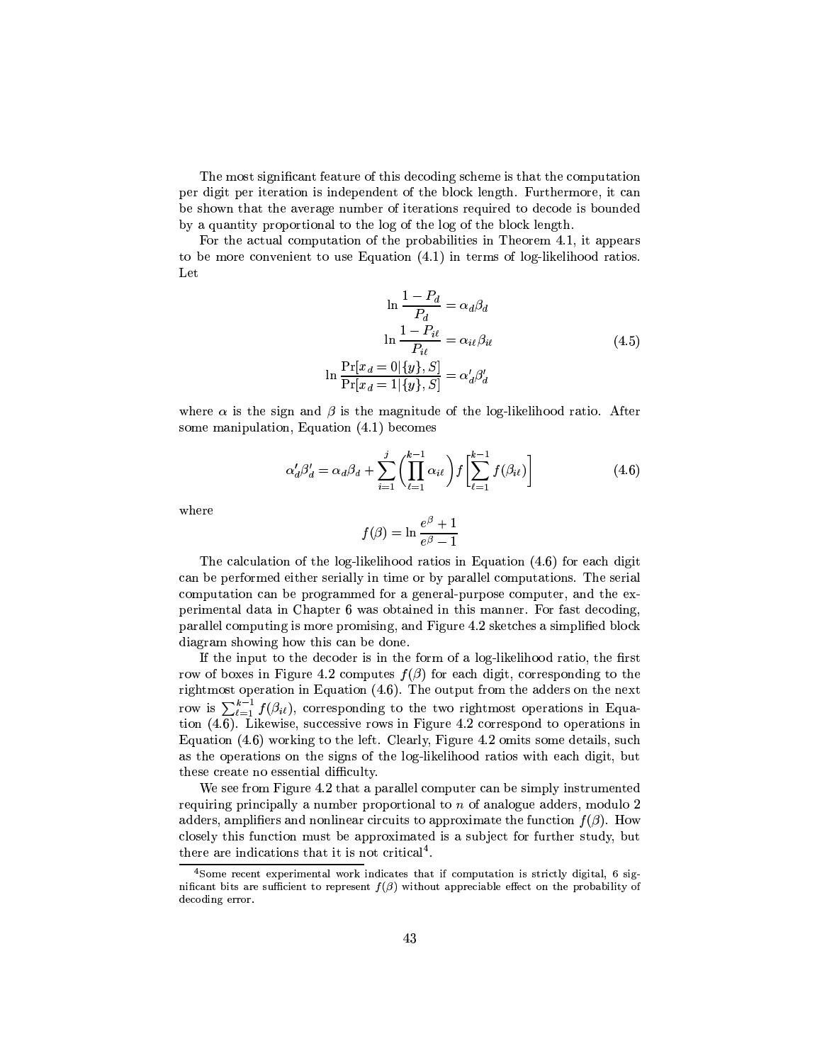The most significant feature of this decoding scheme is that the computation per digit per iteration is independent of the block length. Furthermore, it can be shown that the average number of iterations required to decode is bounded by a quantity proportional to the log of the log of the block length.

For the actual computation of the probabilities in Theorem 4.1, it appears to be more convenient to use Equation (4.1) in terms of log-likelihood ratios. Let

$$
\begin{aligned}
\ln \frac{1-P_d}{P_d} &= \alpha_d \beta_d \\
\ln \frac{1-P_{i\ell}}{P_{i\ell}} &= \alpha_{i\ell} \beta_{i\ell} \\
\ln \frac{\Pr[x_d = 0 | \{y\}, S]}{\Pr[x_d = 1 | \{y\}, S]} &= \alpha'_d \beta'_d
\end{aligned}
\tag{4.5}
$$

where $\alpha$ is the sign and $\beta$ is the magnitude of the log-likelihood ratio. After some manipulation, Equation (4.1) becomes

$$
\alpha'_d \beta'_d = \alpha_d \beta_d + \sum_{i=1}^{j} \left( \prod_{\ell=1}^{k-1} \alpha_{i\ell} \right) f \left[ \sum_{\ell=1}^{k-1} f(\beta_{i\ell}) \right] \tag{4.6}
$$

where

$$
f(\beta) = \ln \frac{e^{\beta} + 1}{e^{\beta} - 1}
$$

The calculation of the log-likelihood ratios in Equation (4.6) for each digit can be performed either serially in time or by parallel computations. The serial computation can be programmed for a general-purpose computer, and the experimental data in Chapter 6 was obtained in this manner. For fast decoding, parallel computing is more promising, and Figure 4.2 sketches a simplified block diagram showing how this can be done.

If the input to the decoder is in the form of a log-likelihood ratio, the first row of boxes in Figure 4.2 computes $f(\beta)$ for each digit, corresponding to the rightmost operation in Equation (4.6). The output from the adders on the next row is $\sum_{\ell=1}^{k-1} f(\beta_{i\ell})$, corresponding to the two rightmost operations in Equation (4.6). Likewise, successive rows in Figure 4.2 correspond to operations in Equation (4.6) working to the left. Clearly, Figure 4.2 omits some details, such as the operations on the signs of the log-likelihood ratios with each digit, but these create no essential difficulty.

We see from Figure 4.2 that a parallel computer can be simply instrumented requiring principally a number proportional to $n$ of analogue adders, modulo 2 adders, amplifiers and nonlinear circuits to approximate the function $f(\beta)$. How closely this function must be approximated is a subject for further study, but there are indications that it is not critical[4].

[4] Some recent experimental work indicates that if computation is strictly digital, 6 significant bits are sufficient to represent $f(\beta)$ without appreciable effect on the probability of decoding error.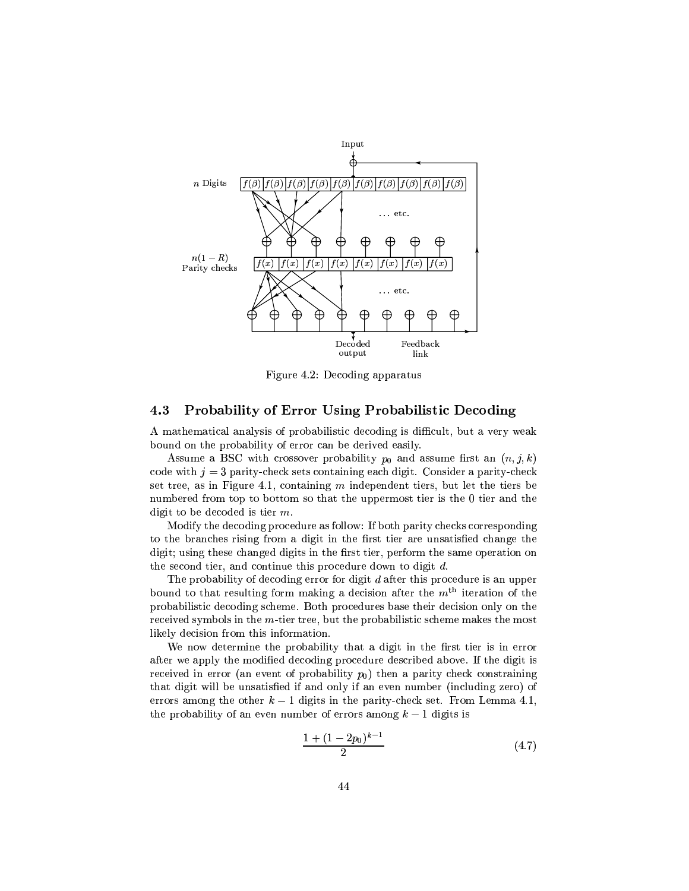Figure 4.2: Decoding apparatus

## 4.3 Probability of Error Using Probabilistic Decoding

A mathematical analysis of probabilistic decoding is difficult, but a very weak bound on the probability of error can be derived easily.

Assume a BSC with crossover probability $p_0$ and assume first an $(n, j, k)$ code with $j = 3$ parity-check sets containing each digit. Consider a parity-check set tree, as in Figure 4.1, containing $m$ independent tiers, but let the tiers be numbered from top to bottom so that the uppermost tier is the 0 tier and the digit to be decoded is tier $m$.

Modify the decoding procedure as follow: If both parity checks corresponding to the branches rising from a digit in the first tier are unsatisfied change the digit; using these changed digits in the first tier, perform the same operation on the second tier, and continue this procedure down to digit $d$.

The probability of decoding error for digit $d$ after this procedure is an upper bound to that resulting form making a decision after the $m^{\text{th}}$ iteration of the probabilistic decoding scheme. Both procedures base their decision only on the received symbols in the $m$-tier tree, but the probabilistic scheme makes the most likely decision from this information.

We now determine the probability that a digit in the first tier is in error after we apply the modified decoding procedure described above. If the digit is received in error (an event of probability $p_0$) then a parity check constraining that digit will be unsatisfied if and only if an even number (including zero) of errors among the other $k-1$ digits in the parity-check set. From Lemma 4.1, the probability of an even number of errors among $k-1$ digits is

$$\frac{1 + (1 - 2p_0)^{k-1}}{2} \tag{4.7}$$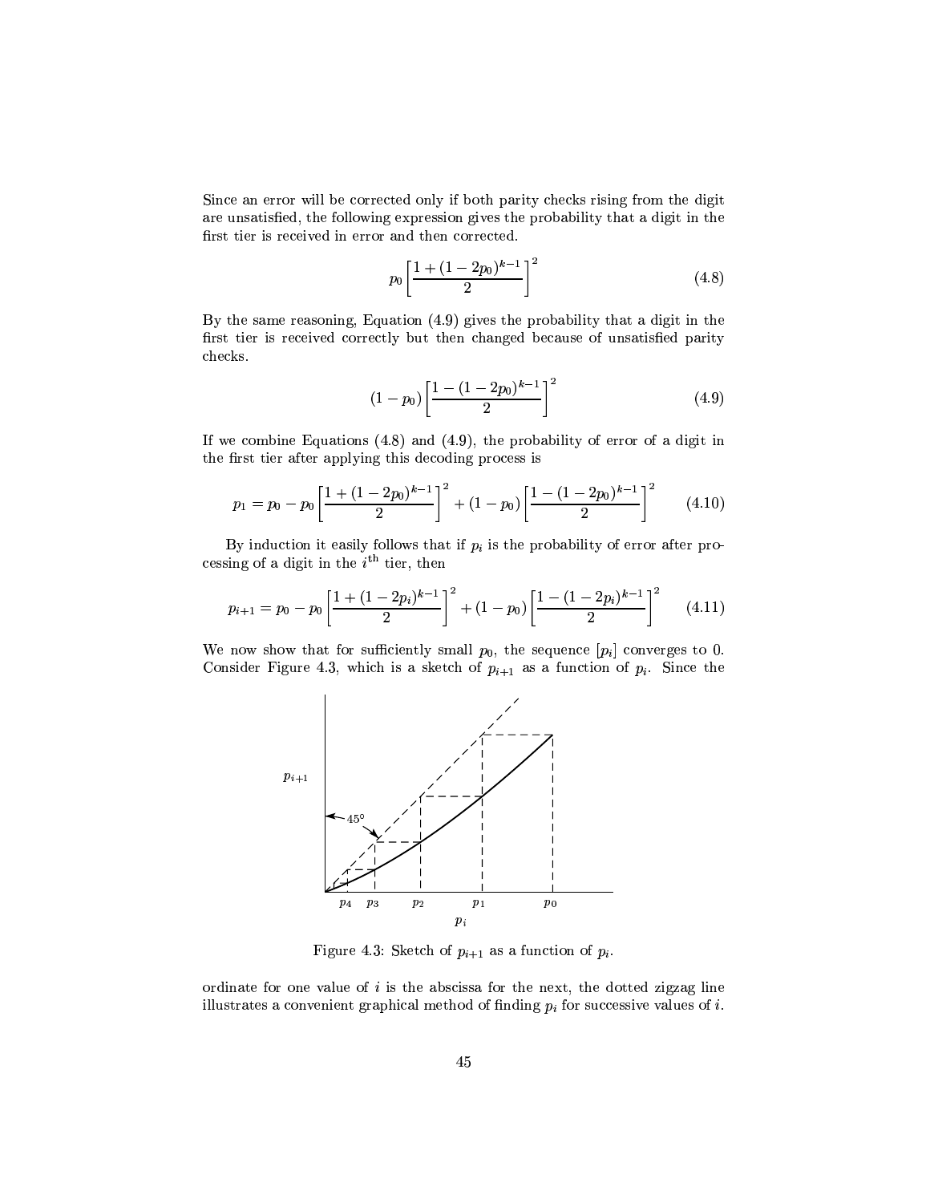Since an error will be corrected only if both parity checks rising from the digit are unsatisfied, the following expression gives the probability that a digit in the first tier is received in error and then corrected.

$$p_0 \left[ \frac{1 + (1 - 2p_0)^{k-1}}{2} \right]^2 \tag{4.8}$$

By the same reasoning, Equation (4.9) gives the probability that a digit in the first tier is received correctly but then changed because of unsatisfied parity checks.

$$(1 - p_0) \left[ \frac{1 - (1 - 2p_0)^{k-1}}{2} \right]^2 \tag{4.9}$$

If we combine Equations (4.8) and (4.9), the probability of error of a digit in the first tier after applying this decoding process is

$$p_1 = p_0 - p_0 \left[ \frac{1 + (1 - 2p_0)^{k-1}}{2} \right]^2 + (1 - p_0) \left[ \frac{1 - (1 - 2p_0)^{k-1}}{2} \right]^2 \tag{4.10}$$

By induction it easily follows that if $p_i$ is the probability of error after processing of a digit in the $i^{\text{th}}$ tier, then

$$p_{i+1} = p_0 - p_0 \left[ \frac{1 + (1 - 2p_i)^{k-1}}{2} \right]^2 + (1 - p_0) \left[ \frac{1 - (1 - 2p_i)^{k-1}}{2} \right]^2 \tag{4.11}$$

We now show that for sufficiently small $p_0$, the sequence $[p_i]$ converges to 0. Consider Figure 4.3, which is a sketch of $p_{i+1}$ as a function of $p_i$. Since the

Figure 4.3: Sketch of $p_{i+1}$ as a function of $p_i$.

ordinate for one value of $i$ is the abscissa for the next, the dotted zigzag line illustrates a convenient graphical method of finding $p_i$ for successive values of $i$.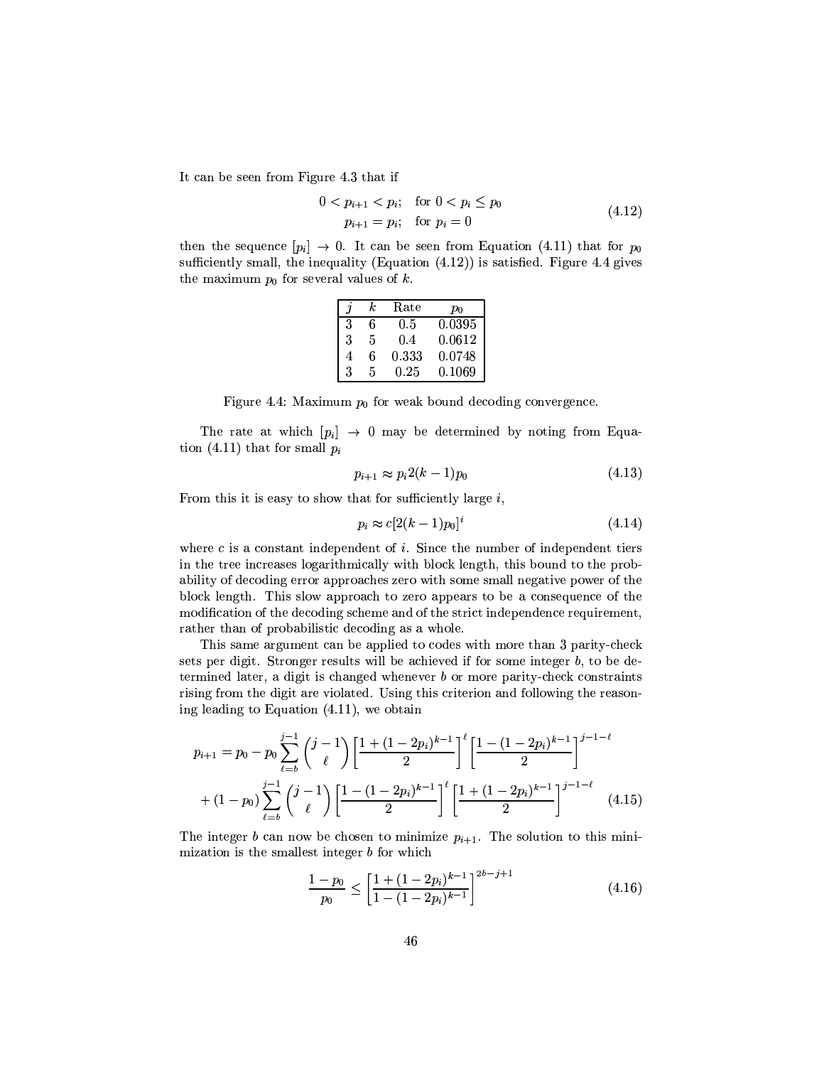It can be seen from Figure 4.3 that if

$$
\begin{aligned}
0 < p_{i+1} < p_i; &\quad \text{for } 0 < p_i \leq p_0 \\
p_{i+1} = p_i; &\quad \text{for } p_i = 0
\end{aligned} \tag{4.12}
$$

then the sequence $[p_i] \to 0$. It can be seen from Equation (4.11) that for $p_0$ sufficiently small, the inequality (Equation (4.12)) is satisfied. Figure 4.4 gives the maximum $p_0$ for several values of $k$.

| $j$ | $k$ | Rate | $p_0$ |
|---|---|---|---|
| 3 | 6 | 0.5 | 0.0395 |
| 3 | 5 | 0.4 | 0.0612 |
| 4 | 6 | 0.333 | 0.0748 |
| 3 | 5 | 0.25 | 0.1069 |

Figure 4.4: Maximum $p_0$ for weak bound decoding convergence.

The rate at which $[p_i] \to 0$ may be determined by noting from Equation (4.11) that for small $p_i$

$$
p_{i+1} \approx p_i 2(k-1)p_0 \tag{4.13}
$$

From this it is easy to show that for sufficiently large $i$,

$$
p_i \approx c[2(k-1)p_0]^i \tag{4.14}
$$

where $c$ is a constant independent of $i$. Since the number of independent tiers in the tree increases logarithmically with block length, this bound to the probability of decoding error approaches zero with some small negative power of the block length. This slow approach to zero appears to be a consequence of the modification of the decoding scheme and of the strict independence requirement, rather than of probabilistic decoding as a whole.

This same argument can be applied to codes with more than 3 parity-check sets per digit. Stronger results will be achieved if for some integer $b$, to be determined later, a digit is changed whenever $b$ or more parity-check constraints rising from the digit are violated. Using this criterion and following the reasoning leading to Equation (4.11), we obtain

$$
\begin{aligned}
p_{i+1} = p_0 &- p_0 \sum_{\ell=b}^{j-1} \binom{j-1}{\ell} \left[\frac{1+(1-2p_i)^{k-1}}{2}\right]^{\ell} \left[\frac{1-(1-2p_i)^{k-1}}{2}\right]^{j-1-\ell} \\
&+ (1-p_0) \sum_{\ell=b}^{j-1} \binom{j-1}{\ell} \left[\frac{1-(1-2p_i)^{k-1}}{2}\right]^{\ell} \left[\frac{1+(1-2p_i)^{k-1}}{2}\right]^{j-1-\ell}
\end{aligned} \tag{4.15}
$$

The integer $b$ can now be chosen to minimize $p_{i+1}$. The solution to this minimization is the smallest integer $b$ for which

$$
\frac{1-p_0}{p_0} \leq \left[\frac{1+(1-2p_i)^{k-1}}{1-(1-2p_i)^{k-1}}\right]^{2b-j+1} \tag{4.16}
$$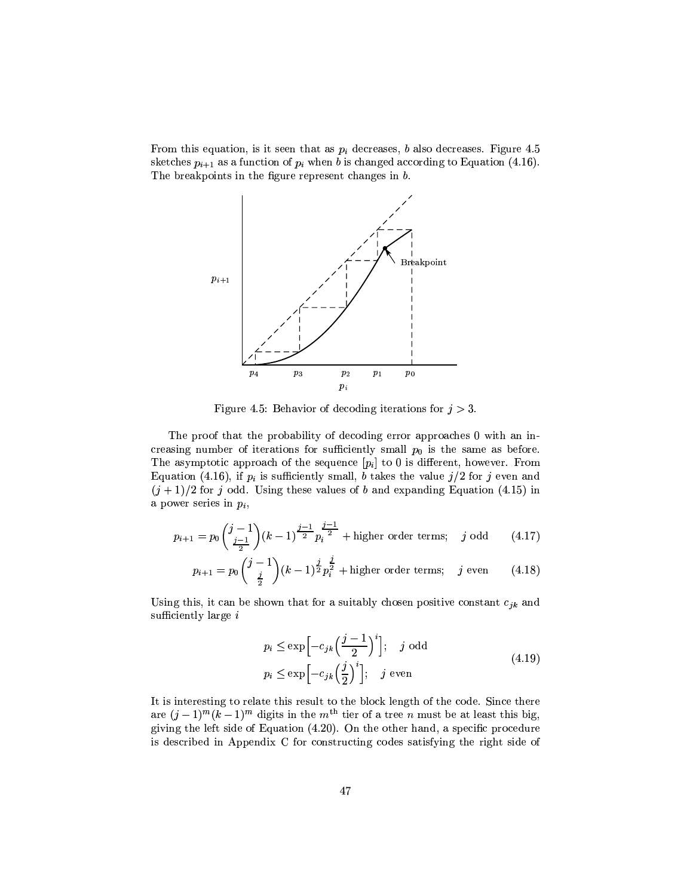From this equation, is it seen that as $p_i$ decreases, $b$ also decreases. Figure 4.5 sketches $p_{i+1}$ as a function of $p_i$ when $b$ is changed according to Equation (4.16). The breakpoints in the figure represent changes in $b$.

Figure 4.5: Behavior of decoding iterations for $j > 3$.

The proof that the probability of decoding error approaches 0 with an increasing number of iterations for sufficiently small $p_0$ is the same as before. The asymptotic approach of the sequence $[p_i]$ to 0 is different, however. From Equation (4.16), if $p_i$ is sufficiently small, $b$ takes the value $j/2$ for $j$ even and $(j+1)/2$ for $j$ odd. Using these values of $b$ and expanding Equation (4.15) in a power series in $p_i$,

$$p_{i+1} = p_0 \binom{j-1}{\frac{j-1}{2}} (k-1)^{\frac{j-1}{2}} p_i^{\frac{j-1}{2}} + \text{higher order terms}; \quad j \text{ odd} \tag{4.17}$$

$$p_{i+1} = p_0 \binom{j-1}{\frac{j}{2}} (k-1)^{\frac{j}{2}} p_i^{\frac{j}{2}} + \text{higher order terms}; \quad j \text{ even} \tag{4.18}$$

Using this, it can be shown that for a suitably chosen positive constant $c_{jk}$ and sufficiently large $i$

$$\begin{aligned} p_i &\leq \exp\Big[-c_{jk}\Big(\frac{j-1}{2}\Big)^i\Big]; \quad j \text{ odd} \\ p_i &\leq \exp\Big[-c_{jk}\Big(\frac{j}{2}\Big)^i\Big]; \quad j \text{ even} \end{aligned} \tag{4.19}$$

It is interesting to relate this result to the block length of the code. Since there are $(j-1)^m(k-1)^m$ digits in the $m^{\text{th}}$ tier of a tree $n$ must be at least this big, giving the left side of Equation (4.20). On the other hand, a specific procedure is described in Appendix C for constructing codes satisfying the right side of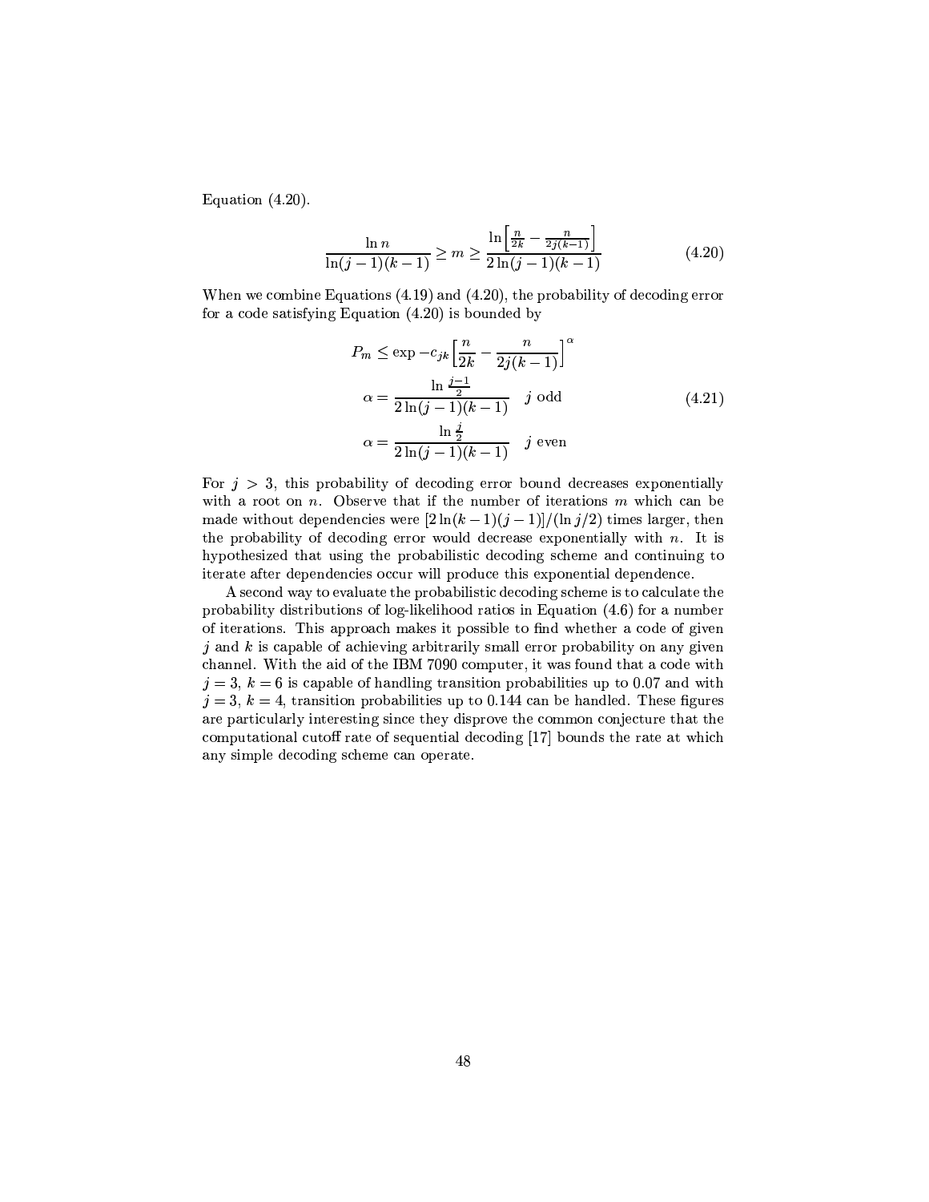Equation (4.20).

$$\frac{\ln n}{\ln(j-1)(k-1)} \geq m \geq \frac{\ln\left[\frac{n}{2k} - \frac{n}{2j(k-1)}\right]}{2\ln(j-1)(k-1)} \tag{4.20}$$

When we combine Equations (4.19) and (4.20), the probability of decoding error for a code satisfying Equation (4.20) is bounded by

$$\begin{aligned} P_m &\leq \exp -c_{jk}\left[\frac{n}{2k} - \frac{n}{2j(k-1)}\right]^{\alpha} \\ \alpha &= \frac{\ln \frac{j-1}{2}}{2\ln(j-1)(k-1)} \quad j \text{ odd} \\ \alpha &= \frac{\ln \frac{j}{2}}{2\ln(j-1)(k-1)} \quad j \text{ even} \end{aligned} \tag{4.21}$$

For $j > 3$, this probability of decoding error bound decreases exponentially with a root on $n$. Observe that if the number of iterations $m$ which can be made without dependencies were $[2\ln(k-1)(j-1)]/(\ln j/2)$ times larger, then the probability of decoding error would decrease exponentially with $n$. It is hypothesized that using the probabilistic decoding scheme and continuing to iterate after dependencies occur will produce this exponential dependence.

A second way to evaluate the probabilistic decoding scheme is to calculate the probability distributions of log-likelihood ratios in Equation (4.6) for a number of iterations. This approach makes it possible to find whether a code of given $j$ and $k$ is capable of achieving arbitrarily small error probability on any given channel. With the aid of the IBM 7090 computer, it was found that a code with $j = 3$, $k = 6$ is capable of handling transition probabilities up to 0.07 and with $j = 3$, $k = 4$, transition probabilities up to 0.144 can be handled. These figures are particularly interesting since they disprove the common conjecture that the computational cutoff rate of sequential decoding [17] bounds the rate at which any simple decoding scheme can operate.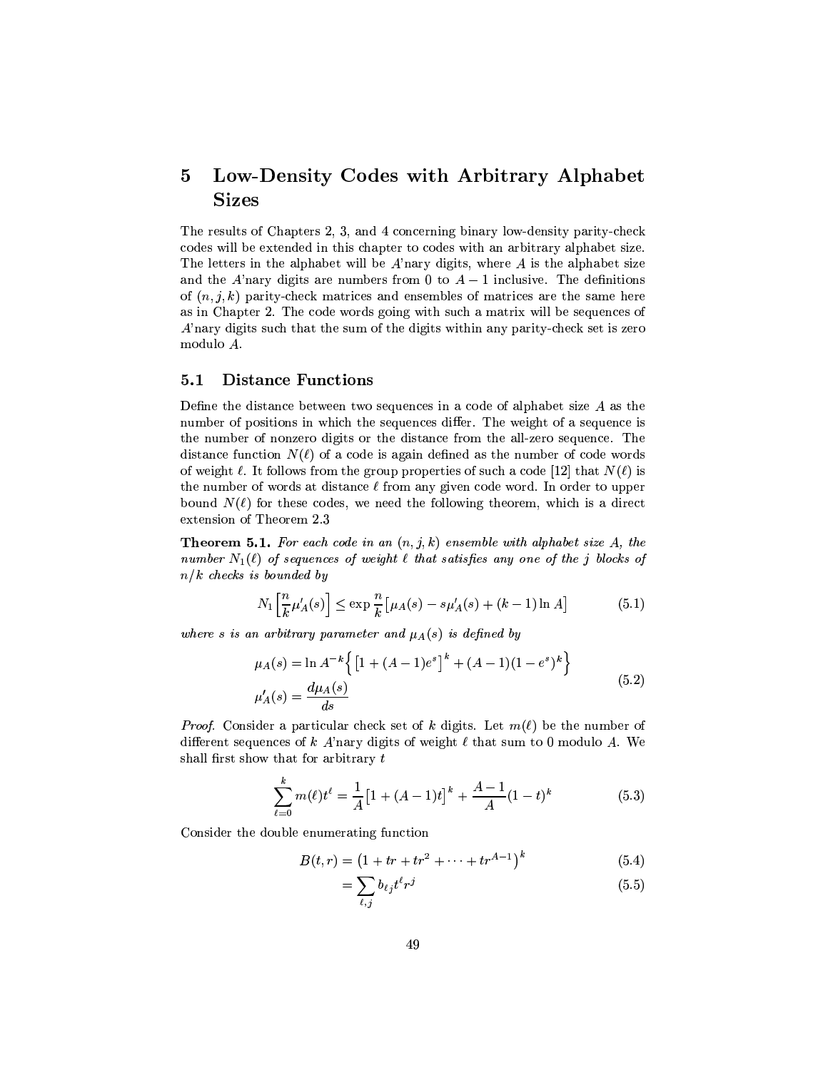# 5 Low-Density Codes with Arbitrary Alphabet Sizes

The results of Chapters 2, 3, and 4 concerning binary low-density parity-check codes will be extended in this chapter to codes with an arbitrary alphabet size. The letters in the alphabet will be $A$'nary digits, where $A$ is the alphabet size and the $A$'nary digits are numbers from 0 to $A-1$ inclusive. The definitions of $(n, j, k)$ parity-check matrices and ensembles of matrices are the same here as in Chapter 2. The code words going with such a matrix will be sequences of $A$'nary digits such that the sum of the digits within any parity-check set is zero modulo $A$.

## 5.1 Distance Functions

Define the distance between two sequences in a code of alphabet size $A$ as the number of positions in which the sequences differ. The weight of a sequence is the number of nonzero digits or the distance from the all-zero sequence. The distance function $N(\ell)$ of a code is again defined as the number of code words of weight $\ell$. It follows from the group properties of such a code [12] that $N(\ell)$ is the number of words at distance $\ell$ from any given code word. In order to upper bound $N(\ell)$ for these codes, we need the following theorem, which is a direct extension of Theorem 2.3

**Theorem 5.1.** *For each code in an $(n, j, k)$ ensemble with alphabet size $A$, the number $N_1(\ell)$ of sequences of weight $\ell$ that satisfies any one of the $j$ blocks of $n/k$ checks is bounded by*

$$N_1\Big[\frac{n}{k}\mu_A'(s)\Big] \leq \exp\frac{n}{k}\big[\mu_A(s) - s\mu_A'(s) + (k-1)\ln A\big] \tag{5.1}$$

*where $s$ is an arbitrary parameter and $\mu_A(s)$ is defined by*

$$\begin{aligned} \mu_A(s) &= \ln A^{-k}\Big\{\big[1+(A-1)e^s\big]^k + (A-1)(1-e^s)^k\Big\} \\ \mu_A'(s) &= \frac{d\mu_A(s)}{ds} \end{aligned} \tag{5.2}$$

*Proof.* Consider a particular check set of $k$ digits. Let $m(\ell)$ be the number of different sequences of $k$ $A$'nary digits of weight $\ell$ that sum to 0 modulo $A$. We shall first show that for arbitrary $t$

$$\sum_{\ell=0}^{k} m(\ell)t^\ell = \frac{1}{A}\big[1+(A-1)t\big]^k + \frac{A-1}{A}(1-t)^k \tag{5.3}$$

Consider the double enumerating function

$$B(t,r) = \big(1 + tr + tr^2 + \cdots + tr^{A-1}\big)^k \tag{5.4}$$

$$= \sum_{\ell,j} b_{\ell j}t^\ell r^j \tag{5.5}$$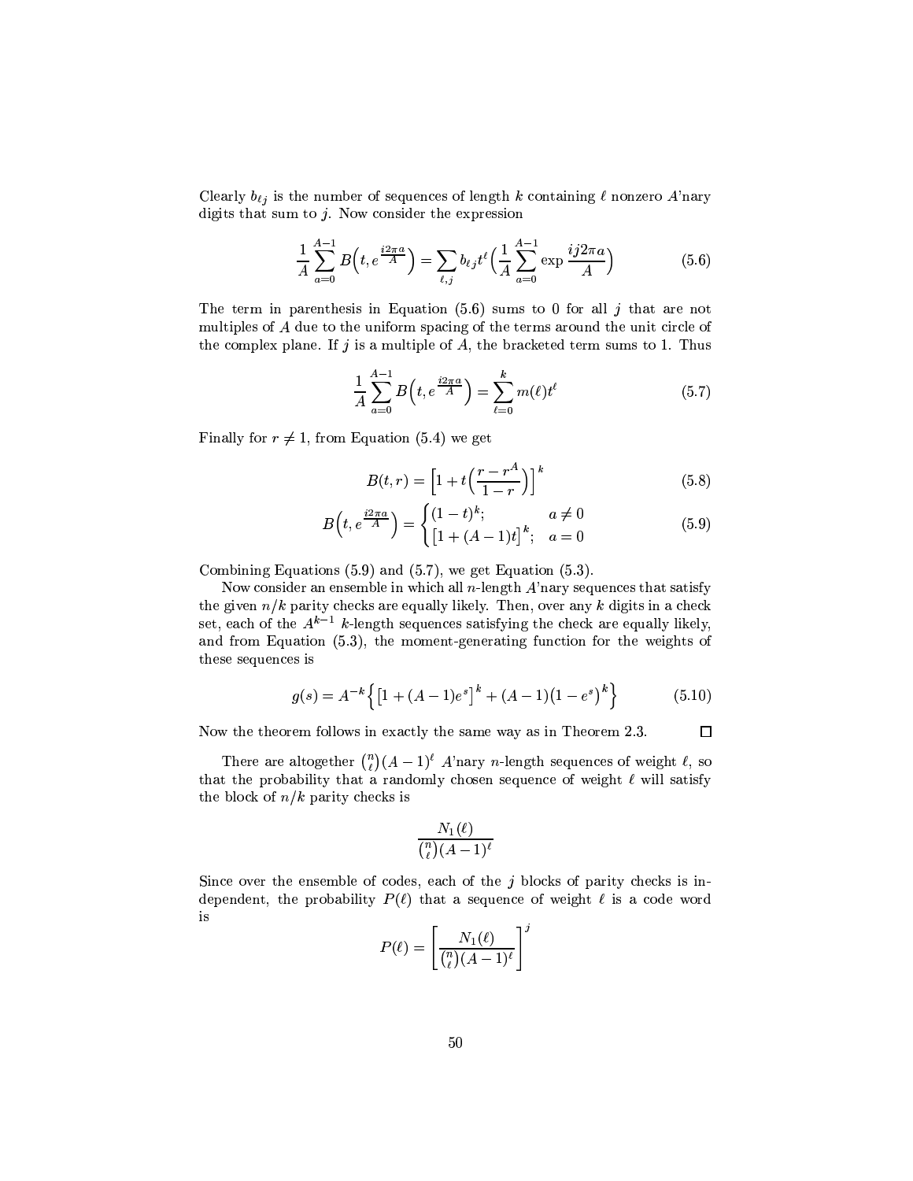Clearly $b_{\ell j}$ is the number of sequences of length $k$ containing $\ell$ nonzero $A$'nary digits that sum to $j$. Now consider the expression

$$\frac{1}{A}\sum_{a=0}^{A-1} B\Big(t, e^{\frac{i2\pi a}{A}}\Big) = \sum_{\ell,j} b_{\ell j} t^{\ell} \Big(\frac{1}{A}\sum_{a=0}^{A-1} \exp\frac{ij2\pi a}{A}\Big) \tag{5.6}$$

The term in parenthesis in Equation (5.6) sums to 0 for all $j$ that are not multiples of $A$ due to the uniform spacing of the terms around the unit circle of the complex plane. If $j$ is a multiple of $A$, the bracketed term sums to 1. Thus

$$\frac{1}{A}\sum_{a=0}^{A-1} B\Big(t, e^{\frac{i2\pi a}{A}}\Big) = \sum_{\ell=0}^{k} m(\ell) t^{\ell} \tag{5.7}$$

Finally for $r \neq 1$, from Equation (5.4) we get

$$B(t,r) = \Big[1 + t\Big(\frac{r - r^A}{1-r}\Big)\Big]^k \tag{5.8}$$

$$B\Big(t, e^{\frac{i2\pi a}{A}}\Big) = \begin{cases} (1-t)^k; & a \neq 0 \\ \big[1 + (A-1)t\big]^k; & a = 0 \end{cases} \tag{5.9}$$

Combining Equations (5.9) and (5.7), we get Equation (5.3).

Now consider an ensemble in which all $n$-length $A$'nary sequences that satisfy the given $n/k$ parity checks are equally likely. Then, over any $k$ digits in a check set, each of the $A^{k-1}$ $k$-length sequences satisfying the check are equally likely, and from Equation (5.3), the moment-generating function for the weights of these sequences is

$$g(s) = A^{-k}\Big\{\big[1 + (A-1)e^s\big]^k + (A-1)\big(1 - e^s\big)^k\Big\} \tag{5.10}$$

Now the theorem follows in exactly the same way as in Theorem 2.3. □

There are altogether $\binom{n}{\ell}(A-1)^{\ell}$ $A$'nary $n$-length sequences of weight $\ell$, so that the probability that a randomly chosen sequence of weight $\ell$ will satisfy the block of $n/k$ parity checks is

$$\frac{N_1(\ell)}{\binom{n}{\ell}(A-1)^{\ell}}$$

Since over the ensemble of codes, each of the $j$ blocks of parity checks is independent, the probability $P(\ell)$ that a sequence of weight $\ell$ is a code word is

$$P(\ell) = \left[\frac{N_1(\ell)}{\binom{n}{\ell}(A-1)^{\ell}}\right]^j$$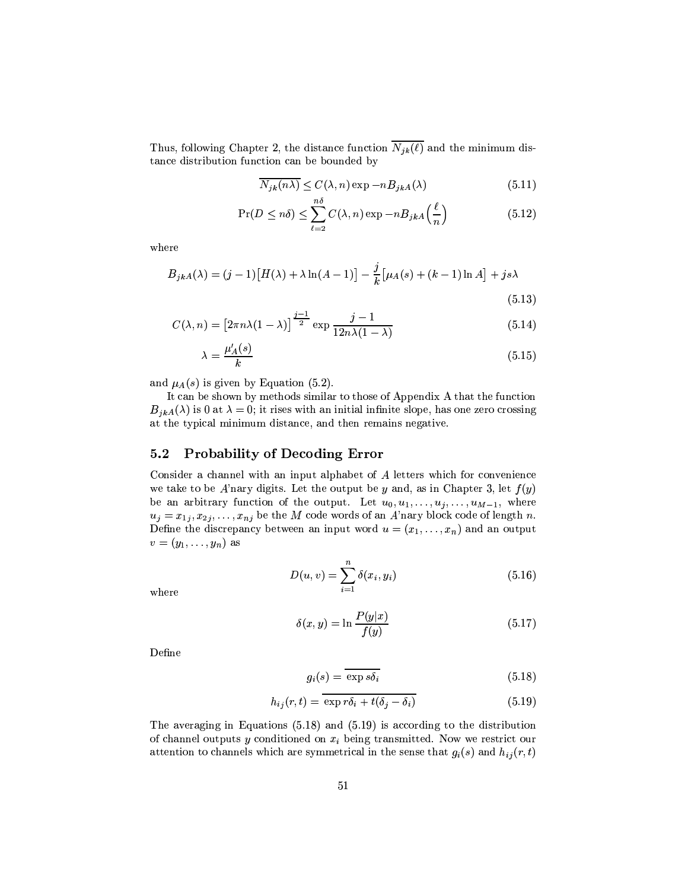Thus, following Chapter 2, the distance function $\overline{N_{jk}(\ell)}$ and the minimum distance distribution function can be bounded by

$$\overline{N_{jk}(n\lambda)} \leq C(\lambda, n) \exp -nB_{jkA}(\lambda) \tag{5.11}$$

$$\Pr(D \leq n\delta) \leq \sum_{\ell=2}^{n\delta} C(\lambda, n) \exp -nB_{jkA}\Big(\frac{\ell}{n}\Big) \tag{5.12}$$

where

$$B_{jkA}(\lambda) = (j-1)\big[H(\lambda) + \lambda \ln(A-1)\big] - \frac{j}{k}\big[\mu_A(s) + (k-1)\ln A\big] + js\lambda \tag{5.13}$$

$$C(\lambda, n) = \big[2\pi n\lambda(1-\lambda)\big]^{\frac{j-1}{2}} \exp \frac{j-1}{12n\lambda(1-\lambda)} \tag{5.14}$$

$$\lambda = \frac{\mu_A'(s)}{k} \tag{5.15}$$

and $\mu_A(s)$ is given by Equation (5.2).

It can be shown by methods similar to those of Appendix A that the function $B_{jkA}(\lambda)$ is 0 at $\lambda = 0$; it rises with an initial infinite slope, has one zero crossing at the typical minimum distance, and then remains negative.

## 5.2 Probability of Decoding Error

Consider a channel with an input alphabet of $A$ letters which for convenience we take to be $A$'nary digits. Let the output be $y$ and, as in Chapter 3, let $f(y)$ be an arbitrary function of the output. Let $u_0, u_1, \ldots, u_j, \ldots, u_{M-1}$, where $u_j = x_{1j}, x_{2j}, \ldots, x_{nj}$ be the $M$ code words of an $A$'nary block code of length $n$. Define the discrepancy between an input word $u = (x_1, \ldots, x_n)$ and an output $v = (y_1, \ldots, y_n)$ as

$$D(u, v) = \sum_{i=1}^{n} \delta(x_i, y_i) \tag{5.16}$$

where

$$\delta(x, y) = \ln \frac{P(y|x)}{f(y)} \tag{5.17}$$

Define

$$g_i(s) = \overline{\exp s\delta_i} \tag{5.18}$$

$$h_{ij}(r, t) = \overline{\exp r\delta_i + t(\delta_j - \delta_i)} \tag{5.19}$$

The averaging in Equations (5.18) and (5.19) is according to the distribution of channel outputs $y$ conditioned on $x_i$ being transmitted. Now we restrict our attention to channels which are symmetrical in the sense that $g_i(s)$ and $h_{ij}(r, t)$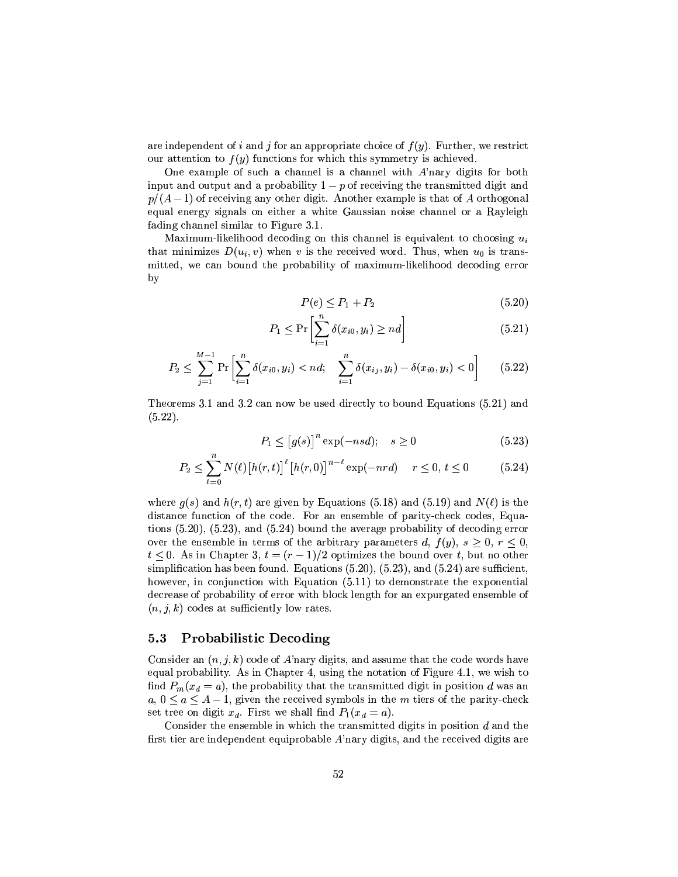are independent of $i$ and $j$ for an appropriate choice of $f(y)$. Further, we restrict our attention to $f(y)$ functions for which this symmetry is achieved.

One example of such a channel is a channel with $A$'nary digits for both input and output and a probability $1-p$ of receiving the transmitted digit and $p/(A-1)$ of receiving any other digit. Another example is that of $A$ orthogonal equal energy signals on either a white Gaussian noise channel or a Rayleigh fading channel similar to Figure 3.1.

Maximum-likelihood decoding on this channel is equivalent to choosing $u_i$ that minimizes $D(u_i, v)$ when $v$ is the received word. Thus, when $u_0$ is transmitted, we can bound the probability of maximum-likelihood decoding error by

$$P(e) \leq P_1 + P_2 \tag{5.20}$$

$$P_1 \leq \Pr\left[\sum_{i=1}^{n} \delta(x_{i0}, y_i) \geq nd\right] \tag{5.21}$$

$$P_2 \leq \sum_{j=1}^{M-1} \Pr\left[\sum_{i=1}^{n} \delta(x_{i0}, y_i) < nd; \quad \sum_{i=1}^{n} \delta(x_{ij}, y_i) - \delta(x_{i0}, y_i) < 0\right] \tag{5.22}$$

Theorems 3.1 and 3.2 can now be used directly to bound Equations (5.21) and (5.22).

$$P_1 \leq \left[g(s)\right]^n \exp(-nsd); \quad s \geq 0 \tag{5.23}$$

$$P_2 \leq \sum_{\ell=0}^{n} N(\ell)\left[h(r,t)\right]^{\ell}\left[h(r,0)\right]^{n-\ell} \exp(-nrd) \quad r \leq 0,\ t \leq 0 \tag{5.24}$$

where $g(s)$ and $h(r,t)$ are given by Equations (5.18) and (5.19) and $N(\ell)$ is the distance function of the code. For an ensemble of parity-check codes, Equations (5.20), (5.23), and (5.24) bound the average probability of decoding error over the ensemble in terms of the arbitrary parameters $d$, $f(y)$, $s \geq 0$, $r \leq 0$, $t \leq 0$. As in Chapter 3, $t = (r-1)/2$ optimizes the bound over $t$, but no other simplification has been found. Equations (5.20), (5.23), and (5.24) are sufficient, however, in conjunction with Equation (5.11) to demonstrate the exponential decrease of probability of error with block length for an expurgated ensemble of $(n, j, k)$ codes at sufficiently low rates.

## 5.3 Probabilistic Decoding

Consider an $(n, j, k)$ code of $A$'nary digits, and assume that the code words have equal probability. As in Chapter 4, using the notation of Figure 4.1, we wish to find $P_m(x_d = a)$, the probability that the transmitted digit in position $d$ was an $a$, $0 \leq a \leq A-1$, given the received symbols in the $m$ tiers of the parity-check set tree on digit $x_d$. First we shall find $P_1(x_d = a)$.

Consider the ensemble in which the transmitted digits in position $d$ and the first tier are independent equiprobable $A$'nary digits, and the received digits are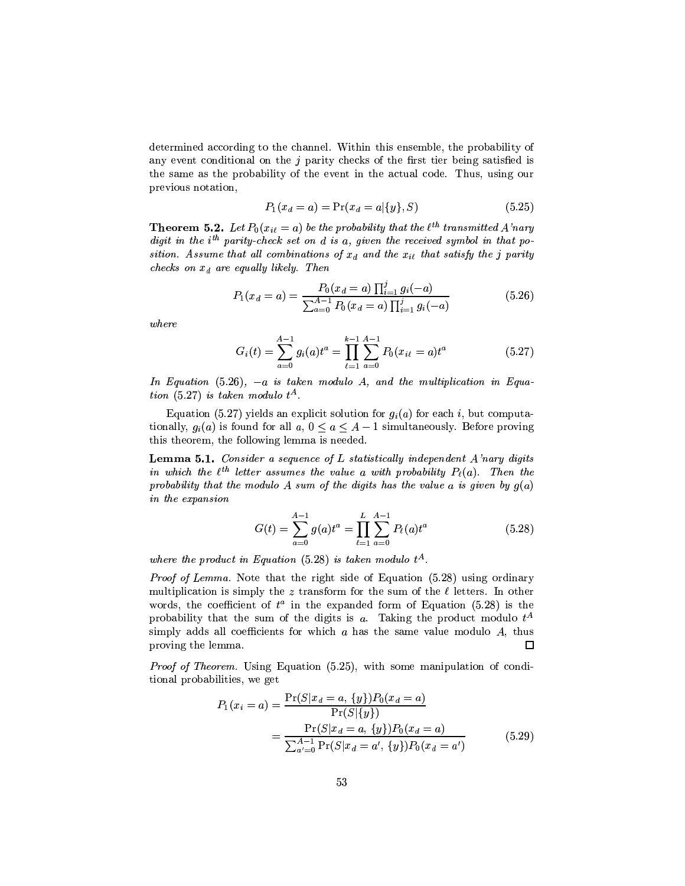determined according to the channel. Within this ensemble, the probability of any event conditional on the $j$ parity checks of the first tier being satisfied is the same as the probability of the event in the actual code. Thus, using our previous notation,

$$P_1(x_d = a) = \Pr(x_d = a|\{y\}, S) \tag{5.25}$$

**Theorem 5.2.** *Let $P_0(x_{i\ell} = a)$ be the probability that the $\ell^{th}$ transmitted $A$'nary digit in the $i^{th}$ parity-check set on $d$ is $a$, given the received symbol in that position. Assume that all combinations of $x_d$ and the $x_{i\ell}$ that satisfy the $j$ parity checks on $x_d$ are equally likely. Then*

$$P_1(x_d = a) = \frac{P_0(x_d = a)\prod_{i=1}^{j} g_i(-a)}{\sum_{a=0}^{A-1} P_0(x_d = a)\prod_{i=1}^{j} g_i(-a)} \tag{5.26}$$

*where*

$$G_i(t) = \sum_{a=0}^{A-1} g_i(a)t^a = \prod_{\ell=1}^{k-1}\sum_{a=0}^{A-1} P_0(x_{i\ell} = a)t^a \tag{5.27}$$

*In Equation (5.26), $-a$ is taken modulo $A$, and the multiplication in Equation (5.27) is taken modulo $t^A$.*

Equation (5.27) yields an explicit solution for $g_i(a)$ for each $i$, but computationally, $g_i(a)$ is found for all $a$, $0 \le a \le A-1$ simultaneously. Before proving this theorem, the following lemma is needed.

**Lemma 5.1.** *Consider a sequence of $L$ statistically independent $A$'nary digits in which the $\ell^{th}$ letter assumes the value $a$ with probability $P_\ell(a)$. Then the probability that the modulo $A$ sum of the digits has the value $a$ is given by $g(a)$ in the expansion*

$$G(t) = \sum_{a=0}^{A-1} g(a)t^a = \prod_{\ell=1}^{L}\sum_{a=0}^{A-1} P_\ell(a)t^a \tag{5.28}$$

*where the product in Equation (5.28) is taken modulo $t^A$.*

*Proof of Lemma.* Note that the right side of Equation (5.28) using ordinary multiplication is simply the $z$ transform for the sum of the $\ell$ letters. In other words, the coefficient of $t^a$ in the expanded form of Equation (5.28) is the probability that the sum of the digits is $a$. Taking the product modulo $t^A$ simply adds all coefficients for which $a$ has the same value modulo $A$, thus proving the lemma. □

*Proof of Theorem.* Using Equation (5.25), with some manipulation of conditional probabilities, we get

$$\begin{aligned} P_1(x_i = a) &= \frac{\Pr(S|x_d = a, \{y\})P_0(x_d = a)}{\Pr(S|\{y\})} \\ &= \frac{\Pr(S|x_d = a, \{y\})P_0(x_d = a)}{\sum_{a'=0}^{A-1}\Pr(S|x_d = a', \{y\})P_0(x_d = a')} \end{aligned} \tag{5.29}$$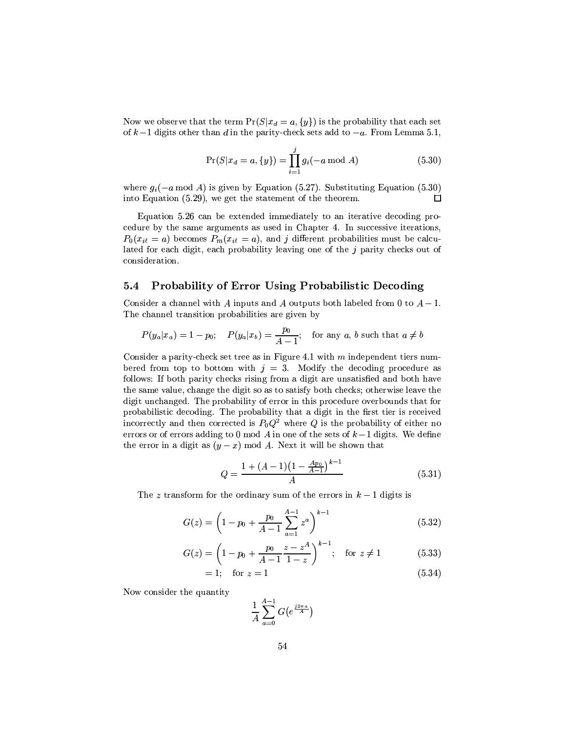Now we observe that the term $\Pr(S|x_d = a, \{y\})$ is the probability that each set of $k-1$ digits other than $d$ in the parity-check sets add to $-a$. From Lemma 5.1,

$$\Pr(S|x_d = a, \{y\}) = \prod_{i=1}^{j} g_i(-a \bmod A) \tag{5.30}$$

where $g_i(-a \bmod A)$ is given by Equation (5.27). Substituting Equation (5.30) into Equation (5.29), we get the statement of the theorem. □

Equation 5.26 can be extended immediately to an iterative decoding procedure by the same arguments as used in Chapter 4. In successive iterations, $P_0(x_{i\ell} = a)$ becomes $P_m(x_{i\ell} = a)$, and $j$ different probabilities must be calculated for each digit, each probability leaving one of the $j$ parity checks out of consideration.

## 5.4 Probability of Error Using Probabilistic Decoding

Consider a channel with $A$ inputs and $A$ outputs both labeled from 0 to $A-1$. The channel transition probabilities are given by

$$P(y_a|x_a) = 1 - p_0; \quad P(y_a|x_b) = \frac{p_0}{A-1}; \quad \text{for any } a,\, b \text{ such that } a \neq b$$

Consider a parity-check set tree as in Figure 4.1 with $m$ independent tiers numbered from top to bottom with $j = 3$. Modify the decoding procedure as follows: If both parity checks rising from a digit are unsatisfied and both have the same value, change the digit so as to satisfy both checks; otherwise leave the digit unchanged. The probability of error in this procedure overbounds that for probabilistic decoding. The probability that a digit in the first tier is received incorrectly and then corrected is $P_0 Q^2$ where $Q$ is the probability of either no errors or of errors adding to 0 mod $A$ in one of the sets of $k-1$ digits. We define the error in a digit as $(y - x) \bmod A$. Next it will be shown that

$$Q = \frac{1 + (A-1)\left(1 - \frac{Ap_0}{A-1}\right)^{k-1}}{A} \tag{5.31}$$

The $z$ transform for the ordinary sum of the errors in $k-1$ digits is

$$G(z) = \left(1 - p_0 + \frac{p_0}{A-1}\sum_{a=1}^{A-1} z^a\right)^{k-1} \tag{5.32}$$

$$G(z) = \left(1 - p_0 + \frac{p_0}{A-1}\,\frac{z - z^A}{1 - z}\right)^{k-1}; \quad \text{for } z \neq 1 \tag{5.33}$$

$$= 1; \quad \text{for } z = 1 \tag{5.34}$$

Now consider the quantity

$$\frac{1}{A}\sum_{a=0}^{A-1} G\left(e^{\frac{j2\pi a}{A}}\right)$$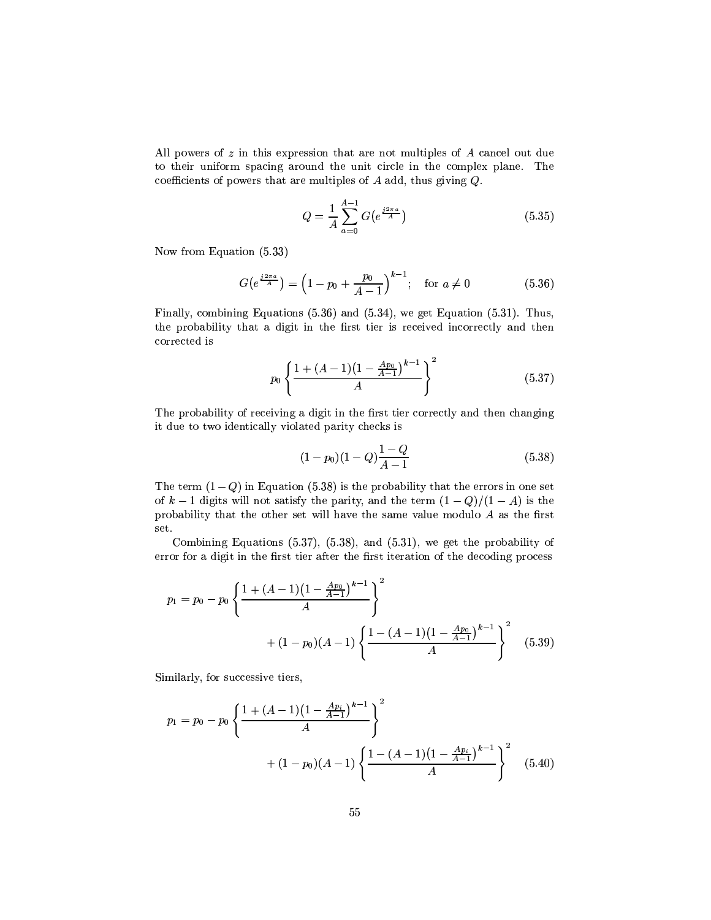All powers of $z$ in this expression that are not multiples of $A$ cancel out due to their uniform spacing around the unit circle in the complex plane. The coefficients of powers that are multiples of $A$ add, thus giving $Q$.

$$Q = \frac{1}{A} \sum_{a=0}^{A-1} G\left(e^{\frac{j2\pi a}{A}}\right) \tag{5.35}$$

Now from Equation (5.33)

$$G\left(e^{\frac{j2\pi a}{A}}\right) = \left(1 - p_0 + \frac{p_0}{A-1}\right)^{k-1}; \quad \text{for } a \neq 0 \tag{5.36}$$

Finally, combining Equations (5.36) and (5.34), we get Equation (5.31). Thus, the probability that a digit in the first tier is received incorrectly and then corrected is

$$p_0 \left\{ \frac{1 + (A-1)\left(1 - \frac{Ap_0}{A-1}\right)^{k-1}}{A} \right\}^2 \tag{5.37}$$

The probability of receiving a digit in the first tier correctly and then changing it due to two identically violated parity checks is

$$(1-p_0)(1-Q)\frac{1-Q}{A-1} \tag{5.38}$$

The term $(1-Q)$ in Equation (5.38) is the probability that the errors in one set of $k-1$ digits will not satisfy the parity, and the term $(1-Q)/(1-A)$ is the probability that the other set will have the same value modulo $A$ as the first set.

Combining Equations (5.37), (5.38), and (5.31), we get the probability of error for a digit in the first tier after the first iteration of the decoding process

$$p_1 = p_0 - p_0 \left\{ \frac{1 + (A-1)\left(1 - \frac{Ap_0}{A-1}\right)^{k-1}}{A} \right\}^2 + (1-p_0)(A-1) \left\{ \frac{1 - (A-1)\left(1 - \frac{Ap_0}{A-1}\right)^{k-1}}{A} \right\}^2 \tag{5.39}$$

Similarly, for successive tiers,

$$p_1 = p_0 - p_0 \left\{ \frac{1 + (A-1)\left(1 - \frac{Ap_i}{A-1}\right)^{k-1}}{A} \right\}^2 + (1-p_0)(A-1) \left\{ \frac{1 - (A-1)\left(1 - \frac{Ap_i}{A-1}\right)^{k-1}}{A} \right\}^2 \tag{5.40}$$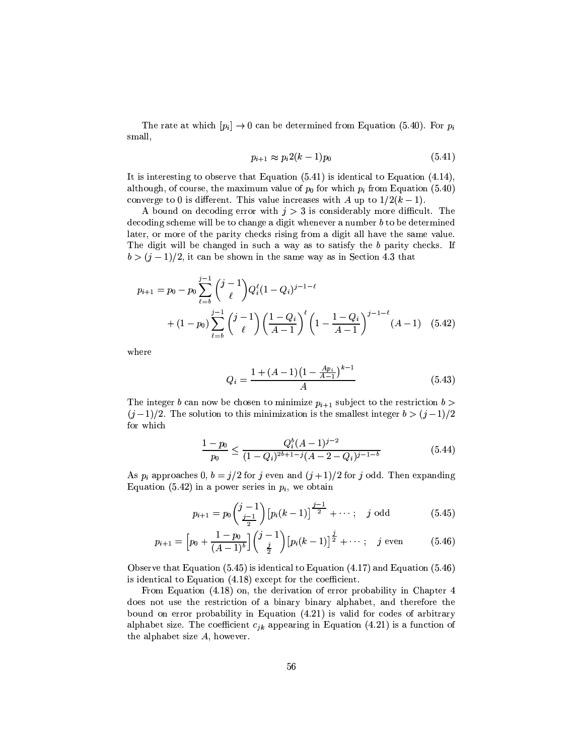The rate at which $[p_i] \to 0$ can be determined from Equation (5.40). For $p_i$ small,

$$p_{i+1} \approx p_i 2(k-1)p_0 \tag{5.41}$$

It is interesting to observe that Equation (5.41) is identical to Equation (4.14), although, of course, the maximum value of $p_0$ for which $p_i$ from Equation (5.40) converge to 0 is different. This value increases with $A$ up to $1/2(k-1)$.

A bound on decoding error with $j > 3$ is considerably more difficult. The decoding scheme will be to change a digit whenever a number $b$ to be determined later, or more of the parity checks rising from a digit all have the same value. The digit will be changed in such a way as to satisfy the $b$ parity checks. If $b > (j-1)/2$, it can be shown in the same way as in Section 4.3 that

$$\begin{aligned} p_{i+1} = p_0 &- p_0 \sum_{\ell=b}^{j-1} \binom{j-1}{\ell} Q_i^{\ell} (1-Q_i)^{j-1-\ell} \\ &+ (1-p_0) \sum_{\ell=b}^{j-1} \binom{j-1}{\ell} \left(\frac{1-Q_i}{A-1}\right)^{\ell} \left(1 - \frac{1-Q_i}{A-1}\right)^{j-1-\ell} (A-1) \end{aligned} \tag{5.42}$$

where

$$Q_i = \frac{1 + (A-1)\left(1 - \frac{Ap_i}{A-1}\right)^{k-1}}{A} \tag{5.43}$$

The integer $b$ can now be chosen to minimize $p_{i+1}$ subject to the restriction $b > (j-1)/2$. The solution to this minimization is the smallest integer $b > (j-1)/2$ for which

$$\frac{1-p_0}{p_0} \leq \frac{Q_i^b (A-1)^{j-2}}{(1-Q_i)^{2b+1-j}(A-2-Q_i)^{j-1-b}} \tag{5.44}$$

As $p_i$ approaches 0, $b = j/2$ for $j$ even and $(j+1)/2$ for $j$ odd. Then expanding Equation (5.42) in a power series in $p_i$, we obtain

$$p_{i+1} = p_0 \binom{j-1}{\frac{j-1}{2}} \left[p_i(k-1)\right]^{\frac{j-1}{2}} + \cdots; \quad j \text{ odd} \tag{5.45}$$

$$p_{i+1} = \left[p_0 + \frac{1-p_0}{(A-1)^b}\right] \binom{j-1}{\frac{j}{2}} \left[p_i(k-1)\right]^{\frac{j}{2}} + \cdots; \quad j \text{ even} \tag{5.46}$$

Observe that Equation (5.45) is identical to Equation (4.17) and Equation (5.46) is identical to Equation (4.18) except for the coefficient.

From Equation (4.18) on, the derivation of error probability in Chapter 4 does not use the restriction of a binary binary alphabet, and therefore the bound on error probability in Equation (4.21) is valid for codes of arbitrary alphabet size. The coefficient $c_{jk}$ appearing in Equation (4.21) is a function of the alphabet size $A$, however.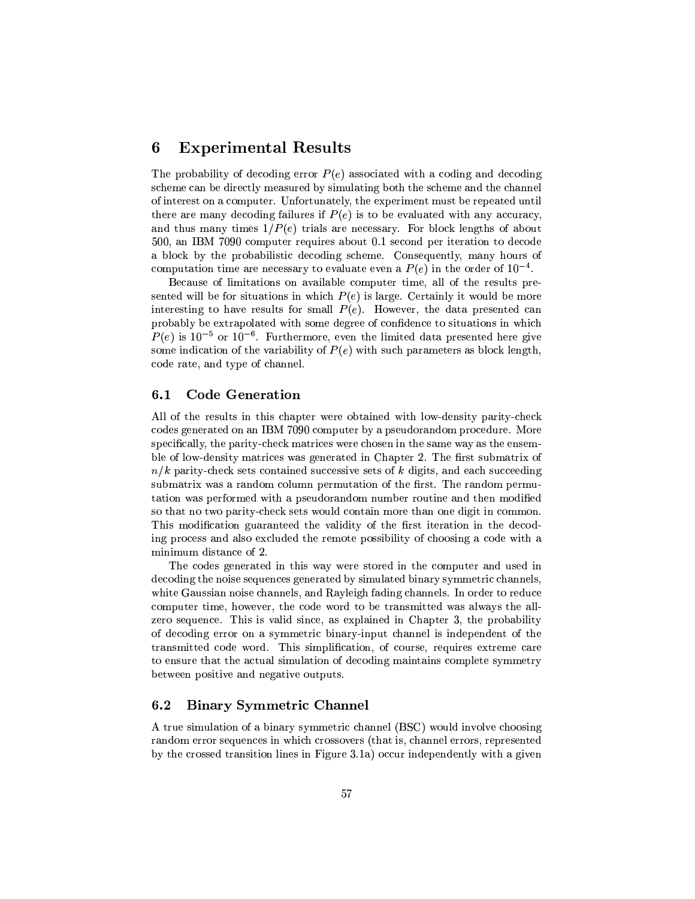# 6 Experimental Results

The probability of decoding error $P(e)$ associated with a coding and decoding scheme can be directly measured by simulating both the scheme and the channel of interest on a computer. Unfortunately, the experiment must be repeated until there are many decoding failures if $P(e)$ is to be evaluated with any accuracy, and thus many times $1/P(e)$ trials are necessary. For block lengths of about 500, an IBM 7090 computer requires about 0.1 second per iteration to decode a block by the probabilistic decoding scheme. Consequently, many hours of computation time are necessary to evaluate even a $P(e)$ in the order of $10^{-4}$.

Because of limitations on available computer time, all of the results presented will be for situations in which $P(e)$ is large. Certainly it would be more interesting to have results for small $P(e)$. However, the data presented can probably be extrapolated with some degree of confidence to situations in which $P(e)$ is $10^{-5}$ or $10^{-6}$. Furthermore, even the limited data presented here give some indication of the variability of $P(e)$ with such parameters as block length, code rate, and type of channel.

## 6.1 Code Generation

All of the results in this chapter were obtained with low-density parity-check codes generated on an IBM 7090 computer by a pseudorandom procedure. More specifically, the parity-check matrices were chosen in the same way as the ensemble of low-density matrices was generated in Chapter 2. The first submatrix of $n/k$ parity-check sets contained successive sets of $k$ digits, and each succeeding submatrix was a random column permutation of the first. The random permutation was performed with a pseudorandom number routine and then modified so that no two parity-check sets would contain more than one digit in common. This modification guaranteed the validity of the first iteration in the decoding process and also excluded the remote possibility of choosing a code with a minimum distance of 2.

The codes generated in this way were stored in the computer and used in decoding the noise sequences generated by simulated binary symmetric channels, white Gaussian noise channels, and Rayleigh fading channels. In order to reduce computer time, however, the code word to be transmitted was always the all-zero sequence. This is valid since, as explained in Chapter 3, the probability of decoding error on a symmetric binary-input channel is independent of the transmitted code word. This simplification, of course, requires extreme care to ensure that the actual simulation of decoding maintains complete symmetry between positive and negative outputs.

## 6.2 Binary Symmetric Channel

A true simulation of a binary symmetric channel (BSC) would involve choosing random error sequences in which crossovers (that is, channel errors, represented by the crossed transition lines in Figure 3.1a) occur independently with a given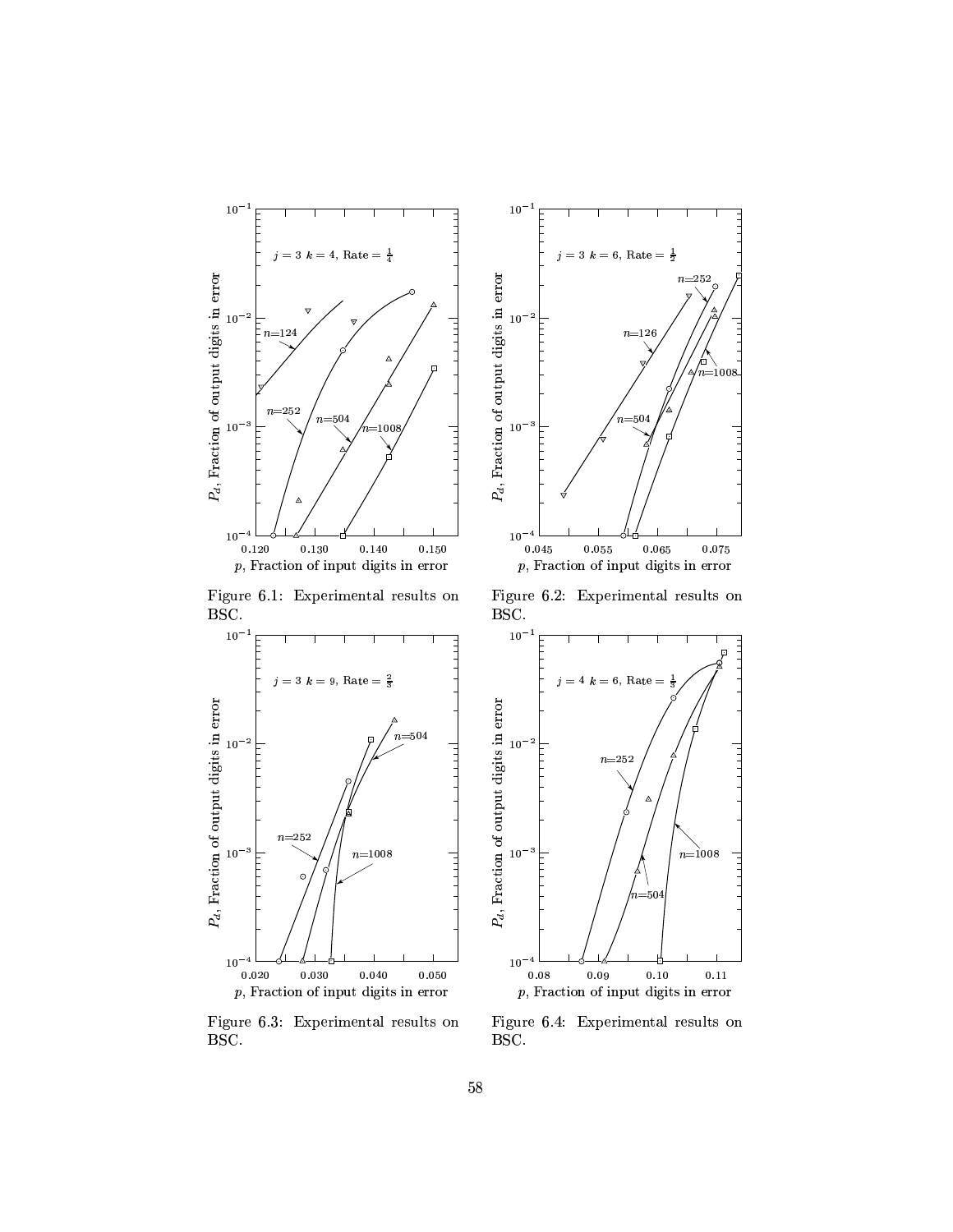Figure 6.1: Experimental results on BSC.

Figure 6.2: Experimental results on BSC.

Figure 6.3: Experimental results on BSC.

Figure 6.4: Experimental results on BSC.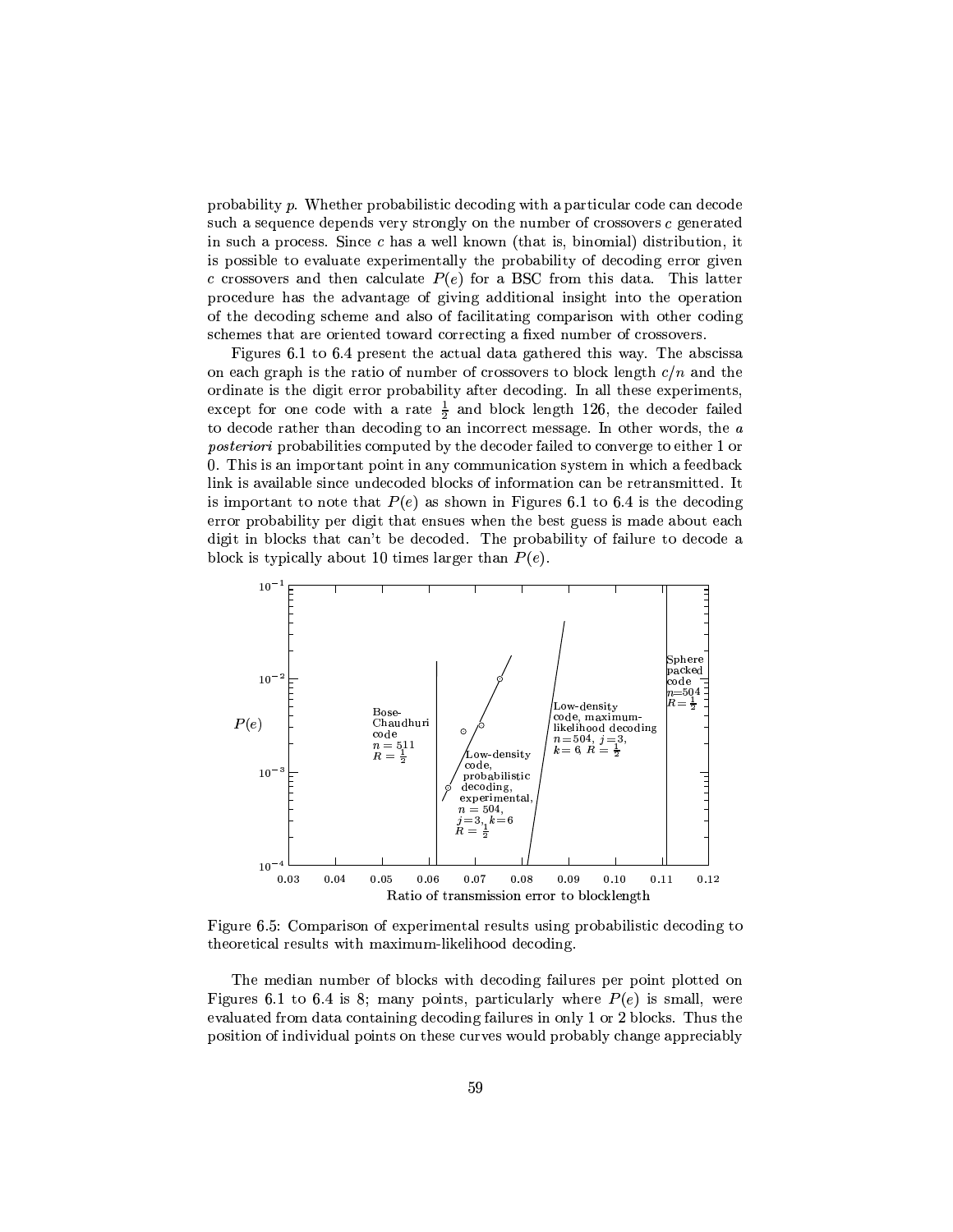probability $p$. Whether probabilistic decoding with a particular code can decode such a sequence depends very strongly on the number of crossovers $c$ generated in such a process. Since $c$ has a well known (that is, binomial) distribution, it is possible to evaluate experimentally the probability of decoding error given $c$ crossovers and then calculate $P(e)$ for a BSC from this data. This latter procedure has the advantage of giving additional insight into the operation of the decoding scheme and also of facilitating comparison with other coding schemes that are oriented toward correcting a fixed number of crossovers.

Figures 6.1 to 6.4 present the actual data gathered this way. The abscissa on each graph is the ratio of number of crossovers to block length $c/n$ and the ordinate is the digit error probability after decoding. In all these experiments, except for one code with a rate $\frac{1}{2}$ and block length 126, the decoder failed to decode rather than decoding to an incorrect message. In other words, the *a posteriori* probabilities computed by the decoder failed to converge to either 1 or 0. This is an important point in any communication system in which a feedback link is available since undecoded blocks of information can be retransmitted. It is important to note that $P(e)$ as shown in Figures 6.1 to 6.4 is the decoding error probability per digit that ensues when the best guess is made about each digit in blocks that can't be decoded. The probability of failure to decode a block is typically about 10 times larger than $P(e)$.

Figure 6.5: Comparison of experimental results using probabilistic decoding to theoretical results with maximum-likelihood decoding.

The median number of blocks with decoding failures per point plotted on Figures 6.1 to 6.4 is 8; many points, particularly where $P(e)$ is small, were evaluated from data containing decoding failures in only 1 or 2 blocks. Thus the position of individual points on these curves would probably change appreciably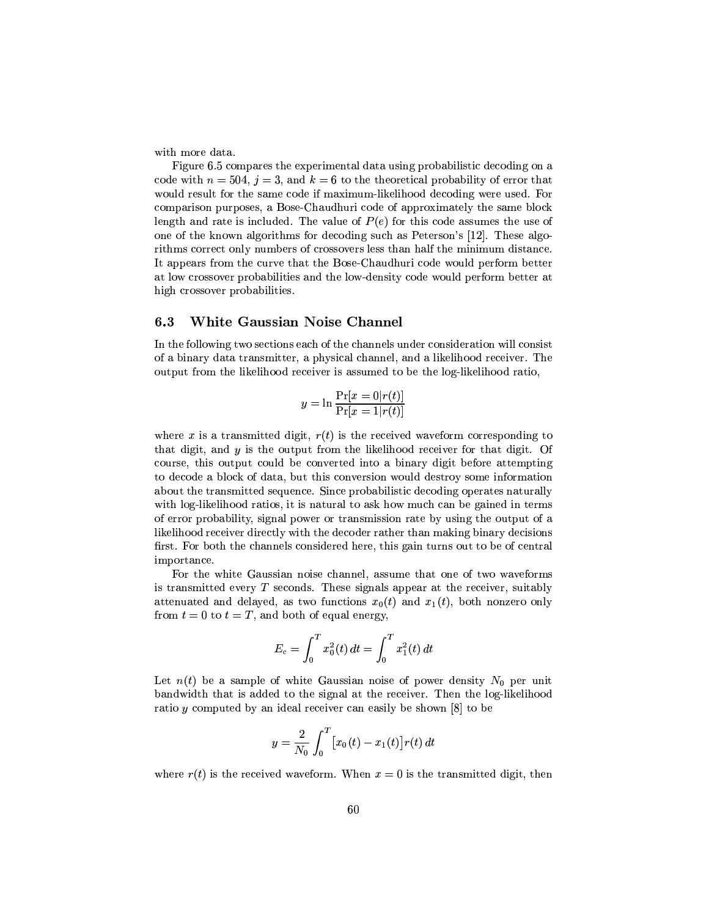with more data.

Figure 6.5 compares the experimental data using probabilistic decoding on a code with $n = 504$, $j = 3$, and $k = 6$ to the theoretical probability of error that would result for the same code if maximum-likelihood decoding were used. For comparison purposes, a Bose-Chaudhuri code of approximately the same block length and rate is included. The value of $P(e)$ for this code assumes the use of one of the known algorithms for decoding such as Peterson's [12]. These algorithms correct only numbers of crossovers less than half the minimum distance. It appears from the curve that the Bose-Chaudhuri code would perform better at low crossover probabilities and the low-density code would perform better at high crossover probabilities.

## 6.3 White Gaussian Noise Channel

In the following two sections each of the channels under consideration will consist of a binary data transmitter, a physical channel, and a likelihood receiver. The output from the likelihood receiver is assumed to be the log-likelihood ratio,

$$y = \ln \frac{\Pr[x = 0 | r(t)]}{\Pr[x = 1 | r(t)]}$$

where $x$ is a transmitted digit, $r(t)$ is the received waveform corresponding to that digit, and $y$ is the output from the likelihood receiver for that digit. Of course, this output could be converted into a binary digit before attempting to decode a block of data, but this conversion would destroy some information about the transmitted sequence. Since probabilistic decoding operates naturally with log-likelihood ratios, it is natural to ask how much can be gained in terms of error probability, signal power or transmission rate by using the output of a likelihood receiver directly with the decoder rather than making binary decisions first. For both the channels considered here, this gain turns out to be of central importance.

For the white Gaussian noise channel, assume that one of two waveforms is transmitted every $T$ seconds. These signals appear at the receiver, suitably attenuated and delayed, as two functions $x_0(t)$ and $x_1(t)$, both nonzero only from $t = 0$ to $t = T$, and both of equal energy,

$$E_c = \int_0^T x_0^2(t)\, dt = \int_0^T x_1^2(t)\, dt$$

Let $n(t)$ be a sample of white Gaussian noise of power density $N_0$ per unit bandwidth that is added to the signal at the receiver. Then the log-likelihood ratio $y$ computed by an ideal receiver can easily be shown [8] to be

$$y = \frac{2}{N_0} \int_0^T \big[x_0(t) - x_1(t)\big] r(t)\, dt$$

where $r(t)$ is the received waveform. When $x = 0$ is the transmitted digit, then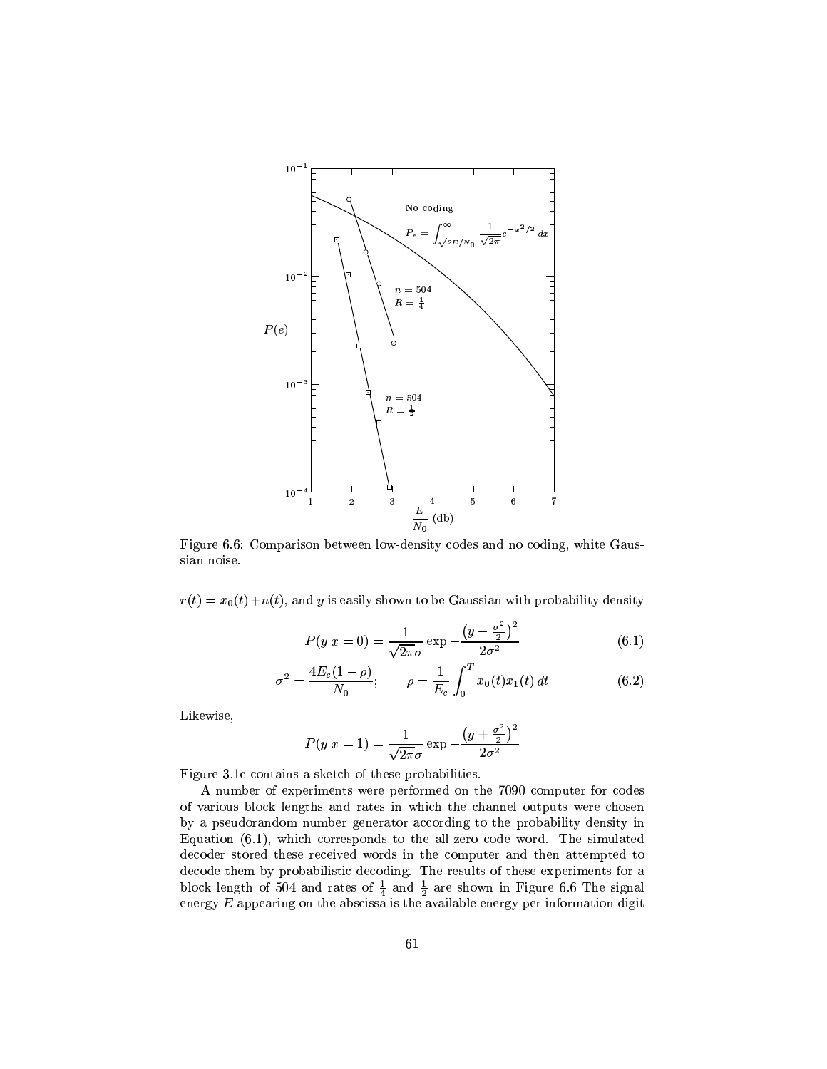Figure 6.6: Comparison between low-density codes and no coding, white Gaussian noise.

$r(t) = x_0(t) + n(t)$, and $y$ is easily shown to be Gaussian with probability density

$$P(y|x=0) = \frac{1}{\sqrt{2\pi}\sigma} \exp -\frac{\left(y - \frac{\sigma^2}{2}\right)^2}{2\sigma^2} \tag{6.1}$$

$$\sigma^2 = \frac{4E_c(1-\rho)}{N_0}; \qquad \rho = \frac{1}{E_c}\int_0^T x_0(t)x_1(t)\,dt \tag{6.2}$$

Likewise,

$$P(y|x=1) = \frac{1}{\sqrt{2\pi}\sigma} \exp -\frac{\left(y + \frac{\sigma^2}{2}\right)^2}{2\sigma^2}$$

Figure 3.1c contains a sketch of these probabilities.

A number of experiments were performed on the 7090 computer for codes of various block lengths and rates in which the channel outputs were chosen by a pseudorandom number generator according to the probability density in Equation (6.1), which corresponds to the all-zero code word. The simulated decoder stored these received words in the computer and then attempted to decode them by probabilistic decoding. The results of these experiments for a block length of 504 and rates of $\frac{1}{4}$ and $\frac{1}{2}$ are shown in Figure 6.6 The signal energy $E$ appearing on the abscissa is the available energy per information digit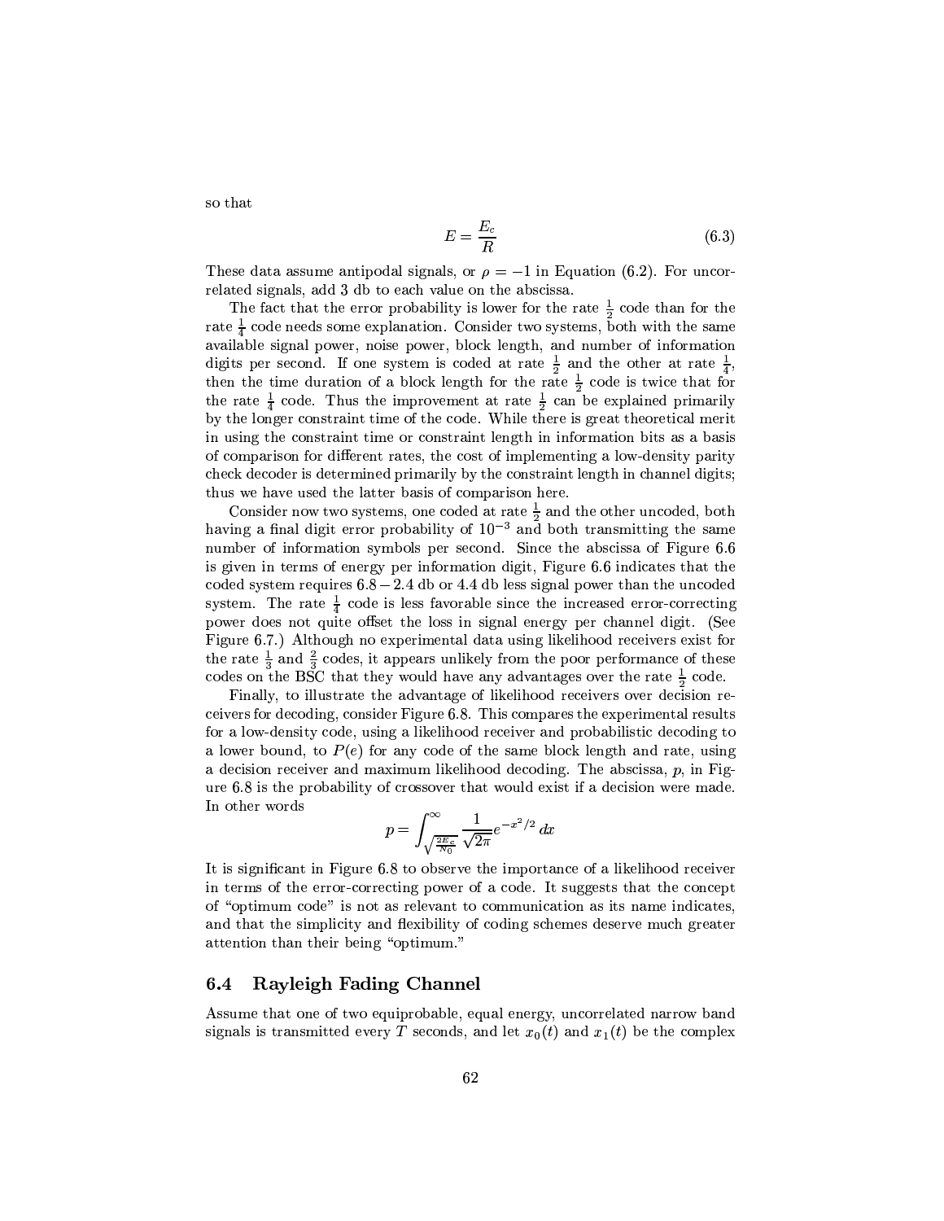so that

$$E = \frac{E_c}{R} \tag{6.3}$$

These data assume antipodal signals, or $\rho = -1$ in Equation (6.2). For uncorrelated signals, add 3 db to each value on the abscissa.

The fact that the error probability is lower for the rate $\frac{1}{2}$ code than for the rate $\frac{1}{4}$ code needs some explanation. Consider two systems, both with the same available signal power, noise power, block length, and number of information digits per second. If one system is coded at rate $\frac{1}{2}$ and the other at rate $\frac{1}{4}$, then the time duration of a block length for the rate $\frac{1}{2}$ code is twice that for the rate $\frac{1}{4}$ code. Thus the improvement at rate $\frac{1}{2}$ can be explained primarily by the longer constraint time of the code. While there is great theoretical merit in using the constraint time or constraint length in information bits as a basis of comparison for different rates, the cost of implementing a low-density parity check decoder is determined primarily by the constraint length in channel digits; thus we have used the latter basis of comparison here.

Consider now two systems, one coded at rate $\frac{1}{2}$ and the other uncoded, both having a final digit error probability of $10^{-3}$ and both transmitting the same number of information symbols per second. Since the abscissa of Figure 6.6 is given in terms of energy per information digit, Figure 6.6 indicates that the coded system requires $6.8 - 2.4$ db or 4.4 db less signal power than the uncoded system. The rate $\frac{1}{4}$ code is less favorable since the increased error-correcting power does not quite offset the loss in signal energy per channel digit. (See Figure 6.7.) Although no experimental data using likelihood receivers exist for the rate $\frac{1}{3}$ and $\frac{2}{3}$ codes, it appears unlikely from the poor performance of these codes on the BSC that they would have any advantages over the rate $\frac{1}{2}$ code.

Finally, to illustrate the advantage of likelihood receivers over decision receivers for decoding, consider Figure 6.8. This compares the experimental results for a low-density code, using a likelihood receiver and probabilistic decoding to a lower bound, to $P(e)$ for any code of the same block length and rate, using a decision receiver and maximum likelihood decoding. The abscissa, $p$, in Figure 6.8 is the probability of crossover that would exist if a decision were made. In other words

$$p = \int_{\sqrt{\frac{2E_c}{N_0}}}^{\infty} \frac{1}{\sqrt{2\pi}} e^{-x^2/2}\, dx$$

It is significant in Figure 6.8 to observe the importance of a likelihood receiver in terms of the error-correcting power of a code. It suggests that the concept of "optimum code" is not as relevant to communication as its name indicates, and that the simplicity and flexibility of coding schemes deserve much greater attention than their being "optimum."

## 6.4 Rayleigh Fading Channel

Assume that one of two equiprobable, equal energy, uncorrelated narrow band signals is transmitted every $T$ seconds, and let $x_0(t)$ and $x_1(t)$ be the complex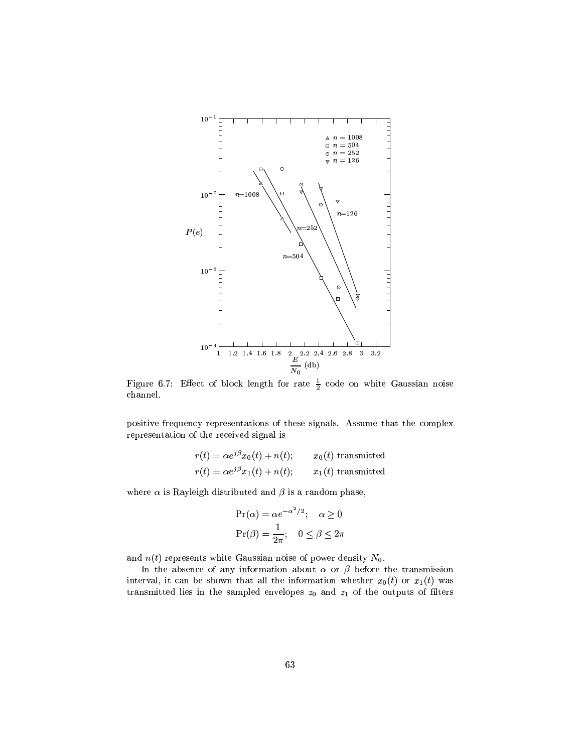Figure 6.7: Effect of block length for rate $\frac{1}{2}$ code on white Gaussian noise channel.

positive frequency representations of these signals. Assume that the complex representation of the received signal is

$$r(t) = \alpha e^{j\beta} x_0(t) + n(t); \qquad x_0(t) \text{ transmitted}$$

$$r(t) = \alpha e^{j\beta} x_1(t) + n(t); \qquad x_1(t) \text{ transmitted}$$

where $\alpha$ is Rayleigh distributed and $\beta$ is a random phase,

$$\Pr(\alpha) = \alpha e^{-\alpha^2/2}; \quad \alpha \geq 0$$

$$\Pr(\beta) = \frac{1}{2\pi}; \quad 0 \leq \beta \leq 2\pi$$

and $n(t)$ represents white Gaussian noise of power density $N_0$.

In the absence of any information about $\alpha$ or $\beta$ before the transmission interval, it can be shown that all the information whether $x_0(t)$ or $x_1(t)$ was transmitted lies in the sampled envelopes $z_0$ and $z_1$ of the outputs of filters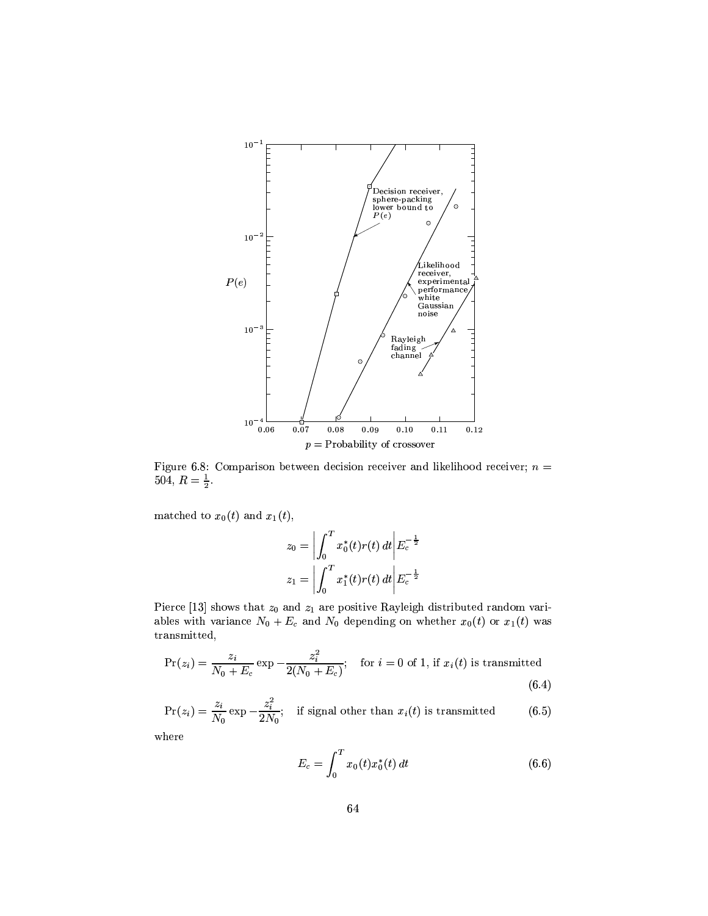Figure 6.8: Comparison between decision receiver and likelihood receiver; $n = 504$, $R = \frac{1}{2}$.

matched to $x_0(t)$ and $x_1(t)$,

$$z_0 = \left| \int_0^T x_0^*(t) r(t)\, dt \right| E_c^{-\frac{1}{2}}$$

$$z_1 = \left| \int_0^T x_1^*(t) r(t)\, dt \right| E_c^{-\frac{1}{2}}$$

Pierce [13] shows that $z_0$ and $z_1$ are positive Rayleigh distributed random variables with variance $N_0 + E_c$ and $N_0$ depending on whether $x_0(t)$ or $x_1(t)$ was transmitted,

$$\Pr(z_i) = \frac{z_i}{N_0 + E_c} \exp - \frac{z_i^2}{2(N_0 + E_c)}; \quad \text{for } i = 0 \text{ of } 1, \text{ if } x_i(t) \text{ is transmitted} \tag{6.4}$$

$$\Pr(z_i) = \frac{z_i}{N_0} \exp - \frac{z_i^2}{2N_0}; \quad \text{if signal other than } x_i(t) \text{ is transmitted} \tag{6.5}$$

where

$$E_c = \int_0^T x_0(t) x_0^*(t)\, dt \tag{6.6}$$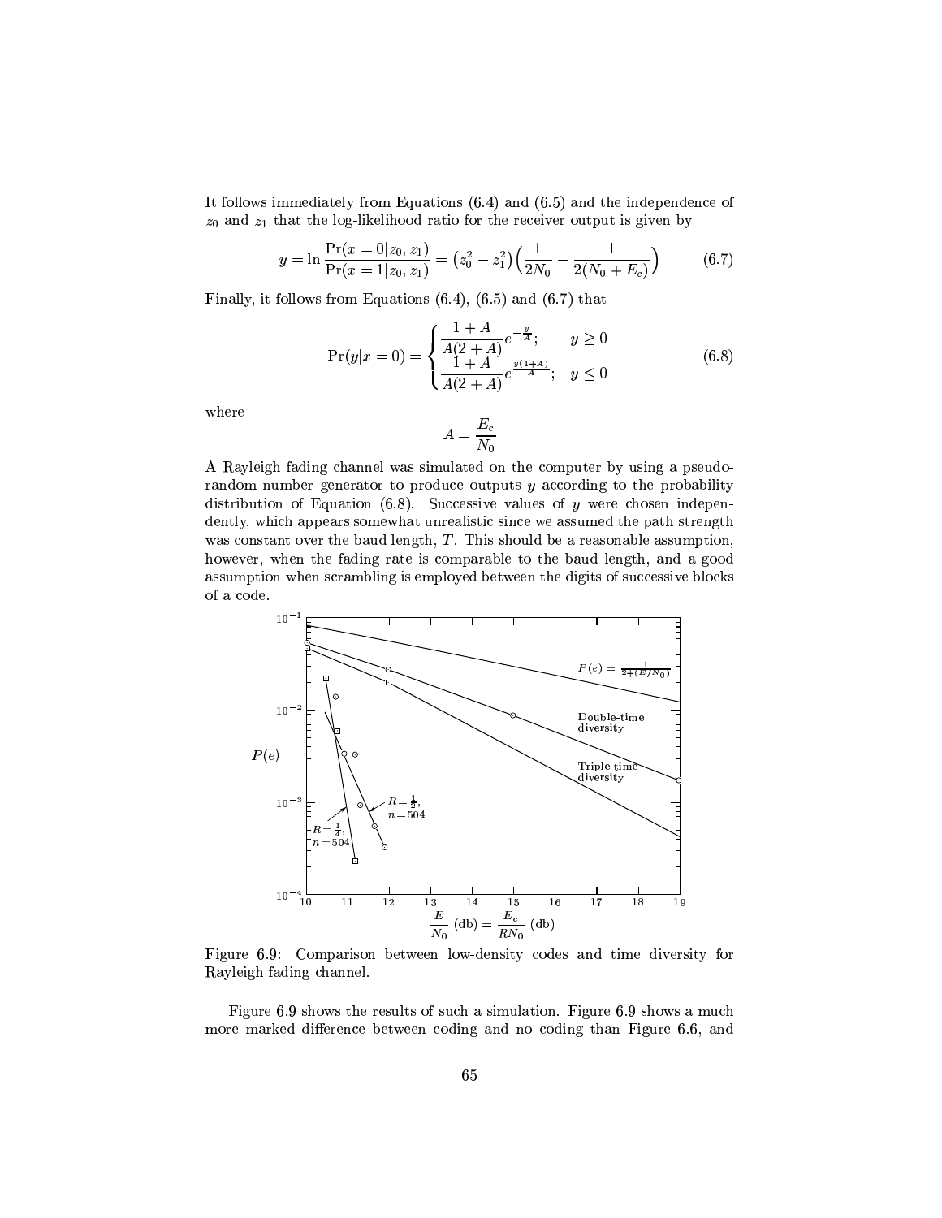It follows immediately from Equations (6.4) and (6.5) and the independence of $z_0$ and $z_1$ that the log-likelihood ratio for the receiver output is given by

$$y = \ln \frac{\Pr(x=0|z_0,z_1)}{\Pr(x=1|z_0,z_1)} = \left(z_0^2 - z_1^2\right)\left(\frac{1}{2N_0} - \frac{1}{2(N_0+E_c)}\right) \tag{6.7}$$

Finally, it follows from Equations (6.4), (6.5) and (6.7) that

$$\Pr(y|x=0) = \begin{cases} \dfrac{1+A}{A(2+A)} e^{-\frac{y}{A}}; & y \geq 0 \\ \dfrac{1+A}{A(2+A)} e^{\frac{y(1+A)}{A}}; & y \leq 0 \end{cases} \tag{6.8}$$

where

$$A = \frac{E_c}{N_0}$$

A Rayleigh fading channel was simulated on the computer by using a pseudo-random number generator to produce outputs $y$ according to the probability distribution of Equation (6.8). Successive values of $y$ were chosen independently, which appears somewhat unrealistic since we assumed the path strength was constant over the baud length, $T$. This should be a reasonable assumption, however, when the fading rate is comparable to the baud length, and a good assumption when scrambling is employed between the digits of successive blocks of a code.

Figure 6.9: Comparison between low-density codes and time diversity for Rayleigh fading channel.

Figure 6.9 shows the results of such a simulation. Figure 6.9 shows a much more marked difference between coding and no coding than Figure 6.6, and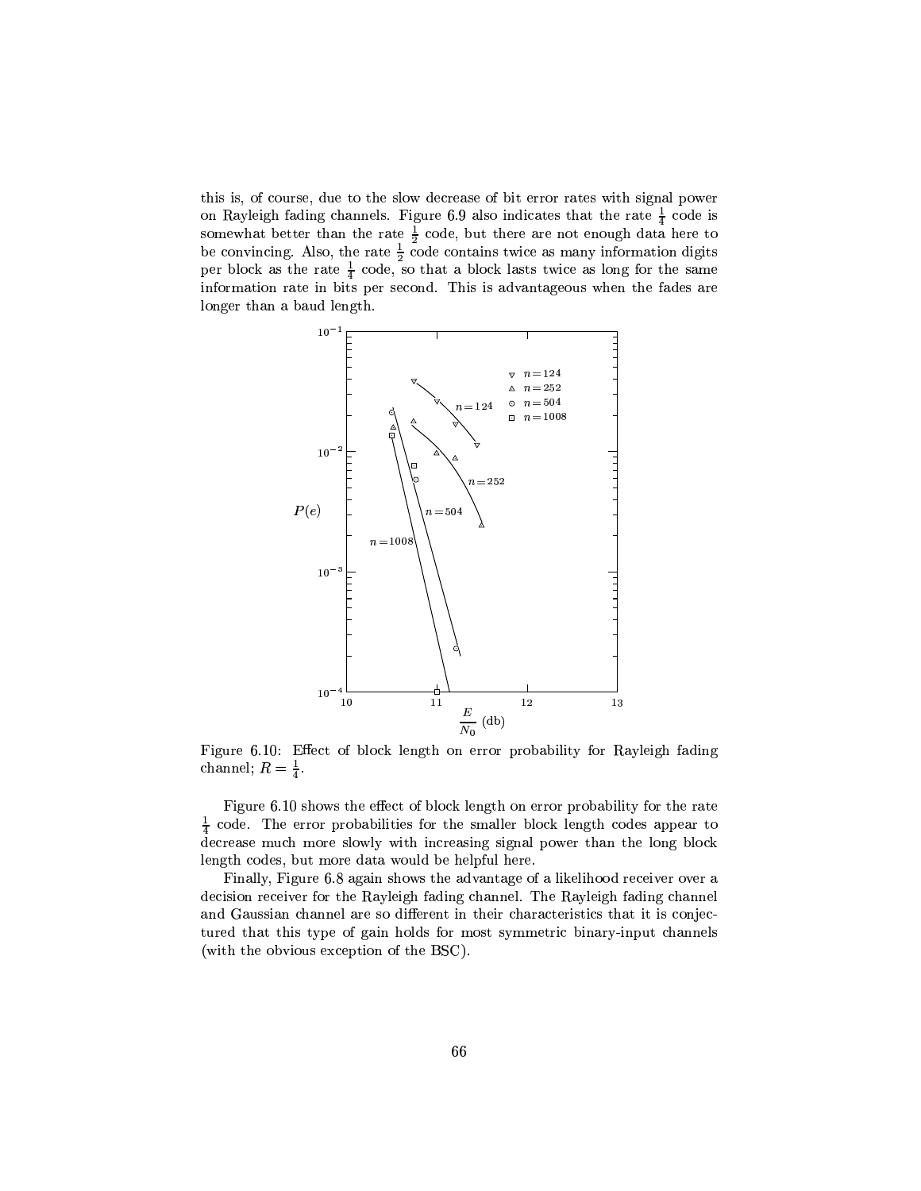this is, of course, due to the slow decrease of bit error rates with signal power on Rayleigh fading channels. Figure 6.9 also indicates that the rate $\frac{1}{4}$ code is somewhat better than the rate $\frac{1}{2}$ code, but there are not enough data here to be convincing. Also, the rate $\frac{1}{2}$ code contains twice as many information digits per block as the rate $\frac{1}{4}$ code, so that a block lasts twice as long for the same information rate in bits per second. This is advantageous when the fades are longer than a baud length.

Figure 6.10: Effect of block length on error probability for Rayleigh fading channel; $R = \frac{1}{4}$.

Figure 6.10 shows the effect of block length on error probability for the rate $\frac{1}{4}$ code. The error probabilities for the smaller block length codes appear to decrease much more slowly with increasing signal power than the long block length codes, but more data would be helpful here.

Finally, Figure 6.8 again shows the advantage of a likelihood receiver over a decision receiver for the Rayleigh fading channel. The Rayleigh fading channel and Gaussian channel are so different in their characteristics that it is conjectured that this type of gain holds for most symmetric binary-input channels (with the obvious exception of the BSC).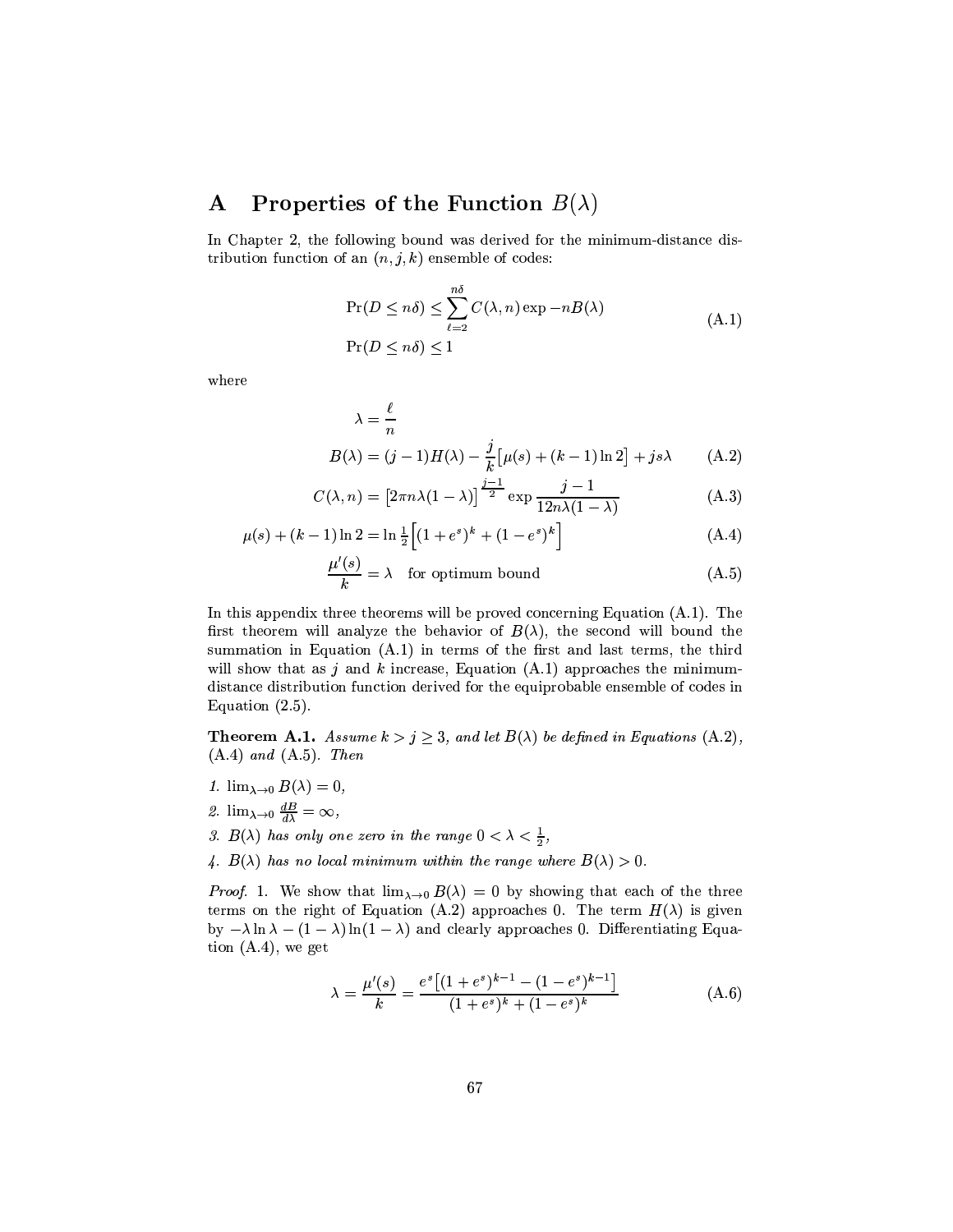# A Properties of the Function $B(\lambda)$

In Chapter 2, the following bound was derived for the minimum-distance distribution function of an $(n, j, k)$ ensemble of codes:

$$
\begin{aligned}
\Pr(D \leq n\delta) &\leq \sum_{\ell=2}^{n\delta} C(\lambda, n) \exp -nB(\lambda) \\
\Pr(D \leq n\delta) &\leq 1
\end{aligned}
\tag{A.1}
$$

where

$$
\lambda = \frac{\ell}{n}
$$

$$
B(\lambda) = (j-1)H(\lambda) - \frac{j}{k}\big[\mu(s) + (k-1)\ln 2\big] + js\lambda \tag{A.2}
$$

$$
C(\lambda, n) = \big[2\pi n\lambda(1-\lambda)\big]^{\frac{j-1}{2}} \exp \frac{j-1}{12n\lambda(1-\lambda)} \tag{A.3}
$$

$$
\mu(s) + (k-1)\ln 2 = \ln \tfrac{1}{2}\Big[(1+e^s)^k + (1-e^s)^k\Big] \tag{A.4}
$$

$$
\frac{\mu'(s)}{k} = \lambda \quad \text{for optimum bound} \tag{A.5}
$$

In this appendix three theorems will be proved concerning Equation (A.1). The first theorem will analyze the behavior of $B(\lambda)$, the second will bound the summation in Equation (A.1) in terms of the first and last terms, the third will show that as $j$ and $k$ increase, Equation (A.1) approaches the minimum-distance distribution function derived for the equiprobable ensemble of codes in Equation (2.5).

**Theorem A.1.** *Assume $k > j \geq 3$, and let $B(\lambda)$ be defined in Equations (A.2), (A.4) and (A.5). Then*

1. $\lim_{\lambda \to 0} B(\lambda) = 0$,
2. $\lim_{\lambda \to 0} \frac{dB}{d\lambda} = \infty$,
3. *$B(\lambda)$ has only one zero in the range $0 < \lambda < \frac{1}{2}$,*
4. *$B(\lambda)$ has no local minimum within the range where $B(\lambda) > 0$.*

*Proof.* 1. We show that $\lim_{\lambda \to 0} B(\lambda) = 0$ by showing that each of the three terms on the right of Equation (A.2) approaches 0. The term $H(\lambda)$ is given by $-\lambda \ln \lambda - (1-\lambda)\ln(1-\lambda)$ and clearly approaches 0. Differentiating Equation (A.4), we get

$$
\lambda = \frac{\mu'(s)}{k} = \frac{e^s\big[(1+e^s)^{k-1} - (1-e^s)^{k-1}\big]}{(1+e^s)^k + (1-e^s)^k} \tag{A.6}
$$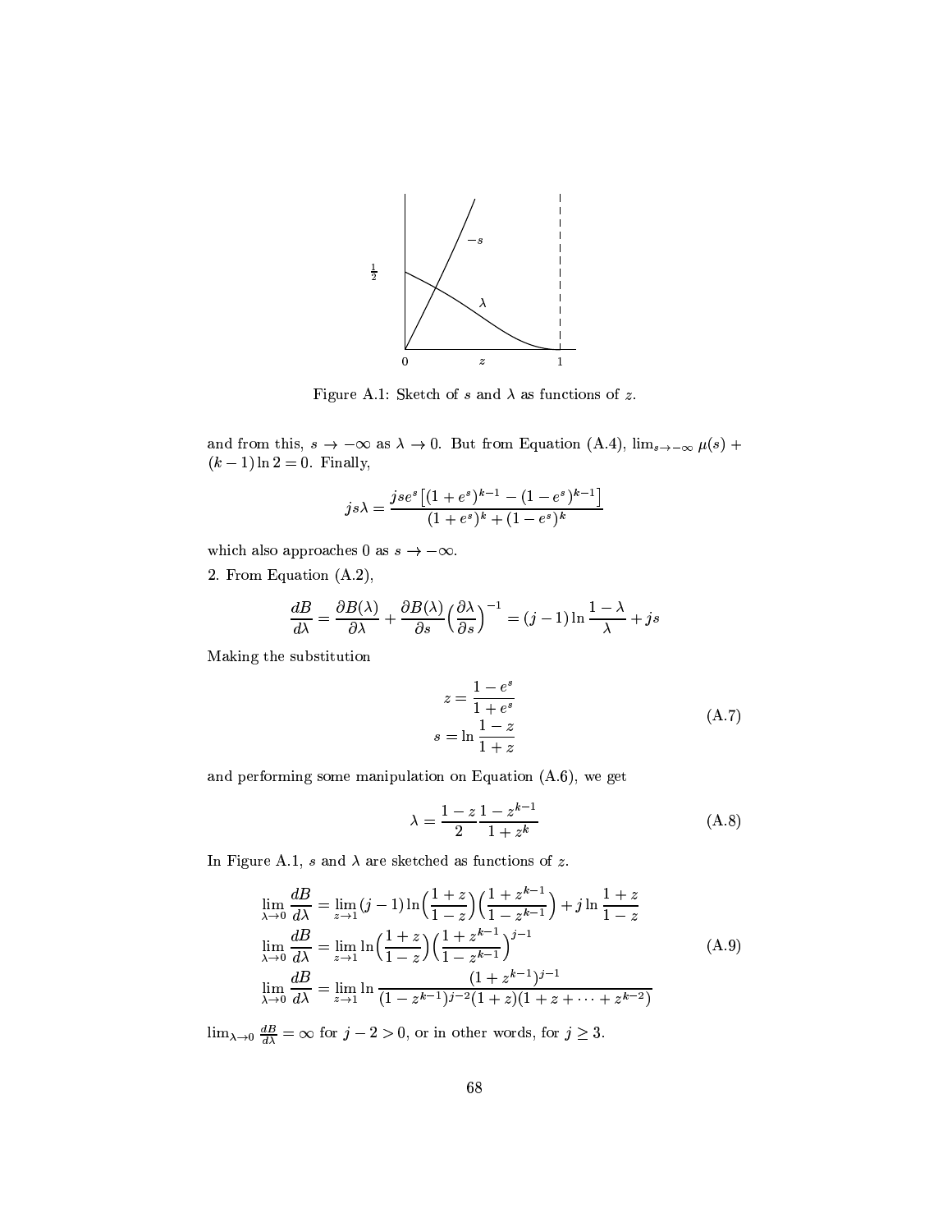Figure A.1: Sketch of $s$ and $\lambda$ as functions of $z$.

and from this, $s \to -\infty$ as $\lambda \to 0$. But from Equation (A.4), $\lim_{s\to-\infty} \mu(s) + (k-1)\ln 2 = 0$. Finally,

$$js\lambda = \frac{jse^s\left[(1+e^s)^{k-1} - (1-e^s)^{k-1}\right]}{(1+e^s)^k + (1-e^s)^k}$$

which also approaches 0 as $s \to -\infty$.

2. From Equation (A.2),

$$\frac{dB}{d\lambda} = \frac{\partial B(\lambda)}{\partial \lambda} + \frac{\partial B(\lambda)}{\partial s}\Big(\frac{\partial \lambda}{\partial s}\Big)^{-1} = (j-1)\ln\frac{1-\lambda}{\lambda} + js$$

Making the substitution

$$\begin{aligned} z &= \frac{1-e^s}{1+e^s} \\ s &= \ln\frac{1-z}{1+z} \end{aligned} \tag{A.7}$$

and performing some manipulation on Equation (A.6), we get

$$\lambda = \frac{1-z}{2}\frac{1-z^{k-1}}{1+z^k} \tag{A.8}$$

In Figure A.1, $s$ and $\lambda$ are sketched as functions of $z$.

$$\begin{aligned} \lim_{\lambda\to 0}\frac{dB}{d\lambda} &= \lim_{z\to 1}(j-1)\ln\Big(\frac{1+z}{1-z}\Big)\Big(\frac{1+z^{k-1}}{1-z^{k-1}}\Big) + j\ln\frac{1+z}{1-z} \\ \lim_{\lambda\to 0}\frac{dB}{d\lambda} &= \lim_{z\to 1}\ln\Big(\frac{1+z}{1-z}\Big)\Big(\frac{1+z^{k-1}}{1-z^{k-1}}\Big)^{j-1} \\ \lim_{\lambda\to 0}\frac{dB}{d\lambda} &= \lim_{z\to 1}\ln\frac{(1+z^{k-1})^{j-1}}{(1-z^{k-1})^{j-2}(1+z)(1+z+\cdots+z^{k-2})} \end{aligned} \tag{A.9}$$

$\lim_{\lambda\to 0}\frac{dB}{d\lambda} = \infty$ for $j-2>0$, or in other words, for $j \geq 3$.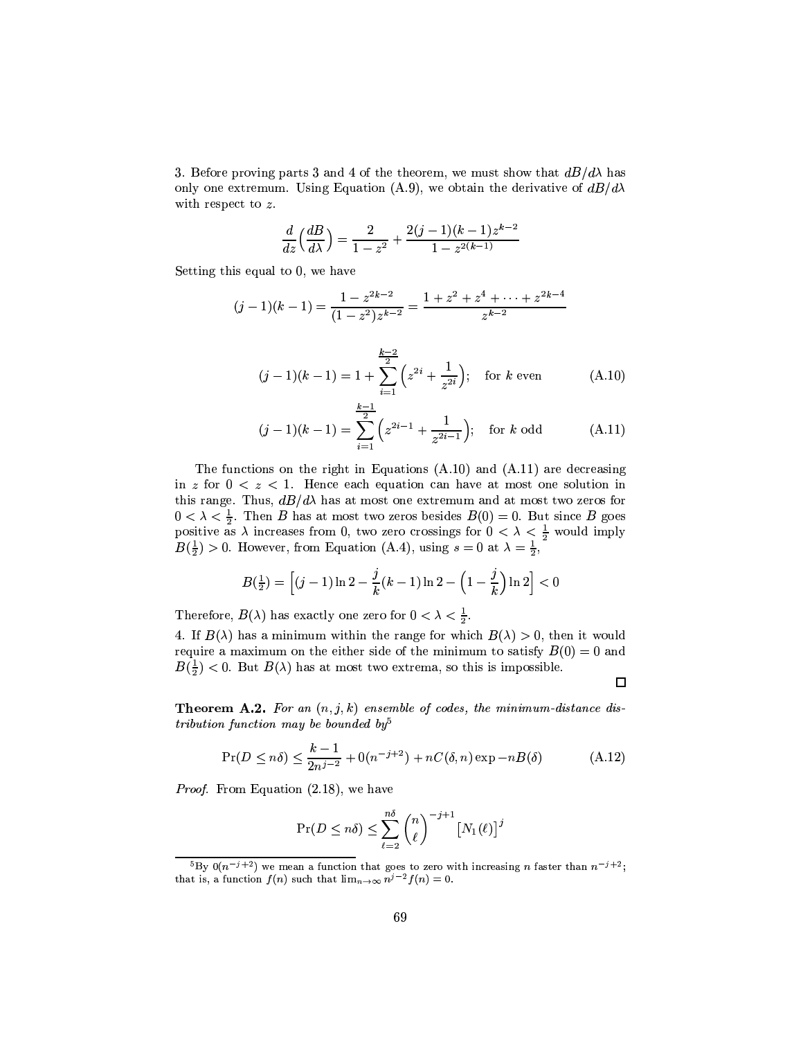3. Before proving parts 3 and 4 of the theorem, we must show that $dB/d\lambda$ has only one extremum. Using Equation (A.9), we obtain the derivative of $dB/d\lambda$ with respect to $z$.

$$\frac{d}{dz}\Big(\frac{dB}{d\lambda}\Big) = \frac{2}{1-z^2} + \frac{2(j-1)(k-1)z^{k-2}}{1-z^{2(k-1)}}$$

Setting this equal to 0, we have

$$(j-1)(k-1) = \frac{1-z^{2k-2}}{(1-z^2)z^{k-2}} = \frac{1+z^2+z^4+\cdots+z^{2k-4}}{z^{k-2}}$$

$$(j-1)(k-1) = 1 + \sum_{i=1}^{\frac{k-2}{2}}\Big(z^{2i}+\frac{1}{z^{2i}}\Big); \quad \text{for } k \text{ even} \tag{A.10}$$

$$(j-1)(k-1) = \sum_{i=1}^{\frac{k-1}{2}}\Big(z^{2i-1}+\frac{1}{z^{2i-1}}\Big); \quad \text{for } k \text{ odd} \tag{A.11}$$

The functions on the right in Equations (A.10) and (A.11) are decreasing in $z$ for $0 < z < 1$. Hence each equation can have at most one solution in this range. Thus, $dB/d\lambda$ has at most one extremum and at most two zeros for $0 < \lambda < \frac{1}{2}$. Then $B$ has at most two zeros besides $B(0) = 0$. But since $B$ goes positive as $\lambda$ increases from 0, two zero crossings for $0 < \lambda < \frac{1}{2}$ would imply $B(\frac{1}{2}) > 0$. However, from Equation (A.4), using $s = 0$ at $\lambda = \frac{1}{2}$,

$$B(\tfrac{1}{2}) = \Big[(j-1)\ln 2 - \frac{j}{k}(k-1)\ln 2 - \Big(1-\frac{j}{k}\Big)\ln 2\Big] < 0$$

Therefore, $B(\lambda)$ has exactly one zero for $0 < \lambda < \frac{1}{2}$.

4. If $B(\lambda)$ has a minimum within the range for which $B(\lambda) > 0$, then it would require a maximum on the either side of the minimum to satisfy $B(0) = 0$ and $B(\frac{1}{2}) < 0$. But $B(\lambda)$ has at most two extrema, so this is impossible.

□

**Theorem A.2.** *For an $(n, j, k)$ ensemble of codes, the minimum-distance distribution function may be bounded by*[5]

$$\Pr(D \le n\delta) \le \frac{k-1}{2n^{j-2}} + 0(n^{-j+2}) + nC(\delta, n)\exp -nB(\delta) \tag{A.12}$$

*Proof.* From Equation (2.18), we have

$$\Pr(D \le n\delta) \le \sum_{\ell=2}^{n\delta}\binom{n}{\ell}^{-j+1}\big[N_1(\ell)\big]^j$$

[5] By $0(n^{-j+2})$ we mean a function that goes to zero with increasing $n$ faster than $n^{-j+2}$; that is, a function $f(n)$ such that $\lim_{n\to\infty} n^{j-2}f(n) = 0$.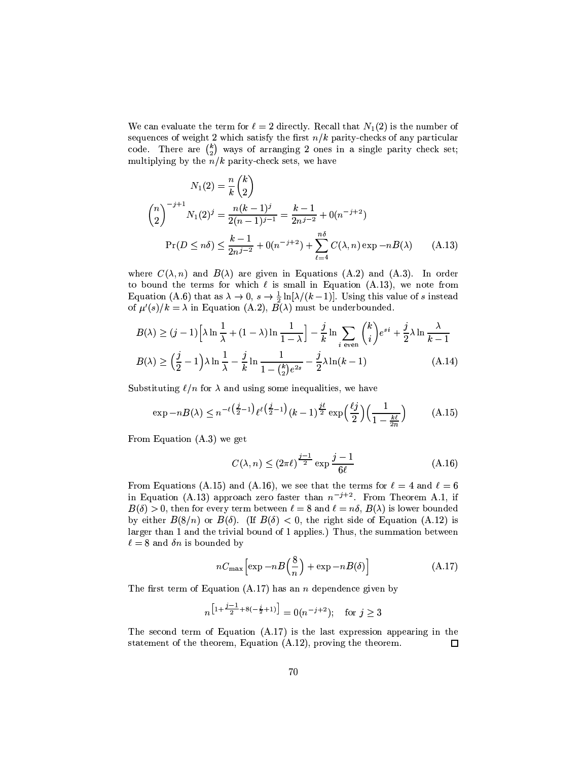We can evaluate the term for $\ell = 2$ directly. Recall that $N_1(2)$ is the number of sequences of weight 2 which satisfy the first $n/k$ parity-checks of any particular code. There are $\binom{k}{2}$ ways of arranging 2 ones in a single parity check set; multiplying by the $n/k$ parity-check sets, we have

$$N_1(2) = \frac{n}{k}\binom{k}{2}$$

$$\binom{n}{2}^{-j+1} N_1(2)^j = \frac{n(k-1)^j}{2(n-1)^{j-1}} = \frac{k-1}{2n^{j-2}} + 0(n^{-j+2})$$

$$\Pr(D \leq n\delta) \leq \frac{k-1}{2n^{j-2}} + 0(n^{-j+2}) + \sum_{\ell=4}^{n\delta} C(\lambda, n) \exp -nB(\lambda) \qquad \text{(A.13)}$$

where $C(\lambda, n)$ and $B(\lambda)$ are given in Equations (A.2) and (A.3). In order to bound the terms for which $\ell$ is small in Equation (A.13), we note from Equation (A.6) that as $\lambda \to 0$, $s \to \frac{1}{2}\ln[\lambda/(k-1)]$. Using this value of $s$ instead of $\mu'(s)/k = \lambda$ in Equation (A.2), $B(\lambda)$ must be underbounded.

$$B(\lambda) \geq (j-1)\Big[\lambda \ln \frac{1}{\lambda} + (1-\lambda)\ln\frac{1}{1-\lambda}\Big] - \frac{j}{k}\ln \sum_{i \text{ even}} \binom{k}{i} e^{si} + \frac{j}{2}\lambda \ln \frac{\lambda}{k-1}$$

$$B(\lambda) \geq \Big(\frac{j}{2} - 1\Big)\lambda \ln \frac{1}{\lambda} - \frac{j}{k}\ln\frac{1}{1-\binom{k}{2}e^{2s}} - \frac{j}{2}\lambda \ln(k-1) \qquad \text{(A.14)}$$

Substituting $\ell/n$ for $\lambda$ and using some inequalities, we have

$$\exp -nB(\lambda) \leq n^{-\ell\left(\frac{j}{2}-1\right)} \ell^{\ell\left(\frac{j}{2}-1\right)} (k-1)^{\frac{j\ell}{2}} \exp\Big(\frac{\ell j}{2}\Big)\Big(\frac{1}{1-\frac{k\ell}{2n}}\Big) \qquad \text{(A.15)}$$

From Equation (A.3) we get

$$C(\lambda, n) \leq (2\pi\ell)^{\frac{j-1}{2}} \exp \frac{j-1}{6\ell} \qquad \text{(A.16)}$$

From Equations (A.15) and (A.16), we see that the terms for $\ell = 4$ and $\ell = 6$ in Equation (A.13) approach zero faster than $n^{-j+2}$. From Theorem A.1, if $B(\delta) > 0$, then for every term between $\ell = 8$ and $\ell = n\delta$, $B(\lambda)$ is lower bounded by either $B(8/n)$ or $B(\delta)$. (If $B(\delta) < 0$, the right side of Equation (A.12) is larger than 1 and the trivial bound of 1 applies.) Thus, the summation between $\ell = 8$ and $\delta n$ is bounded by

$$nC_{\max}\Big[\exp -nB\Big(\frac{8}{n}\Big) + \exp -nB(\delta)\Big] \qquad \text{(A.17)}$$

The first term of Equation (A.17) has an $n$ dependence given by

$$n^{\left[1+\frac{j-1}{2}+8(-\frac{j}{2}+1)\right]} = 0(n^{-j+2}); \quad \text{for } j \geq 3$$

The second term of Equation (A.17) is the last expression appearing in the statement of the theorem, Equation (A.12), proving the theorem. □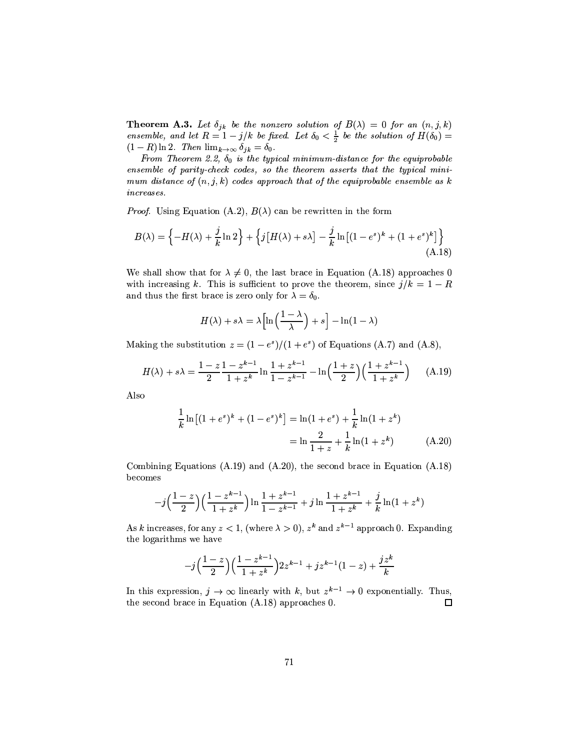**Theorem A.3.** *Let $\delta_{jk}$ be the nonzero solution of $B(\lambda) = 0$ for an $(n, j, k)$ ensemble, and let $R = 1 - j/k$ be fixed. Let $\delta_0 < \frac{1}{2}$ be the solution of $H(\delta_0) = (1 - R)\ln 2$. Then $\lim_{k\to\infty} \delta_{jk} = \delta_0$.*

*From Theorem 2.2, $\delta_0$ is the typical minimum-distance for the equiprobable ensemble of parity-check codes, so the theorem asserts that the typical minimum distance of $(n, j, k)$ codes approach that of the equiprobable ensemble as $k$ increases.*

*Proof.* Using Equation (A.2), $B(\lambda)$ can be rewritten in the form

$$B(\lambda) = \left\{-H(\lambda) + \frac{j}{k}\ln 2\right\} + \left\{j\left[H(\lambda) + s\lambda\right] - \frac{j}{k}\ln\left[(1 - e^s)^k + (1 + e^s)^k\right]\right\} \tag{A.18}$$

We shall show that for $\lambda \neq 0$, the last brace in Equation (A.18) approaches 0 with increasing $k$. This is sufficient to prove the theorem, since $j/k = 1 - R$ and thus the first brace is zero only for $\lambda = \delta_0$.

$$H(\lambda) + s\lambda = \lambda\left[\ln\left(\frac{1-\lambda}{\lambda}\right) + s\right] - \ln(1 - \lambda)$$

Making the substitution $z = (1 - e^s)/(1 + e^s)$ of Equations (A.7) and (A.8),

$$H(\lambda) + s\lambda = \frac{1-z}{2}\frac{1-z^{k-1}}{1+z^k}\ln\frac{1+z^{k-1}}{1-z^{k-1}} - \ln\left(\frac{1+z}{2}\right)\left(\frac{1+z^{k-1}}{1+z^k}\right) \tag{A.19}$$

Also

$$\begin{aligned}\frac{1}{k}\ln\left[(1 + e^s)^k + (1 - e^s)^k\right] &= \ln(1 + e^s) + \frac{1}{k}\ln(1 + z^k) \\ &= \ln\frac{2}{1+z} + \frac{1}{k}\ln(1 + z^k)\end{aligned} \tag{A.20}$$

Combining Equations (A.19) and (A.20), the second brace in Equation (A.18) becomes

$$-j\left(\frac{1-z}{2}\right)\left(\frac{1-z^{k-1}}{1+z^k}\right)\ln\frac{1+z^{k-1}}{1-z^{k-1}} + j\ln\frac{1+z^{k-1}}{1+z^k} + \frac{j}{k}\ln(1 + z^k)$$

As $k$ increases, for any $z < 1$, (where $\lambda > 0$), $z^k$ and $z^{k-1}$ approach 0. Expanding the logarithms we have

$$-j\left(\frac{1-z}{2}\right)\left(\frac{1-z^{k-1}}{1+z^k}\right)2z^{k-1} + jz^{k-1}(1 - z) + \frac{jz^k}{k}$$

In this expression, $j \to \infty$ linearly with $k$, but $z^{k-1} \to 0$ exponentially. Thus, the second brace in Equation (A.18) approaches 0. □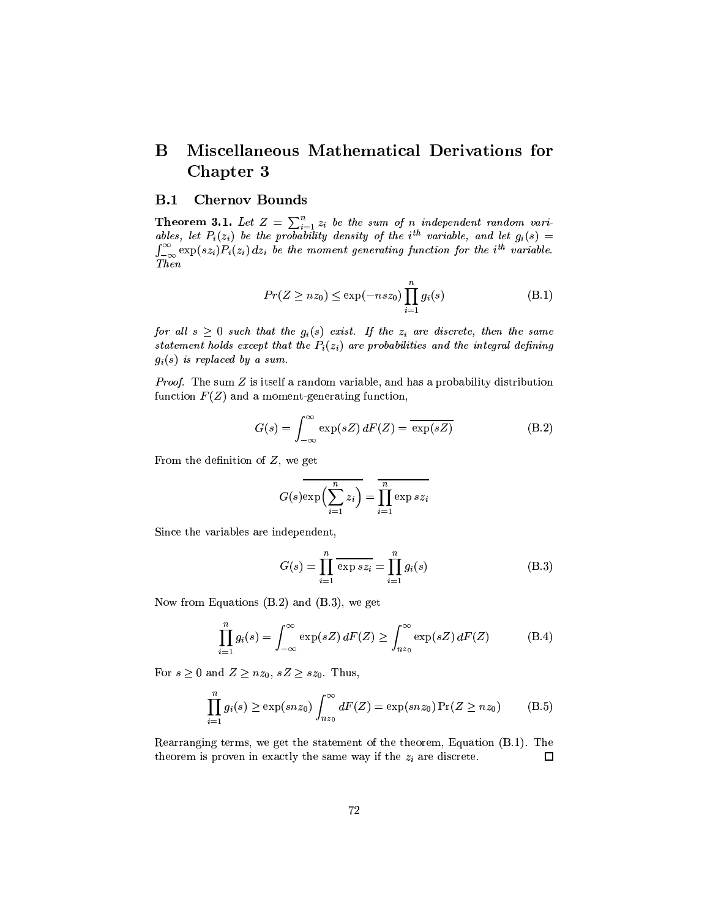# B Miscellaneous Mathematical Derivations for Chapter 3

## B.1 Chernov Bounds

**Theorem 3.1.** *Let $Z = \sum_{i=1}^{n} z_i$ be the sum of $n$ independent random variables, let $P_i(z_i)$ be the probability density of the $i^{th}$ variable, and let $g_i(s) = \int_{-\infty}^{\infty} \exp(sz_i) P_i(z_i)\, dz_i$ be the moment generating function for the $i^{th}$ variable. Then*

$$Pr(Z \geq nz_0) \leq \exp(-nsz_0) \prod_{i=1}^{n} g_i(s) \tag{B.1}$$

*for all $s \geq 0$ such that the $g_i(s)$ exist. If the $z_i$ are discrete, then the same statement holds except that the $P_i(z_i)$ are probabilities and the integral defining $g_i(s)$ is replaced by a sum.*

*Proof.* The sum $Z$ is itself a random variable, and has a probability distribution function $F(Z)$ and a moment-generating function,

$$G(s) = \int_{-\infty}^{\infty} \exp(sZ)\, dF(Z) = \overline{\exp(sZ)} \tag{B.2}$$

From the definition of $Z$, we get

$$G(s)\overline{\exp\Big(\sum_{i=1}^{n} z_i\Big)} = \overline{\prod_{i=1}^{n} \exp sz_i}$$

Since the variables are independent,

$$G(s) = \prod_{i=1}^{n} \overline{\exp sz_i} = \prod_{i=1}^{n} g_i(s) \tag{B.3}$$

Now from Equations (B.2) and (B.3), we get

$$\prod_{i=1}^{n} g_i(s) = \int_{-\infty}^{\infty} \exp(sZ)\, dF(Z) \geq \int_{nz_0}^{\infty} \exp(sZ)\, dF(Z) \tag{B.4}$$

For $s \geq 0$ and $Z \geq nz_0$, $sZ \geq sz_0$. Thus,

$$\prod_{i=1}^{n} g_i(s) \geq \exp(snz_0) \int_{nz_0}^{\infty} dF(Z) = \exp(snz_0)\Pr(Z \geq nz_0) \tag{B.5}$$

Rearranging terms, we get the statement of the theorem, Equation (B.1). The theorem is proven in exactly the same way if the $z_i$ are discrete. □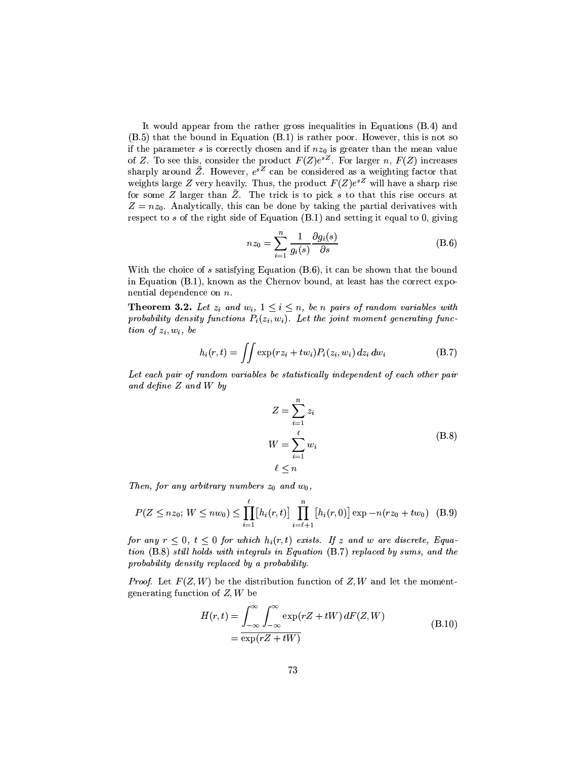It would appear from the rather gross inequalities in Equations (B.4) and (B.5) that the bound in Equation (B.1) is rather poor. However, this is not so if the parameter $s$ is correctly chosen and if $nz_0$ is greater than the mean value of $Z$. To see this, consider the product $F(Z)e^{sZ}$. For larger $n$, $F(Z)$ increases sharply around $\bar{Z}$. However, $e^{sZ}$ can be considered as a weighting factor that weights large $Z$ very heavily. Thus, the product $F(Z)e^{sZ}$ will have a sharp rise for some $Z$ larger than $\bar{Z}$. The trick is to pick $s$ to that this rise occurs at $Z = nz_0$. Analytically, this can be done by taking the partial derivatives with respect to $s$ of the right side of Equation (B.1) and setting it equal to 0, giving

$$nz_0 = \sum_{i=1}^{n} \frac{1}{g_i(s)} \frac{\partial g_i(s)}{\partial s} \tag{B.6}$$

With the choice of $s$ satisfying Equation (B.6), it can be shown that the bound in Equation (B.1), known as the Chernov bound, at least has the correct exponential dependence on $n$.

**Theorem 3.2.** *Let $z_i$ and $w_i$, $1 \le i \le n$, be $n$ pairs of random variables with probability density functions $P_i(z_i, w_i)$. Let the joint moment generating function of $z_i, w_i$, be*

$$h_i(r,t) = \iint \exp(rz_i + tw_i) P_i(z_i, w_i)\, dz_i\, dw_i \tag{B.7}$$

*Let each pair of random variables be statistically independent of each other pair and define $Z$ and $W$ by*

$$\begin{aligned} Z &= \sum_{i=1}^{n} z_i \\ W &= \sum_{i=1}^{\ell} w_i \\ \ell &\le n \end{aligned} \tag{B.8}$$

*Then, for any arbitrary numbers $z_0$ and $w_0$,*

$$P(Z \le nz_0;\, W \le nw_0) \le \prod_{i=1}^{\ell} \big[h_i(r,t)\big] \prod_{i=\ell+1}^{n} \big[h_i(r,0)\big] \exp -n(rz_0 + tw_0) \tag{B.9}$$

*for any $r \le 0$, $t \le 0$ for which $h_i(r,t)$ exists. If $z$ and $w$ are discrete, Equation (B.8) still holds with integrals in Equation (B.7) replaced by sums, and the probability density replaced by a probability.*

*Proof.* Let $F(Z, W)$ be the distribution function of $Z, W$ and let the moment-generating function of $Z, W$ be

$$\begin{aligned} H(r,t) &= \int_{-\infty}^{\infty} \int_{-\infty}^{\infty} \exp(rZ + tW)\, dF(Z,W) \\ &= \overline{\exp(rZ + tW)} \end{aligned} \tag{B.10}$$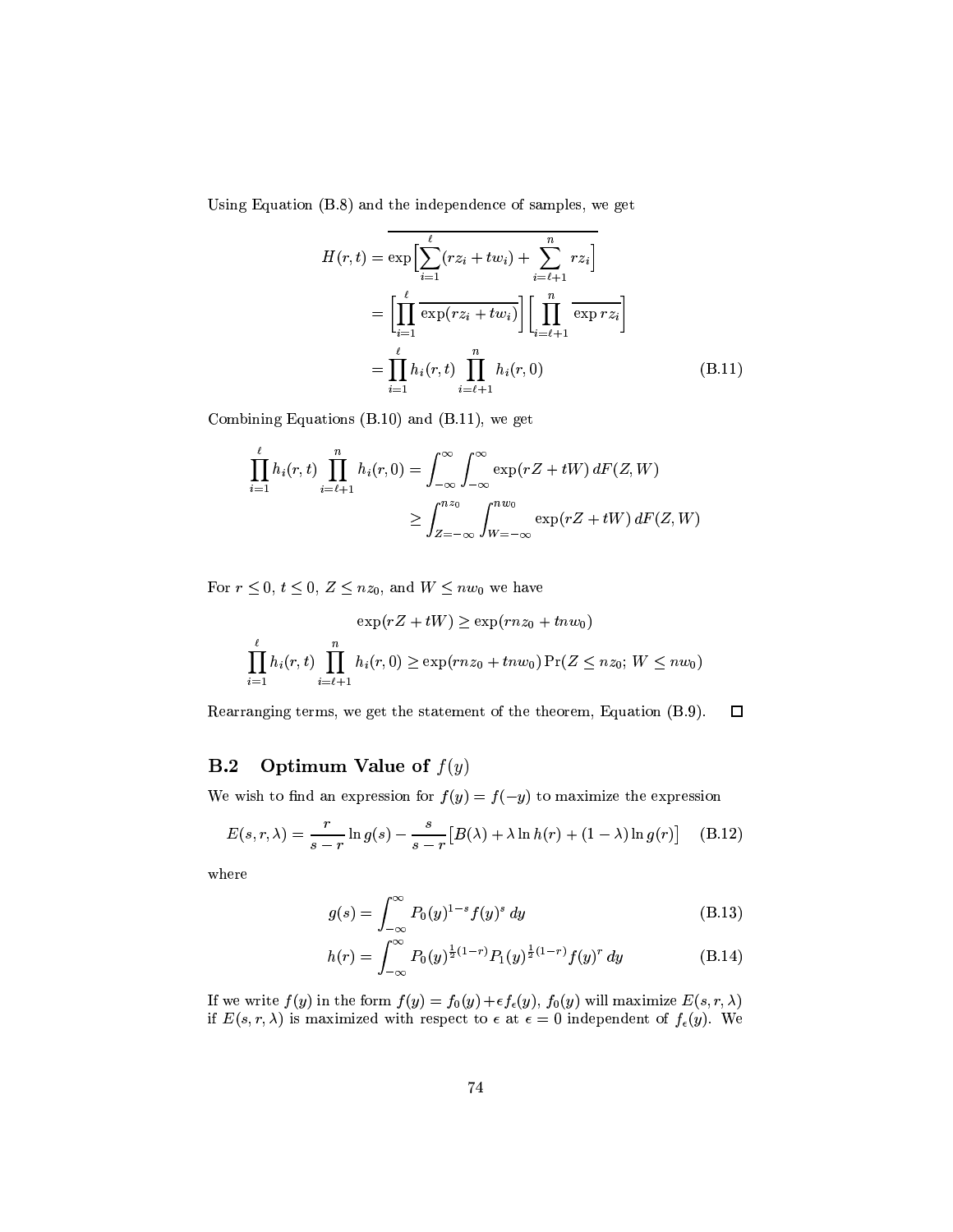Using Equation (B.8) and the independence of samples, we get

$$
\begin{aligned}
H(r,t) &= \overline{\exp\Big[\sum_{i=1}^{\ell}(rz_i + tw_i) + \sum_{i=\ell+1}^{n} rz_i\Big]} \\
&= \Big[\prod_{i=1}^{\ell} \overline{\exp(rz_i + tw_i)}\Big]\Big[\prod_{i=\ell+1}^{n} \overline{\exp rz_i}\Big] \\
&= \prod_{i=1}^{\ell} h_i(r,t) \prod_{i=\ell+1}^{n} h_i(r,0) \qquad \text{(B.11)}
\end{aligned}
$$

Combining Equations (B.10) and (B.11), we get

$$
\begin{aligned}
\prod_{i=1}^{\ell} h_i(r,t) \prod_{i=\ell+1}^{n} h_i(r,0) &= \int_{-\infty}^{\infty}\int_{-\infty}^{\infty} \exp(rZ + tW)\, dF(Z,W) \\
&\geq \int_{Z=-\infty}^{nz_0}\int_{W=-\infty}^{nw_0} \exp(rZ + tW)\, dF(Z,W)
\end{aligned}
$$

For $r \leq 0$, $t \leq 0$, $Z \leq nz_0$, and $W \leq nw_0$ we have

$$
\exp(rZ + tW) \geq \exp(rnz_0 + tnw_0)
$$

$$
\prod_{i=1}^{\ell} h_i(r,t) \prod_{i=\ell+1}^{n} h_i(r,0) \geq \exp(rnz_0 + tnw_0) \Pr(Z \leq nz_0;\, W \leq nw_0)
$$

Rearranging terms, we get the statement of the theorem, Equation (B.9). □

## B.2 Optimum Value of $f(y)$

We wish to find an expression for $f(y) = f(-y)$ to maximize the expression

$$
E(s,r,\lambda) = \frac{r}{s-r}\ln g(s) - \frac{s}{s-r}\big[B(\lambda) + \lambda \ln h(r) + (1-\lambda)\ln g(r)\big] \qquad \text{(B.12)}
$$

where

$$
g(s) = \int_{-\infty}^{\infty} P_0(y)^{1-s} f(y)^s \, dy \qquad \text{(B.13)}
$$

$$
h(r) = \int_{-\infty}^{\infty} P_0(y)^{\frac{1}{2}(1-r)} P_1(y)^{\frac{1}{2}(1-r)} f(y)^r \, dy \qquad \text{(B.14)}
$$

If we write $f(y)$ in the form $f(y) = f_0(y) + \epsilon f_\epsilon(y)$, $f_0(y)$ will maximize $E(s,r,\lambda)$ if $E(s,r,\lambda)$ is maximized with respect to $\epsilon$ at $\epsilon = 0$ independent of $f_\epsilon(y)$. We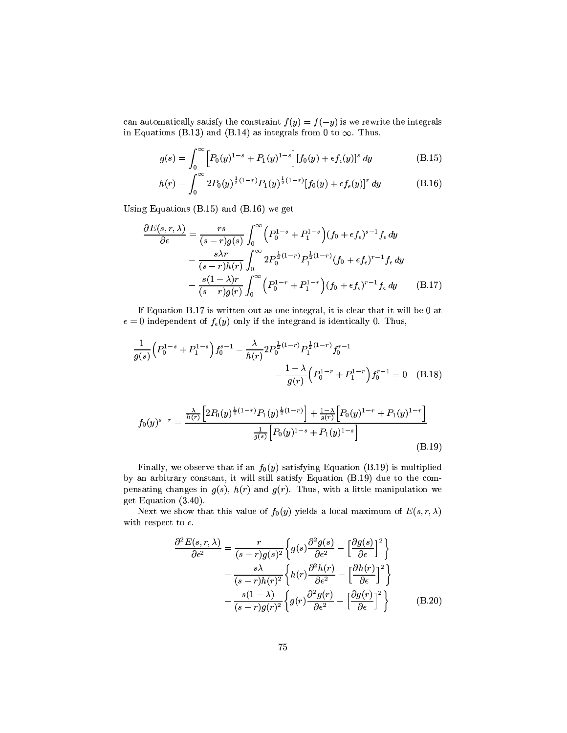can automatically satisfy the constraint $f(y) = f(-y)$ is we rewrite the integrals in Equations (B.13) and (B.14) as integrals from 0 to $\infty$. Thus,

$$g(s) = \int_0^\infty \Big[P_0(y)^{1-s} + P_1(y)^{1-s}\Big][f_0(y) + \epsilon f_\epsilon(y)]^s \, dy \tag{B.15}$$

$$h(r) = \int_0^\infty 2P_0(y)^{\frac{1}{2}(1-r)} P_1(y)^{\frac{1}{2}(1-r)} [f_0(y) + \epsilon f_\epsilon(y)]^r \, dy \tag{B.16}$$

Using Equations (B.15) and (B.16) we get

$$\begin{aligned}
\frac{\partial E(s,r,\lambda)}{\partial \epsilon} &= \frac{rs}{(s-r)g(s)} \int_0^\infty \Big(P_0^{1-s} + P_1^{1-s}\Big)(f_0 + \epsilon f_\epsilon)^{s-1} f_\epsilon \, dy \\
&\quad - \frac{s\lambda r}{(s-r)h(r)} \int_0^\infty 2P_0^{\frac{1}{2}(1-r)} P_1^{\frac{1}{2}(1-r)} (f_0 + \epsilon f_\epsilon)^{r-1} f_\epsilon \, dy \\
&\quad - \frac{s(1-\lambda)r}{(s-r)g(r)} \int_0^\infty \Big(P_0^{1-r} + P_1^{1-r}\Big)(f_0 + \epsilon f_\epsilon)^{r-1} f_\epsilon \, dy
\end{aligned} \tag{B.17}$$

If Equation B.17 is written out as one integral, it is clear that it will be 0 at $\epsilon = 0$ independent of $f_\epsilon(y)$ only if the integrand is identically 0. Thus,

$$\begin{aligned}
\frac{1}{g(s)}\Big(P_0^{1-s} + P_1^{1-s}\Big) f_0^{s-1} - \frac{\lambda}{h(r)} 2P_0^{\frac{1}{2}(1-r)} P_1^{\frac{1}{2}(1-r)} f_0^{r-1} \\
- \frac{1-\lambda}{g(r)}\Big(P_0^{1-r} + P_1^{1-r}\Big) f_0^{r-1} = 0
\end{aligned} \tag{B.18}$$

$$f_0(y)^{s-r} = \frac{\frac{\lambda}{h(r)}\Big[2P_0(y)^{\frac{1}{2}(1-r)} P_1(y)^{\frac{1}{2}(1-r)}\Big] + \frac{1-\lambda}{g(r)}\Big[P_0(y)^{1-r} + P_1(y)^{1-r}\Big]}{\frac{1}{g(s)}\Big[P_0(y)^{1-s} + P_1(y)^{1-s}\Big]} \tag{B.19}$$

Finally, we observe that if an $f_0(y)$ satisfying Equation (B.19) is multiplied by an arbitrary constant, it will still satisfy Equation (B.19) due to the compensating changes in $g(s)$, $h(r)$ and $g(r)$. Thus, with a little manipulation we get Equation (3.40).

Next we show that this value of $f_0(y)$ yields a local maximum of $E(s,r,\lambda)$ with respect to $\epsilon$.

$$\begin{aligned}
\frac{\partial^2 E(s,r,\lambda)}{\partial \epsilon^2} &= \frac{r}{(s-r)g(s)^2}\left\{ g(s)\frac{\partial^2 g(s)}{\partial \epsilon^2} - \left[\frac{\partial g(s)}{\partial \epsilon}\right]^2 \right\} \\
&\quad - \frac{s\lambda}{(s-r)h(r)^2}\left\{ h(r)\frac{\partial^2 h(r)}{\partial \epsilon^2} - \left[\frac{\partial h(r)}{\partial \epsilon}\right]^2 \right\} \\
&\quad - \frac{s(1-\lambda)}{(s-r)g(r)^2}\left\{ g(r)\frac{\partial^2 g(r)}{\partial \epsilon^2} - \left[\frac{\partial g(r)}{\partial \epsilon}\right]^2 \right\}
\end{aligned} \tag{B.20}$$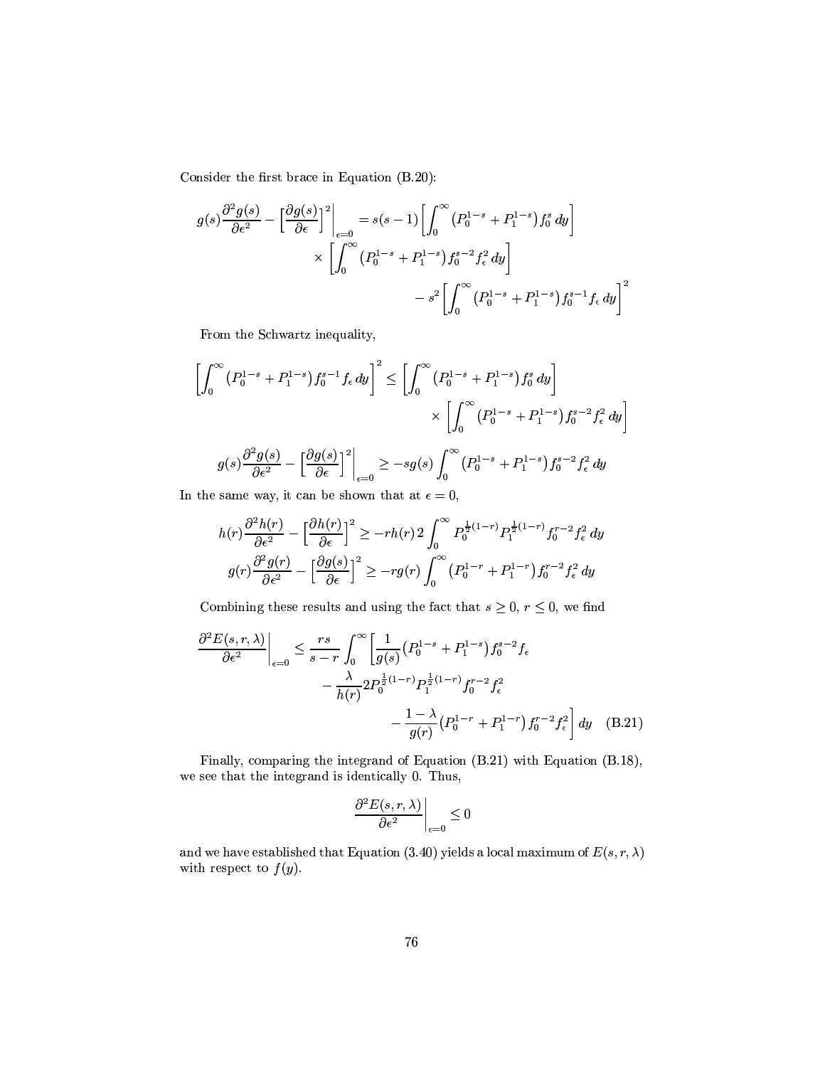Consider the first brace in Equation (B.20):

$$
\begin{aligned}
g(s)\frac{\partial^2 g(s)}{\partial \epsilon^2} - \left[\frac{\partial g(s)}{\partial \epsilon}\right]^2\Bigg|_{\epsilon=0} = s(s-1)&\left[\int_0^\infty \left(P_0^{1-s} + P_1^{1-s}\right) f_0^s \, dy\right] \\
&\times \left[\int_0^\infty \left(P_0^{1-s} + P_1^{1-s}\right) f_0^{s-2} f_\epsilon^2 \, dy\right] \\
&\qquad - s^2 \left[\int_0^\infty \left(P_0^{1-s} + P_1^{1-s}\right) f_0^{s-1} f_\epsilon \, dy\right]^2
\end{aligned}
$$

From the Schwartz inequality,

$$
\begin{aligned}
\left[\int_0^\infty \left(P_0^{1-s} + P_1^{1-s}\right) f_0^{s-1} f_\epsilon \, dy\right]^2 \leq &\left[\int_0^\infty \left(P_0^{1-s} + P_1^{1-s}\right) f_0^s \, dy\right] \\
&\times \left[\int_0^\infty \left(P_0^{1-s} + P_1^{1-s}\right) f_0^{s-2} f_\epsilon^2 \, dy\right]
\end{aligned}
$$

$$
g(s)\frac{\partial^2 g(s)}{\partial \epsilon^2} - \left[\frac{\partial g(s)}{\partial \epsilon}\right]^2\Bigg|_{\epsilon=0} \geq -s g(s) \int_0^\infty \left(P_0^{1-s} + P_1^{1-s}\right) f_0^{s-2} f_\epsilon^2 \, dy
$$

In the same way, it can be shown that at $\epsilon = 0$,

$$
h(r)\frac{\partial^2 h(r)}{\partial \epsilon^2} - \left[\frac{\partial h(r)}{\partial \epsilon}\right]^2 \geq -r h(r)\, 2 \int_0^\infty P_0^{\frac{1}{2}(1-r)} P_1^{\frac{1}{2}(1-r)} f_0^{r-2} f_\epsilon^2 \, dy
$$

$$
g(r)\frac{\partial^2 g(r)}{\partial \epsilon^2} - \left[\frac{\partial g(s)}{\partial \epsilon}\right]^2 \geq -r g(r) \int_0^\infty \left(P_0^{1-r} + P_1^{1-r}\right) f_0^{r-2} f_\epsilon^2 \, dy
$$

Combining these results and using the fact that $s \geq 0$, $r \leq 0$, we find

$$
\begin{aligned}
\frac{\partial^2 E(s,r,\lambda)}{\partial \epsilon^2}\Bigg|_{\epsilon=0} \leq \frac{rs}{s-r} \int_0^\infty \Bigg[ &\frac{1}{g(s)} \left(P_0^{1-s} + P_1^{1-s}\right) f_0^{s-2} f_\epsilon \\
&- \frac{\lambda}{h(r)} 2 P_0^{\frac{1}{2}(1-r)} P_1^{\frac{1}{2}(1-r)} f_0^{r-2} f_\epsilon^2 \\
&\qquad - \frac{1-\lambda}{g(r)} \left(P_0^{1-r} + P_1^{1-r}\right) f_0^{r-2} f_\epsilon^2 \Bigg] dy \quad \text{(B.21)}
\end{aligned}
$$

Finally, comparing the integrand of Equation (B.21) with Equation (B.18), we see that the integrand is identically 0. Thus,

$$
\frac{\partial^2 E(s,r,\lambda)}{\partial \epsilon^2}\Bigg|_{\epsilon=0} \leq 0
$$

and we have established that Equation (3.40) yields a local maximum of $E(s, r, \lambda)$ with respect to $f(y)$.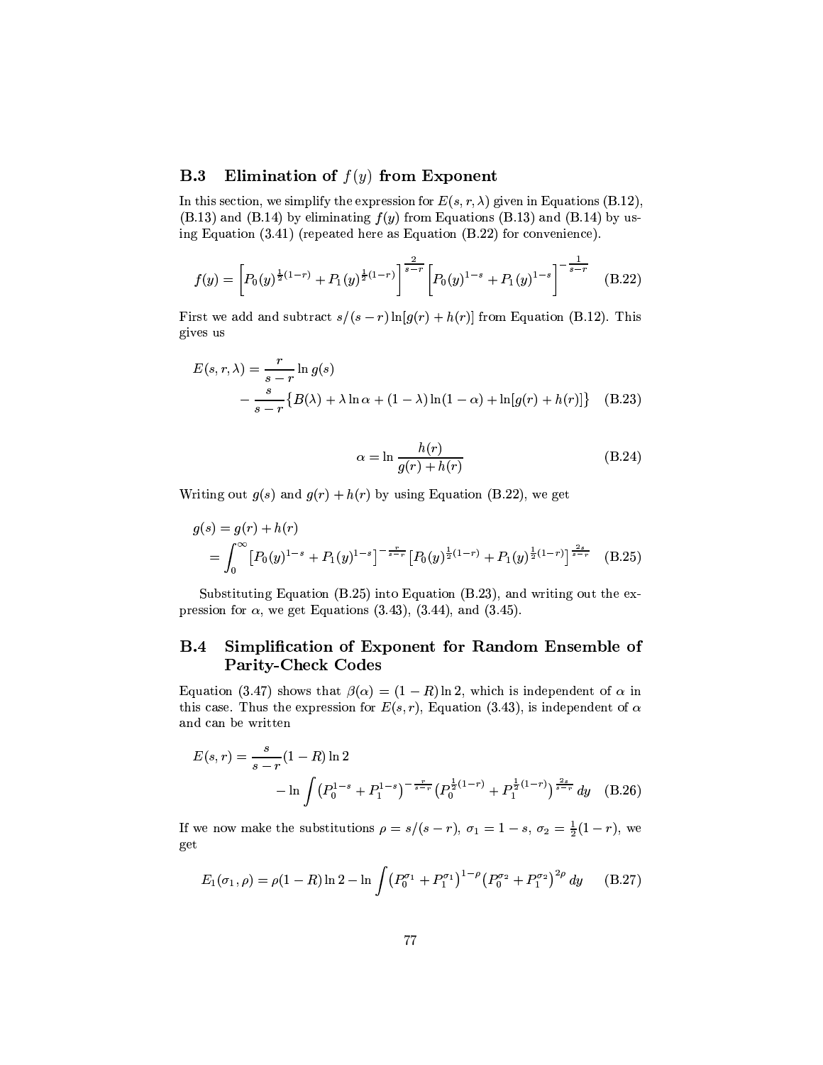## B.3 Elimination of $f(y)$ from Exponent

In this section, we simplify the expression for $E(s, r, \lambda)$ given in Equations (B.12), (B.13) and (B.14) by eliminating $f(y)$ from Equations (B.13) and (B.14) by using Equation (3.41) (repeated here as Equation (B.22) for convenience).

$$f(y) = \left[P_0(y)^{\frac{1}{2}(1-r)} + P_1(y)^{\frac{1}{2}(1-r)}\right]^{\frac{2}{s-r}} \left[P_0(y)^{1-s} + P_1(y)^{1-s}\right]^{-\frac{1}{s-r}} \quad \text{(B.22)}$$

First we add and subtract $s/(s-r)\ln[g(r)+h(r)]$ from Equation (B.12). This gives us

$$\begin{aligned} E(s, r, \lambda) &= \frac{r}{s-r} \ln g(s) \\ &\quad - \frac{s}{s-r}\left\{B(\lambda) + \lambda \ln \alpha + (1-\lambda)\ln(1-\alpha) + \ln[g(r) + h(r)]\right\} \end{aligned} \quad \text{(B.23)}$$

$$\alpha = \ln \frac{h(r)}{g(r) + h(r)} \quad \text{(B.24)}$$

Writing out $g(s)$ and $g(r) + h(r)$ by using Equation (B.22), we get

$$\begin{aligned} g(s) &= g(r) + h(r) \\ &= \int_0^\infty \left[P_0(y)^{1-s} + P_1(y)^{1-s}\right]^{-\frac{r}{s-r}} \left[P_0(y)^{\frac{1}{2}(1-r)} + P_1(y)^{\frac{1}{2}(1-r)}\right]^{\frac{2s}{s-r}} \end{aligned} \quad \text{(B.25)}$$

Substituting Equation (B.25) into Equation (B.23), and writing out the expression for $\alpha$, we get Equations (3.43), (3.44), and (3.45).

## B.4 Simplification of Exponent for Random Ensemble of Parity-Check Codes

Equation (3.47) shows that $\beta(\alpha) = (1-R)\ln 2$, which is independent of $\alpha$ in this case. Thus the expression for $E(s, r)$, Equation (3.43), is independent of $\alpha$ and can be written

$$\begin{aligned} E(s, r) &= \frac{s}{s-r}(1-R)\ln 2 \\ &\quad - \ln \int \left(P_0^{1-s} + P_1^{1-s}\right)^{-\frac{r}{s-r}} \left(P_0^{\frac{1}{2}(1-r)} + P_1^{\frac{1}{2}(1-r)}\right)^{\frac{2s}{s-r}} dy \end{aligned} \quad \text{(B.26)}$$

If we now make the substitutions $\rho = s/(s-r)$, $\sigma_1 = 1-s$, $\sigma_2 = \frac{1}{2}(1-r)$, we get

$$E_1(\sigma_1, \rho) = \rho(1-R)\ln 2 - \ln \int \left(P_0^{\sigma_1} + P_1^{\sigma_1}\right)^{1-\rho} \left(P_0^{\sigma_2} + P_1^{\sigma_2}\right)^{2\rho} dy \quad \text{(B.27)}$$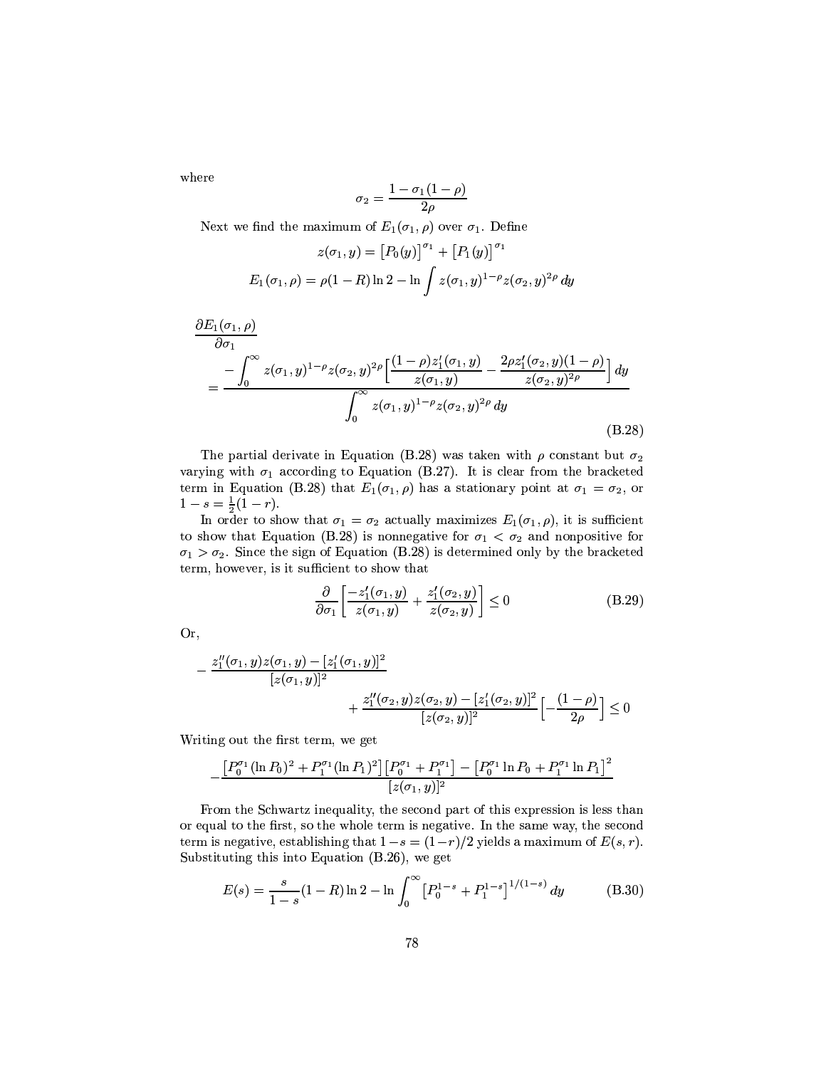where

$$\sigma_2 = \frac{1 - \sigma_1(1-\rho)}{2\rho}$$

Next we find the maximum of $E_1(\sigma_1, \rho)$ over $\sigma_1$. Define

$$z(\sigma_1, y) = \left[P_0(y)\right]^{\sigma_1} + \left[P_1(y)\right]^{\sigma_1}$$

$$E_1(\sigma_1, \rho) = \rho(1-R)\ln 2 - \ln \int z(\sigma_1, y)^{1-\rho} z(\sigma_2, y)^{2\rho}\, dy$$

$$\frac{\partial E_1(\sigma_1,\rho)}{\partial \sigma_1} = \frac{-\displaystyle\int_0^\infty z(\sigma_1,y)^{1-\rho} z(\sigma_2,y)^{2\rho}\Big[\frac{(1-\rho)z_1'(\sigma_1,y)}{z(\sigma_1,y)} - \frac{2\rho z_1'(\sigma_2,y)(1-\rho)}{z(\sigma_2,y)^{2\rho}}\Big]\, dy}{\displaystyle\int_0^\infty z(\sigma_1,y)^{1-\rho} z(\sigma_2,y)^{2\rho}\, dy} \tag{B.28}$$

The partial derivate in Equation (B.28) was taken with $\rho$ constant but $\sigma_2$ varying with $\sigma_1$ according to Equation (B.27). It is clear from the bracketed term in Equation (B.28) that $E_1(\sigma_1, \rho)$ has a stationary point at $\sigma_1 = \sigma_2$, or $1 - s = \frac{1}{2}(1-r)$.

In order to show that $\sigma_1 = \sigma_2$ actually maximizes $E_1(\sigma_1, \rho)$, it is sufficient to show that Equation (B.28) is nonnegative for $\sigma_1 < \sigma_2$ and nonpositive for $\sigma_1 > \sigma_2$. Since the sign of Equation (B.28) is determined only by the bracketed term, however, is it sufficient to show that

$$\frac{\partial}{\partial \sigma_1}\Big[\frac{-z_1'(\sigma_1,y)}{z(\sigma_1,y)} + \frac{z_1'(\sigma_2,y)}{z(\sigma_2,y)}\Big] \le 0 \tag{B.29}$$

Or,

$$-\frac{z_1''(\sigma_1,y)z(\sigma_1,y) - [z_1'(\sigma_1,y)]^2}{[z(\sigma_1,y)]^2} + \frac{z_1''(\sigma_2,y)z(\sigma_2,y) - [z_1'(\sigma_2,y)]^2}{[z(\sigma_2,y)]^2}\Big[-\frac{(1-\rho)}{2\rho}\Big] \le 0$$

Writing out the first term, we get

$$-\frac{\big[P_0^{\sigma_1}(\ln P_0)^2 + P_1^{\sigma_1}(\ln P_1)^2\big]\big[P_0^{\sigma_1} + P_1^{\sigma_1}\big] - \big[P_0^{\sigma_1}\ln P_0 + P_1^{\sigma_1}\ln P_1\big]^2}{[z(\sigma_1,y)]^2}$$

From the Schwartz inequality, the second part of this expression is less than or equal to the first, so the whole term is negative. In the same way, the second term is negative, establishing that $1 - s = (1-r)/2$ yields a maximum of $E(s,r)$. Substituting this into Equation (B.26), we get

$$E(s) = \frac{s}{1-s}(1-R)\ln 2 - \ln \int_0^\infty \big[P_0^{1-s} + P_1^{1-s}\big]^{1/(1-s)}\, dy \tag{B.30}$$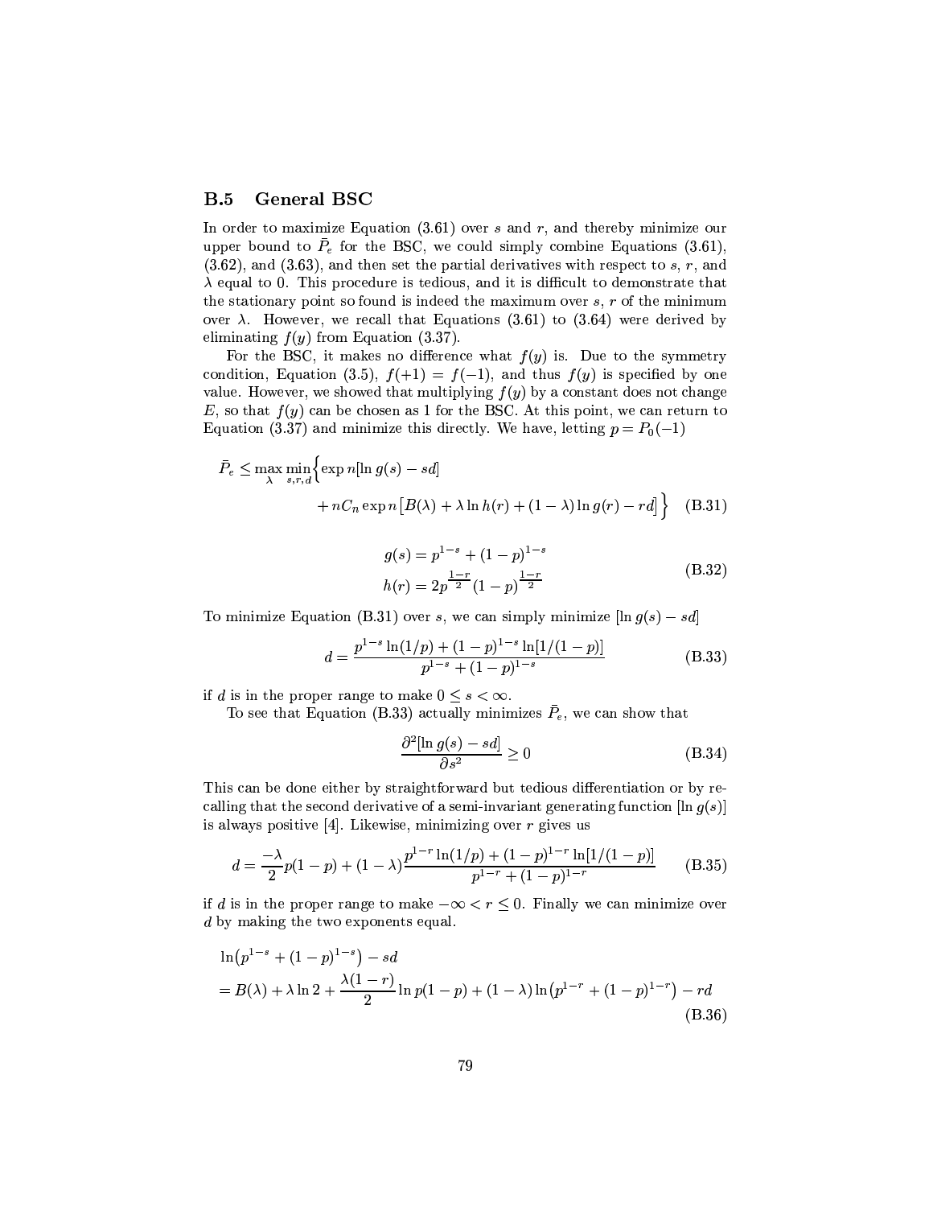## B.5 General BSC

In order to maximize Equation (3.61) over $s$ and $r$, and thereby minimize our upper bound to $\bar{P}_e$ for the BSC, we could simply combine Equations (3.61), (3.62), and (3.63), and then set the partial derivatives with respect to $s$, $r$, and $\lambda$ equal to 0. This procedure is tedious, and it is difficult to demonstrate that the stationary point so found is indeed the maximum over $s$, $r$ of the minimum over $\lambda$. However, we recall that Equations (3.61) to (3.64) were derived by eliminating $f(y)$ from Equation (3.37).

For the BSC, it makes no difference what $f(y)$ is. Due to the symmetry condition, Equation (3.5), $f(+1) = f(-1)$, and thus $f(y)$ is specified by one value. However, we showed that multiplying $f(y)$ by a constant does not change $E$, so that $f(y)$ can be chosen as 1 for the BSC. At this point, we can return to Equation (3.37) and minimize this directly. We have, letting $p = P_0(-1)$

$$\bar{P}_e \leq \max_{\lambda} \min_{s,r,d} \Big\{ \exp n[\ln g(s) - sd] + nC_n \exp n\big[B(\lambda) + \lambda \ln h(r) + (1-\lambda)\ln g(r) - rd\big] \Big\} \quad \text{(B.31)}$$

$$\begin{aligned} g(s) &= p^{1-s} + (1-p)^{1-s} \\ h(r) &= 2p^{\frac{1-r}{2}}(1-p)^{\frac{1-r}{2}} \end{aligned} \quad \text{(B.32)}$$

To minimize Equation (B.31) over $s$, we can simply minimize $[\ln g(s) - sd]$

$$d = \frac{p^{1-s}\ln(1/p) + (1-p)^{1-s}\ln[1/(1-p)]}{p^{1-s} + (1-p)^{1-s}} \quad \text{(B.33)}$$

if $d$ is in the proper range to make $0 \leq s < \infty$.

To see that Equation (B.33) actually minimizes $\bar{P}_e$, we can show that

$$\frac{\partial^2[\ln g(s) - sd]}{\partial s^2} \geq 0 \quad \text{(B.34)}$$

This can be done either by straightforward but tedious differentiation or by recalling that the second derivative of a semi-invariant generating function $[\ln g(s)]$ is always positive [4]. Likewise, minimizing over $r$ gives us

$$d = \frac{-\lambda}{2}p(1-p) + (1-\lambda)\frac{p^{1-r}\ln(1/p) + (1-p)^{1-r}\ln[1/(1-p)]}{p^{1-r} + (1-p)^{1-r}} \quad \text{(B.35)}$$

if $d$ is in the proper range to make $-\infty < r \leq 0$. Finally we can minimize over $d$ by making the two exponents equal.

$$\begin{aligned} &\ln\big(p^{1-s} + (1-p)^{1-s}\big) - sd \\ &= B(\lambda) + \lambda \ln 2 + \frac{\lambda(1-r)}{2}\ln p(1-p) + (1-\lambda)\ln\big(p^{1-r} + (1-p)^{1-r}\big) - rd \end{aligned} \quad \text{(B.36)}$$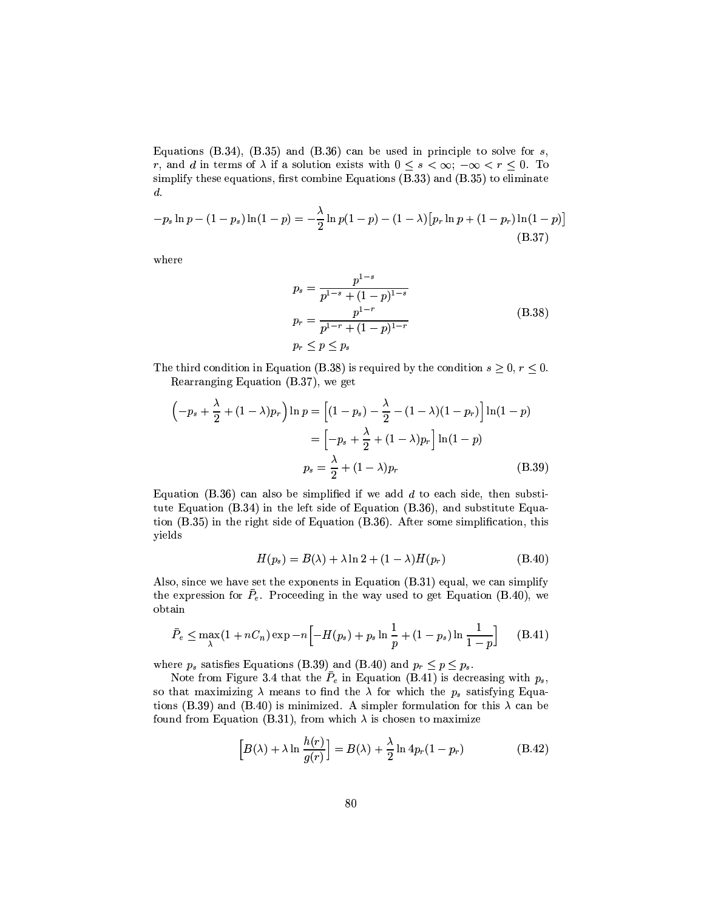Equations (B.34), (B.35) and (B.36) can be used in principle to solve for $s$, $r$, and $d$ in terms of $\lambda$ if a solution exists with $0 \leq s < \infty$; $-\infty < r \leq 0$. To simplify these equations, first combine Equations (B.33) and (B.35) to eliminate $d$.

$$-p_s \ln p - (1-p_s)\ln(1-p) = -\frac{\lambda}{2}\ln p(1-p) - (1-\lambda)\big[p_r \ln p + (1-p_r)\ln(1-p)\big] \tag{B.37}$$

where

$$\begin{aligned} p_s &= \frac{p^{1-s}}{p^{1-s} + (1-p)^{1-s}} \\ p_r &= \frac{p^{1-r}}{p^{1-r} + (1-p)^{1-r}} \\ p_r &\leq p \leq p_s \end{aligned} \tag{B.38}$$

The third condition in Equation (B.38) is required by the condition $s \geq 0$, $r \leq 0$.

Rearranging Equation (B.37), we get

$$\begin{aligned} \Big(-p_s + \frac{\lambda}{2} + (1-\lambda)p_r\Big)\ln p &= \Big[(1-p_s) - \frac{\lambda}{2} - (1-\lambda)(1-p_r)\Big]\ln(1-p) \\ &= \Big[-p_s + \frac{\lambda}{2} + (1-\lambda)p_r\Big]\ln(1-p) \\ p_s &= \frac{\lambda}{2} + (1-\lambda)p_r \end{aligned} \tag{B.39}$$

Equation (B.36) can also be simplified if we add $d$ to each side, then substitute Equation (B.34) in the left side of Equation (B.36), and substitute Equation (B.35) in the right side of Equation (B.36). After some simplification, this yields

$$H(p_s) = B(\lambda) + \lambda \ln 2 + (1-\lambda)H(p_r) \tag{B.40}$$

Also, since we have set the exponents in Equation (B.31) equal, we can simplify the expression for $\bar{P}_e$. Proceeding in the way used to get Equation (B.40), we obtain

$$\bar{P}_e \leq \max_{\lambda}(1 + nC_n)\exp -n\Big[-H(p_s) + p_s \ln\frac{1}{p} + (1-p_s)\ln\frac{1}{1-p}\Big] \tag{B.41}$$

where $p_s$ satisfies Equations (B.39) and (B.40) and $p_r \leq p \leq p_s$.

Note from Figure 3.4 that the $\bar{P}_e$ in Equation (B.41) is decreasing with $p_s$, so that maximizing $\lambda$ means to find the $\lambda$ for which the $p_s$ satisfying Equations (B.39) and (B.40) is minimized. A simpler formulation for this $\lambda$ can be found from Equation (B.31), from which $\lambda$ is chosen to maximize

$$\Big[B(\lambda) + \lambda \ln\frac{h(r)}{g(r)}\Big] = B(\lambda) + \frac{\lambda}{2}\ln 4p_r(1-p_r) \tag{B.42}$$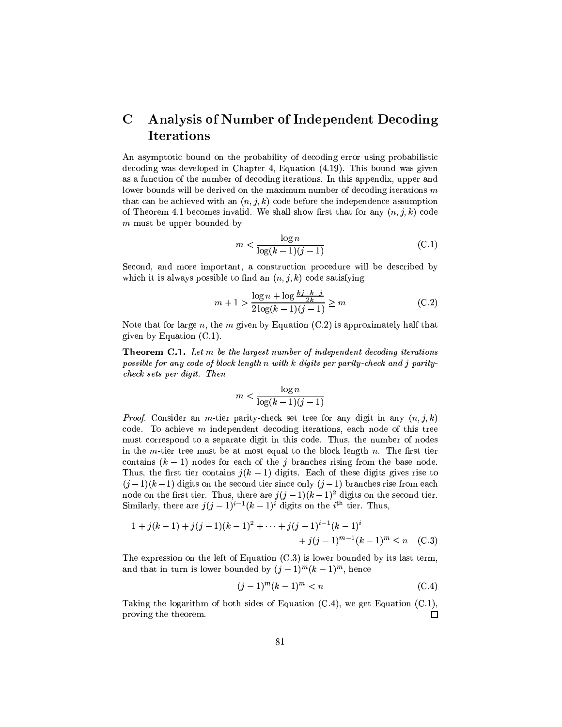# C Analysis of Number of Independent Decoding Iterations

An asymptotic bound on the probability of decoding error using probabilistic decoding was developed in Chapter 4, Equation (4.19). This bound was given as a function of the number of decoding iterations. In this appendix, upper and lower bounds will be derived on the maximum number of decoding iterations $m$ that can be achieved with an $(n, j, k)$ code before the independence assumption of Theorem 4.1 becomes invalid. We shall show first that for any $(n, j, k)$ code $m$ must be upper bounded by

$$m < \frac{\log n}{\log(k-1)(j-1)} \tag{C.1}$$

Second, and more important, a construction procedure will be described by which it is always possible to find an $(n, j, k)$ code satisfying

$$m + 1 > \frac{\log n + \log \frac{kj-k-j}{2k}}{2\log(k-1)(j-1)} \geq m \tag{C.2}$$

Note that for large $n$, the $m$ given by Equation (C.2) is approximately half that given by Equation (C.1).

**Theorem C.1.** *Let $m$ be the largest number of independent decoding iterations possible for any code of block length $n$ with $k$ digits per parity-check and $j$ parity-check sets per digit. Then*

$$m < \frac{\log n}{\log(k-1)(j-1)}$$

*Proof.* Consider an $m$-tier parity-check set tree for any digit in any $(n, j, k)$ code. To achieve $m$ independent decoding iterations, each node of this tree must correspond to a separate digit in this code. Thus, the number of nodes in the $m$-tier tree must be at most equal to the block length $n$. The first tier contains $(k-1)$ nodes for each of the $j$ branches rising from the base node. Thus, the first tier contains $j(k-1)$ digits. Each of these digits gives rise to $(j-1)(k-1)$ digits on the second tier since only $(j-1)$ branches rise from each node on the first tier. Thus, there are $j(j-1)(k-1)^2$ digits on the second tier. Similarly, there are $j(j-1)^{i-1}(k-1)^i$ digits on the $i^{\text{th}}$ tier. Thus,

$$1 + j(k-1) + j(j-1)(k-1)^2 + \cdots + j(j-1)^{i-1}(k-1)^i + j(j-1)^{m-1}(k-1)^m \leq n \tag{C.3}$$

The expression on the left of Equation (C.3) is lower bounded by its last term, and that in turn is lower bounded by $(j-1)^m(k-1)^m$, hence

$$(j-1)^m(k-1)^m < n \tag{C.4}$$

Taking the logarithm of both sides of Equation (C.4), we get Equation (C.1), proving the theorem. □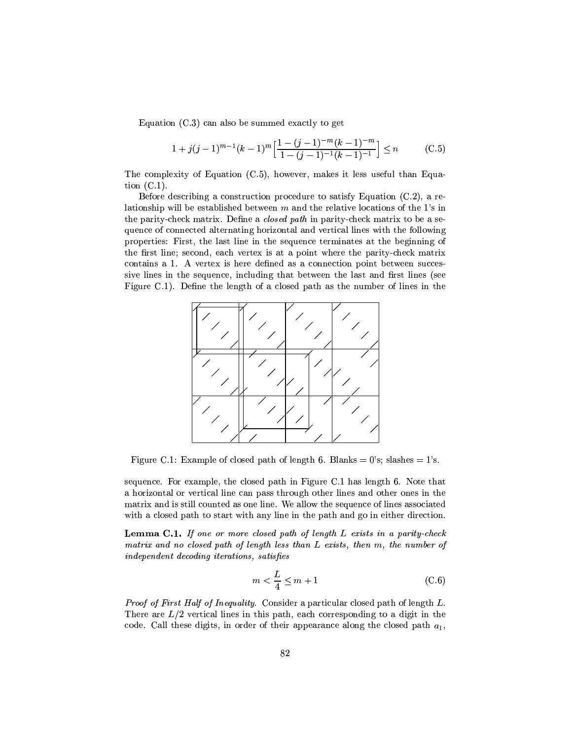Equation (C.3) can also be summed exactly to get

$$1 + j(j-1)^{m-1}(k-1)^m \left[ \frac{1-(j-1)^{-m}(k-1)^{-m}}{1-(j-1)^{-1}(k-1)^{-1}} \right] \leq n \tag{C.5}$$

The complexity of Equation (C.5), however, makes it less useful than Equation (C.1).

Before describing a construction procedure to satisfy Equation (C.2), a relationship will be established between $m$ and the relative locations of the 1's in the parity-check matrix. Define a *closed path* in parity-check matrix to be a sequence of connected alternating horizontal and vertical lines with the following properties: First, the last line in the sequence terminates at the beginning of the first line; second, each vertex is at a point where the parity-check matrix contains a 1. A vertex is here defined as a connection point between successive lines in the sequence, including that between the last and first lines (see Figure C.1). Define the length of a closed path as the number of lines in the sequence. For example, the closed path in Figure C.1 has length 6. Note that a horizontal or vertical line can pass through other lines and other ones in the matrix and is still counted as one line. We allow the sequence of lines associated with a closed path to start with any line in the path and go in either direction.

Figure C.1: Example of closed path of length 6. Blanks = 0's; slashes = 1's.

**Lemma C.1.** *If one or more closed path of length $L$ exists in a parity-check matrix and no closed path of length less than $L$ exists, then $m$, the number of independent decoding iterations, satisfies*

$$m < \frac{L}{4} \leq m+1 \tag{C.6}$$

*Proof of First Half of Inequality.* Consider a particular closed path of length $L$. There are $L/2$ vertical lines in this path, each corresponding to a digit in the code. Call these digits, in order of their appearance along the closed path $a_1$,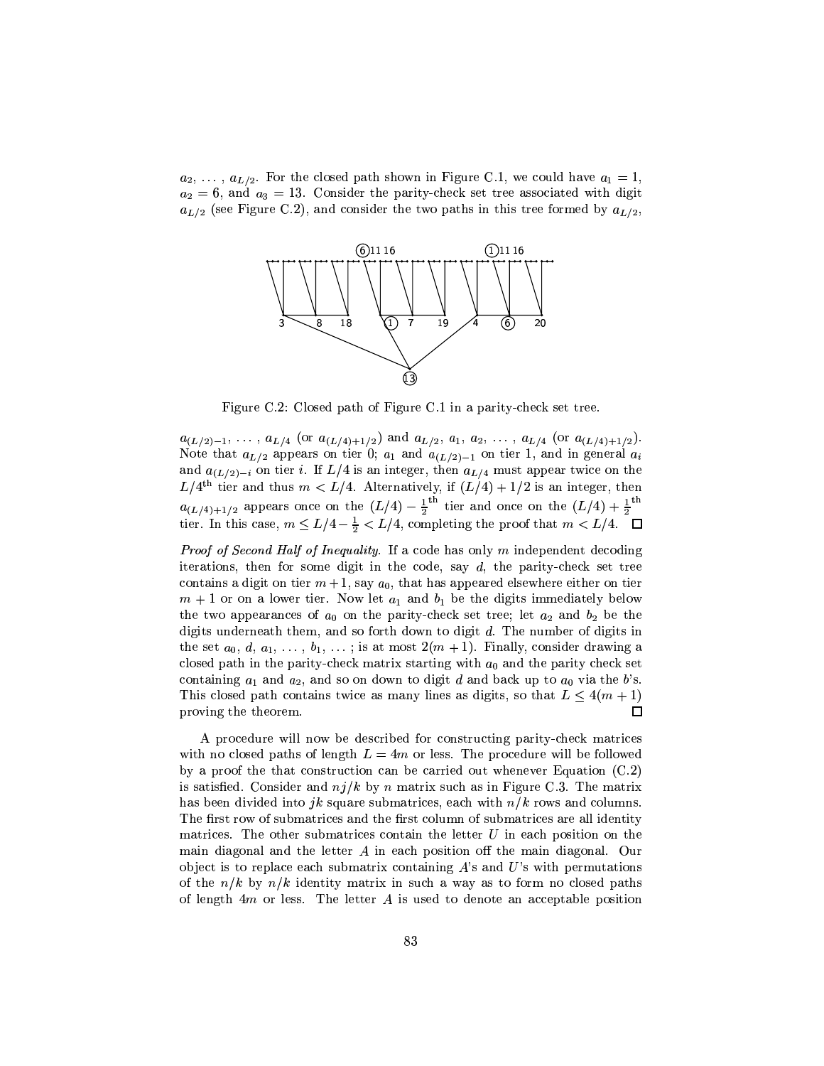$a_2, \ldots, a_{L/2}$. For the closed path shown in Figure C.1, we could have $a_1 = 1$, $a_2 = 6$, and $a_3 = 13$. Consider the parity-check set tree associated with digit $a_{L/2}$ (see Figure C.2), and consider the two paths in this tree formed by $a_{L/2}$,

Figure C.2: Closed path of Figure C.1 in a parity-check set tree.

$a_{(L/2)-1}, \ldots, a_{L/4}$ (or $a_{(L/4)+1/2}$) and $a_{L/2}, a_1, a_2, \ldots, a_{L/4}$ (or $a_{(L/4)+1/2}$). Note that $a_{L/2}$ appears on tier 0; $a_1$ and $a_{(L/2)-1}$ on tier 1, and in general $a_i$ and $a_{(L/2)-i}$ on tier $i$. If $L/4$ is an integer, then $a_{L/4}$ must appear twice on the $L/4^{\text{th}}$ tier and thus $m < L/4$. Alternatively, if $(L/4) + 1/2$ is an integer, then $a_{(L/4)+1/2}$ appears once on the $(L/4) - \frac{1}{2}^{\text{th}}$ tier and once on the $(L/4) + \frac{1}{2}^{\text{th}}$ tier. In this case, $m \leq L/4 - \frac{1}{2} < L/4$, completing the proof that $m < L/4$. □

*Proof of Second Half of Inequality.* If a code has only $m$ independent decoding iterations, then for some digit in the code, say $d$, the parity-check set tree contains a digit on tier $m+1$, say $a_0$, that has appeared elsewhere either on tier $m+1$ or on a lower tier. Now let $a_1$ and $b_1$ be the digits immediately below the two appearances of $a_0$ on the parity-check set tree; let $a_2$ and $b_2$ be the digits underneath them, and so forth down to digit $d$. The number of digits in the set $a_0, d, a_1, \ldots, b_1, \ldots$; is at most $2(m+1)$. Finally, consider drawing a closed path in the parity-check matrix starting with $a_0$ and the parity check set containing $a_1$ and $a_2$, and so on down to digit $d$ and back up to $a_0$ via the $b$'s. This closed path contains twice as many lines as digits, so that $L \leq 4(m+1)$ proving the theorem. □

A procedure will now be described for constructing parity-check matrices with no closed paths of length $L = 4m$ or less. The procedure will be followed by a proof the that construction can be carried out whenever Equation (C.2) is satisfied. Consider and $nj/k$ by $n$ matrix such as in Figure C.3. The matrix has been divided into $jk$ square submatrices, each with $n/k$ rows and columns. The first row of submatrices and the first column of submatrices are all identity matrices. The other submatrices contain the letter $U$ in each position on the main diagonal and the letter $A$ in each position off the main diagonal. Our object is to replace each submatrix containing $A$'s and $U$'s with permutations of the $n/k$ by $n/k$ identity matrix in such a way as to form no closed paths of length $4m$ or less. The letter $A$ is used to denote an acceptable position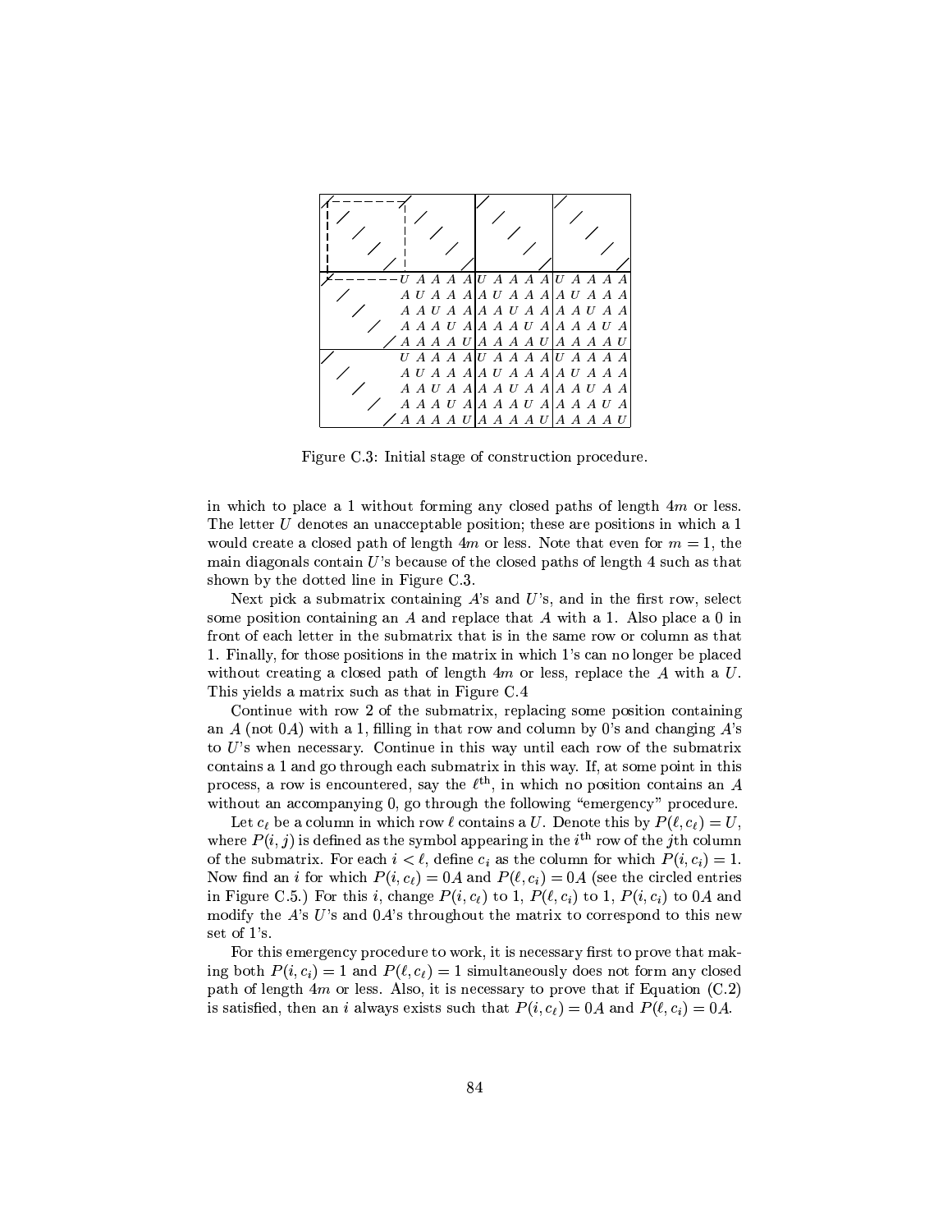Figure C.3: Initial stage of construction procedure.

in which to place a 1 without forming any closed paths of length $4m$ or less. The letter $U$ denotes an unacceptable position; these are positions in which a 1 would create a closed path of length $4m$ or less. Note that even for $m = 1$, the main diagonals contain $U$'s because of the closed paths of length 4 such as that shown by the dotted line in Figure C.3.

Next pick a submatrix containing $A$'s and $U$'s, and in the first row, select some position containing an $A$ and replace that $A$ with a 1. Also place a 0 in front of each letter in the submatrix that is in the same row or column as that 1. Finally, for those positions in the matrix in which 1's can no longer be placed without creating a closed path of length $4m$ or less, replace the $A$ with a $U$. This yields a matrix such as that in Figure C.4

Continue with row 2 of the submatrix, replacing some position containing an $A$ (not $0A$) with a 1, filling in that row and column by 0's and changing $A$'s to $U$'s when necessary. Continue in this way until each row of the submatrix contains a 1 and go through each submatrix in this way. If, at some point in this process, a row is encountered, say the $\ell^{\text{th}}$, in which no position contains an $A$ without an accompanying 0, go through the following "emergency" procedure.

Let $c_\ell$ be a column in which row $\ell$ contains a $U$. Denote this by $P(\ell, c_\ell) = U$, where $P(i, j)$ is defined as the symbol appearing in the $i^{\text{th}}$ row of the $j$th column of the submatrix. For each $i < \ell$, define $c_i$ as the column for which $P(i, c_i) = 1$. Now find an $i$ for which $P(i, c_\ell) = 0A$ and $P(\ell, c_i) = 0A$ (see the circled entries in Figure C.5.) For this $i$, change $P(i, c_\ell)$ to 1, $P(\ell, c_i)$ to 1, $P(i, c_i)$ to $0A$ and modify the $A$'s $U$'s and $0A$'s throughout the matrix to correspond to this new set of 1's.

For this emergency procedure to work, it is necessary first to prove that making both $P(i, c_i) = 1$ and $P(\ell, c_\ell) = 1$ simultaneously does not form any closed path of length $4m$ or less. Also, it is necessary to prove that if Equation (C.2) is satisfied, then an $i$ always exists such that $P(i, c_\ell) = 0A$ and $P(\ell, c_i) = 0A$.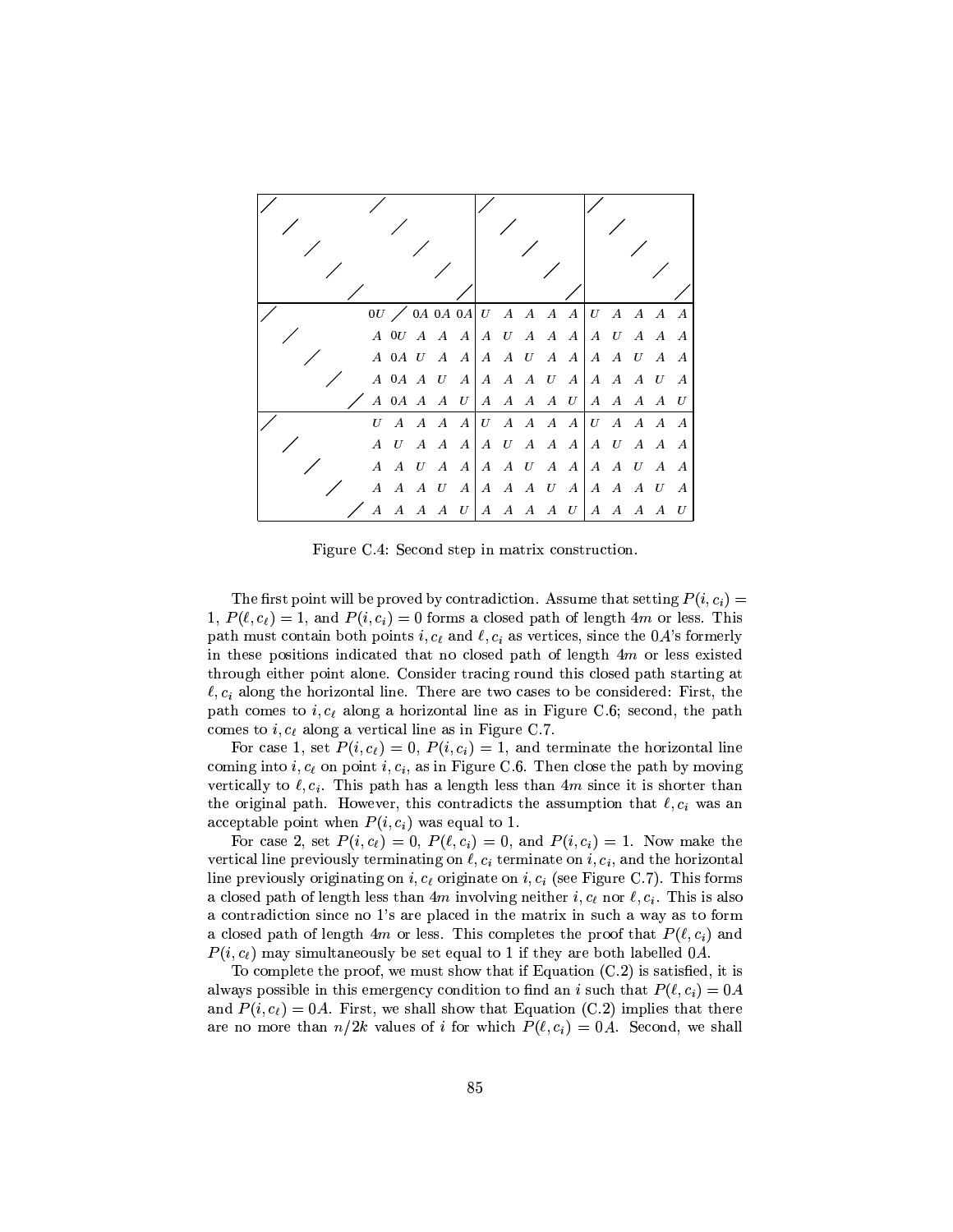| | | | | | | | | | | | | | | | | | | | |
|---|---|---|---|---|---|---|---|---|---|---|---|---|---|---|---|---|---|---|---|
| / | | | | | / | | | | | / | | | | | / | | | | |
| | / | | | | | / | | | | | / | | | | | / | | | |
| | | / | | | | | / | | | | | / | | | | | / | | |
| | | | / | | | | | / | | | | | / | | | | | / | |
| | | | | / | | | | | / | | | | | / | | | | | / |
| / | | | | | $0U$ | / | $0A$ | $0A$ | $0A$ | $U$ | $A$ | $A$ | $A$ | $A$ | $U$ | $A$ | $A$ | $A$ | $A$ |
| | / | | | | $A$ | $0U$ | $A$ | $A$ | $A$ | $A$ | $U$ | $A$ | $A$ | $A$ | $A$ | $U$ | $A$ | $A$ | $A$ |
| | | / | | | $A$ | $0A$ | $U$ | $A$ | $A$ | $A$ | $A$ | $U$ | $A$ | $A$ | $A$ | $A$ | $U$ | $A$ | $A$ |
| | | | / | | $A$ | $0A$ | $A$ | $U$ | $A$ | $A$ | $A$ | $A$ | $U$ | $A$ | $A$ | $A$ | $A$ | $U$ | $A$ |
| | | | | / | $A$ | $0A$ | $A$ | $A$ | $U$ | $A$ | $A$ | $A$ | $A$ | $U$ | $A$ | $A$ | $A$ | $A$ | $U$ |
| / | | | | | $U$ | $A$ | $A$ | $A$ | $A$ | $U$ | $A$ | $A$ | $A$ | $A$ | $U$ | $A$ | $A$ | $A$ | $A$ |
| | / | | | | $A$ | $U$ | $A$ | $A$ | $A$ | $A$ | $U$ | $A$ | $A$ | $A$ | $A$ | $U$ | $A$ | $A$ | $A$ |
| | | / | | | $A$ | $A$ | $U$ | $A$ | $A$ | $A$ | $A$ | $U$ | $A$ | $A$ | $A$ | $A$ | $U$ | $A$ | $A$ |
| | | | / | | $A$ | $A$ | $A$ | $U$ | $A$ | $A$ | $A$ | $A$ | $U$ | $A$ | $A$ | $A$ | $A$ | $U$ | $A$ |
| | | | | / | $A$ | $A$ | $A$ | $A$ | $U$ | $A$ | $A$ | $A$ | $A$ | $U$ | $A$ | $A$ | $A$ | $A$ | $U$ |

Figure C.4: Second step in matrix construction.

The first point will be proved by contradiction. Assume that setting $P(i, c_i) = 1$, $P(\ell, c_\ell) = 1$, and $P(i, c_i) = 0$ forms a closed path of length $4m$ or less. This path must contain both points $i, c_\ell$ and $\ell, c_i$ as vertices, since the $0A$'s formerly in these positions indicated that no closed path of length $4m$ or less existed through either point alone. Consider tracing round this closed path starting at $\ell, c_i$ along the horizontal line. There are two cases to be considered: First, the path comes to $i, c_\ell$ along a horizontal line as in Figure C.6; second, the path comes to $i, c_\ell$ along a vertical line as in Figure C.7.

For case 1, set $P(i, c_\ell) = 0$, $P(i, c_i) = 1$, and terminate the horizontal line coming into $i, c_\ell$ on point $i, c_i$, as in Figure C.6. Then close the path by moving vertically to $\ell, c_i$. This path has a length less than $4m$ since it is shorter than the original path. However, this contradicts the assumption that $\ell, c_i$ was an acceptable point when $P(i, c_i)$ was equal to 1.

For case 2, set $P(i, c_\ell) = 0$, $P(\ell, c_i) = 0$, and $P(i, c_i) = 1$. Now make the vertical line previously terminating on $\ell, c_i$ terminate on $i, c_i$, and the horizontal line previously originating on $i, c_\ell$ originate on $i, c_i$ (see Figure C.7). This forms a closed path of length less than $4m$ involving neither $i, c_\ell$ nor $\ell, c_i$. This is also a contradiction since no 1's are placed in the matrix in such a way as to form a closed path of length $4m$ or less. This completes the proof that $P(\ell, c_i)$ and $P(i, c_\ell)$ may simultaneously be set equal to 1 if they are both labelled $0A$.

To complete the proof, we must show that if Equation (C.2) is satisfied, it is always possible in this emergency condition to find an $i$ such that $P(\ell, c_i) = 0A$ and $P(i, c_\ell) = 0A$. First, we shall show that Equation (C.2) implies that there are no more than $n/2k$ values of $i$ for which $P(\ell, c_i) = 0A$. Second, we shall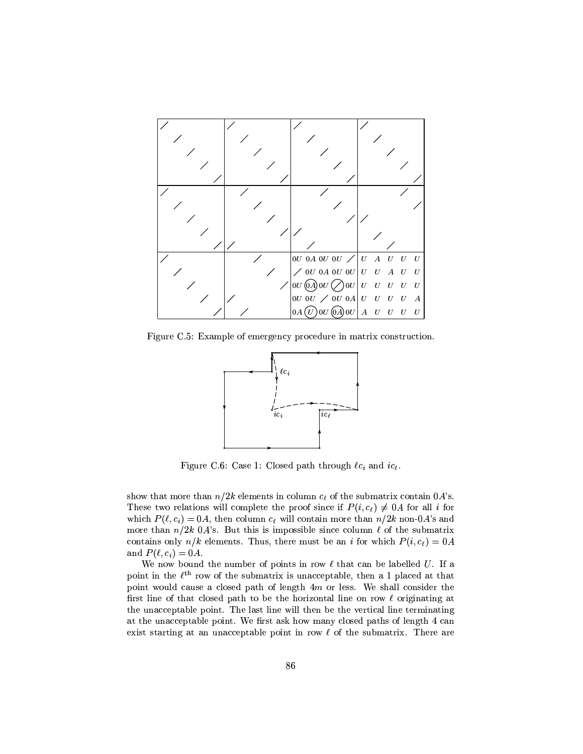Figure C.5: Example of emergency procedure in matrix construction.

Figure C.6: Case 1: Closed path through $\ell c_i$ and $ic_\ell$.

show that more than $n/2k$ elements in column $c_\ell$ of the submatrix contain $0A$'s. These two relations will complete the proof since if $P(i, c_\ell) \neq 0A$ for all $i$ for which $P(\ell, c_i) = 0A$, then column $c_\ell$ will contain more than $n/2k$ non-$0A$'s and more than $n/2k$ $0A$'s. But this is impossible since column $\ell$ of the submatrix contains only $n/k$ elements. Thus, there must be an $i$ for which $P(i, c_\ell) = 0A$ and $P(\ell, c_i) = 0A$.

We now bound the number of points in row $\ell$ that can be labelled $U$. If a point in the $\ell^{\text{th}}$ row of the submatrix is unacceptable, then a 1 placed at that point would cause a closed path of length $4m$ or less. We shall consider the first line of that closed path to be the horizontal line on row $\ell$ originating at the unacceptable point. The last line will then be the vertical line terminating at the unacceptable point. We first ask how many closed paths of length 4 can exist starting at an unacceptable point in row $\ell$ of the submatrix. There are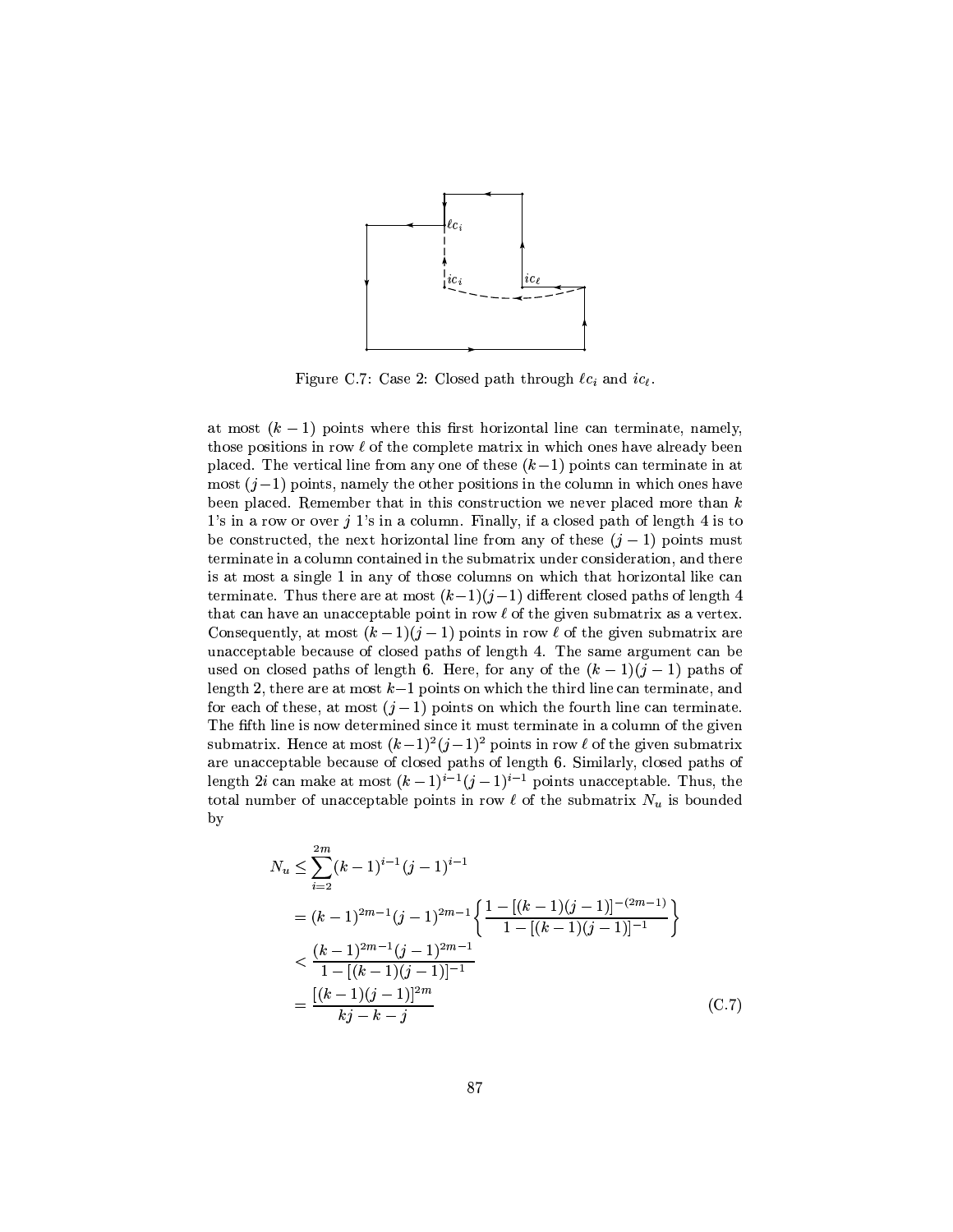Figure C.7: Case 2: Closed path through $\ell c_i$ and $ic_\ell$.

at most $(k-1)$ points where this first horizontal line can terminate, namely, those positions in row $\ell$ of the complete matrix in which ones have already been placed. The vertical line from any one of these $(k-1)$ points can terminate in at most $(j-1)$ points, namely the other positions in the column in which ones have been placed. Remember that in this construction we never placed more than $k$ 1's in a row or over $j$ 1's in a column. Finally, if a closed path of length 4 is to be constructed, the next horizontal line from any of these $(j-1)$ points must terminate in a column contained in the submatrix under consideration, and there is at most a single 1 in any of those columns on which that horizontal like can terminate. Thus there are at most $(k-1)(j-1)$ different closed paths of length 4 that can have an unacceptable point in row $\ell$ of the given submatrix as a vertex. Consequently, at most $(k-1)(j-1)$ points in row $\ell$ of the given submatrix are unacceptable because of closed paths of length 4. The same argument can be used on closed paths of length 6. Here, for any of the $(k-1)(j-1)$ paths of length 2, there are at most $k-1$ points on which the third line can terminate, and for each of these, at most $(j-1)$ points on which the fourth line can terminate. The fifth line is now determined since it must terminate in a column of the given submatrix. Hence at most $(k-1)^2(j-1)^2$ points in row $\ell$ of the given submatrix are unacceptable because of closed paths of length 6. Similarly, closed paths of length $2i$ can make at most $(k-1)^{i-1}(j-1)^{i-1}$ points unacceptable. Thus, the total number of unacceptable points in row $\ell$ of the submatrix $N_u$ is bounded by

$$
\begin{aligned}
N_u &\leq \sum_{i=2}^{2m}(k-1)^{i-1}(j-1)^{i-1} \\
&= (k-1)^{2m-1}(j-1)^{2m-1}\left\{\frac{1-[(k-1)(j-1)]^{-(2m-1)}}{1-[(k-1)(j-1)]^{-1}}\right\} \\
&< \frac{(k-1)^{2m-1}(j-1)^{2m-1}}{1-[(k-1)(j-1)]^{-1}} \\
&= \frac{[(k-1)(j-1)]^{2m}}{kj-k-j}
\end{aligned}
\tag{C.7}
$$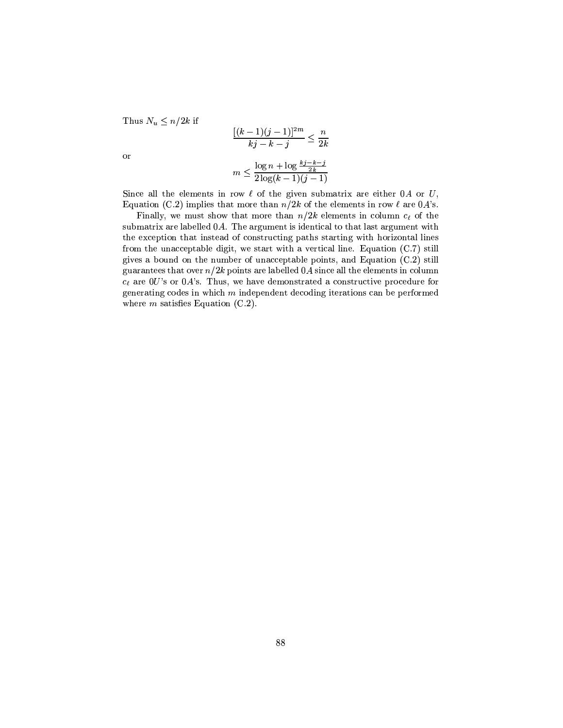Thus $N_u \leq n/2k$ if

$$\frac{[(k-1)(j-1)]^{2m}}{kj-k-j} \leq \frac{n}{2k}$$

or

$$m \leq \frac{\log n + \log \frac{kj-k-j}{2k}}{2 \log(k-1)(j-1)}$$

Since all the elements in row $\ell$ of the given submatrix are either $0A$ or $U$, Equation (C.2) implies that more than $n/2k$ of the elements in row $\ell$ are $0A$'s.

Finally, we must show that more than $n/2k$ elements in column $c_\ell$ of the submatrix are labelled $0A$. The argument is identical to that last argument with the exception that instead of constructing paths starting with horizontal lines from the unacceptable digit, we start with a vertical line. Equation (C.7) still gives a bound on the number of unacceptable points, and Equation (C.2) still guarantees that over $n/2k$ points are labelled $0A$ since all the elements in column $c_\ell$ are $0U$'s or $0A$'s. Thus, we have demonstrated a constructive procedure for generating codes in which $m$ independent decoding iterations can be performed where $m$ satisfies Equation (C.2).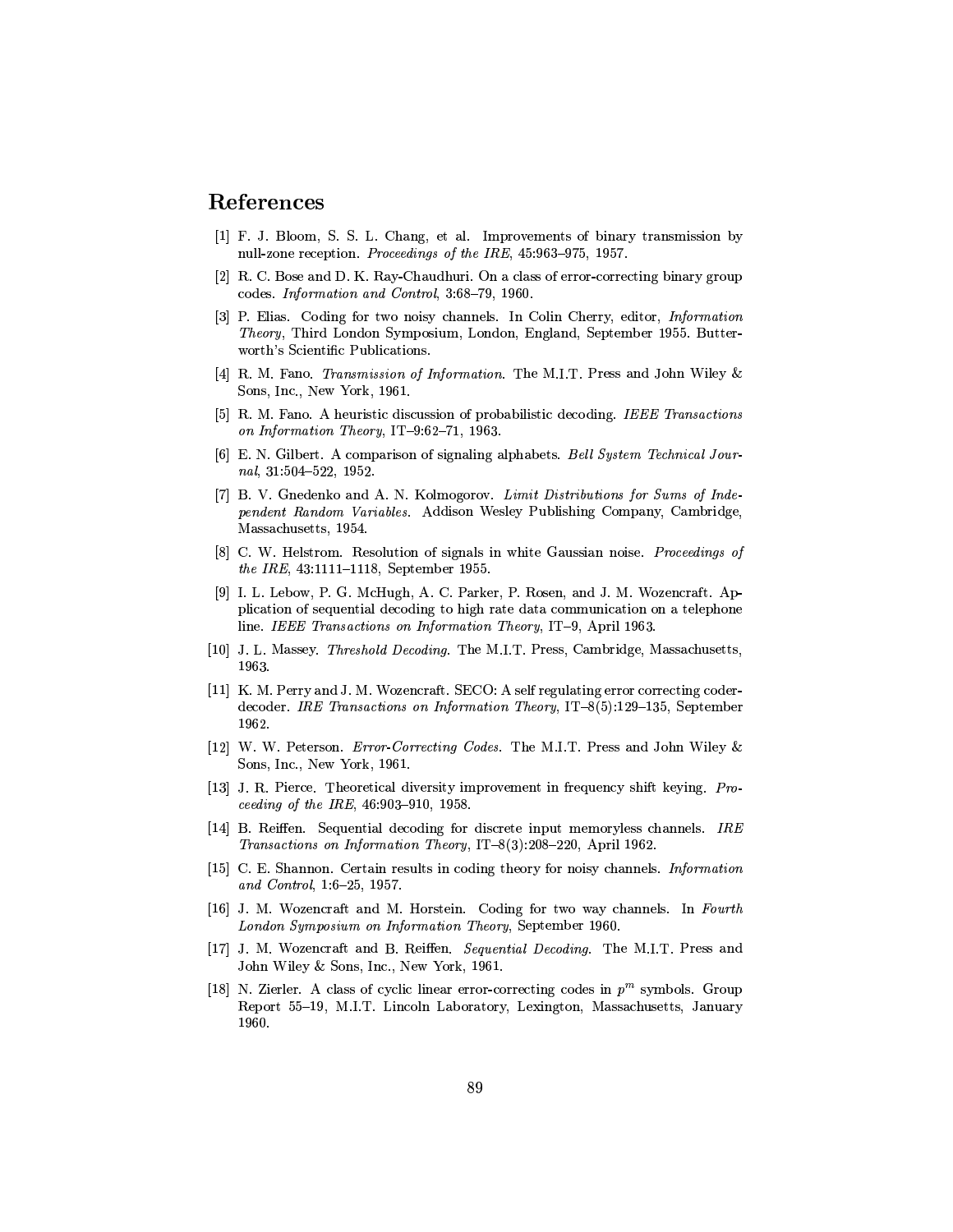## References

[1] F. J. Bloom, S. S. L. Chang, et al. Improvements of binary transmission by null-zone reception. *Proceedings of the IRE*, 45:963–975, 1957.

[2] R. C. Bose and D. K. Ray-Chaudhuri. On a class of error-correcting binary group codes. *Information and Control*, 3:68–79, 1960.

[3] P. Elias. Coding for two noisy channels. In Colin Cherry, editor, *Information Theory*, Third London Symposium, London, England, September 1955. Butterworth's Scientific Publications.

[4] R. M. Fano. *Transmission of Information*. The M.I.T. Press and John Wiley & Sons, Inc., New York, 1961.

[5] R. M. Fano. A heuristic discussion of probabilistic decoding. *IEEE Transactions on Information Theory*, IT–9:62–71, 1963.

[6] E. N. Gilbert. A comparison of signaling alphabets. *Bell System Technical Journal*, 31:504–522, 1952.

[7] B. V. Gnedenko and A. N. Kolmogorov. *Limit Distributions for Sums of Independent Random Variables*. Addison Wesley Publishing Company, Cambridge, Massachusetts, 1954.

[8] C. W. Helstrom. Resolution of signals in white Gaussian noise. *Proceedings of the IRE*, 43:1111–1118, September 1955.

[9] I. L. Lebow, P. G. McHugh, A. C. Parker, P. Rosen, and J. M. Wozencraft. Application of sequential decoding to high rate data communication on a telephone line. *IEEE Transactions on Information Theory*, IT–9, April 1963.

[10] J. L. Massey. *Threshold Decoding*. The M.I.T. Press, Cambridge, Massachusetts, 1963.

[11] K. M. Perry and J. M. Wozencraft. SECO: A self regulating error correcting coder-decoder. *IRE Transactions on Information Theory*, IT–8(5):129–135, September 1962.

[12] W. W. Peterson. *Error-Correcting Codes*. The M.I.T. Press and John Wiley & Sons, Inc., New York, 1961.

[13] J. R. Pierce. Theoretical diversity improvement in frequency shift keying. *Proceeding of the IRE*, 46:903–910, 1958.

[14] B. Reiffen. Sequential decoding for discrete input memoryless channels. *IRE Transactions on Information Theory*, IT–8(3):208–220, April 1962.

[15] C. E. Shannon. Certain results in coding theory for noisy channels. *Information and Control*, 1:6–25, 1957.

[16] J. M. Wozencraft and M. Horstein. Coding for two way channels. In *Fourth London Symposium on Information Theory*, September 1960.

[17] J. M. Wozencraft and B. Reiffen. *Sequential Decoding*. The M.I.T. Press and John Wiley & Sons, Inc., New York, 1961.

[18] N. Zierler. A class of cyclic linear error-correcting codes in $p^m$ symbols. Group Report 55–19, M.I.T. Lincoln Laboratory, Lexington, Massachusetts, January 1960.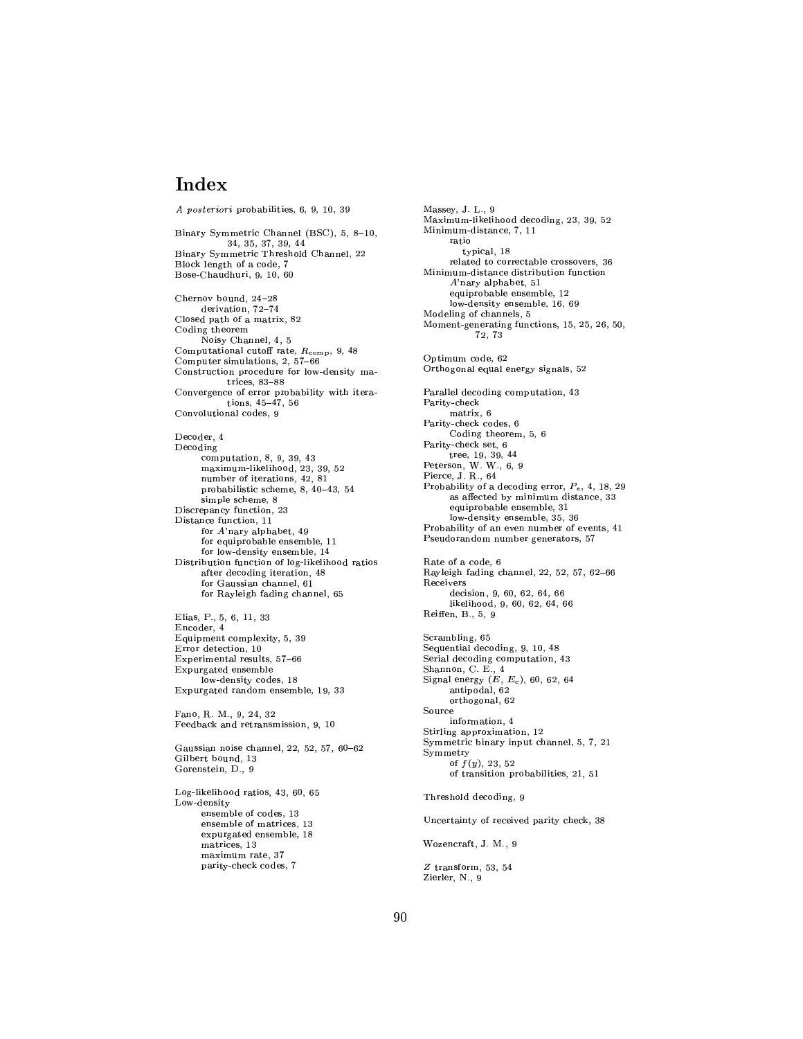# Index

*A posteriori* probabilities, 6, 9, 10, 39

Binary Symmetric Channel (BSC), 5, 8–10, 34, 35, 37, 39, 44
Binary Symmetric Threshold Channel, 22
Block length of a code, 7
Bose-Chaudhuri, 9, 10, 60

Chernov bound, 24–28
  derivation, 72–74
Closed path of a matrix, 82
Coding theorem
  Noisy Channel, 4, 5
Computational cutoff rate, $R_{\text{comp}}$, 9, 48
Computer simulations, 2, 57–66
Construction procedure for low-density matrices, 83–88
Convergence of error probability with iterations, 45–47, 56
Convolutional codes, 9

Decoder, 4
Decoding
  computation, 8, 9, 39, 43
  maximum-likelihood, 23, 39, 52
  number of iterations, 42, 81
  probabilistic scheme, 8, 40–43, 54
  simple scheme, 8
Discrepancy function, 23
Distance function, 11
  for $A$'nary alphabet, 49
  for equiprobable ensemble, 11
  for low-density ensemble, 14
Distribution function of log-likelihood ratios
  after decoding iteration, 48
  for Gaussian channel, 61
  for Rayleigh fading channel, 65

Elias, P., 5, 6, 11, 33
Encoder, 4
Equipment complexity, 5, 39
Error detection, 10
Experimental results, 57–66
Expurgated ensemble
  low-density codes, 18
Expurgated random ensemble, 19, 33

Fano, R. M., 9, 24, 32
Feedback and retransmission, 9, 10

Gaussian noise channel, 22, 52, 57, 60–62
Gilbert bound, 13
Gorenstein, D., 9

Log-likelihood ratios, 43, 60, 65
Low-density
  ensemble of codes, 13
  ensemble of matrices, 13
  expurgated ensemble, 18
  matrices, 13
  maximum rate, 37
  parity-check codes, 7

Massey, J. L., 9
Maximum-likelihood decoding, 23, 39, 52
Minimum-distance, 7, 11
  ratio
    typical, 18
  related to correctable crossovers, 36
Minimum-distance distribution function
  $A$'nary alphabet, 51
  equiprobable ensemble, 12
  low-density ensemble, 16, 69
Modeling of channels, 5
Moment-generating functions, 15, 25, 26, 50, 72, 73

Optimum code, 62
Orthogonal equal energy signals, 52

Parallel decoding computation, 43
Parity-check
  matrix, 6
Parity-check codes, 6
  Coding theorem, 5, 6
Parity-check set, 6
  tree, 19, 39, 44
Peterson, W. W., 6, 9
Pierce, J. R., 64
Probability of a decoding error, $P_e$, 4, 18, 29
  as affected by minimum distance, 33
  equiprobable ensemble, 31
  low-density ensemble, 35, 36
Probability of an even number of events, 41
Pseudorandom number generators, 57

Rate of a code, 6
Rayleigh fading channel, 22, 52, 57, 62–66
Receivers
  decision, 9, 60, 62, 64, 66
  likelihood, 9, 60, 62, 64, 66
Reiffen, B., 5, 9

Scrambling, 65
Sequential decoding, 9, 10, 48
Serial decoding computation, 43
Shannon, C. E., 4
Signal energy ($E$, $E_c$), 60, 62, 64
  antipodal, 62
  orthogonal, 62
Source
  information, 4
Stirling approximation, 12
Symmetric binary input channel, 5, 7, 21
Symmetry
  of $f(y)$, 23, 52
  of transition probabilities, 21, 51

Threshold decoding, 9

Uncertainty of received parity check, 38

Wozencraft, J. M., 9

$Z$ transform, 53, 54
Zierler, N., 9